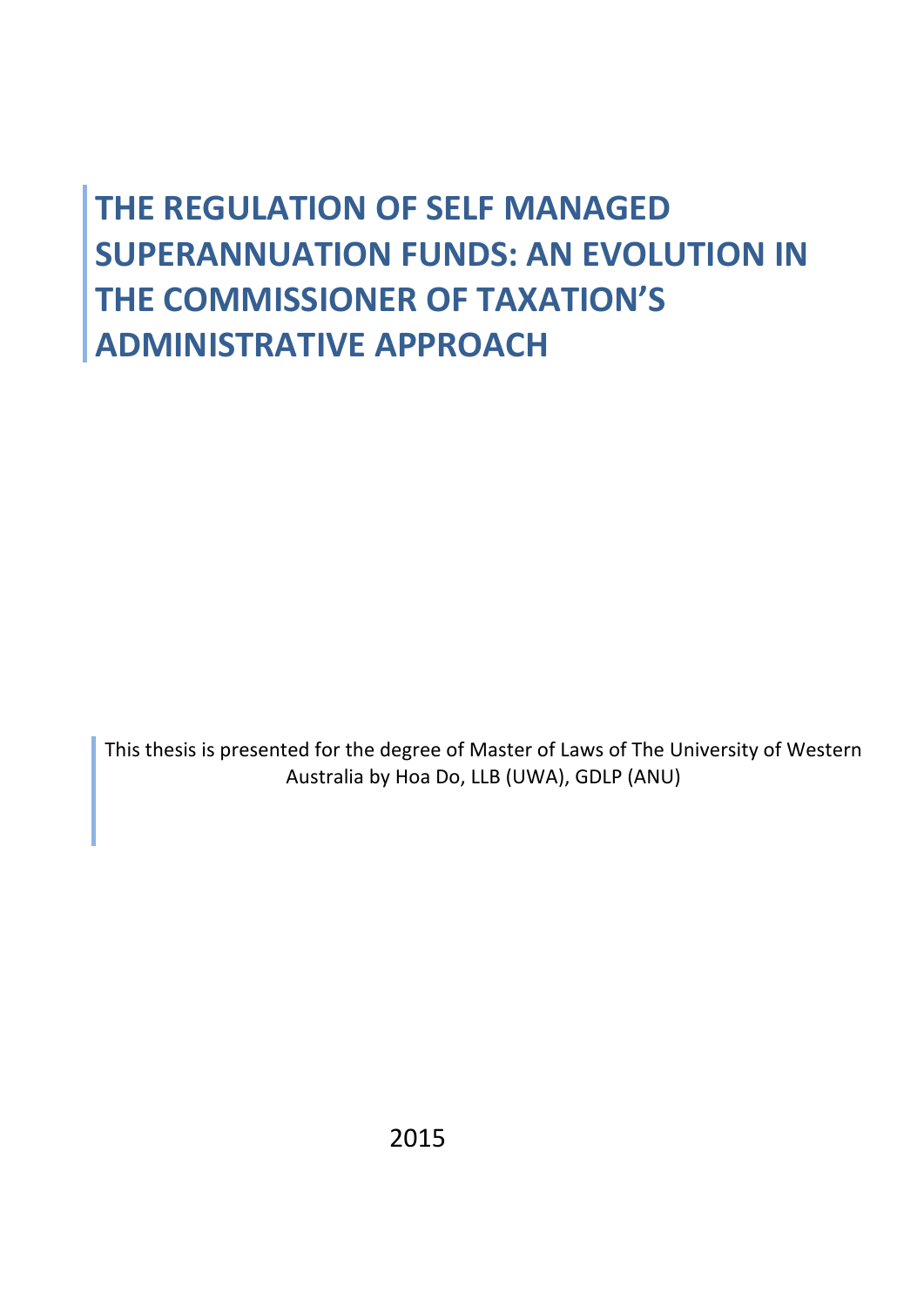# THE REGULATION OF SELF MANAGED SUPERANNUATION FUNDS: AN EVOLUTION IN THE COMMISSIONER OF TAXATION'S ADMINISTRATIVE APPROACH

This thesis is presented for the degree of Master of Laws of The University of Western Australia by Hoa Do, LLB (UWA), GDLP (ANU)

2015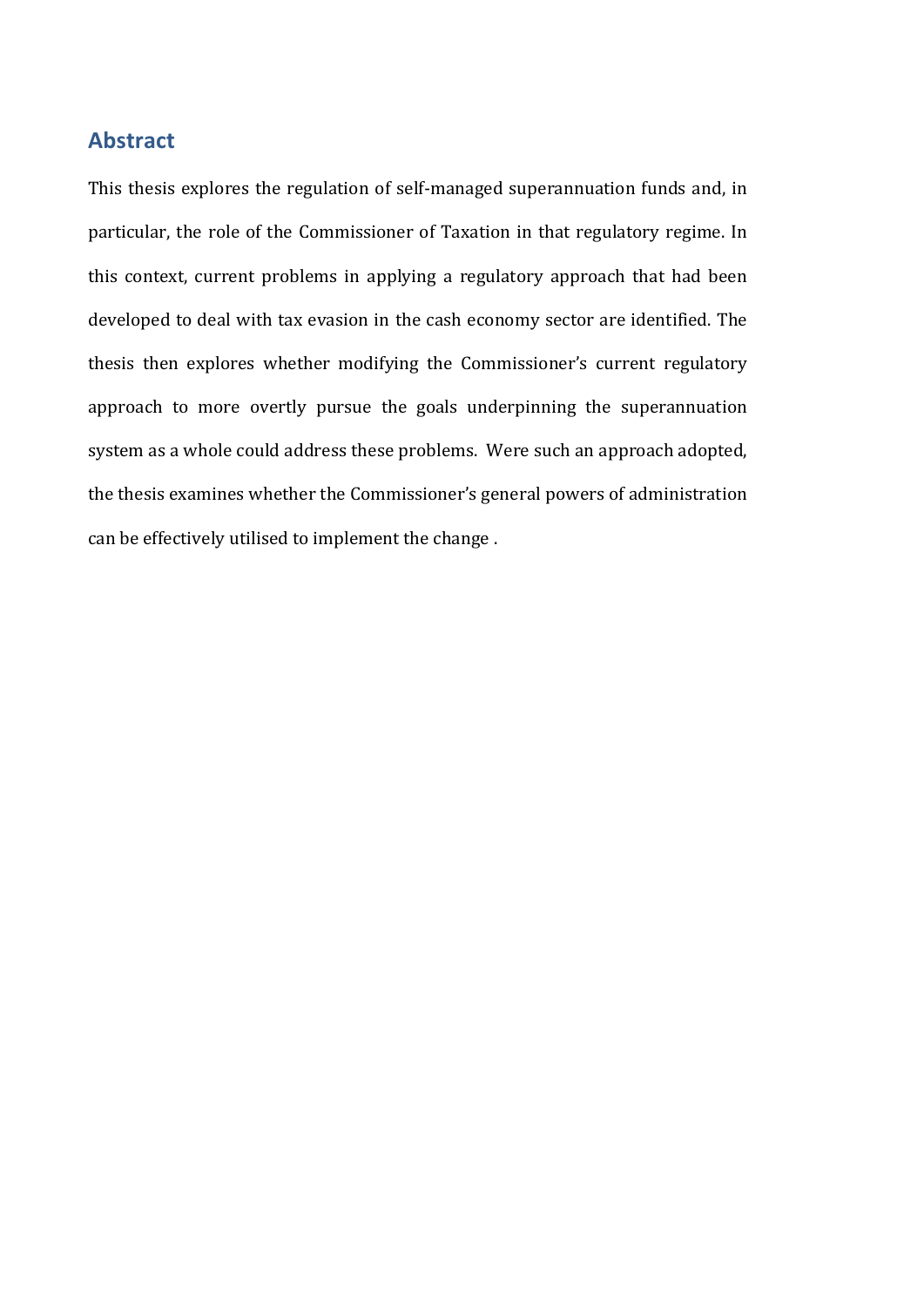## Abstract

This thesis explores the regulation of self-managed superannuation funds and, in particular, the role of the Commissioner of Taxation in that regulatory regime. In this context, current problems in applying a regulatory approach that had been developed to deal with tax evasion in the cash economy sector are identified. The thesis then explores whether modifying the Commissioner's current regulatory approach to more overtly pursue the goals underpinning the superannuation system as a whole could address these problems. Were such an approach adopted, the thesis examines whether the Commissioner's general powers of administration can be effectively utilised to implement the change .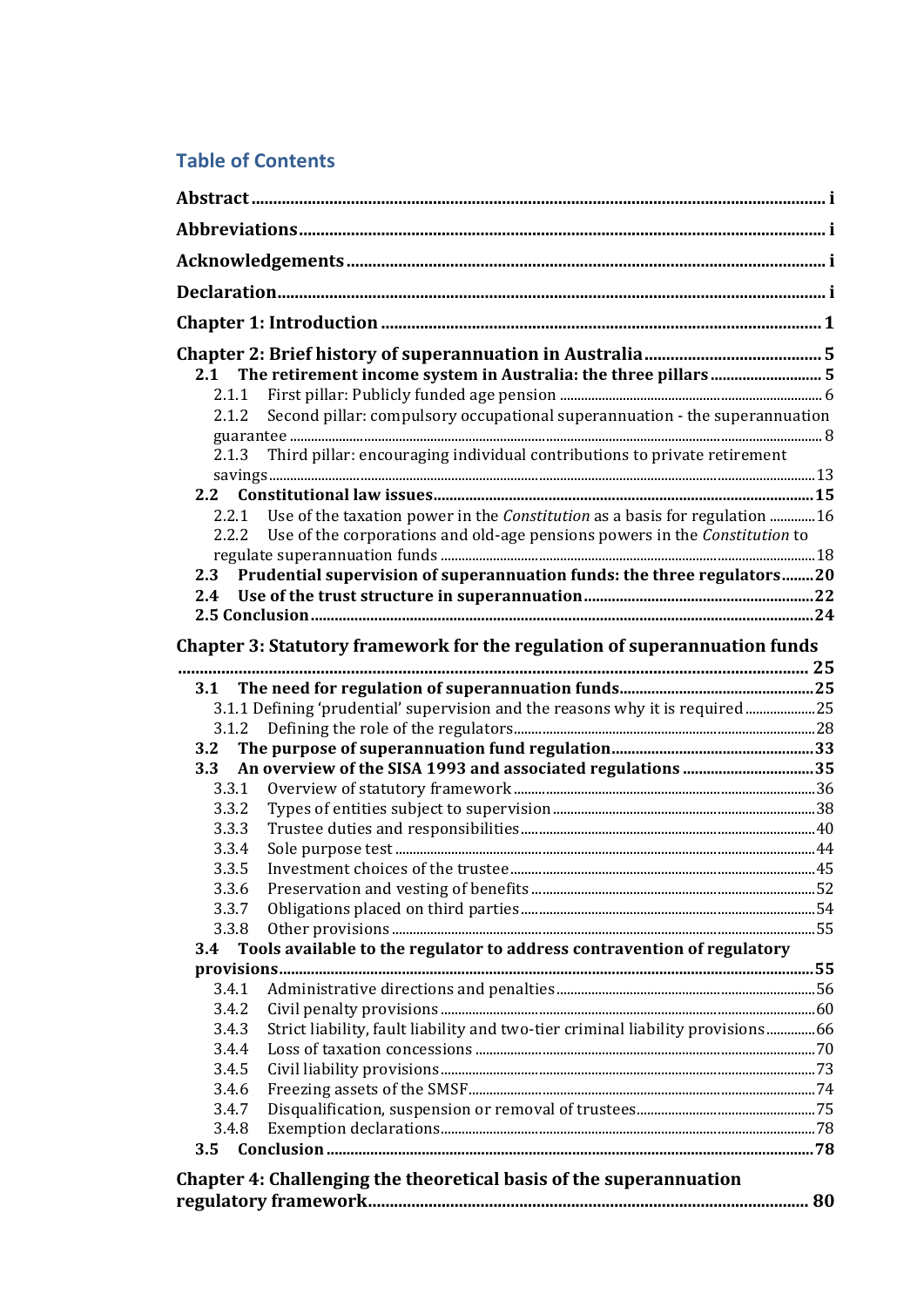## Table of Contents

**Abstract** ..... i

**Abbreviations** ..... i

**Acknowledgements** ..... i

**Declaration** ..... i

**Chapter 1: Introduction** ..... 1

**Chapter 2: Brief history of superannuation in Australia** ..... 5

- **2.1 The retirement income system in Australia: the three pillars** ..... 5
  - 2.1.1 First pillar: Publicly funded age pension ..... 6
  - 2.1.2 Second pillar: compulsory occupational superannuation - the superannuation guarantee ..... 8
  - 2.1.3 Third pillar: encouraging individual contributions to private retirement savings ..... 13
- **2.2 Constitutional law issues** ..... 15
  - 2.2.1 Use of the taxation power in the *Constitution* as a basis for regulation ..... 16
  - 2.2.2 Use of the corporations and old-age pensions powers in the *Constitution* to regulate superannuation funds ..... 18
- **2.3 Prudential supervision of superannuation funds: the three regulators** ..... 20
- **2.4 Use of the trust structure in superannuation** ..... 22
- **2.5 Conclusion** ..... 24

**Chapter 3: Statutory framework for the regulation of superannuation funds** ..... 25

- **3.1 The need for regulation of superannuation funds** ..... 25
  - 3.1.1 Defining 'prudential' supervision and the reasons why it is required ..... 25
  - 3.1.2 Defining the role of the regulators ..... 28
- **3.2 The purpose of superannuation fund regulation** ..... 33
- **3.3 An overview of the SISA 1993 and associated regulations** ..... 35
  - 3.3.1 Overview of statutory framework ..... 36
  - 3.3.2 Types of entities subject to supervision ..... 38
  - 3.3.3 Trustee duties and responsibilities ..... 40
  - 3.3.4 Sole purpose test ..... 44
  - 3.3.5 Investment choices of the trustee ..... 45
  - 3.3.6 Preservation and vesting of benefits ..... 52
  - 3.3.7 Obligations placed on third parties ..... 54
  - 3.3.8 Other provisions ..... 55
- **3.4 Tools available to the regulator to address contravention of regulatory provisions** ..... 55
  - 3.4.1 Administrative directions and penalties ..... 56
  - 3.4.2 Civil penalty provisions ..... 60
  - 3.4.3 Strict liability, fault liability and two-tier criminal liability provisions ..... 66
  - 3.4.4 Loss of taxation concessions ..... 70
  - 3.4.5 Civil liability provisions ..... 73
  - 3.4.6 Freezing assets of the SMSF ..... 74
  - 3.4.7 Disqualification, suspension or removal of trustees ..... 75
  - 3.4.8 Exemption declarations ..... 78
- **3.5 Conclusion** ..... 78

**Chapter 4: Challenging the theoretical basis of the superannuation regulatory framework** ..... 80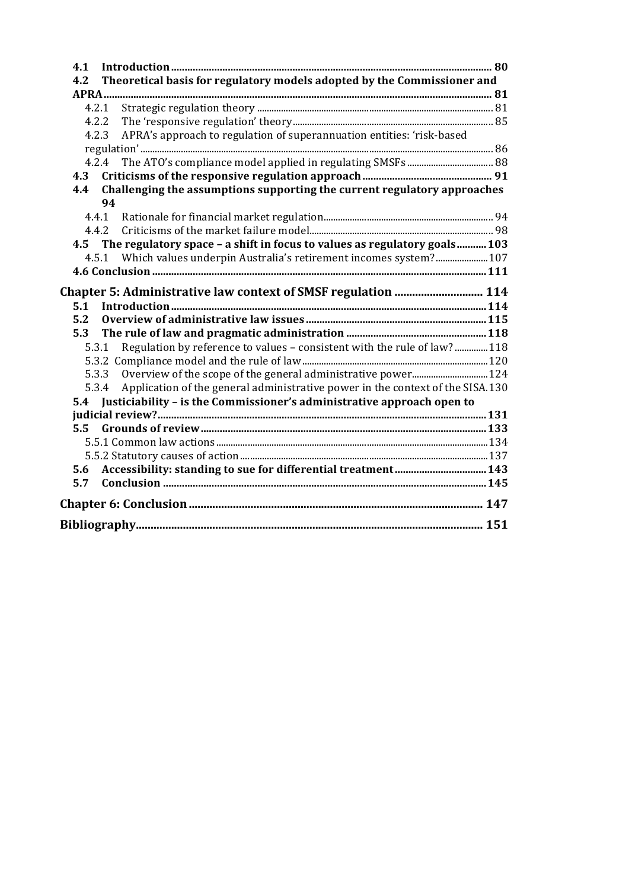4.1 **Introduction** .......... 80
4.2 **Theoretical basis for regulatory models adopted by the Commissioner and APRA** .......... 81
 4.2.1 Strategic regulation theory .......... 81
 4.2.2 The 'responsive regulation' theory .......... 85
 4.2.3 APRA's approach to regulation of superannuation entities: 'risk-based regulation' .......... 86
 4.2.4 The ATO's compliance model applied in regulating SMSFs .......... 88
4.3 **Criticisms of the responsive regulation approach** .......... 91
4.4 **Challenging the assumptions supporting the current regulatory approaches** 94
 4.4.1 Rationale for financial market regulation .......... 94
 4.4.2 Criticisms of the market failure model .......... 98
4.5 **The regulatory space – a shift in focus to values as regulatory goals** .......... 103
 4.5.1 Which values underpin Australia's retirement incomes system? .......... 107
**4.6 Conclusion** .......... 111

**Chapter 5: Administrative law context of SMSF regulation** .......... 114
5.1 **Introduction** .......... 114
5.2 **Overview of administrative law issues** .......... 115
5.3 **The rule of law and pragmatic administration** .......... 118
 5.3.1 Regulation by reference to values – consistent with the rule of law? .......... 118
 5.3.2 Compliance model and the rule of law .......... 120
 5.3.3 Overview of the scope of the general administrative power .......... 124
 5.3.4 Application of the general administrative power in the context of the SISA .......... 130
5.4 **Justiciability – is the Commissioner's administrative approach open to judicial review?** .......... 131
5.5 **Grounds of review** .......... 133
 5.5.1 Common law actions .......... 134
 5.5.2 Statutory causes of action .......... 137
5.6 **Accessibility: standing to sue for differential treatment** .......... 143
5.7 **Conclusion** .......... 145

**Chapter 6: Conclusion** .......... 147

**Bibliography** .......... 151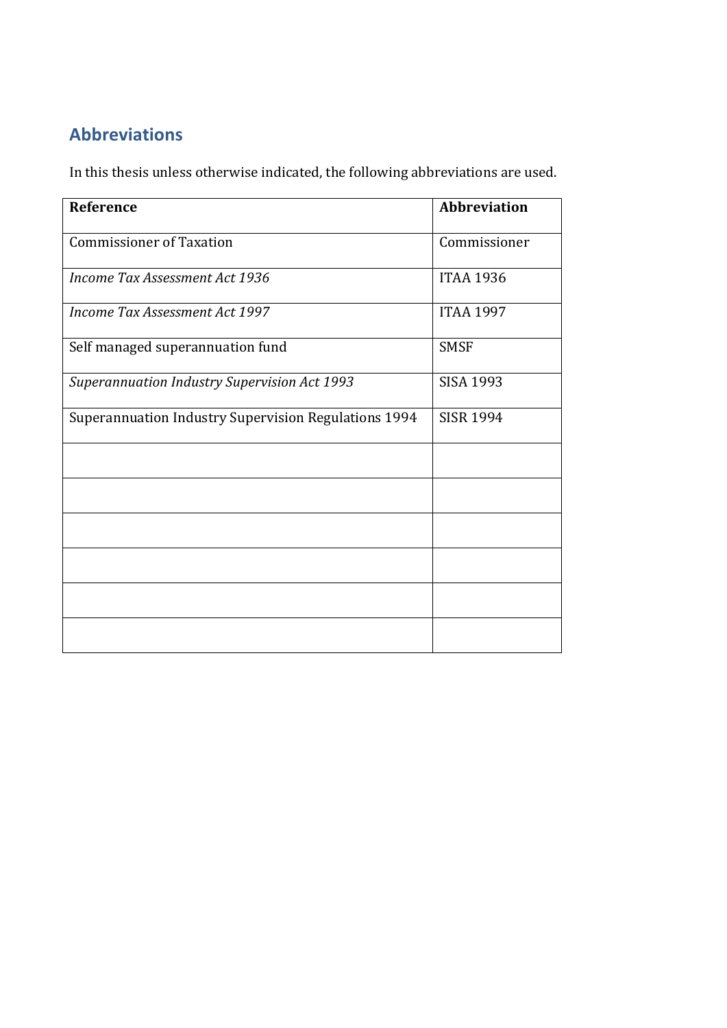## Abbreviations

In this thesis unless otherwise indicated, the following abbreviations are used.

| **Reference** | **Abbreviation** |
|---|---|
| Commissioner of Taxation | Commissioner |
| *Income Tax Assessment Act 1936* | ITAA 1936 |
| *Income Tax Assessment Act 1997* | ITAA 1997 |
| Self managed superannuation fund | SMSF |
| *Superannuation Industry Supervision Act 1993* | SISA 1993 |
| Superannuation Industry Supervision Regulations 1994 | SISR 1994 |
| | |
| | |
| | |
| | |
| | |
| | |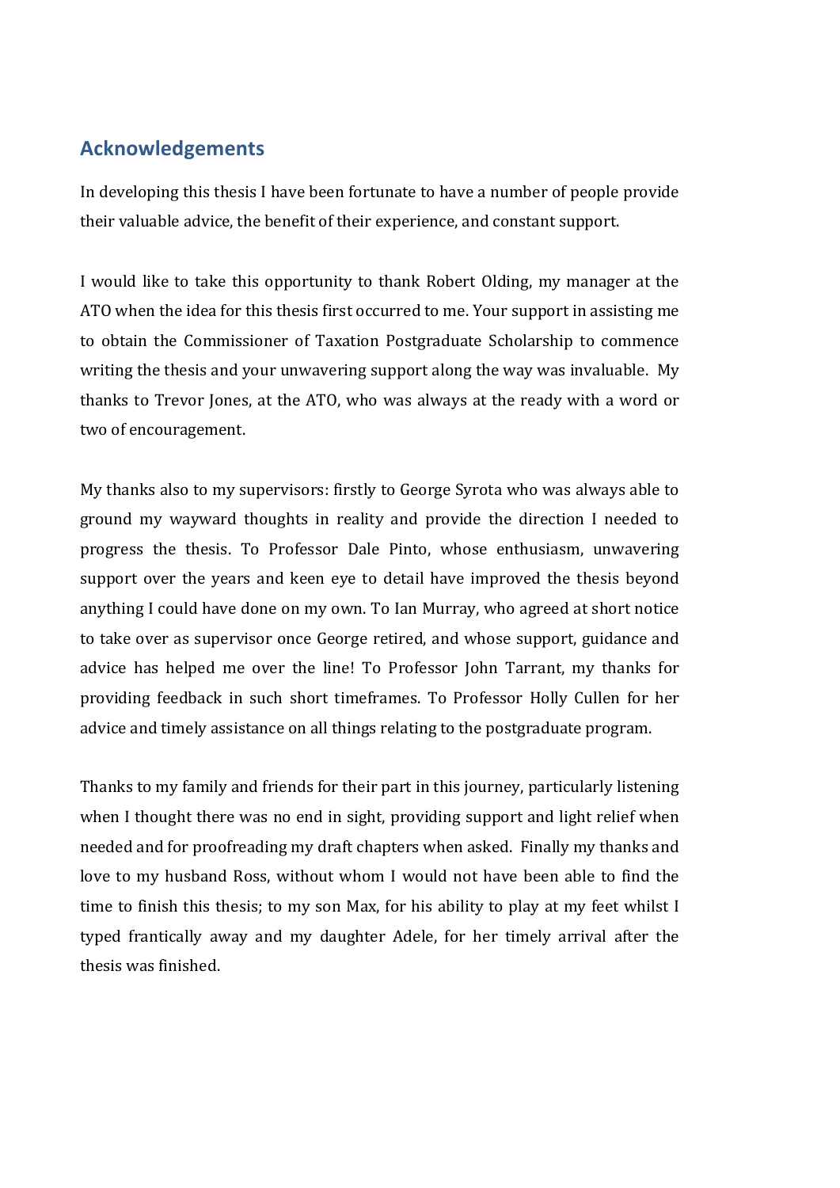## Acknowledgements

In developing this thesis I have been fortunate to have a number of people provide their valuable advice, the benefit of their experience, and constant support.

I would like to take this opportunity to thank Robert Olding, my manager at the ATO when the idea for this thesis first occurred to me. Your support in assisting me to obtain the Commissioner of Taxation Postgraduate Scholarship to commence writing the thesis and your unwavering support along the way was invaluable. My thanks to Trevor Jones, at the ATO, who was always at the ready with a word or two of encouragement.

My thanks also to my supervisors: firstly to George Syrota who was always able to ground my wayward thoughts in reality and provide the direction I needed to progress the thesis. To Professor Dale Pinto, whose enthusiasm, unwavering support over the years and keen eye to detail have improved the thesis beyond anything I could have done on my own. To Ian Murray, who agreed at short notice to take over as supervisor once George retired, and whose support, guidance and advice has helped me over the line! To Professor John Tarrant, my thanks for providing feedback in such short timeframes. To Professor Holly Cullen for her advice and timely assistance on all things relating to the postgraduate program.

Thanks to my family and friends for their part in this journey, particularly listening when I thought there was no end in sight, providing support and light relief when needed and for proofreading my draft chapters when asked. Finally my thanks and love to my husband Ross, without whom I would not have been able to find the time to finish this thesis; to my son Max, for his ability to play at my feet whilst I typed frantically away and my daughter Adele, for her timely arrival after the thesis was finished.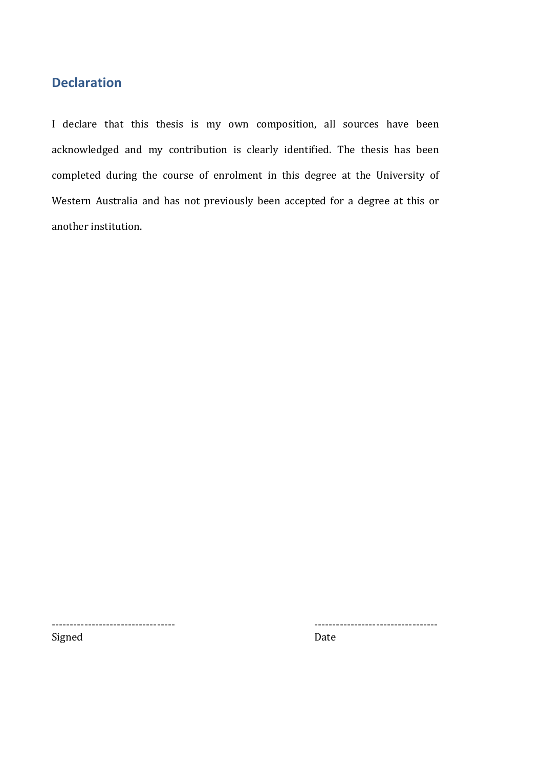## Declaration

I declare that this thesis is my own composition, all sources have been acknowledged and my contribution is clearly identified. The thesis has been completed during the course of enrolment in this degree at the University of Western Australia and has not previously been accepted for a degree at this or another institution.

---------------------------------- 
Signed

---------------------------------- 
Date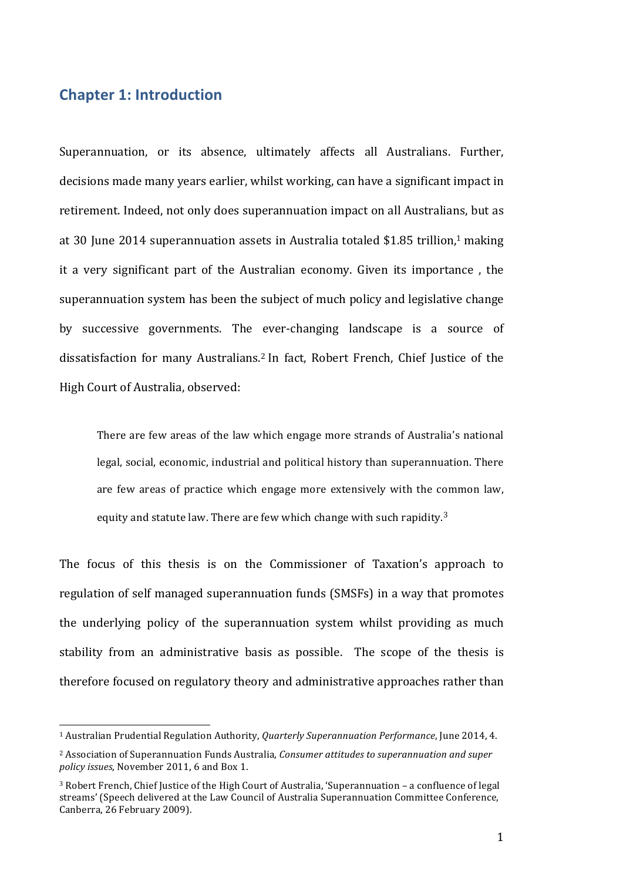## Chapter 1: Introduction

Superannuation, or its absence, ultimately affects all Australians. Further, decisions made many years earlier, whilst working, can have a significant impact in retirement. Indeed, not only does superannuation impact on all Australians, but as at 30 June 2014 superannuation assets in Australia totaled $1.85 trillion,[1] making it a very significant part of the Australian economy. Given its importance , the superannuation system has been the subject of much policy and legislative change by successive governments. The ever-changing landscape is a source of dissatisfaction for many Australians.[2] In fact, Robert French, Chief Justice of the High Court of Australia, observed:

> There are few areas of the law which engage more strands of Australia's national legal, social, economic, industrial and political history than superannuation. There are few areas of practice which engage more extensively with the common law, equity and statute law. There are few which change with such rapidity.[3]

The focus of this thesis is on the Commissioner of Taxation's approach to regulation of self managed superannuation funds (SMSFs) in a way that promotes the underlying policy of the superannuation system whilst providing as much stability from an administrative basis as possible. The scope of the thesis is therefore focused on regulatory theory and administrative approaches rather than

---

[1] Australian Prudential Regulation Authority, *Quarterly Superannuation Performance*, June 2014, 4.

[2] Association of Superannuation Funds Australia, *Consumer attitudes to superannuation and super policy issues*, November 2011, 6 and Box 1.

[3] Robert French, Chief Justice of the High Court of Australia, 'Superannuation – a confluence of legal streams' (Speech delivered at the Law Council of Australia Superannuation Committee Conference, Canberra, 26 February 2009).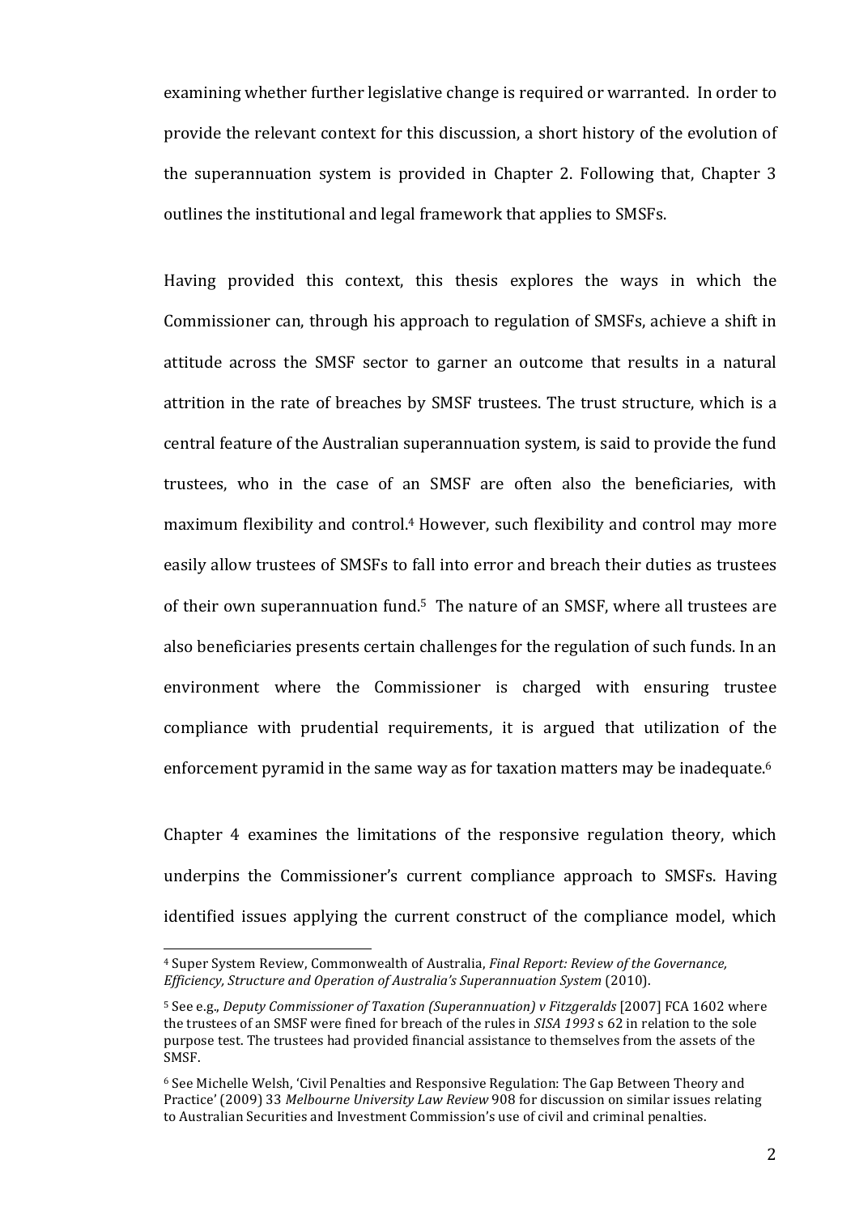examining whether further legislative change is required or warranted. In order to provide the relevant context for this discussion, a short history of the evolution of the superannuation system is provided in Chapter 2. Following that, Chapter 3 outlines the institutional and legal framework that applies to SMSFs.

Having provided this context, this thesis explores the ways in which the Commissioner can, through his approach to regulation of SMSFs, achieve a shift in attitude across the SMSF sector to garner an outcome that results in a natural attrition in the rate of breaches by SMSF trustees. The trust structure, which is a central feature of the Australian superannuation system, is said to provide the fund trustees, who in the case of an SMSF are often also the beneficiaries, with maximum flexibility and control.[4] However, such flexibility and control may more easily allow trustees of SMSFs to fall into error and breach their duties as trustees of their own superannuation fund.[5] The nature of an SMSF, where all trustees are also beneficiaries presents certain challenges for the regulation of such funds. In an environment where the Commissioner is charged with ensuring trustee compliance with prudential requirements, it is argued that utilization of the enforcement pyramid in the same way as for taxation matters may be inadequate.[6]

Chapter 4 examines the limitations of the responsive regulation theory, which underpins the Commissioner's current compliance approach to SMSFs. Having identified issues applying the current construct of the compliance model, which

---

[4] Super System Review, Commonwealth of Australia, *Final Report: Review of the Governance, Efficiency, Structure and Operation of Australia's Superannuation System* (2010).

[5] See e.g., *Deputy Commissioner of Taxation (Superannuation) v Fitzgeralds* [2007] FCA 1602 where the trustees of an SMSF were fined for breach of the rules in *SISA 1993* s 62 in relation to the sole purpose test. The trustees had provided financial assistance to themselves from the assets of the SMSF.

[6] See Michelle Welsh, 'Civil Penalties and Responsive Regulation: The Gap Between Theory and Practice' (2009) 33 *Melbourne University Law Review* 908 for discussion on similar issues relating to Australian Securities and Investment Commission's use of civil and criminal penalties.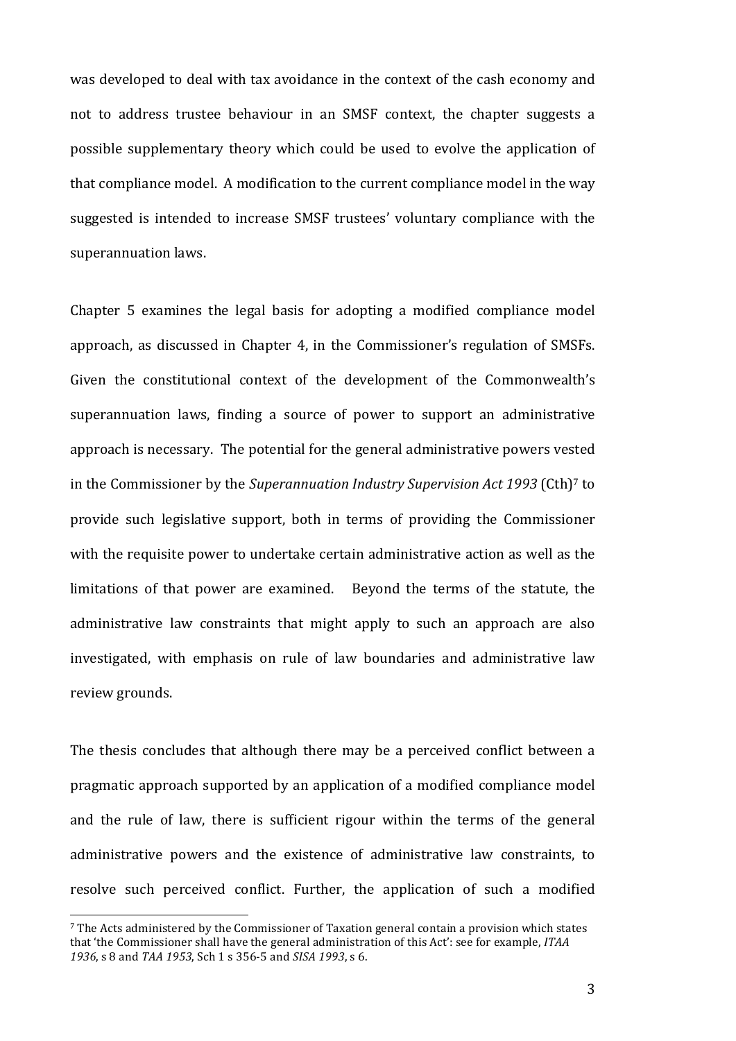was developed to deal with tax avoidance in the context of the cash economy and not to address trustee behaviour in an SMSF context, the chapter suggests a possible supplementary theory which could be used to evolve the application of that compliance model. A modification to the current compliance model in the way suggested is intended to increase SMSF trustees' voluntary compliance with the superannuation laws.

Chapter 5 examines the legal basis for adopting a modified compliance model approach, as discussed in Chapter 4, in the Commissioner's regulation of SMSFs. Given the constitutional context of the development of the Commonwealth's superannuation laws, finding a source of power to support an administrative approach is necessary. The potential for the general administrative powers vested in the Commissioner by the *Superannuation Industry Supervision Act 1993* (Cth)[7] to provide such legislative support, both in terms of providing the Commissioner with the requisite power to undertake certain administrative action as well as the limitations of that power are examined. Beyond the terms of the statute, the administrative law constraints that might apply to such an approach are also investigated, with emphasis on rule of law boundaries and administrative law review grounds.

The thesis concludes that although there may be a perceived conflict between a pragmatic approach supported by an application of a modified compliance model and the rule of law, there is sufficient rigour within the terms of the general administrative powers and the existence of administrative law constraints, to resolve such perceived conflict. Further, the application of such a modified

---

[7] The Acts administered by the Commissioner of Taxation general contain a provision which states that 'the Commissioner shall have the general administration of this Act': see for example, *ITAA 1936*, s 8 and *TAA 1953*, Sch 1 s 356-5 and *SISA 1993*, s 6.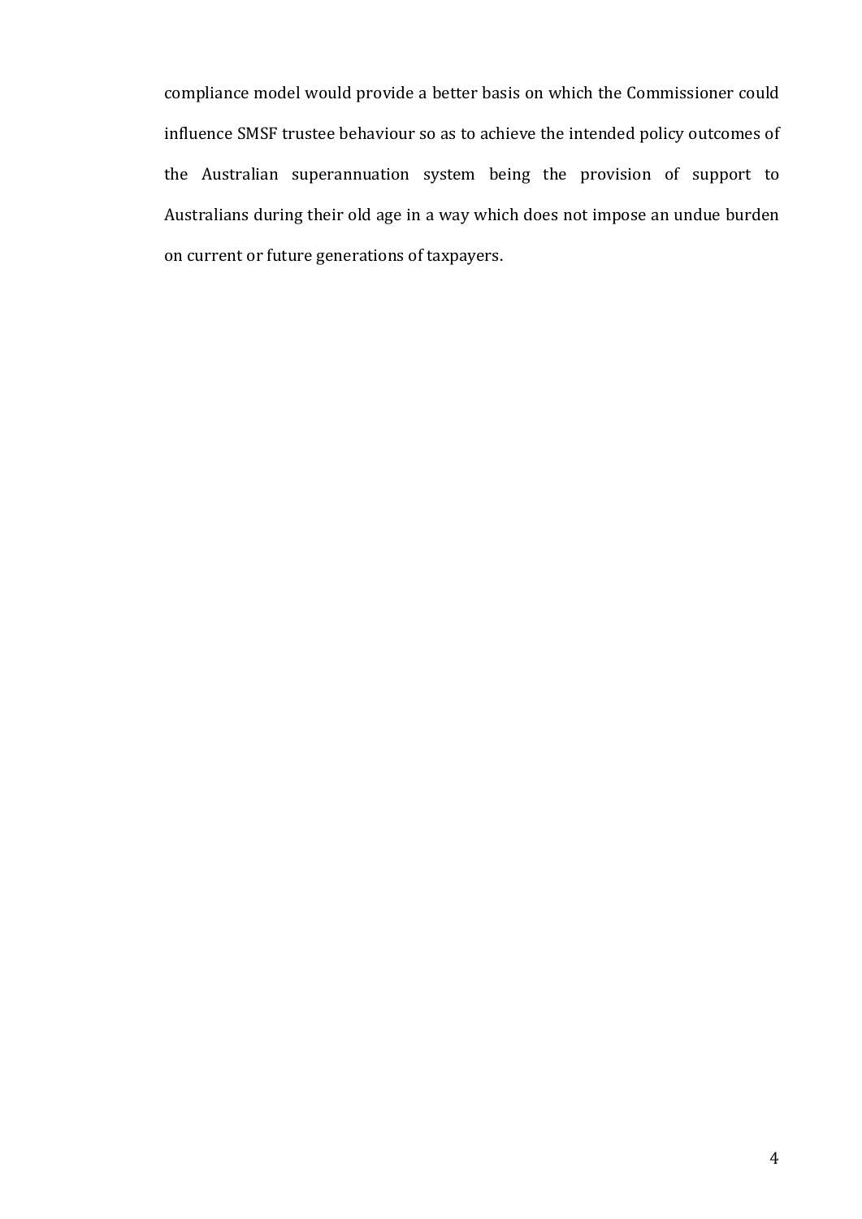compliance model would provide a better basis on which the Commissioner could influence SMSF trustee behaviour so as to achieve the intended policy outcomes of the Australian superannuation system being the provision of support to Australians during their old age in a way which does not impose an undue burden on current or future generations of taxpayers.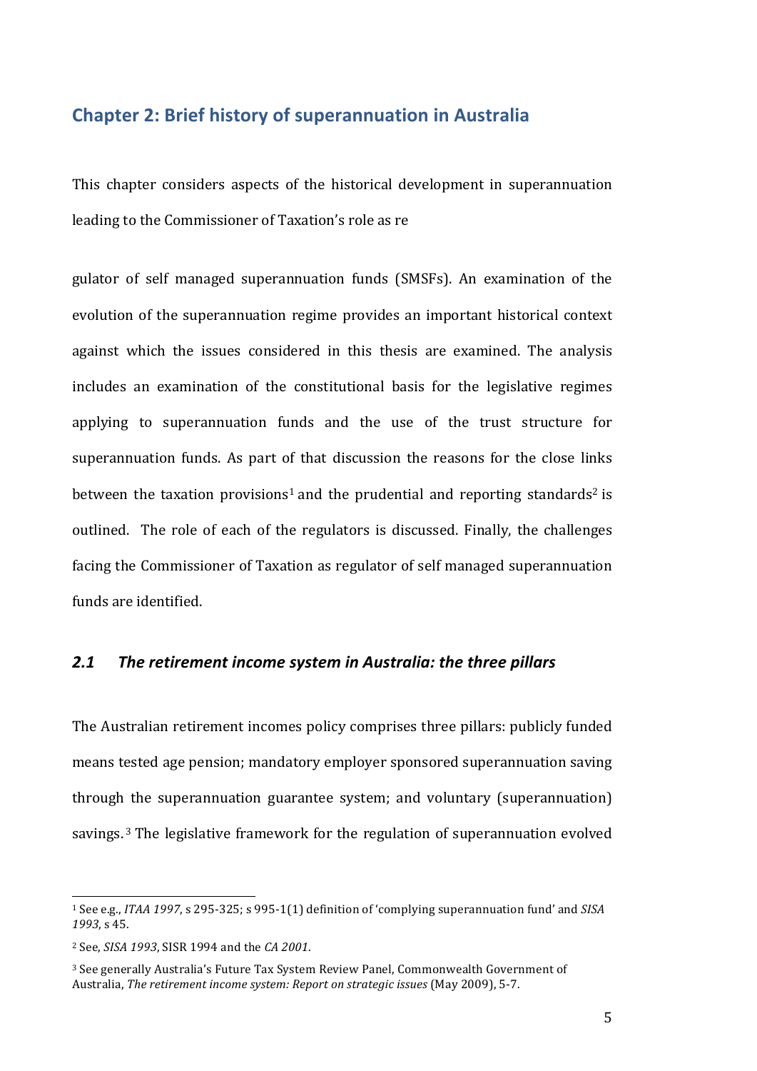## Chapter 2: Brief history of superannuation in Australia

This chapter considers aspects of the historical development in superannuation leading to the Commissioner of Taxation's role as re

gulator of self managed superannuation funds (SMSFs). An examination of the evolution of the superannuation regime provides an important historical context against which the issues considered in this thesis are examined. The analysis includes an examination of the constitutional basis for the legislative regimes applying to superannuation funds and the use of the trust structure for superannuation funds. As part of that discussion the reasons for the close links between the taxation provisions[1] and the prudential and reporting standards[2] is outlined. The role of each of the regulators is discussed. Finally, the challenges facing the Commissioner of Taxation as regulator of self managed superannuation funds are identified.

### *2.1 The retirement income system in Australia: the three pillars*

The Australian retirement incomes policy comprises three pillars: publicly funded means tested age pension; mandatory employer sponsored superannuation saving through the superannuation guarantee system; and voluntary (superannuation) savings.[3] The legislative framework for the regulation of superannuation evolved

---

[1] See e.g., *ITAA 1997*, s 295-325; s 995-1(1) definition of 'complying superannuation fund' and *SISA 1993*, s 45.

[2] See, *SISA 1993*, SISR 1994 and the *CA 2001*.

[3] See generally Australia's Future Tax System Review Panel, Commonwealth Government of Australia, *The retirement income system: Report on strategic issues* (May 2009), 5-7.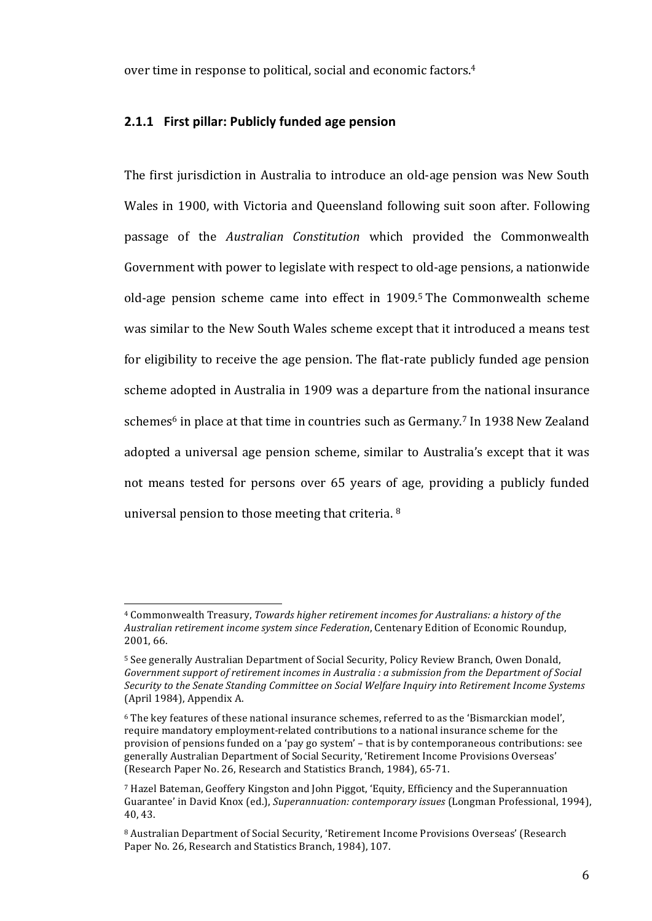over time in response to political, social and economic factors.[4]

### 2.1.1 First pillar: Publicly funded age pension

The first jurisdiction in Australia to introduce an old-age pension was New South Wales in 1900, with Victoria and Queensland following suit soon after. Following passage of the *Australian Constitution* which provided the Commonwealth Government with power to legislate with respect to old-age pensions, a nationwide old-age pension scheme came into effect in 1909.[5] The Commonwealth scheme was similar to the New South Wales scheme except that it introduced a means test for eligibility to receive the age pension. The flat-rate publicly funded age pension scheme adopted in Australia in 1909 was a departure from the national insurance schemes[6] in place at that time in countries such as Germany.[7] In 1938 New Zealand adopted a universal age pension scheme, similar to Australia's except that it was not means tested for persons over 65 years of age, providing a publicly funded universal pension to those meeting that criteria. [8]

---

[4] Commonwealth Treasury, *Towards higher retirement incomes for Australians: a history of the Australian retirement income system since Federation*, Centenary Edition of Economic Roundup, 2001, 66.

[5] See generally Australian Department of Social Security, Policy Review Branch, Owen Donald, *Government support of retirement incomes in Australia : a submission from the Department of Social Security to the Senate Standing Committee on Social Welfare Inquiry into Retirement Income Systems* (April 1984), Appendix A.

[6] The key features of these national insurance schemes, referred to as the 'Bismarckian model', require mandatory employment-related contributions to a national insurance scheme for the provision of pensions funded on a 'pay go system' – that is by contemporaneous contributions: see generally Australian Department of Social Security, 'Retirement Income Provisions Overseas' (Research Paper No. 26, Research and Statistics Branch, 1984), 65-71.

[7] Hazel Bateman, Geoffery Kingston and John Piggot, 'Equity, Efficiency and the Superannuation Guarantee' in David Knox (ed.), *Superannuation: contemporary issues* (Longman Professional, 1994), 40, 43.

[8] Australian Department of Social Security, 'Retirement Income Provisions Overseas' (Research Paper No. 26, Research and Statistics Branch, 1984), 107.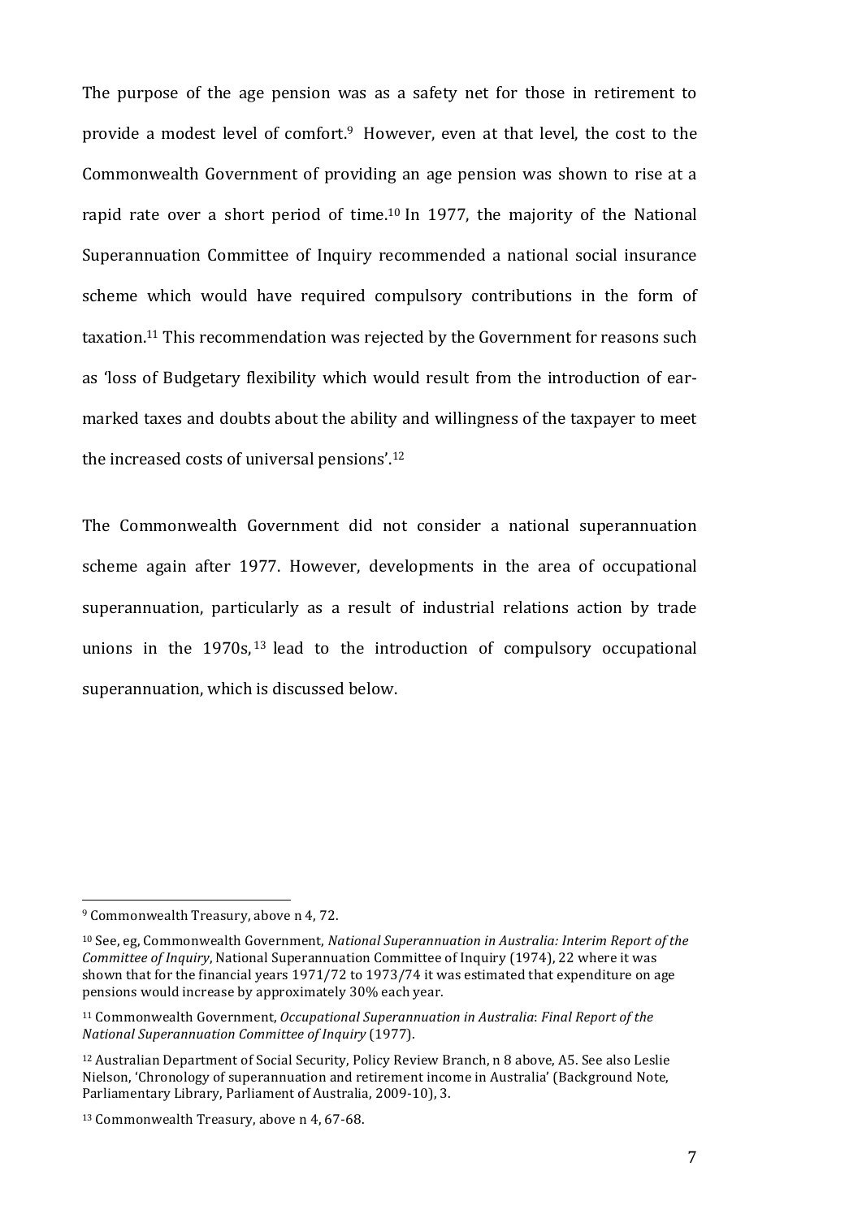The purpose of the age pension was as a safety net for those in retirement to provide a modest level of comfort.[9] However, even at that level, the cost to the Commonwealth Government of providing an age pension was shown to rise at a rapid rate over a short period of time.[10] In 1977, the majority of the National Superannuation Committee of Inquiry recommended a national social insurance scheme which would have required compulsory contributions in the form of taxation.[11] This recommendation was rejected by the Government for reasons such as 'loss of Budgetary flexibility which would result from the introduction of ear-marked taxes and doubts about the ability and willingness of the taxpayer to meet the increased costs of universal pensions'.[12]

The Commonwealth Government did not consider a national superannuation scheme again after 1977. However, developments in the area of occupational superannuation, particularly as a result of industrial relations action by trade unions in the 1970s,[13] lead to the introduction of compulsory occupational superannuation, which is discussed below.

---

[9] Commonwealth Treasury, above n 4, 72.

[10] See, eg, Commonwealth Government, *National Superannuation in Australia: Interim Report of the Committee of Inquiry*, National Superannuation Committee of Inquiry (1974), 22 where it was shown that for the financial years 1971/72 to 1973/74 it was estimated that expenditure on age pensions would increase by approximately 30% each year.

[11] Commonwealth Government, *Occupational Superannuation in Australia*: *Final Report of the National Superannuation Committee of Inquiry* (1977).

[12] Australian Department of Social Security, Policy Review Branch, n 8 above, A5. See also Leslie Nielson, 'Chronology of superannuation and retirement income in Australia' (Background Note, Parliamentary Library, Parliament of Australia, 2009-10), 3.

[13] Commonwealth Treasury, above n 4, 67-68.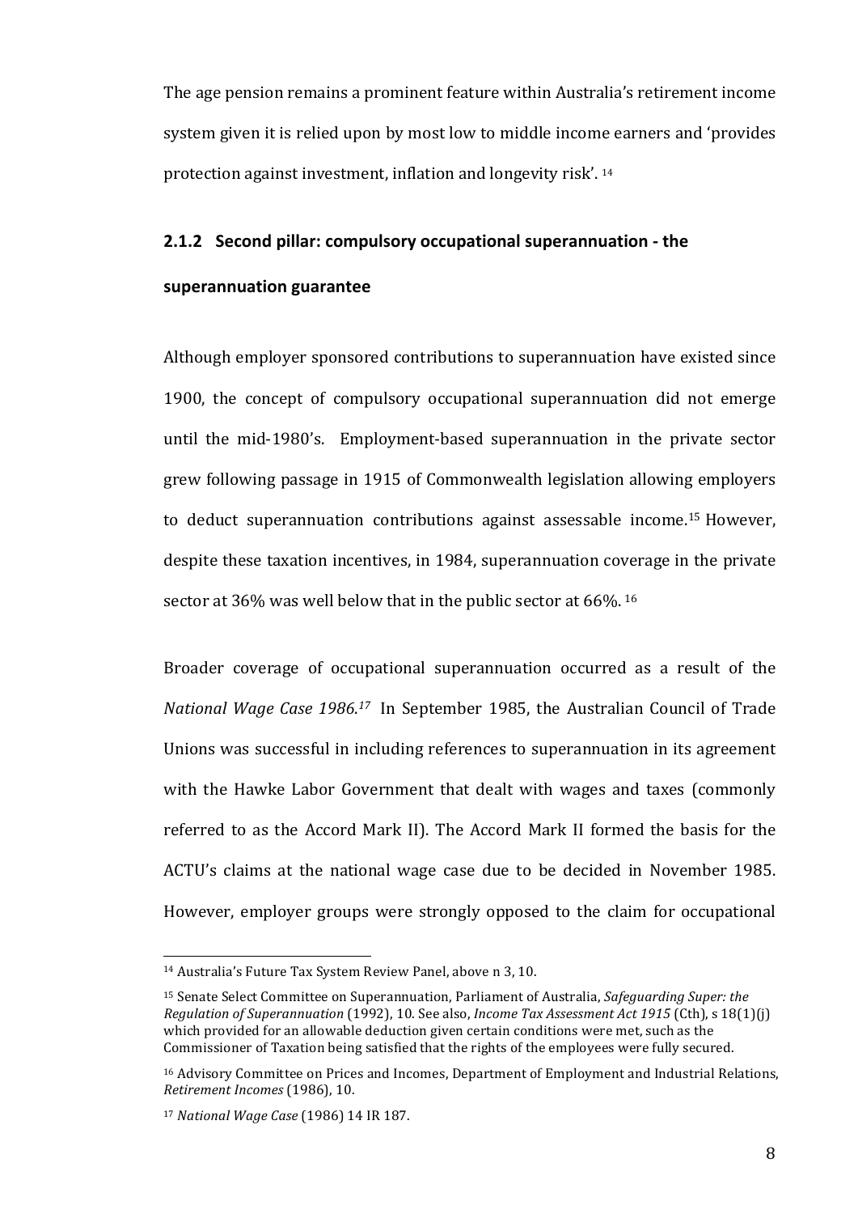The age pension remains a prominent feature within Australia's retirement income system given it is relied upon by most low to middle income earners and 'provides protection against investment, inflation and longevity risk'.[14]

### 2.1.2 Second pillar: compulsory occupational superannuation - the superannuation guarantee

Although employer sponsored contributions to superannuation have existed since 1900, the concept of compulsory occupational superannuation did not emerge until the mid-1980's. Employment-based superannuation in the private sector grew following passage in 1915 of Commonwealth legislation allowing employers to deduct superannuation contributions against assessable income.[15] However, despite these taxation incentives, in 1984, superannuation coverage in the private sector at 36% was well below that in the public sector at 66%.[16]

Broader coverage of occupational superannuation occurred as a result of the *National Wage Case 1986*.[17] In September 1985, the Australian Council of Trade Unions was successful in including references to superannuation in its agreement with the Hawke Labor Government that dealt with wages and taxes (commonly referred to as the Accord Mark II). The Accord Mark II formed the basis for the ACTU's claims at the national wage case due to be decided in November 1985. However, employer groups were strongly opposed to the claim for occupational

---

[14] Australia's Future Tax System Review Panel, above n 3, 10.

[15] Senate Select Committee on Superannuation, Parliament of Australia, *Safeguarding Super: the Regulation of Superannuation* (1992), 10. See also, *Income Tax Assessment Act 1915* (Cth), s 18(1)(j) which provided for an allowable deduction given certain conditions were met, such as the Commissioner of Taxation being satisfied that the rights of the employees were fully secured.

[16] Advisory Committee on Prices and Incomes, Department of Employment and Industrial Relations, *Retirement Incomes* (1986), 10.

[17] *National Wage Case* (1986) 14 IR 187.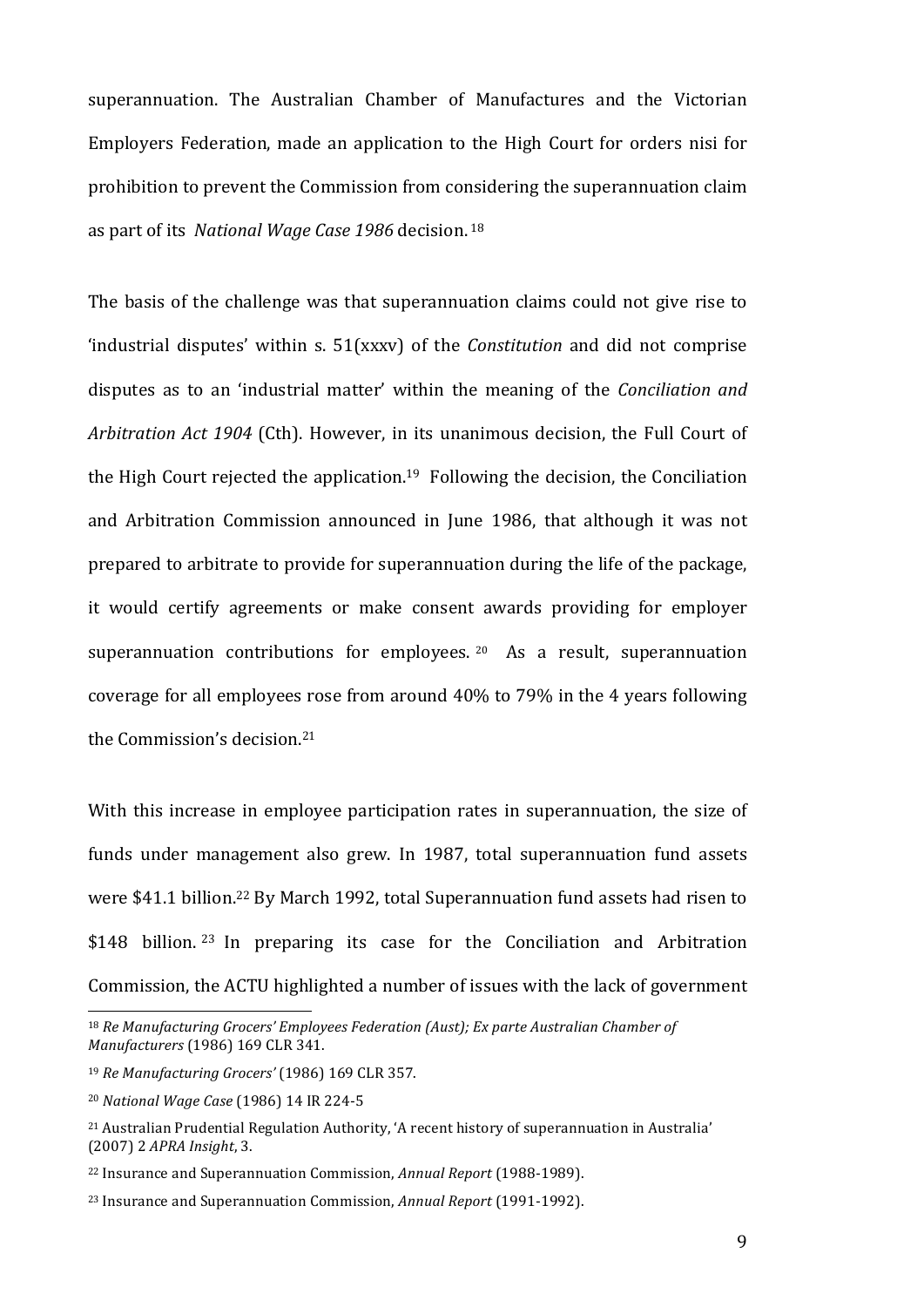superannuation. The Australian Chamber of Manufactures and the Victorian Employers Federation, made an application to the High Court for orders nisi for prohibition to prevent the Commission from considering the superannuation claim as part of its *National Wage Case 1986* decision.[18]

The basis of the challenge was that superannuation claims could not give rise to 'industrial disputes' within s. 51(xxxv) of the *Constitution* and did not comprise disputes as to an 'industrial matter' within the meaning of the *Conciliation and Arbitration Act 1904* (Cth). However, in its unanimous decision, the Full Court of the High Court rejected the application.[19] Following the decision, the Conciliation and Arbitration Commission announced in June 1986, that although it was not prepared to arbitrate to provide for superannuation during the life of the package, it would certify agreements or make consent awards providing for employer superannuation contributions for employees.[20] As a result, superannuation coverage for all employees rose from around 40% to 79% in the 4 years following the Commission's decision.[21]

With this increase in employee participation rates in superannuation, the size of funds under management also grew. In 1987, total superannuation fund assets were $41.1 billion.[22] By March 1992, total Superannuation fund assets had risen to $148 billion.[23] In preparing its case for the Conciliation and Arbitration Commission, the ACTU highlighted a number of issues with the lack of government

---

[18] *Re Manufacturing Grocers' Employees Federation (Aust); Ex parte Australian Chamber of Manufacturers* (1986) 169 CLR 341.

[19] *Re Manufacturing Grocers'* (1986) 169 CLR 357.

[20] *National Wage Case* (1986) 14 IR 224-5

[21] Australian Prudential Regulation Authority, 'A recent history of superannuation in Australia' (2007) 2 *APRA Insight*, 3.

[22] Insurance and Superannuation Commission, *Annual Report* (1988-1989).

[23] Insurance and Superannuation Commission, *Annual Report* (1991-1992).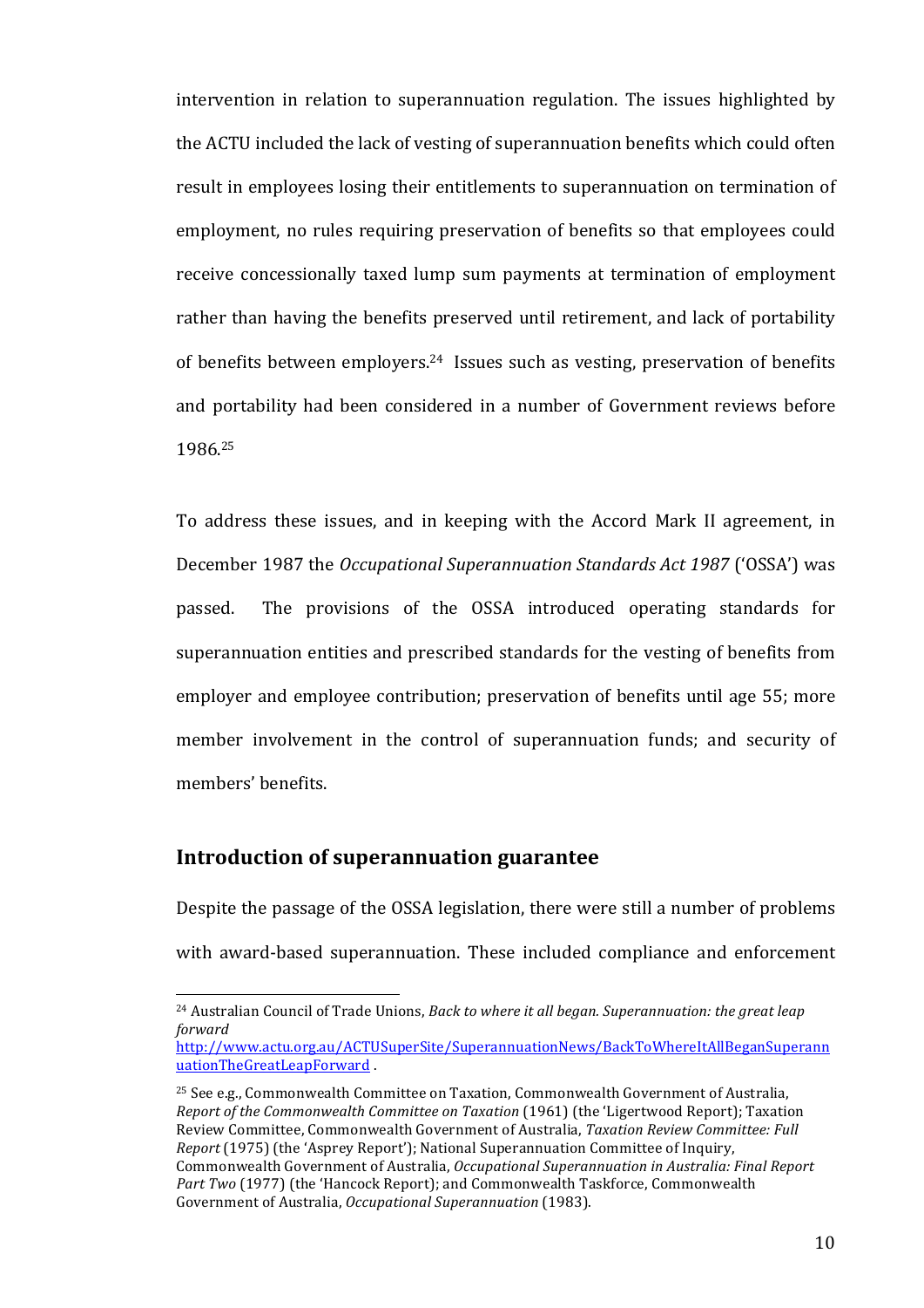intervention in relation to superannuation regulation. The issues highlighted by the ACTU included the lack of vesting of superannuation benefits which could often result in employees losing their entitlements to superannuation on termination of employment, no rules requiring preservation of benefits so that employees could receive concessionally taxed lump sum payments at termination of employment rather than having the benefits preserved until retirement, and lack of portability of benefits between employers.[24] Issues such as vesting, preservation of benefits and portability had been considered in a number of Government reviews before 1986.[25]

To address these issues, and in keeping with the Accord Mark II agreement, in December 1987 the *Occupational Superannuation Standards Act 1987* ('OSSA') was passed. The provisions of the OSSA introduced operating standards for superannuation entities and prescribed standards for the vesting of benefits from employer and employee contribution; preservation of benefits until age 55; more member involvement in the control of superannuation funds; and security of members' benefits.

## Introduction of superannuation guarantee

Despite the passage of the OSSA legislation, there were still a number of problems with award-based superannuation. These included compliance and enforcement

---

[24] Australian Council of Trade Unions, *Back to where it all began. Superannuation: the great leap forward* http://www.actu.org.au/ACTUSuperSite/SuperannuationNews/BackToWhereItAllBeganSuperannuationTheGreatLeapForward .

[25] See e.g., Commonwealth Committee on Taxation, Commonwealth Government of Australia, *Report of the Commonwealth Committee on Taxation* (1961) (the 'Ligertwood Report'); Taxation Review Committee, Commonwealth Government of Australia, *Taxation Review Committee: Full Report* (1975) (the 'Asprey Report'); National Superannuation Committee of Inquiry, Commonwealth Government of Australia, *Occupational Superannuation in Australia: Final Report Part Two* (1977) (the 'Hancock Report); and Commonwealth Taskforce, Commonwealth Government of Australia, *Occupational Superannuation* (1983).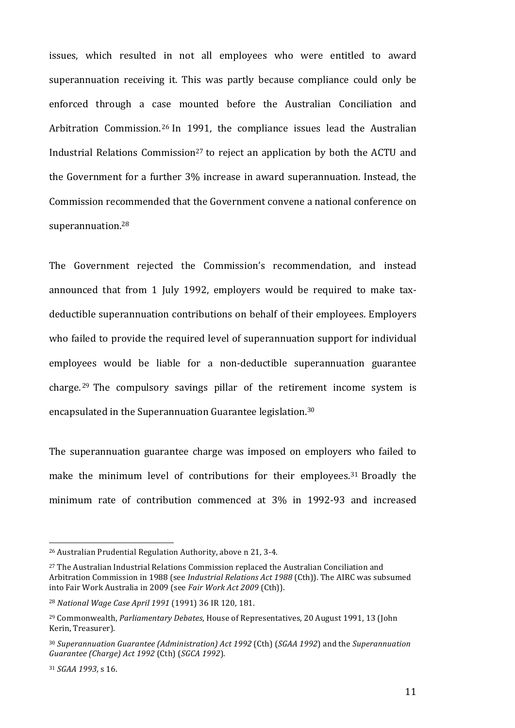issues, which resulted in not all employees who were entitled to award superannuation receiving it. This was partly because compliance could only be enforced through a case mounted before the Australian Conciliation and Arbitration Commission.[26] In 1991, the compliance issues lead the Australian Industrial Relations Commission[27] to reject an application by both the ACTU and the Government for a further 3% increase in award superannuation. Instead, the Commission recommended that the Government convene a national conference on superannuation.[28]

The Government rejected the Commission's recommendation, and instead announced that from 1 July 1992, employers would be required to make tax-deductible superannuation contributions on behalf of their employees. Employers who failed to provide the required level of superannuation support for individual employees would be liable for a non-deductible superannuation guarantee charge.[29] The compulsory savings pillar of the retirement income system is encapsulated in the Superannuation Guarantee legislation.[30]

The superannuation guarantee charge was imposed on employers who failed to make the minimum level of contributions for their employees.[31] Broadly the minimum rate of contribution commenced at 3% in 1992-93 and increased

---

[26] Australian Prudential Regulation Authority, above n 21, 3-4.

[27] The Australian Industrial Relations Commission replaced the Australian Conciliation and Arbitration Commission in 1988 (see *Industrial Relations Act 1988* (Cth)). The AIRC was subsumed into Fair Work Australia in 2009 (see *Fair Work Act 2009* (Cth)).

[28] *National Wage Case April 1991* (1991) 36 IR 120, 181.

[29] Commonwealth, *Parliamentary Debates*, House of Representatives, 20 August 1991, 13 (John Kerin, Treasurer).

[30] *Superannuation Guarantee (Administration) Act 1992* (Cth) (*SGAA 1992*) and the *Superannuation Guarantee (Charge) Act 1992* (Cth) (*SGCA 1992*).

[31] *SGAA 1993*, s 16.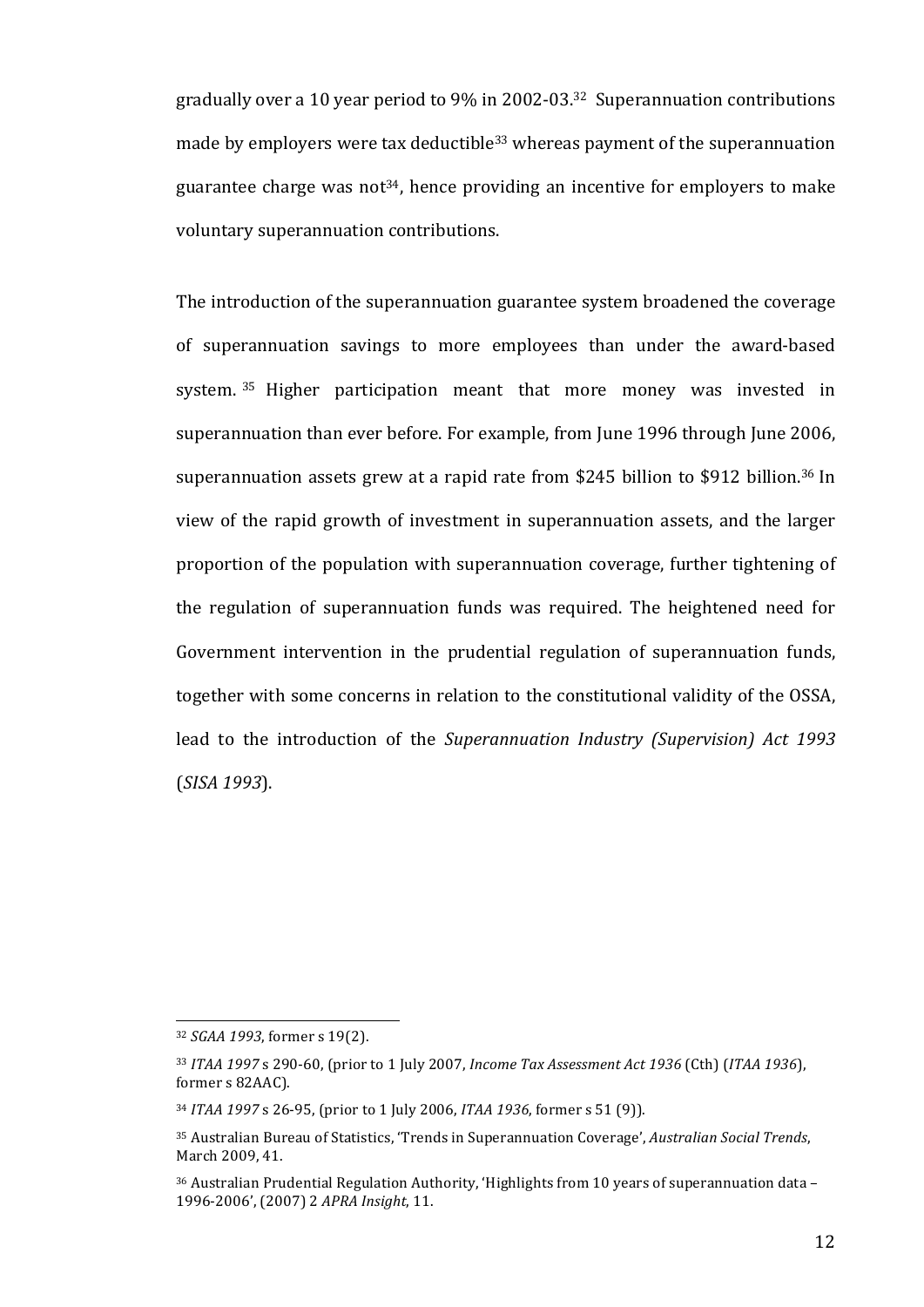gradually over a 10 year period to 9% in 2002-03.[32] Superannuation contributions made by employers were tax deductible[33] whereas payment of the superannuation guarantee charge was not[34], hence providing an incentive for employers to make voluntary superannuation contributions.

The introduction of the superannuation guarantee system broadened the coverage of superannuation savings to more employees than under the award-based system.[35] Higher participation meant that more money was invested in superannuation than ever before. For example, from June 1996 through June 2006, superannuation assets grew at a rapid rate from $245 billion to $912 billion.[36] In view of the rapid growth of investment in superannuation assets, and the larger proportion of the population with superannuation coverage, further tightening of the regulation of superannuation funds was required. The heightened need for Government intervention in the prudential regulation of superannuation funds, together with some concerns in relation to the constitutional validity of the OSSA, lead to the introduction of the *Superannuation Industry (Supervision) Act 1993* (*SISA 1993*).

---

[32] *SGAA 1993*, former s 19(2).

[33] *ITAA 1997* s 290-60, (prior to 1 July 2007, *Income Tax Assessment Act 1936* (Cth) (*ITAA 1936*), former s 82AAC).

[34] *ITAA 1997* s 26-95, (prior to 1 July 2006, *ITAA 1936*, former s 51 (9)).

[35] Australian Bureau of Statistics, 'Trends in Superannuation Coverage', *Australian Social Trends*, March 2009, 41.

[36] Australian Prudential Regulation Authority, 'Highlights from 10 years of superannuation data – 1996-2006', (2007) 2 *APRA Insight*, 11.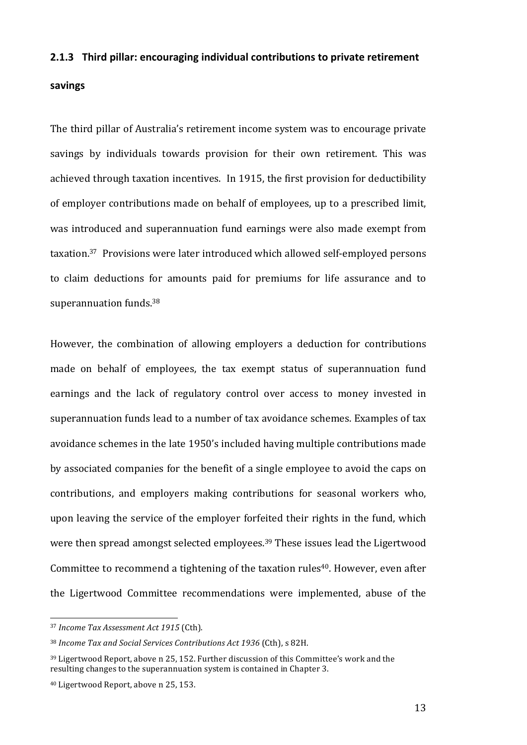### 2.1.3 Third pillar: encouraging individual contributions to private retirement savings

The third pillar of Australia's retirement income system was to encourage private savings by individuals towards provision for their own retirement. This was achieved through taxation incentives. In 1915, the first provision for deductibility of employer contributions made on behalf of employees, up to a prescribed limit, was introduced and superannuation fund earnings were also made exempt from taxation.[37] Provisions were later introduced which allowed self-employed persons to claim deductions for amounts paid for premiums for life assurance and to superannuation funds.[38]

However, the combination of allowing employers a deduction for contributions made on behalf of employees, the tax exempt status of superannuation fund earnings and the lack of regulatory control over access to money invested in superannuation funds lead to a number of tax avoidance schemes. Examples of tax avoidance schemes in the late 1950's included having multiple contributions made by associated companies for the benefit of a single employee to avoid the caps on contributions, and employers making contributions for seasonal workers who, upon leaving the service of the employer forfeited their rights in the fund, which were then spread amongst selected employees.[39] These issues lead the Ligertwood Committee to recommend a tightening of the taxation rules[40]. However, even after the Ligertwood Committee recommendations were implemented, abuse of the

---

[37] *Income Tax Assessment Act 1915* (Cth).

[38] *Income Tax and Social Services Contributions Act 1936* (Cth), s 82H.

[39] Ligertwood Report, above n 25, 152. Further discussion of this Committee's work and the resulting changes to the superannuation system is contained in Chapter 3.

[40] Ligertwood Report, above n 25, 153.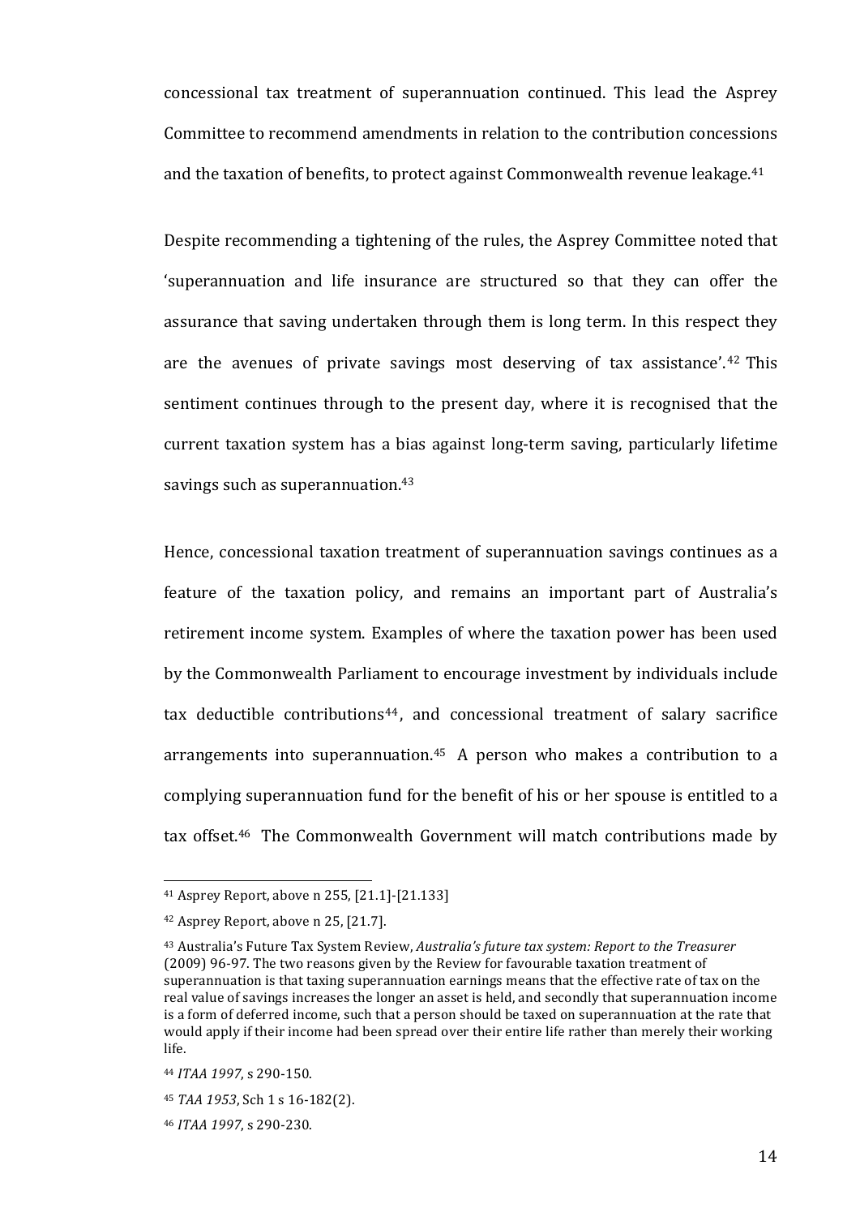concessional tax treatment of superannuation continued. This lead the Asprey Committee to recommend amendments in relation to the contribution concessions and the taxation of benefits, to protect against Commonwealth revenue leakage.[41]

Despite recommending a tightening of the rules, the Asprey Committee noted that 'superannuation and life insurance are structured so that they can offer the assurance that saving undertaken through them is long term. In this respect they are the avenues of private savings most deserving of tax assistance'.[42] This sentiment continues through to the present day, where it is recognised that the current taxation system has a bias against long-term saving, particularly lifetime savings such as superannuation.[43]

Hence, concessional taxation treatment of superannuation savings continues as a feature of the taxation policy, and remains an important part of Australia's retirement income system. Examples of where the taxation power has been used by the Commonwealth Parliament to encourage investment by individuals include tax deductible contributions[44], and concessional treatment of salary sacrifice arrangements into superannuation.[45] A person who makes a contribution to a complying superannuation fund for the benefit of his or her spouse is entitled to a tax offset.[46] The Commonwealth Government will match contributions made by

---

[41] Asprey Report, above n 255, [21.1]-[21.133]

[42] Asprey Report, above n 25, [21.7].

[43] Australia's Future Tax System Review, *Australia's future tax system: Report to the Treasurer* (2009) 96-97. The two reasons given by the Review for favourable taxation treatment of superannuation is that taxing superannuation earnings means that the effective rate of tax on the real value of savings increases the longer an asset is held, and secondly that superannuation income is a form of deferred income, such that a person should be taxed on superannuation at the rate that would apply if their income had been spread over their entire life rather than merely their working life.

[44] *ITAA 1997*, s 290-150.

[45] *TAA 1953*, Sch 1 s 16-182(2).

[46] *ITAA 1997*, s 290-230.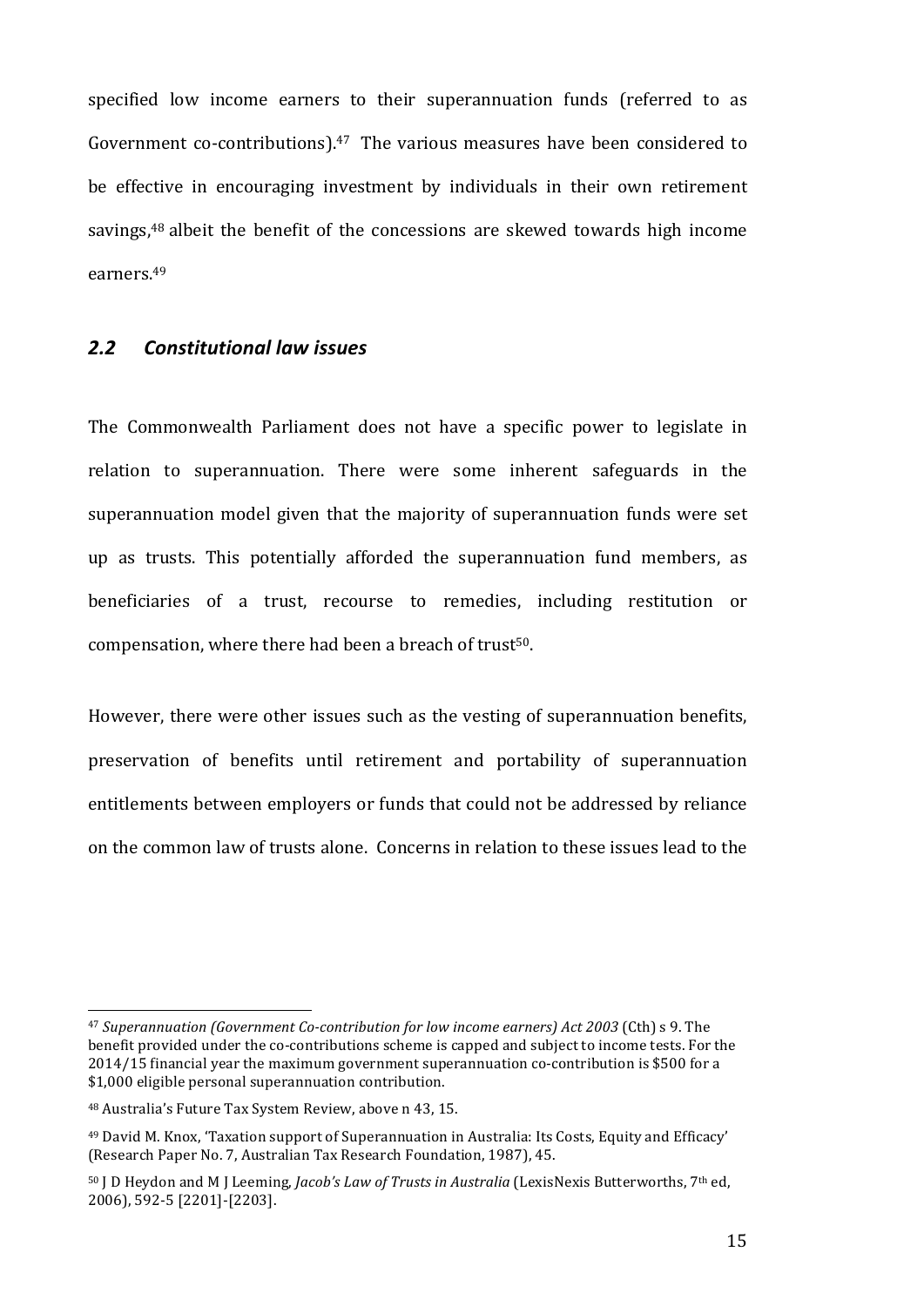specified low income earners to their superannuation funds (referred to as Government co-contributions).[47] The various measures have been considered to be effective in encouraging investment by individuals in their own retirement savings,[48] albeit the benefit of the concessions are skewed towards high income earners.[49]

## *2.2 Constitutional law issues*

The Commonwealth Parliament does not have a specific power to legislate in relation to superannuation. There were some inherent safeguards in the superannuation model given that the majority of superannuation funds were set up as trusts. This potentially afforded the superannuation fund members, as beneficiaries of a trust, recourse to remedies, including restitution or compensation, where there had been a breach of trust[50].

However, there were other issues such as the vesting of superannuation benefits, preservation of benefits until retirement and portability of superannuation entitlements between employers or funds that could not be addressed by reliance on the common law of trusts alone. Concerns in relation to these issues lead to the

---

[47] *Superannuation (Government Co-contribution for low income earners) Act 2003* (Cth) s 9. The benefit provided under the co-contributions scheme is capped and subject to income tests. For the 2014/15 financial year the maximum government superannuation co-contribution is $500 for a $1,000 eligible personal superannuation contribution.

[48] Australia's Future Tax System Review, above n 43, 15.

[49] David M. Knox, 'Taxation support of Superannuation in Australia: Its Costs, Equity and Efficacy' (Research Paper No. 7, Australian Tax Research Foundation, 1987), 45.

[50] J D Heydon and M J Leeming, *Jacob's Law of Trusts in Australia* (LexisNexis Butterworths, 7th ed, 2006), 592-5 [2201]-[2203].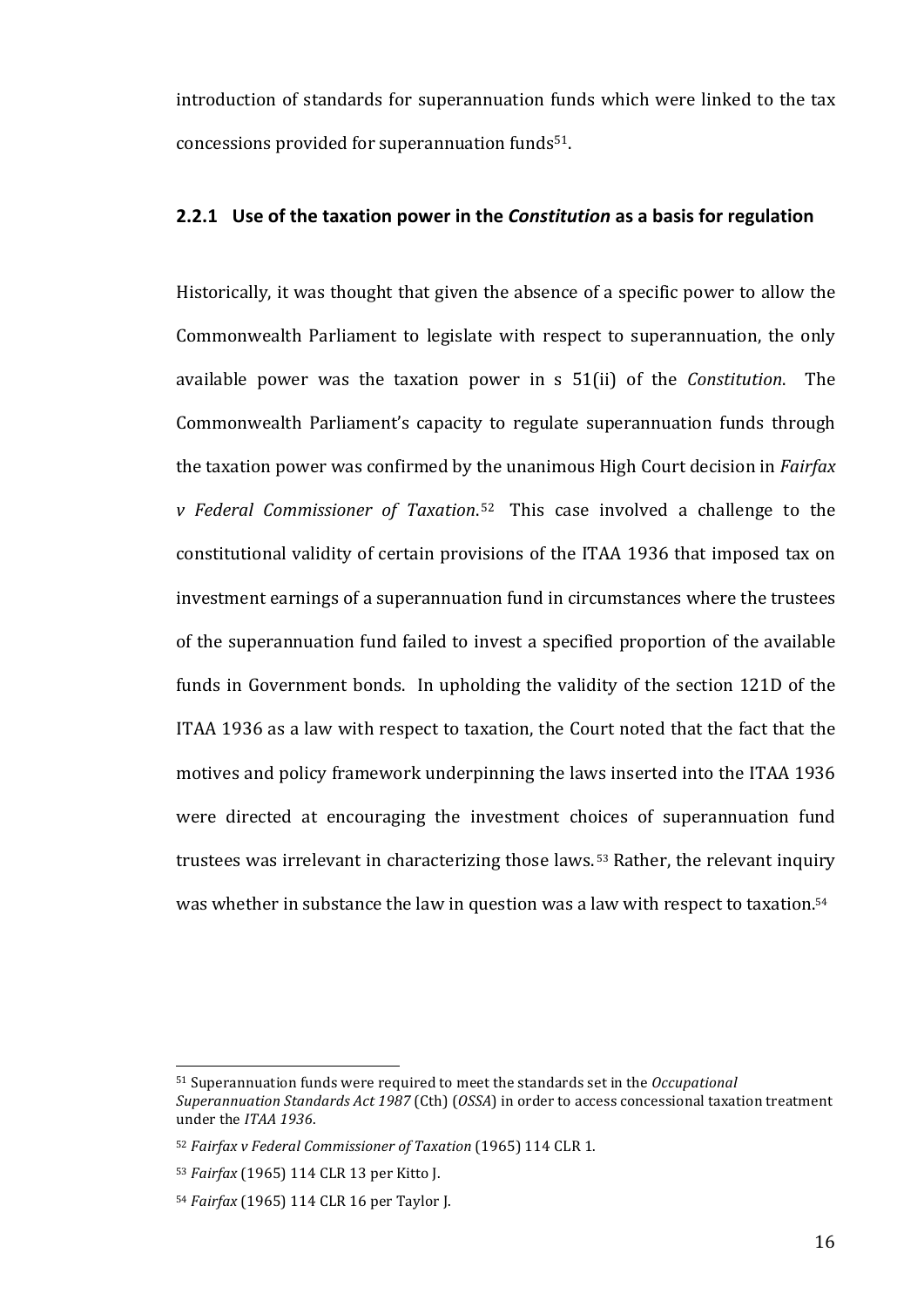introduction of standards for superannuation funds which were linked to the tax concessions provided for superannuation funds[51].

### 2.2.1 Use of the taxation power in the *Constitution* as a basis for regulation

Historically, it was thought that given the absence of a specific power to allow the Commonwealth Parliament to legislate with respect to superannuation, the only available power was the taxation power in s 51(ii) of the *Constitution*. The Commonwealth Parliament's capacity to regulate superannuation funds through the taxation power was confirmed by the unanimous High Court decision in *Fairfax v Federal Commissioner of Taxation*.[52] This case involved a challenge to the constitutional validity of certain provisions of the ITAA 1936 that imposed tax on investment earnings of a superannuation fund in circumstances where the trustees of the superannuation fund failed to invest a specified proportion of the available funds in Government bonds. In upholding the validity of the section 121D of the ITAA 1936 as a law with respect to taxation, the Court noted that the fact that the motives and policy framework underpinning the laws inserted into the ITAA 1936 were directed at encouraging the investment choices of superannuation fund trustees was irrelevant in characterizing those laws.[53] Rather, the relevant inquiry was whether in substance the law in question was a law with respect to taxation.[54]

---

[51] Superannuation funds were required to meet the standards set in the *Occupational Superannuation Standards Act 1987* (Cth) (*OSSA*) in order to access concessional taxation treatment under the *ITAA 1936*.

[52] *Fairfax v Federal Commissioner of Taxation* (1965) 114 CLR 1.

[53] *Fairfax* (1965) 114 CLR 13 per Kitto J.

[54] *Fairfax* (1965) 114 CLR 16 per Taylor J.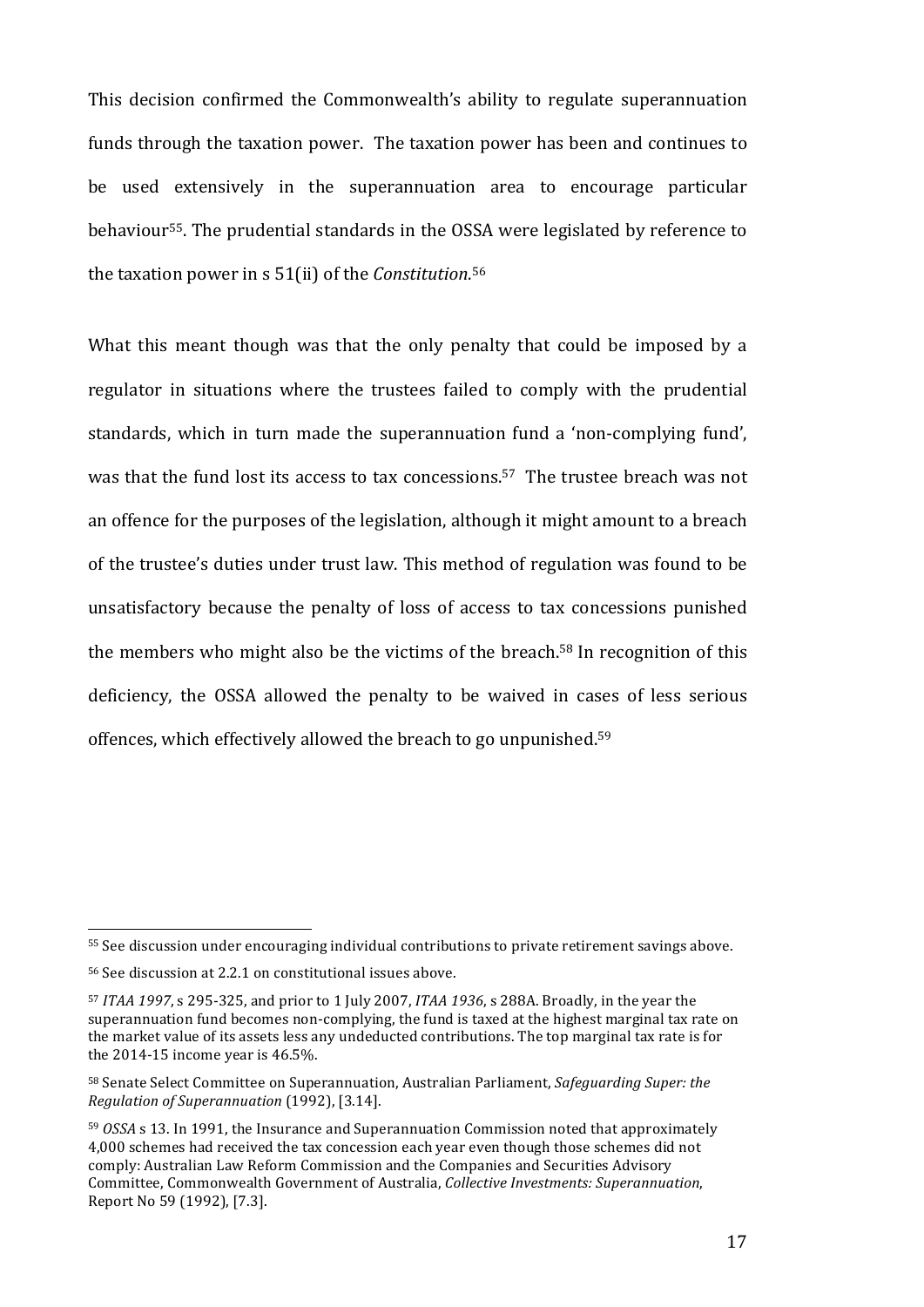This decision confirmed the Commonwealth's ability to regulate superannuation funds through the taxation power. The taxation power has been and continues to be used extensively in the superannuation area to encourage particular behaviour[55]. The prudential standards in the OSSA were legislated by reference to the taxation power in s 51(ii) of the *Constitution*.[56]

What this meant though was that the only penalty that could be imposed by a regulator in situations where the trustees failed to comply with the prudential standards, which in turn made the superannuation fund a 'non-complying fund', was that the fund lost its access to tax concessions.[57] The trustee breach was not an offence for the purposes of the legislation, although it might amount to a breach of the trustee's duties under trust law. This method of regulation was found to be unsatisfactory because the penalty of loss of access to tax concessions punished the members who might also be the victims of the breach.[58] In recognition of this deficiency, the OSSA allowed the penalty to be waived in cases of less serious offences, which effectively allowed the breach to go unpunished.[59]

---

[55] See discussion under encouraging individual contributions to private retirement savings above.

[56] See discussion at 2.2.1 on constitutional issues above.

[57] *ITAA 1997*, s 295-325, and prior to 1 July 2007, *ITAA 1936*, s 288A. Broadly, in the year the superannuation fund becomes non-complying, the fund is taxed at the highest marginal tax rate on the market value of its assets less any undeducted contributions. The top marginal tax rate is for the 2014-15 income year is 46.5%.

[58] Senate Select Committee on Superannuation, Australian Parliament, *Safeguarding Super: the Regulation of Superannuation* (1992), [3.14].

[59] *OSSA* s 13. In 1991, the Insurance and Superannuation Commission noted that approximately 4,000 schemes had received the tax concession each year even though those schemes did not comply: Australian Law Reform Commission and the Companies and Securities Advisory Committee, Commonwealth Government of Australia, *Collective Investments: Superannuation*, Report No 59 (1992), [7.3].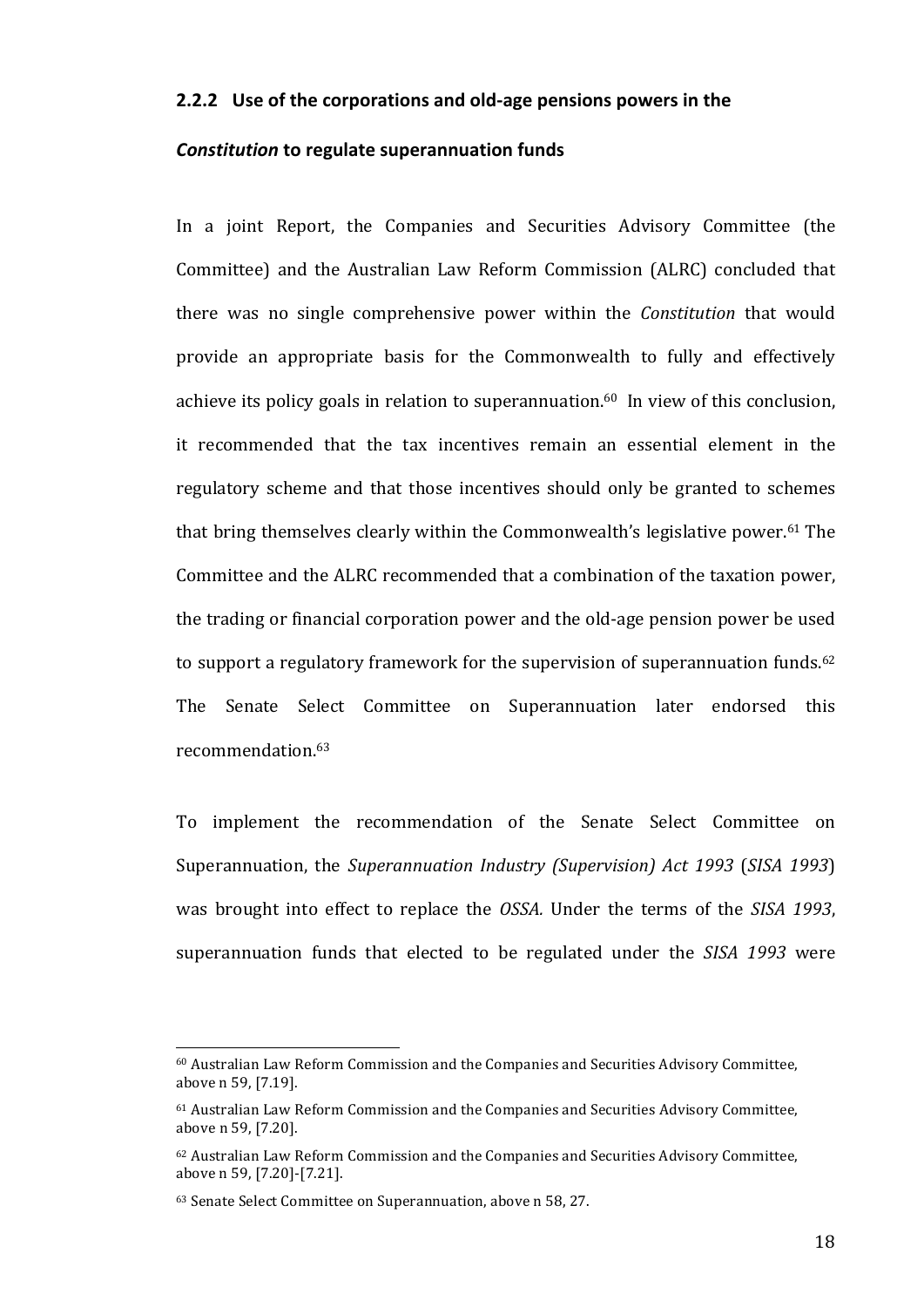### 2.2.2 Use of the corporations and old-age pensions powers in the *Constitution* to regulate superannuation funds

In a joint Report, the Companies and Securities Advisory Committee (the Committee) and the Australian Law Reform Commission (ALRC) concluded that there was no single comprehensive power within the *Constitution* that would provide an appropriate basis for the Commonwealth to fully and effectively achieve its policy goals in relation to superannuation.[60] In view of this conclusion, it recommended that the tax incentives remain an essential element in the regulatory scheme and that those incentives should only be granted to schemes that bring themselves clearly within the Commonwealth's legislative power.[61] The Committee and the ALRC recommended that a combination of the taxation power, the trading or financial corporation power and the old-age pension power be used to support a regulatory framework for the supervision of superannuation funds.[62] The Senate Select Committee on Superannuation later endorsed this recommendation.[63]

To implement the recommendation of the Senate Select Committee on Superannuation, the *Superannuation Industry (Supervision) Act 1993* (*SISA 1993*) was brought into effect to replace the *OSSA.* Under the terms of the *SISA 1993*, superannuation funds that elected to be regulated under the *SISA 1993* were

---

[60] Australian Law Reform Commission and the Companies and Securities Advisory Committee, above n 59, [7.19].

[61] Australian Law Reform Commission and the Companies and Securities Advisory Committee, above n 59, [7.20].

[62] Australian Law Reform Commission and the Companies and Securities Advisory Committee, above n 59, [7.20]-[7.21].

[63] Senate Select Committee on Superannuation, above n 58, 27.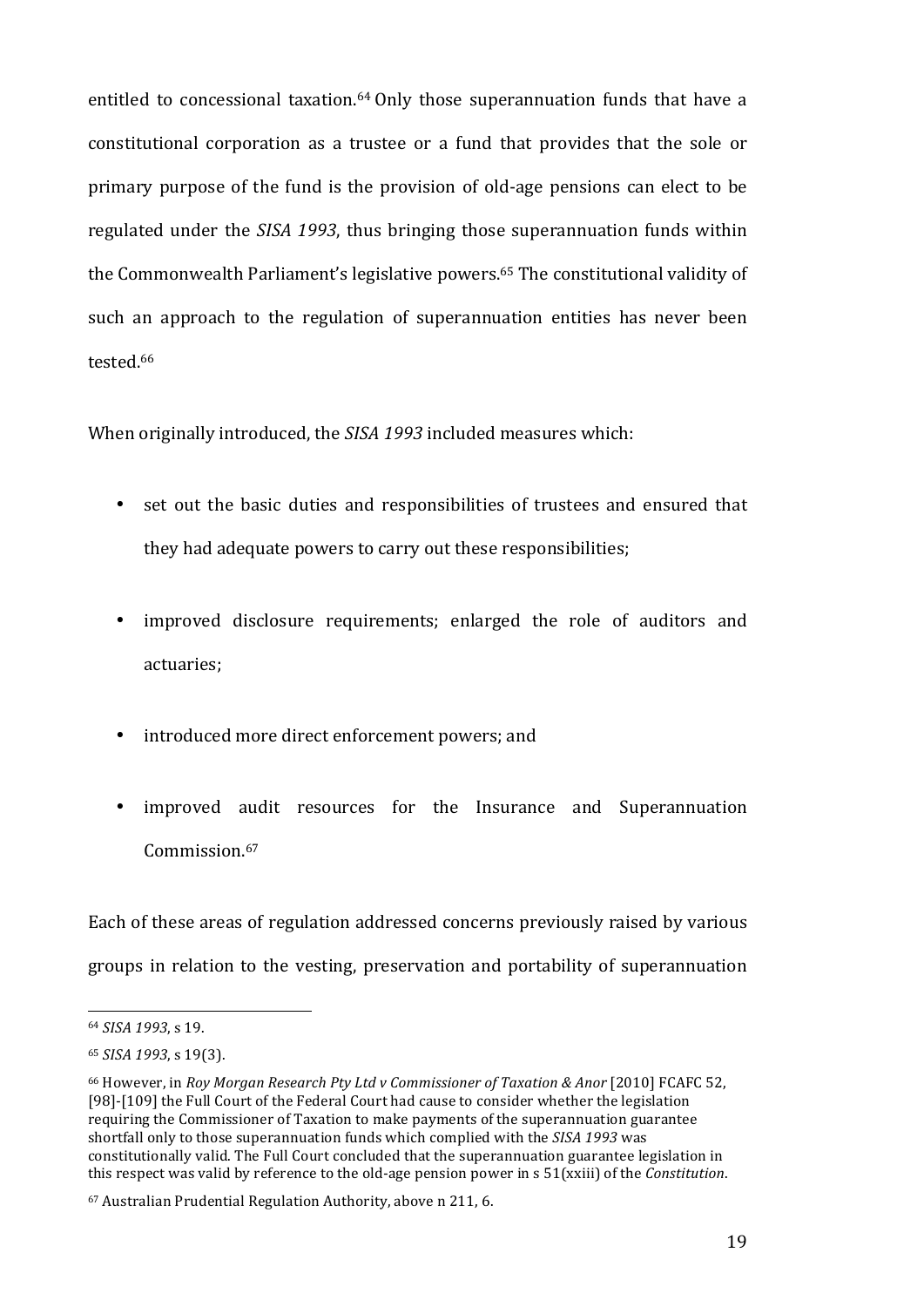entitled to concessional taxation.[64] Only those superannuation funds that have a constitutional corporation as a trustee or a fund that provides that the sole or primary purpose of the fund is the provision of old-age pensions can elect to be regulated under the *SISA 1993*, thus bringing those superannuation funds within the Commonwealth Parliament's legislative powers.[65] The constitutional validity of such an approach to the regulation of superannuation entities has never been tested.[66]

When originally introduced, the *SISA 1993* included measures which:

- set out the basic duties and responsibilities of trustees and ensured that they had adequate powers to carry out these responsibilities;
- improved disclosure requirements; enlarged the role of auditors and actuaries;
- introduced more direct enforcement powers; and
- improved audit resources for the Insurance and Superannuation Commission.[67]

Each of these areas of regulation addressed concerns previously raised by various groups in relation to the vesting, preservation and portability of superannuation

---

[64] *SISA 1993*, s 19.

[65] *SISA 1993*, s 19(3).

[66] However, in *Roy Morgan Research Pty Ltd v Commissioner of Taxation & Anor* [2010] FCAFC 52, [98]-[109] the Full Court of the Federal Court had cause to consider whether the legislation requiring the Commissioner of Taxation to make payments of the superannuation guarantee shortfall only to those superannuation funds which complied with the *SISA 1993* was constitutionally valid. The Full Court concluded that the superannuation guarantee legislation in this respect was valid by reference to the old-age pension power in s 51(xxiii) of the *Constitution*.

[67] Australian Prudential Regulation Authority, above n 211, 6.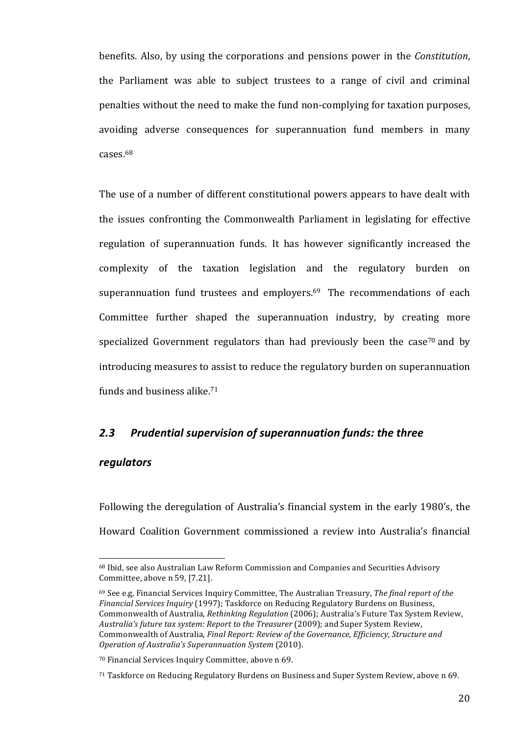benefits. Also, by using the corporations and pensions power in the *Constitution*, the Parliament was able to subject trustees to a range of civil and criminal penalties without the need to make the fund non-complying for taxation purposes, avoiding adverse consequences for superannuation fund members in many cases.[68]

The use of a number of different constitutional powers appears to have dealt with the issues confronting the Commonwealth Parliament in legislating for effective regulation of superannuation funds. It has however significantly increased the complexity of the taxation legislation and the regulatory burden on superannuation fund trustees and employers.[69] The recommendations of each Committee further shaped the superannuation industry, by creating more specialized Government regulators than had previously been the case[70] and by introducing measures to assist to reduce the regulatory burden on superannuation funds and business alike.[71]

### *2.3 Prudential supervision of superannuation funds: the three regulators*

Following the deregulation of Australia's financial system in the early 1980's, the Howard Coalition Government commissioned a review into Australia's financial

---

[68] Ibid, see also Australian Law Reform Commission and Companies and Securities Advisory Committee, above n 59, [7.21].

[69] See e.g, Financial Services Inquiry Committee, The Australian Treasury, *The final report of the Financial Services Inquiry* (1997); Taskforce on Reducing Regulatory Burdens on Business, Commonwealth of Australia, *Rethinking Regulation* (2006); Australia's Future Tax System Review, *Australia's future tax system: Report to the Treasurer* (2009); and Super System Review, Commonwealth of Australia, *Final Report: Review of the Governance, Efficiency, Structure and Operation of Australia's Superannuation System* (2010).

[70] Financial Services Inquiry Committee, above n 69.

[71] Taskforce on Reducing Regulatory Burdens on Business and Super System Review, above n 69.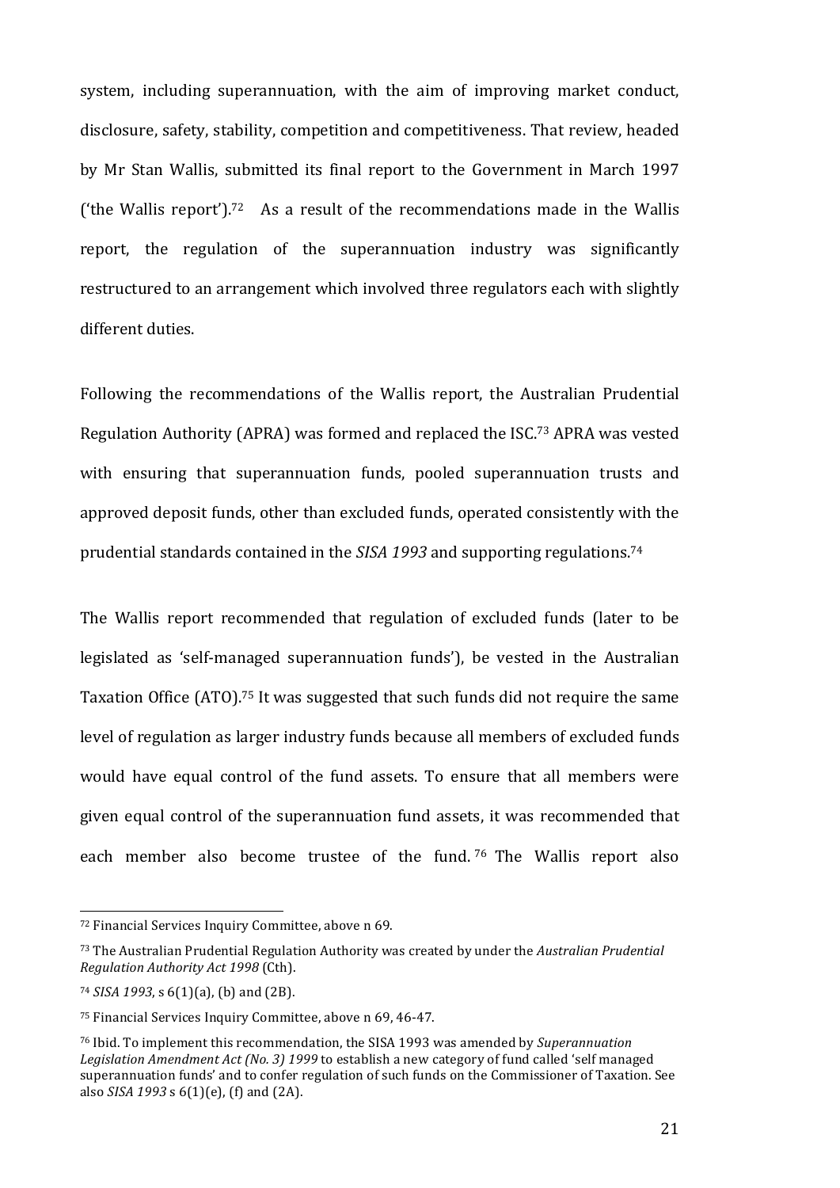system, including superannuation, with the aim of improving market conduct, disclosure, safety, stability, competition and competitiveness. That review, headed by Mr Stan Wallis, submitted its final report to the Government in March 1997 ('the Wallis report').[72] As a result of the recommendations made in the Wallis report, the regulation of the superannuation industry was significantly restructured to an arrangement which involved three regulators each with slightly different duties.

Following the recommendations of the Wallis report, the Australian Prudential Regulation Authority (APRA) was formed and replaced the ISC.[73] APRA was vested with ensuring that superannuation funds, pooled superannuation trusts and approved deposit funds, other than excluded funds, operated consistently with the prudential standards contained in the *SISA 1993* and supporting regulations.[74]

The Wallis report recommended that regulation of excluded funds (later to be legislated as 'self-managed superannuation funds'), be vested in the Australian Taxation Office (ATO).[75] It was suggested that such funds did not require the same level of regulation as larger industry funds because all members of excluded funds would have equal control of the fund assets. To ensure that all members were given equal control of the superannuation fund assets, it was recommended that each member also become trustee of the fund.[76] The Wallis report also

---

[72] Financial Services Inquiry Committee, above n 69.

[73] The Australian Prudential Regulation Authority was created by under the *Australian Prudential Regulation Authority Act 1998* (Cth).

[74] *SISA 1993*, s 6(1)(a), (b) and (2B).

[75] Financial Services Inquiry Committee, above n 69, 46-47.

[76] Ibid. To implement this recommendation, the SISA 1993 was amended by *Superannuation Legislation Amendment Act (No. 3) 1999* to establish a new category of fund called 'self managed superannuation funds' and to confer regulation of such funds on the Commissioner of Taxation. See also *SISA 1993* s 6(1)(e), (f) and (2A).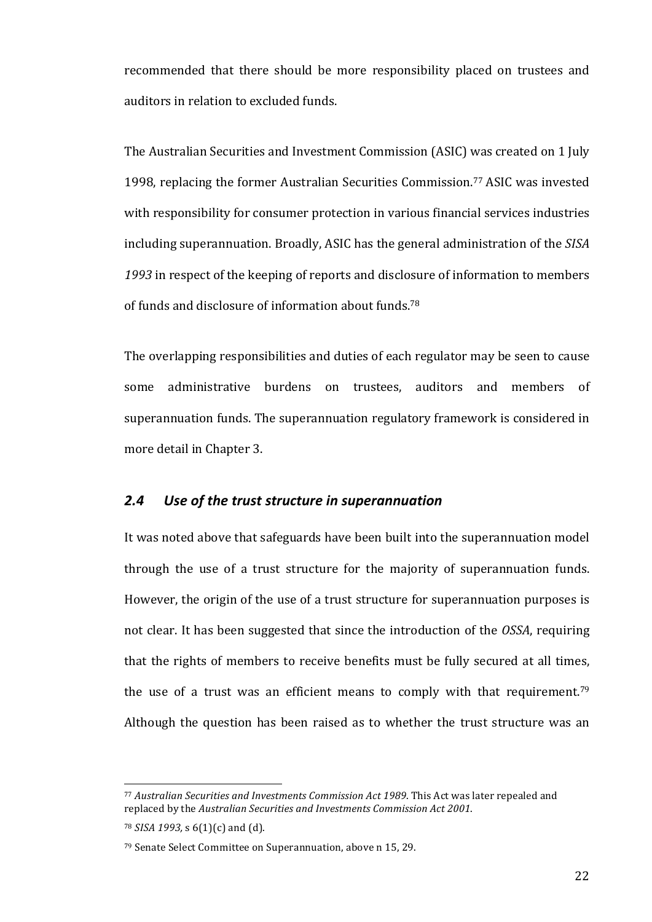recommended that there should be more responsibility placed on trustees and auditors in relation to excluded funds.

The Australian Securities and Investment Commission (ASIC) was created on 1 July 1998, replacing the former Australian Securities Commission.[77] ASIC was invested with responsibility for consumer protection in various financial services industries including superannuation. Broadly, ASIC has the general administration of the *SISA 1993* in respect of the keeping of reports and disclosure of information to members of funds and disclosure of information about funds.[78]

The overlapping responsibilities and duties of each regulator may be seen to cause some administrative burdens on trustees, auditors and members of superannuation funds. The superannuation regulatory framework is considered in more detail in Chapter 3.

## *2.4 Use of the trust structure in superannuation*

It was noted above that safeguards have been built into the superannuation model through the use of a trust structure for the majority of superannuation funds. However, the origin of the use of a trust structure for superannuation purposes is not clear. It has been suggested that since the introduction of the *OSSA*, requiring that the rights of members to receive benefits must be fully secured at all times, the use of a trust was an efficient means to comply with that requirement.[79] Although the question has been raised as to whether the trust structure was an

---

[77] *Australian Securities and Investments Commission Act 1989*. This Act was later repealed and replaced by the *Australian Securities and Investments Commission Act 2001*.

[78] *SISA 1993*, s 6(1)(c) and (d).

[79] Senate Select Committee on Superannuation, above n 15, 29.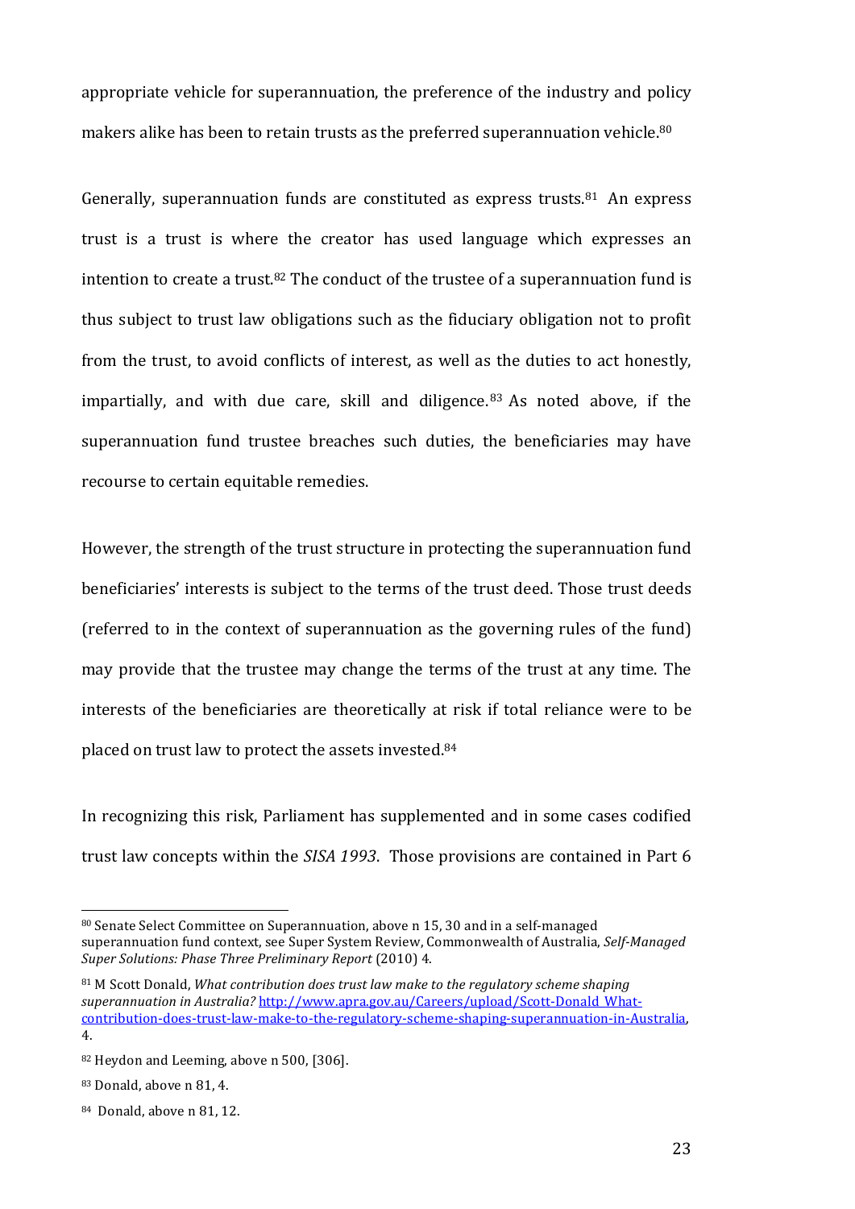appropriate vehicle for superannuation, the preference of the industry and policy makers alike has been to retain trusts as the preferred superannuation vehicle.[80]

Generally, superannuation funds are constituted as express trusts.[81] An express trust is a trust is where the creator has used language which expresses an intention to create a trust.[82] The conduct of the trustee of a superannuation fund is thus subject to trust law obligations such as the fiduciary obligation not to profit from the trust, to avoid conflicts of interest, as well as the duties to act honestly, impartially, and with due care, skill and diligence.[83] As noted above, if the superannuation fund trustee breaches such duties, the beneficiaries may have recourse to certain equitable remedies.

However, the strength of the trust structure in protecting the superannuation fund beneficiaries' interests is subject to the terms of the trust deed. Those trust deeds (referred to in the context of superannuation as the governing rules of the fund) may provide that the trustee may change the terms of the trust at any time. The interests of the beneficiaries are theoretically at risk if total reliance were to be placed on trust law to protect the assets invested.[84]

In recognizing this risk, Parliament has supplemented and in some cases codified trust law concepts within the *SISA 1993*. Those provisions are contained in Part 6

---

[80] Senate Select Committee on Superannuation, above n 15, 30 and in a self-managed superannuation fund context, see Super System Review, Commonwealth of Australia, *Self-Managed Super Solutions: Phase Three Preliminary Report* (2010) 4.

[81] M Scott Donald, *What contribution does trust law make to the regulatory scheme shaping superannuation in Australia?* http://www.apra.gov.au/Careers/upload/Scott-Donald_What-contribution-does-trust-law-make-to-the-regulatory-scheme-shaping-superannuation-in-Australia, 4.

[82] Heydon and Leeming, above n 500, [306].

[83] Donald, above n 81, 4.

[84] Donald, above n 81, 12.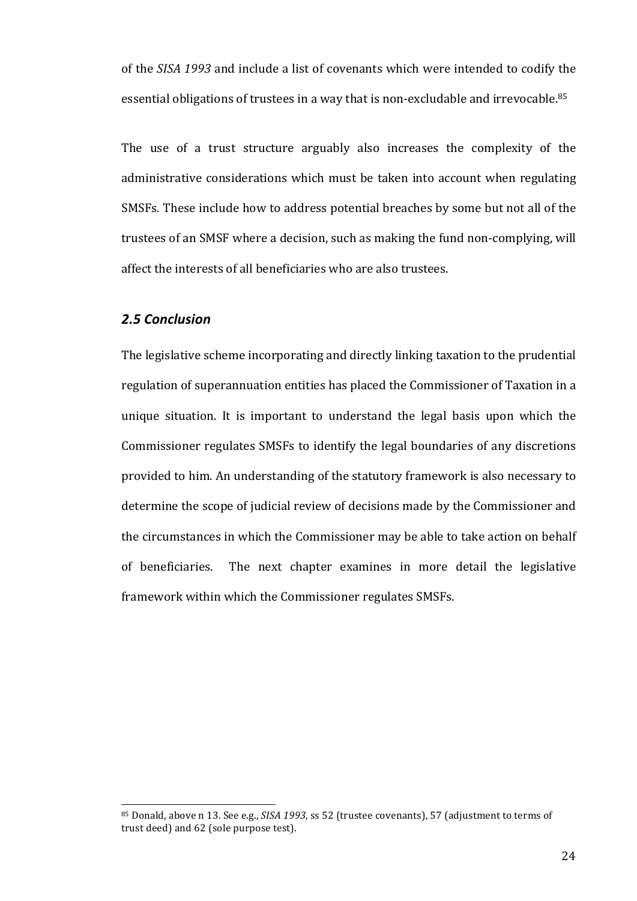of the *SISA 1993* and include a list of covenants which were intended to codify the essential obligations of trustees in a way that is non-excludable and irrevocable.[85]

The use of a trust structure arguably also increases the complexity of the administrative considerations which must be taken into account when regulating SMSFs. These include how to address potential breaches by some but not all of the trustees of an SMSF where a decision, such as making the fund non-complying, will affect the interests of all beneficiaries who are also trustees.

### *2.5 Conclusion*

The legislative scheme incorporating and directly linking taxation to the prudential regulation of superannuation entities has placed the Commissioner of Taxation in a unique situation. It is important to understand the legal basis upon which the Commissioner regulates SMSFs to identify the legal boundaries of any discretions provided to him. An understanding of the statutory framework is also necessary to determine the scope of judicial review of decisions made by the Commissioner and the circumstances in which the Commissioner may be able to take action on behalf of beneficiaries. The next chapter examines in more detail the legislative framework within which the Commissioner regulates SMSFs.

---

[85] Donald, above n 13. See e.g., *SISA 1993*, ss 52 (trustee covenants), 57 (adjustment to terms of trust deed) and 62 (sole purpose test).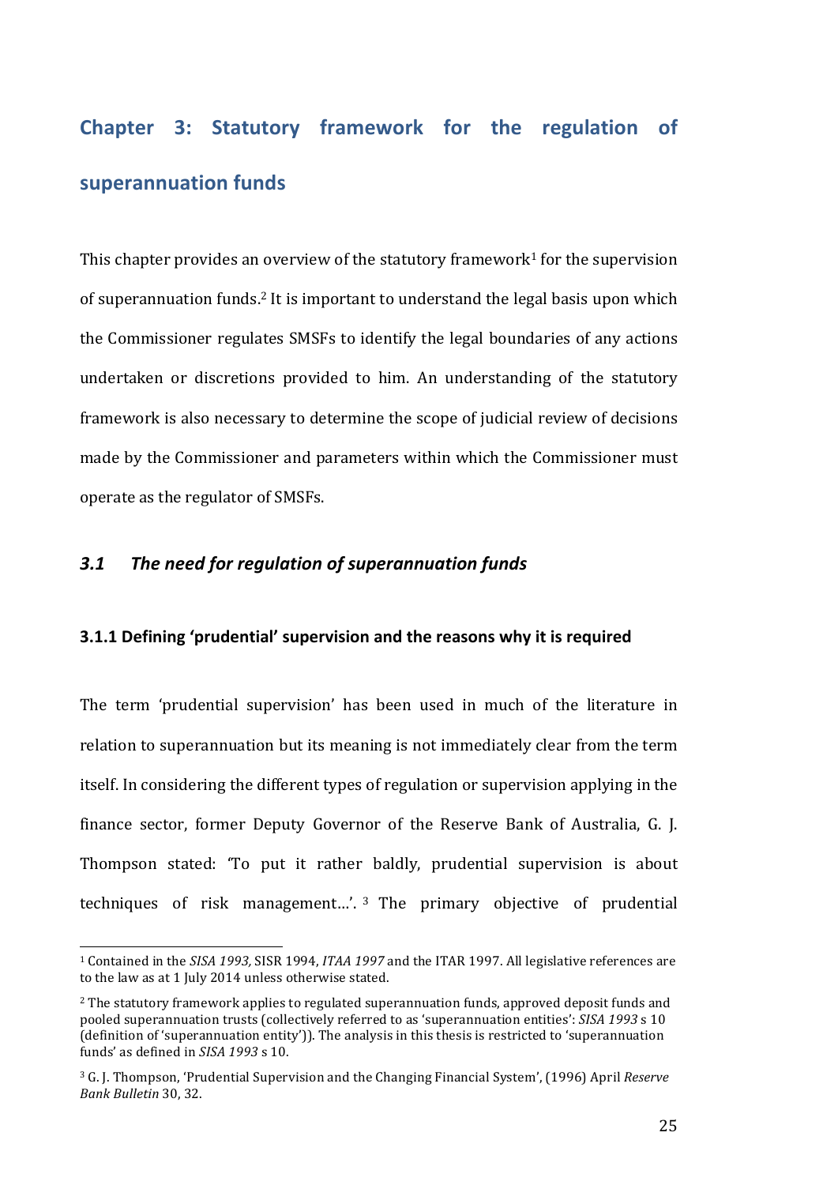# Chapter 3: Statutory framework for the regulation of superannuation funds

This chapter provides an overview of the statutory framework[1] for the supervision of superannuation funds.[2] It is important to understand the legal basis upon which the Commissioner regulates SMSFs to identify the legal boundaries of any actions undertaken or discretions provided to him. An understanding of the statutory framework is also necessary to determine the scope of judicial review of decisions made by the Commissioner and parameters within which the Commissioner must operate as the regulator of SMSFs.

## *3.1 The need for regulation of superannuation funds*

### 3.1.1 Defining 'prudential' supervision and the reasons why it is required

The term 'prudential supervision' has been used in much of the literature in relation to superannuation but its meaning is not immediately clear from the term itself. In considering the different types of regulation or supervision applying in the finance sector, former Deputy Governor of the Reserve Bank of Australia, G. J. Thompson stated: 'To put it rather baldly, prudential supervision is about techniques of risk management…'.[3] The primary objective of prudential

---

[1] Contained in the *SISA 1993,* SISR 1994, *ITAA 1997* and the ITAR 1997. All legislative references are to the law as at 1 July 2014 unless otherwise stated.

[2] The statutory framework applies to regulated superannuation funds, approved deposit funds and pooled superannuation trusts (collectively referred to as 'superannuation entities': *SISA 1993* s 10 (definition of 'superannuation entity')). The analysis in this thesis is restricted to 'superannuation funds' as defined in *SISA 1993* s 10.

[3] G. J. Thompson, 'Prudential Supervision and the Changing Financial System', (1996) April *Reserve Bank Bulletin* 30, 32.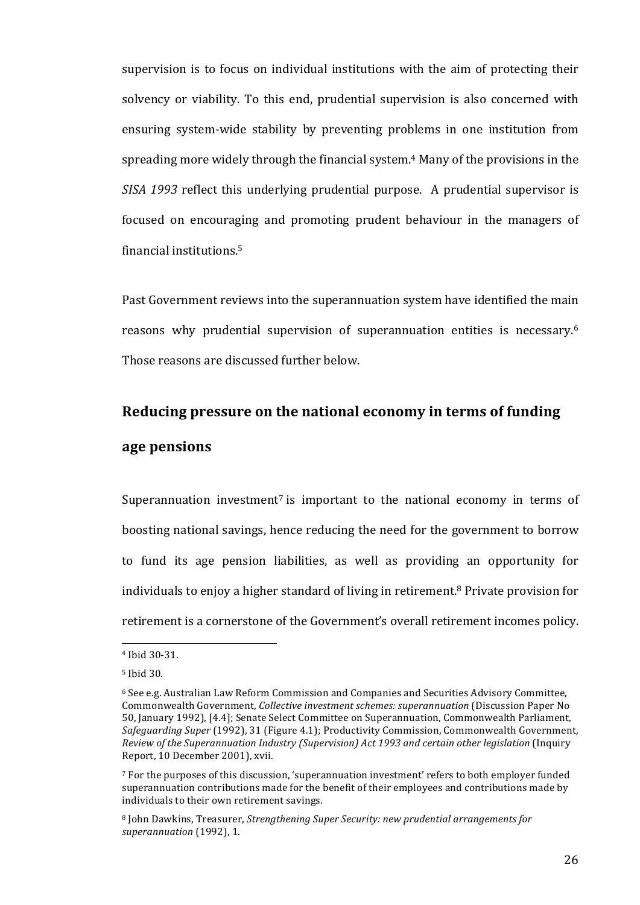supervision is to focus on individual institutions with the aim of protecting their solvency or viability. To this end, prudential supervision is also concerned with ensuring system-wide stability by preventing problems in one institution from spreading more widely through the financial system.[4] Many of the provisions in the *SISA 1993* reflect this underlying prudential purpose. A prudential supervisor is focused on encouraging and promoting prudent behaviour in the managers of financial institutions.[5]

Past Government reviews into the superannuation system have identified the main reasons why prudential supervision of superannuation entities is necessary.[6] Those reasons are discussed further below.

## Reducing pressure on the national economy in terms of funding age pensions

Superannuation investment[7] is important to the national economy in terms of boosting national savings, hence reducing the need for the government to borrow to fund its age pension liabilities, as well as providing an opportunity for individuals to enjoy a higher standard of living in retirement.[8] Private provision for retirement is a cornerstone of the Government's overall retirement incomes policy.

---

[4] Ibid 30-31.

[5] Ibid 30.

[6] See e.g. Australian Law Reform Commission and Companies and Securities Advisory Committee, Commonwealth Government, *Collective investment schemes: superannuation* (Discussion Paper No 50, January 1992), [4.4]; Senate Select Committee on Superannuation, Commonwealth Parliament, *Safeguarding Super* (1992), 31 (Figure 4.1); Productivity Commission, Commonwealth Government, *Review of the Superannuation Industry (Supervision) Act 1993 and certain other legislation* (Inquiry Report, 10 December 2001), xvii.

[7] For the purposes of this discussion, 'superannuation investment' refers to both employer funded superannuation contributions made for the benefit of their employees and contributions made by individuals to their own retirement savings.

[8] John Dawkins, Treasurer, *Strengthening Super Security: new prudential arrangements for superannuation* (1992), 1.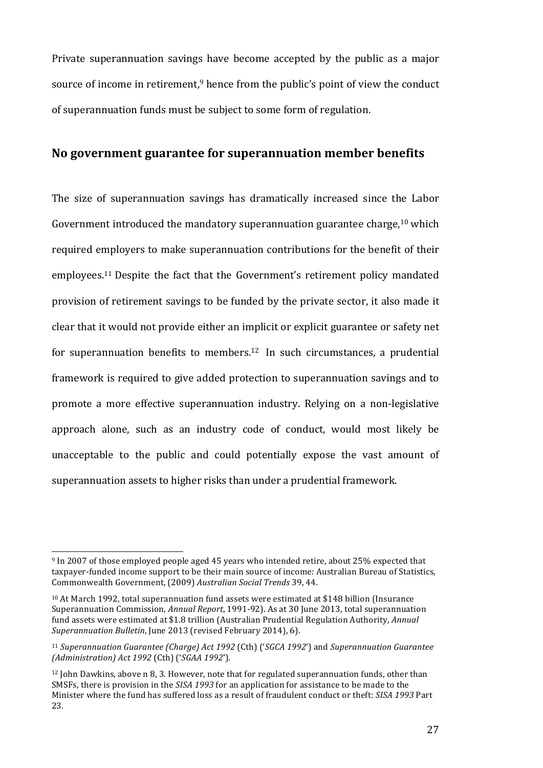Private superannuation savings have become accepted by the public as a major source of income in retirement,[9] hence from the public's point of view the conduct of superannuation funds must be subject to some form of regulation.

## No government guarantee for superannuation member benefits

The size of superannuation savings has dramatically increased since the Labor Government introduced the mandatory superannuation guarantee charge,[10] which required employers to make superannuation contributions for the benefit of their employees.[11] Despite the fact that the Government's retirement policy mandated provision of retirement savings to be funded by the private sector, it also made it clear that it would not provide either an implicit or explicit guarantee or safety net for superannuation benefits to members.[12] In such circumstances, a prudential framework is required to give added protection to superannuation savings and to promote a more effective superannuation industry. Relying on a non-legislative approach alone, such as an industry code of conduct, would most likely be unacceptable to the public and could potentially expose the vast amount of superannuation assets to higher risks than under a prudential framework.

---

[9] In 2007 of those employed people aged 45 years who intended retire, about 25% expected that taxpayer-funded income support to be their main source of income: Australian Bureau of Statistics, Commonwealth Government, (2009) *Australian Social Trends* 39, 44.

[10] At March 1992, total superannuation fund assets were estimated at $148 billion (Insurance Superannuation Commission, *Annual Report*, 1991-92). As at 30 June 2013, total superannuation fund assets were estimated at $1.8 trillion (Australian Prudential Regulation Authority, *Annual Superannuation Bulletin*, June 2013 (revised February 2014), 6).

[11] *Superannuation Guarantee (Charge) Act 1992* (Cth) ('*SGCA 1992*') and *Superannuation Guarantee (Administration) Act 1992* (Cth) ('*SGAA 1992*').

[12] John Dawkins, above n 8, 3. However, note that for regulated superannuation funds, other than SMSFs, there is provision in the *SISA 1993* for an application for assistance to be made to the Minister where the fund has suffered loss as a result of fraudulent conduct or theft: *SISA 1993* Part 23.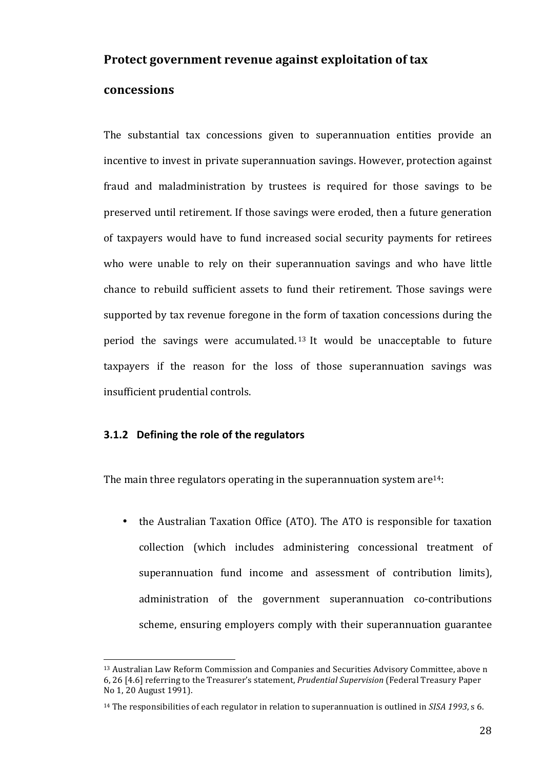**Protect government revenue against exploitation of tax concessions**

The substantial tax concessions given to superannuation entities provide an incentive to invest in private superannuation savings. However, protection against fraud and maladministration by trustees is required for those savings to be preserved until retirement. If those savings were eroded, then a future generation of taxpayers would have to fund increased social security payments for retirees who were unable to rely on their superannuation savings and who have little chance to rebuild sufficient assets to fund their retirement. Those savings were supported by tax revenue foregone in the form of taxation concessions during the period the savings were accumulated.[13] It would be unacceptable to future taxpayers if the reason for the loss of those superannuation savings was insufficient prudential controls.

### 3.1.2 Defining the role of the regulators

The main three regulators operating in the superannuation system are[14]:

- the Australian Taxation Office (ATO). The ATO is responsible for taxation collection (which includes administering concessional treatment of superannuation fund income and assessment of contribution limits), administration of the government superannuation co-contributions scheme, ensuring employers comply with their superannuation guarantee

---

[13] Australian Law Reform Commission and Companies and Securities Advisory Committee, above n 6, 26 [4.6] referring to the Treasurer's statement, *Prudential Supervision* (Federal Treasury Paper No 1, 20 August 1991).

[14] The responsibilities of each regulator in relation to superannuation is outlined in *SISA 1993*, s 6.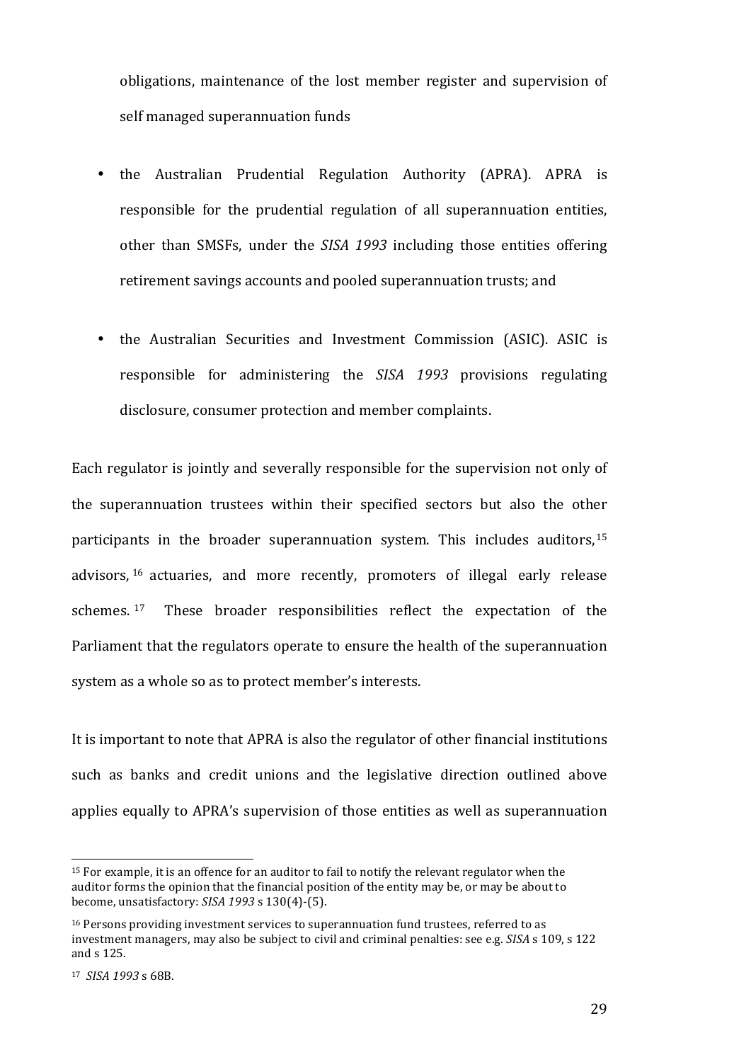obligations, maintenance of the lost member register and supervision of self managed superannuation funds

- the Australian Prudential Regulation Authority (APRA). APRA is responsible for the prudential regulation of all superannuation entities, other than SMSFs, under the *SISA 1993* including those entities offering retirement savings accounts and pooled superannuation trusts; and
- the Australian Securities and Investment Commission (ASIC). ASIC is responsible for administering the *SISA 1993* provisions regulating disclosure, consumer protection and member complaints.

Each regulator is jointly and severally responsible for the supervision not only of the superannuation trustees within their specified sectors but also the other participants in the broader superannuation system. This includes auditors,[15] advisors,[16] actuaries, and more recently, promoters of illegal early release schemes.[17] These broader responsibilities reflect the expectation of the Parliament that the regulators operate to ensure the health of the superannuation system as a whole so as to protect member's interests.

It is important to note that APRA is also the regulator of other financial institutions such as banks and credit unions and the legislative direction outlined above applies equally to APRA's supervision of those entities as well as superannuation

---

[15] For example, it is an offence for an auditor to fail to notify the relevant regulator when the auditor forms the opinion that the financial position of the entity may be, or may be about to become, unsatisfactory: *SISA 1993* s 130(4)-(5).

[16] Persons providing investment services to superannuation fund trustees, referred to as investment managers, may also be subject to civil and criminal penalties: see e.g. *SISA* s 109, s 122 and s 125.

[17] *SISA 1993* s 68B.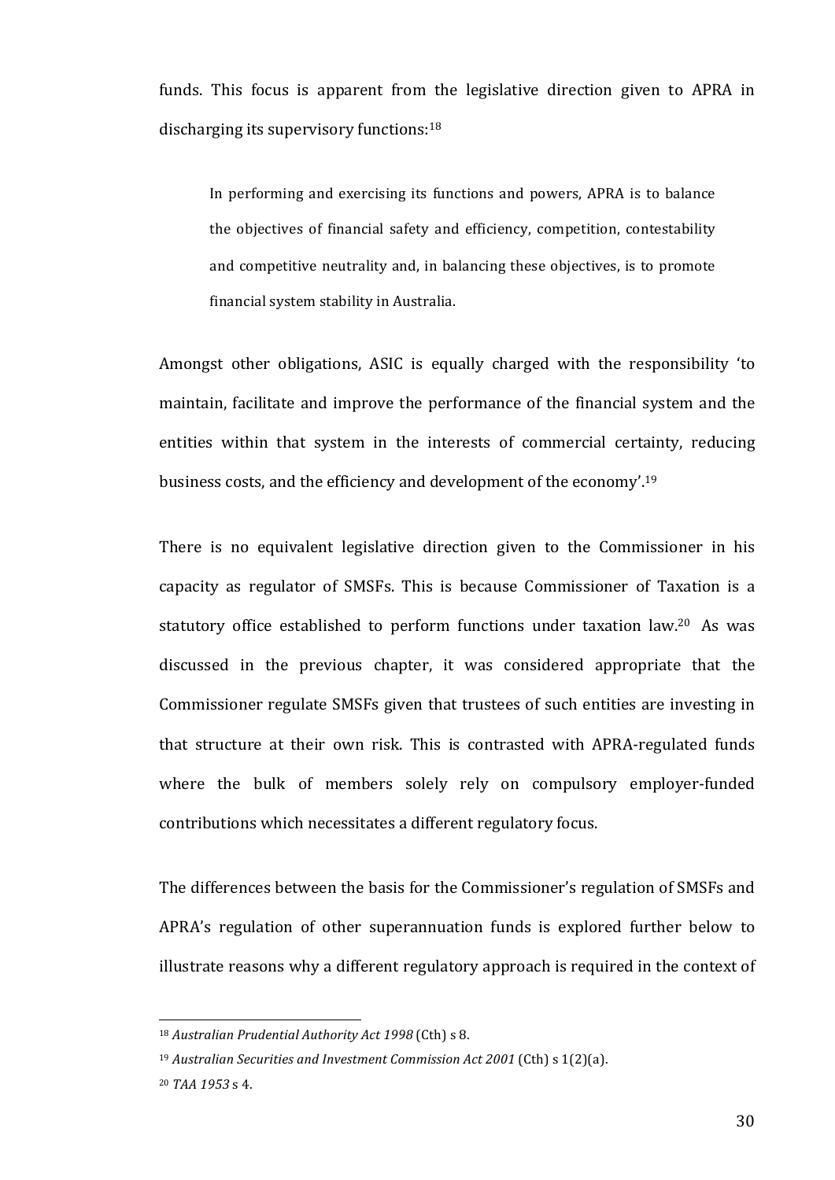funds. This focus is apparent from the legislative direction given to APRA in discharging its supervisory functions:[18]

> In performing and exercising its functions and powers, APRA is to balance the objectives of financial safety and efficiency, competition, contestability and competitive neutrality and, in balancing these objectives, is to promote financial system stability in Australia.

Amongst other obligations, ASIC is equally charged with the responsibility 'to maintain, facilitate and improve the performance of the financial system and the entities within that system in the interests of commercial certainty, reducing business costs, and the efficiency and development of the economy'.[19]

There is no equivalent legislative direction given to the Commissioner in his capacity as regulator of SMSFs. This is because Commissioner of Taxation is a statutory office established to perform functions under taxation law.[20] As was discussed in the previous chapter, it was considered appropriate that the Commissioner regulate SMSFs given that trustees of such entities are investing in that structure at their own risk. This is contrasted with APRA-regulated funds where the bulk of members solely rely on compulsory employer-funded contributions which necessitates a different regulatory focus.

The differences between the basis for the Commissioner's regulation of SMSFs and APRA's regulation of other superannuation funds is explored further below to illustrate reasons why a different regulatory approach is required in the context of

---

[18] *Australian Prudential Authority Act 1998* (Cth) s 8.

[19] *Australian Securities and Investment Commission Act 2001* (Cth) s 1(2)(a).

[20] *TAA 1953* s 4.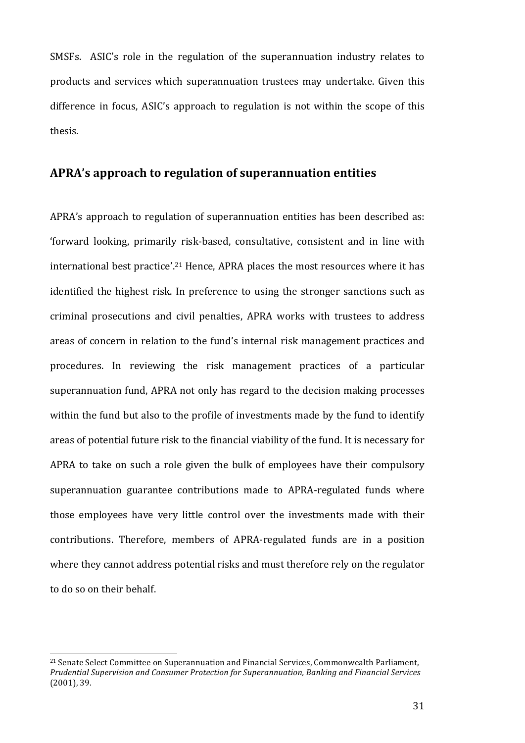SMSFs. ASIC's role in the regulation of the superannuation industry relates to products and services which superannuation trustees may undertake. Given this difference in focus, ASIC's approach to regulation is not within the scope of this thesis.

## APRA's approach to regulation of superannuation entities

APRA's approach to regulation of superannuation entities has been described as: 'forward looking, primarily risk-based, consultative, consistent and in line with international best practice'.[21] Hence, APRA places the most resources where it has identified the highest risk. In preference to using the stronger sanctions such as criminal prosecutions and civil penalties, APRA works with trustees to address areas of concern in relation to the fund's internal risk management practices and procedures. In reviewing the risk management practices of a particular superannuation fund, APRA not only has regard to the decision making processes within the fund but also to the profile of investments made by the fund to identify areas of potential future risk to the financial viability of the fund. It is necessary for APRA to take on such a role given the bulk of employees have their compulsory superannuation guarantee contributions made to APRA-regulated funds where those employees have very little control over the investments made with their contributions. Therefore, members of APRA-regulated funds are in a position where they cannot address potential risks and must therefore rely on the regulator to do so on their behalf.

[21] Senate Select Committee on Superannuation and Financial Services, Commonwealth Parliament, *Prudential Supervision and Consumer Protection for Superannuation, Banking and Financial Services* (2001), 39.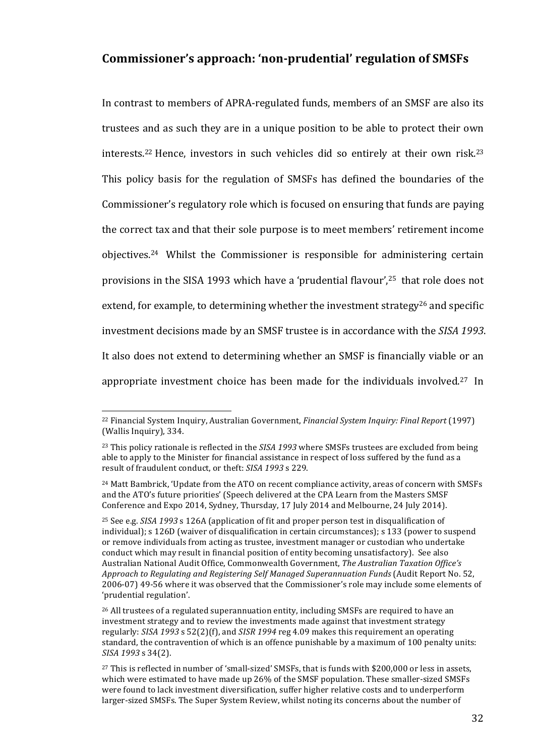## Commissioner's approach: 'non-prudential' regulation of SMSFs

In contrast to members of APRA-regulated funds, members of an SMSF are also its trustees and as such they are in a unique position to be able to protect their own interests.[22] Hence, investors in such vehicles did so entirely at their own risk.[23] This policy basis for the regulation of SMSFs has defined the boundaries of the Commissioner's regulatory role which is focused on ensuring that funds are paying the correct tax and that their sole purpose is to meet members' retirement income objectives.[24] Whilst the Commissioner is responsible for administering certain provisions in the SISA 1993 which have a 'prudential flavour',[25] that role does not extend, for example, to determining whether the investment strategy[26] and specific investment decisions made by an SMSF trustee is in accordance with the *SISA 1993*. It also does not extend to determining whether an SMSF is financially viable or an appropriate investment choice has been made for the individuals involved.[27] In

---

[22] Financial System Inquiry, Australian Government, *Financial System Inquiry: Final Report* (1997) (Wallis Inquiry), 334.

[23] This policy rationale is reflected in the *SISA 1993* where SMSFs trustees are excluded from being able to apply to the Minister for financial assistance in respect of loss suffered by the fund as a result of fraudulent conduct, or theft: *SISA 1993* s 229.

[24] Matt Bambrick, 'Update from the ATO on recent compliance activity, areas of concern with SMSFs and the ATO's future priorities' (Speech delivered at the CPA Learn from the Masters SMSF Conference and Expo 2014, Sydney, Thursday, 17 July 2014 and Melbourne, 24 July 2014).

[25] See e.g. *SISA 1993* s 126A (application of fit and proper person test in disqualification of individual); s 126D (waiver of disqualification in certain circumstances); s 133 (power to suspend or remove individuals from acting as trustee, investment manager or custodian who undertake conduct which may result in financial position of entity becoming unsatisfactory). See also Australian National Audit Office, Commonwealth Government, *The Australian Taxation Office's Approach to Regulating and Registering Self Managed Superannuation Funds* (Audit Report No. 52, 2006-07) 49-56 where it was observed that the Commissioner's role may include some elements of 'prudential regulation'.

[26] All trustees of a regulated superannuation entity, including SMSFs are required to have an investment strategy and to review the investments made against that investment strategy regularly: *SISA 1993* s 52(2)(f), and *SISR 1994* reg 4.09 makes this requirement an operating standard, the contravention of which is an offence punishable by a maximum of 100 penalty units: *SISA 1993* s 34(2).

[27] This is reflected in number of 'small-sized' SMSFs, that is funds with $200,000 or less in assets, which were estimated to have made up 26% of the SMSF population. These smaller-sized SMSFs were found to lack investment diversification, suffer higher relative costs and to underperform larger-sized SMSFs. The Super System Review, whilst noting its concerns about the number of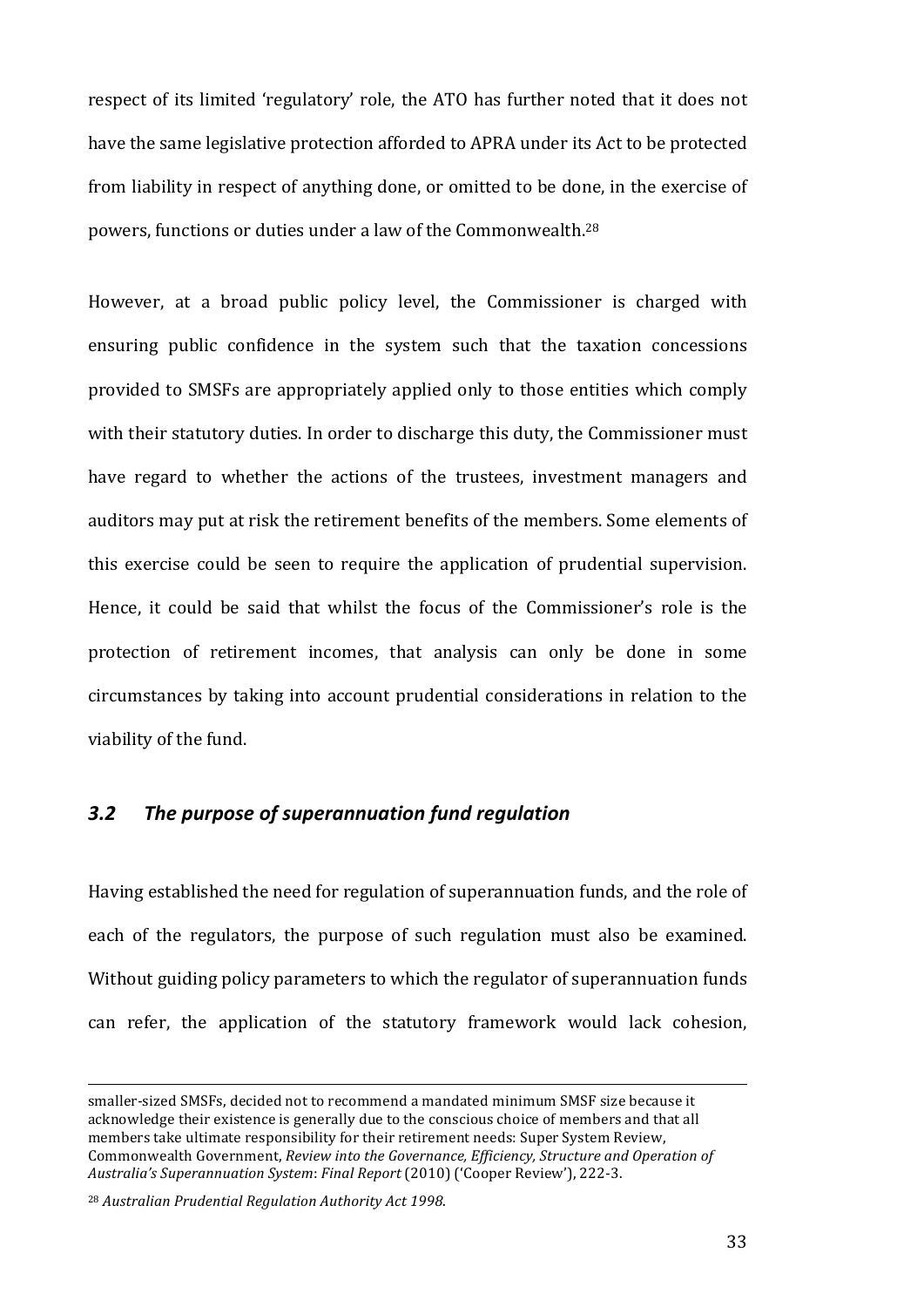respect of its limited 'regulatory' role, the ATO has further noted that it does not have the same legislative protection afforded to APRA under its Act to be protected from liability in respect of anything done, or omitted to be done, in the exercise of powers, functions or duties under a law of the Commonwealth.[28]

However, at a broad public policy level, the Commissioner is charged with ensuring public confidence in the system such that the taxation concessions provided to SMSFs are appropriately applied only to those entities which comply with their statutory duties. In order to discharge this duty, the Commissioner must have regard to whether the actions of the trustees, investment managers and auditors may put at risk the retirement benefits of the members. Some elements of this exercise could be seen to require the application of prudential supervision. Hence, it could be said that whilst the focus of the Commissioner's role is the protection of retirement incomes, that analysis can only be done in some circumstances by taking into account prudential considerations in relation to the viability of the fund.

### *3.2 The purpose of superannuation fund regulation*

Having established the need for regulation of superannuation funds, and the role of each of the regulators, the purpose of such regulation must also be examined. Without guiding policy parameters to which the regulator of superannuation funds can refer, the application of the statutory framework would lack cohesion,

---

smaller-sized SMSFs, decided not to recommend a mandated minimum SMSF size because it acknowledge their existence is generally due to the conscious choice of members and that all members take ultimate responsibility for their retirement needs: Super System Review, Commonwealth Government, *Review into the Governance, Efficiency, Structure and Operation of Australia's Superannuation System*: *Final Report* (2010) ('Cooper Review'), 222-3.

[28] *Australian Prudential Regulation Authority Act 1998*.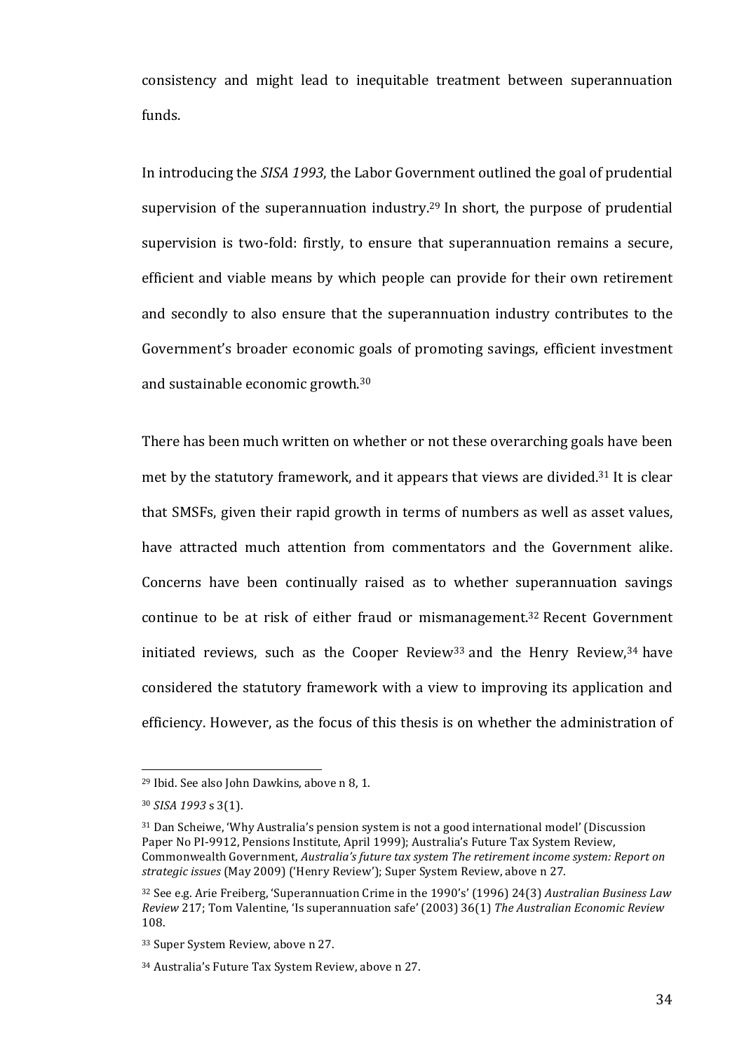consistency and might lead to inequitable treatment between superannuation funds.

In introducing the *SISA 1993*, the Labor Government outlined the goal of prudential supervision of the superannuation industry.[29] In short, the purpose of prudential supervision is two-fold: firstly, to ensure that superannuation remains a secure, efficient and viable means by which people can provide for their own retirement and secondly to also ensure that the superannuation industry contributes to the Government's broader economic goals of promoting savings, efficient investment and sustainable economic growth.[30]

There has been much written on whether or not these overarching goals have been met by the statutory framework, and it appears that views are divided.[31] It is clear that SMSFs, given their rapid growth in terms of numbers as well as asset values, have attracted much attention from commentators and the Government alike. Concerns have been continually raised as to whether superannuation savings continue to be at risk of either fraud or mismanagement.[32] Recent Government initiated reviews, such as the Cooper Review[33] and the Henry Review,[34] have considered the statutory framework with a view to improving its application and efficiency. However, as the focus of this thesis is on whether the administration of

---

[29] Ibid. See also John Dawkins, above n 8, 1.

[30] *SISA 1993* s 3(1).

[31] Dan Scheiwe, 'Why Australia's pension system is not a good international model' (Discussion Paper No PI-9912, Pensions Institute, April 1999); Australia's Future Tax System Review, Commonwealth Government, *Australia's future tax system The retirement income system: Report on strategic issues* (May 2009) ('Henry Review'); Super System Review, above n 27.

[32] See e.g. Arie Freiberg, 'Superannuation Crime in the 1990's' (1996) 24(3) *Australian Business Law Review* 217; Tom Valentine, 'Is superannuation safe' (2003) 36(1) *The Australian Economic Review* 108.

[33] Super System Review, above n 27.

[34] Australia's Future Tax System Review, above n 27.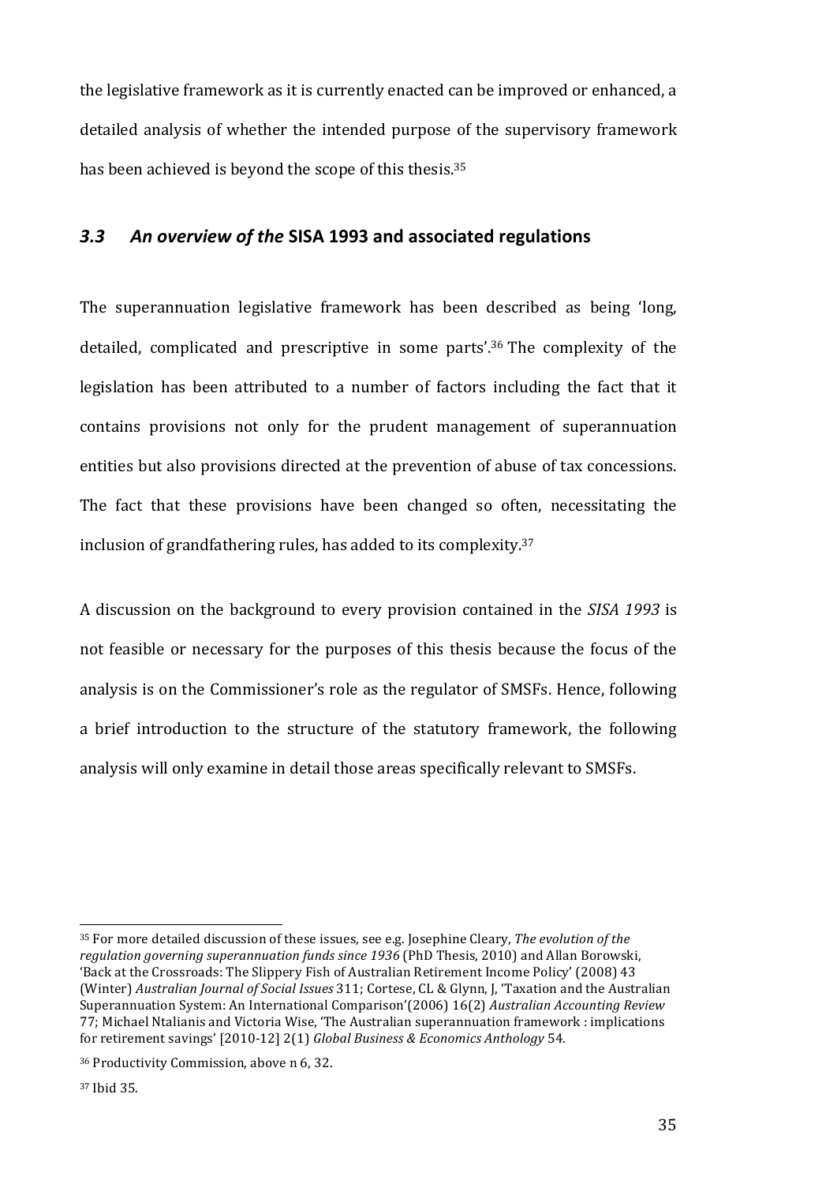the legislative framework as it is currently enacted can be improved or enhanced, a detailed analysis of whether the intended purpose of the supervisory framework has been achieved is beyond the scope of this thesis.[35]

### *3.3 An overview of the* **SISA 1993 and associated regulations**

The superannuation legislative framework has been described as being 'long, detailed, complicated and prescriptive in some parts'.[36] The complexity of the legislation has been attributed to a number of factors including the fact that it contains provisions not only for the prudent management of superannuation entities but also provisions directed at the prevention of abuse of tax concessions. The fact that these provisions have been changed so often, necessitating the inclusion of grandfathering rules, has added to its complexity.[37]

A discussion on the background to every provision contained in the *SISA 1993* is not feasible or necessary for the purposes of this thesis because the focus of the analysis is on the Commissioner's role as the regulator of SMSFs. Hence, following a brief introduction to the structure of the statutory framework, the following analysis will only examine in detail those areas specifically relevant to SMSFs.

---

[35] For more detailed discussion of these issues, see e.g. Josephine Cleary, *The evolution of the regulation governing superannuation funds since 1936* (PhD Thesis, 2010) and Allan Borowski, 'Back at the Crossroads: The Slippery Fish of Australian Retirement Income Policy' (2008) 43 (Winter) *Australian Journal of Social Issues* 311; Cortese, CL & Glynn, J, 'Taxation and the Australian Superannuation System: An International Comparison'(2006) 16(2) *Australian Accounting Review* 77; Michael Ntalianis and Victoria Wise, 'The Australian superannuation framework : implications for retirement savings' [2010-12] 2(1) *Global Business & Economics Anthology* 54.

[36] Productivity Commission, above n 6, 32.

[37] Ibid 35.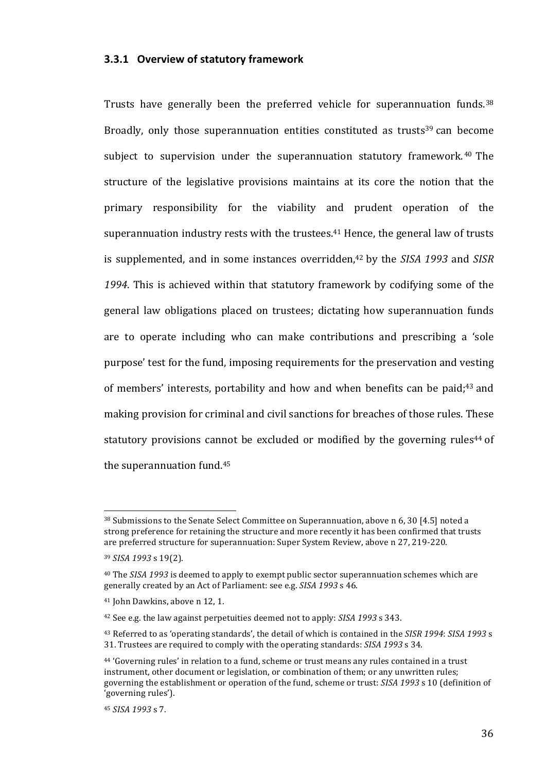### 3.3.1 Overview of statutory framework

Trusts have generally been the preferred vehicle for superannuation funds.[38] Broadly, only those superannuation entities constituted as trusts[39] can become subject to supervision under the superannuation statutory framework.[40] The structure of the legislative provisions maintains at its core the notion that the primary responsibility for the viability and prudent operation of the superannuation industry rests with the trustees.[41] Hence, the general law of trusts is supplemented, and in some instances overridden,[42] by the *SISA 1993* and *SISR 1994*. This is achieved within that statutory framework by codifying some of the general law obligations placed on trustees; dictating how superannuation funds are to operate including who can make contributions and prescribing a 'sole purpose' test for the fund, imposing requirements for the preservation and vesting of members' interests, portability and how and when benefits can be paid;[43] and making provision for criminal and civil sanctions for breaches of those rules. These statutory provisions cannot be excluded or modified by the governing rules[44] of the superannuation fund.[45]

---

[38] Submissions to the Senate Select Committee on Superannuation, above n 6, 30 [4.5] noted a strong preference for retaining the structure and more recently it has been confirmed that trusts are preferred structure for superannuation: Super System Review, above n 27, 219-220.

[39] *SISA 1993* s 19(2).

[40] The *SISA 1993* is deemed to apply to exempt public sector superannuation schemes which are generally created by an Act of Parliament: see e.g. *SISA 1993* s 46.

[41] John Dawkins, above n 12, 1.

[42] See e.g. the law against perpetuities deemed not to apply: *SISA 1993* s 343.

[43] Referred to as 'operating standards', the detail of which is contained in the *SISR 1994*: *SISA 1993* s 31. Trustees are required to comply with the operating standards: *SISA 1993* s 34.

[44] 'Governing rules' in relation to a fund, scheme or trust means any rules contained in a trust instrument, other document or legislation, or combination of them; or any unwritten rules; governing the establishment or operation of the fund, scheme or trust: *SISA 1993* s 10 (definition of 'governing rules').

[45] *SISA 1993* s 7.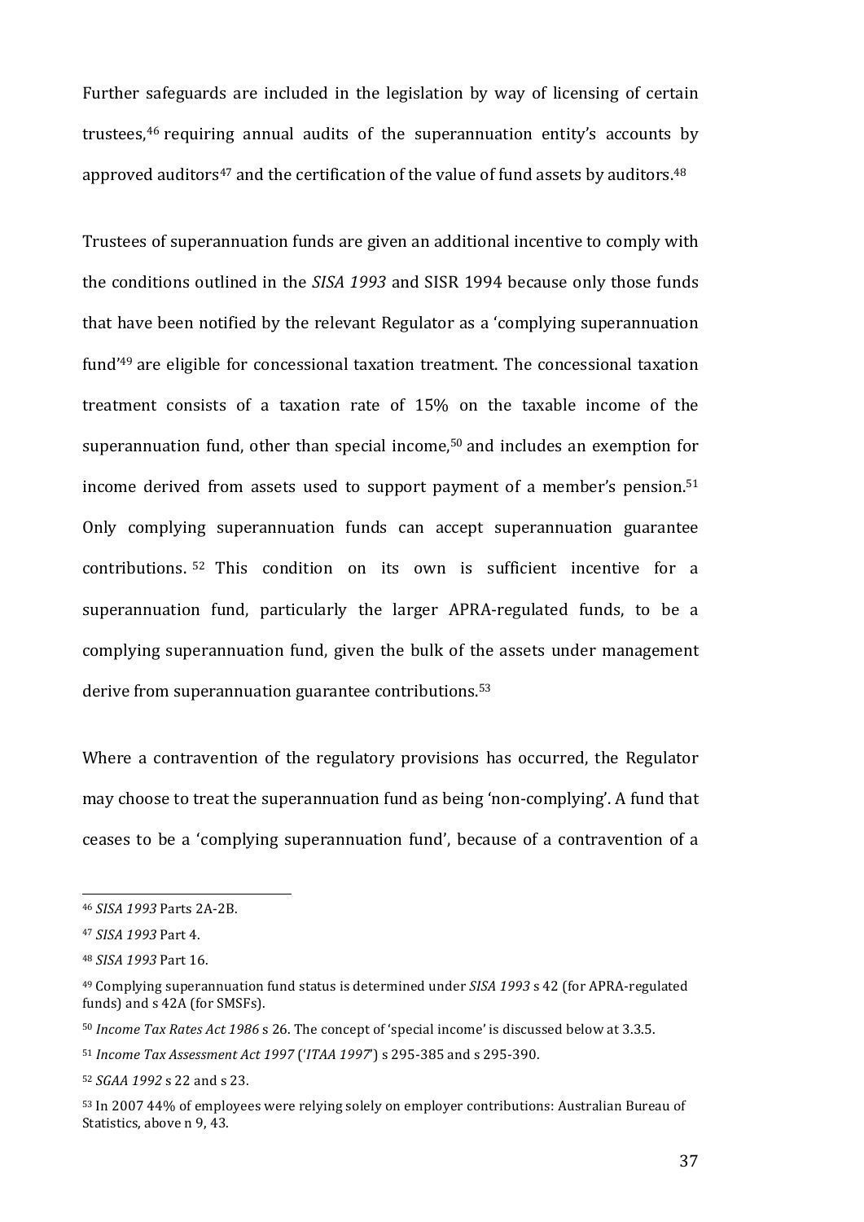Further safeguards are included in the legislation by way of licensing of certain trustees,[46] requiring annual audits of the superannuation entity's accounts by approved auditors[47] and the certification of the value of fund assets by auditors.[48]

Trustees of superannuation funds are given an additional incentive to comply with the conditions outlined in the *SISA 1993* and SISR 1994 because only those funds that have been notified by the relevant Regulator as a 'complying superannuation fund'[49] are eligible for concessional taxation treatment. The concessional taxation treatment consists of a taxation rate of 15% on the taxable income of the superannuation fund, other than special income,[50] and includes an exemption for income derived from assets used to support payment of a member's pension.[51] Only complying superannuation funds can accept superannuation guarantee contributions.[52] This condition on its own is sufficient incentive for a superannuation fund, particularly the larger APRA-regulated funds, to be a complying superannuation fund, given the bulk of the assets under management derive from superannuation guarantee contributions.[53]

Where a contravention of the regulatory provisions has occurred, the Regulator may choose to treat the superannuation fund as being 'non-complying'. A fund that ceases to be a 'complying superannuation fund', because of a contravention of a

---

[46] *SISA 1993* Parts 2A-2B.

[47] *SISA 1993* Part 4.

[48] *SISA 1993* Part 16.

[49] Complying superannuation fund status is determined under *SISA 1993* s 42 (for APRA-regulated funds) and s 42A (for SMSFs).

[50] *Income Tax Rates Act 1986* s 26. The concept of 'special income' is discussed below at 3.3.5.

[51] *Income Tax Assessment Act 1997* ('*ITAA 1997*') s 295-385 and s 295-390.

[52] *SGAA 1992* s 22 and s 23.

[53] In 2007 44% of employees were relying solely on employer contributions: Australian Bureau of Statistics, above n 9, 43.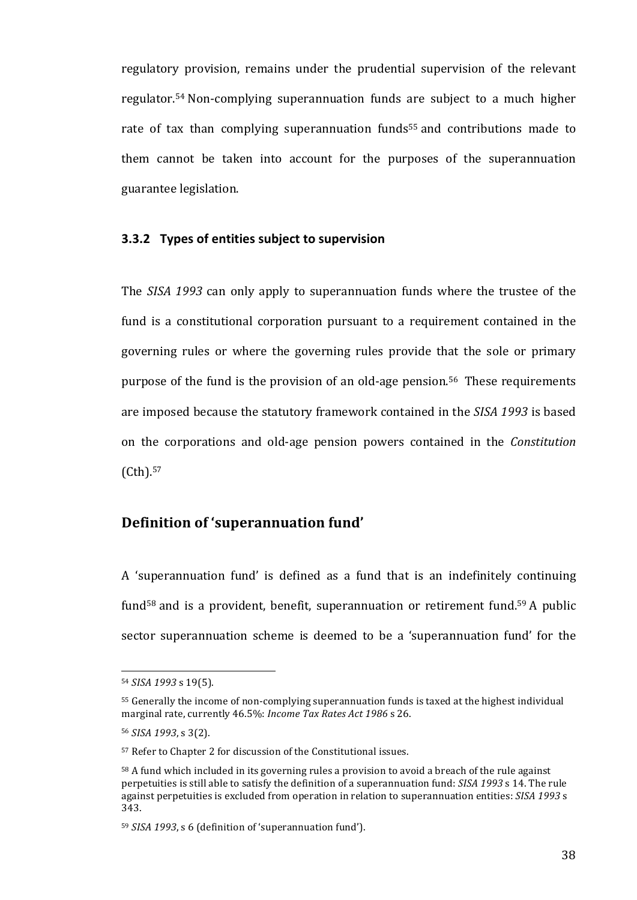regulatory provision, remains under the prudential supervision of the relevant regulator.[54] Non-complying superannuation funds are subject to a much higher rate of tax than complying superannuation funds[55] and contributions made to them cannot be taken into account for the purposes of the superannuation guarantee legislation.

### 3.3.2 Types of entities subject to supervision

The *SISA 1993* can only apply to superannuation funds where the trustee of the fund is a constitutional corporation pursuant to a requirement contained in the governing rules or where the governing rules provide that the sole or primary purpose of the fund is the provision of an old-age pension.[56] These requirements are imposed because the statutory framework contained in the *SISA 1993* is based on the corporations and old-age pension powers contained in the *Constitution* (Cth).[57]

## Definition of 'superannuation fund'

A 'superannuation fund' is defined as a fund that is an indefinitely continuing fund[58] and is a provident, benefit, superannuation or retirement fund.[59] A public sector superannuation scheme is deemed to be a 'superannuation fund' for the

---

[54] *SISA 1993* s 19(5).

[55] Generally the income of non-complying superannuation funds is taxed at the highest individual marginal rate, currently 46.5%: *Income Tax Rates Act 1986* s 26.

[56] *SISA 1993*, s 3(2).

[57] Refer to Chapter 2 for discussion of the Constitutional issues.

[58] A fund which included in its governing rules a provision to avoid a breach of the rule against perpetuities is still able to satisfy the definition of a superannuation fund: *SISA 1993* s 14. The rule against perpetuities is excluded from operation in relation to superannuation entities: *SISA 1993* s 343.

[59] *SISA 1993*, s 6 (definition of 'superannuation fund').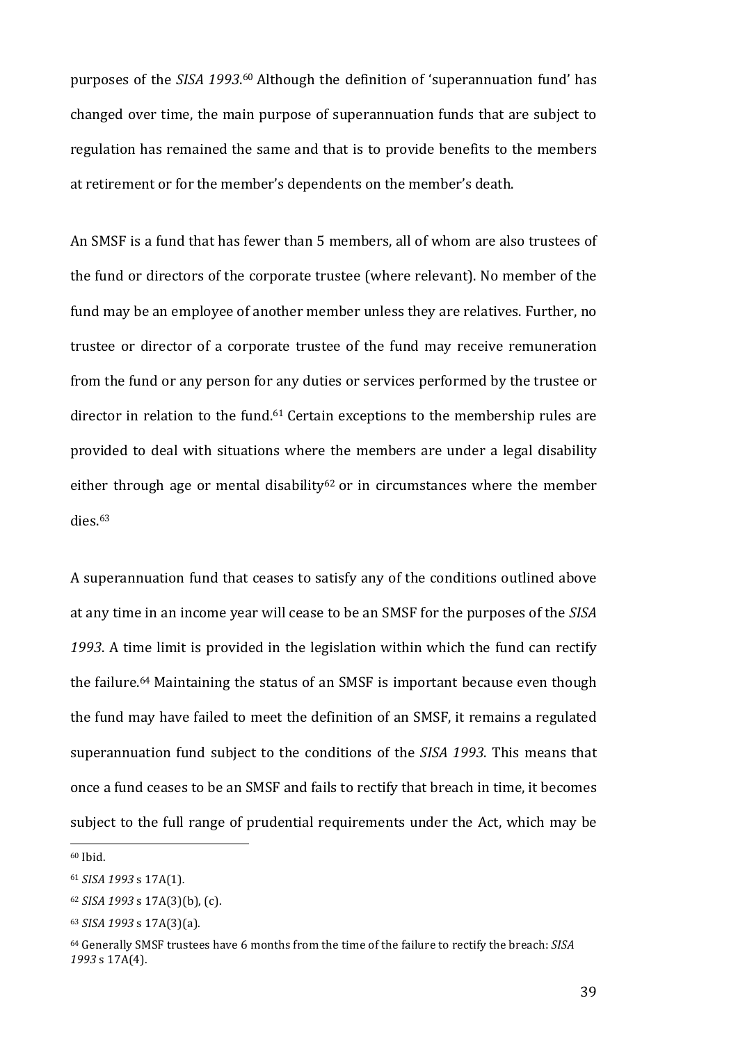purposes of the *SISA 1993*.[60] Although the definition of 'superannuation fund' has changed over time, the main purpose of superannuation funds that are subject to regulation has remained the same and that is to provide benefits to the members at retirement or for the member's dependents on the member's death.

An SMSF is a fund that has fewer than 5 members, all of whom are also trustees of the fund or directors of the corporate trustee (where relevant). No member of the fund may be an employee of another member unless they are relatives. Further, no trustee or director of a corporate trustee of the fund may receive remuneration from the fund or any person for any duties or services performed by the trustee or director in relation to the fund.[61] Certain exceptions to the membership rules are provided to deal with situations where the members are under a legal disability either through age or mental disability[62] or in circumstances where the member dies.[63]

A superannuation fund that ceases to satisfy any of the conditions outlined above at any time in an income year will cease to be an SMSF for the purposes of the *SISA 1993*. A time limit is provided in the legislation within which the fund can rectify the failure.[64] Maintaining the status of an SMSF is important because even though the fund may have failed to meet the definition of an SMSF, it remains a regulated superannuation fund subject to the conditions of the *SISA 1993*. This means that once a fund ceases to be an SMSF and fails to rectify that breach in time, it becomes subject to the full range of prudential requirements under the Act, which may be

---

[60] Ibid.

[61] *SISA 1993* s 17A(1).

[62] *SISA 1993* s 17A(3)(b), (c).

[63] *SISA 1993* s 17A(3)(a).

[64] Generally SMSF trustees have 6 months from the time of the failure to rectify the breach: *SISA 1993* s 17A(4).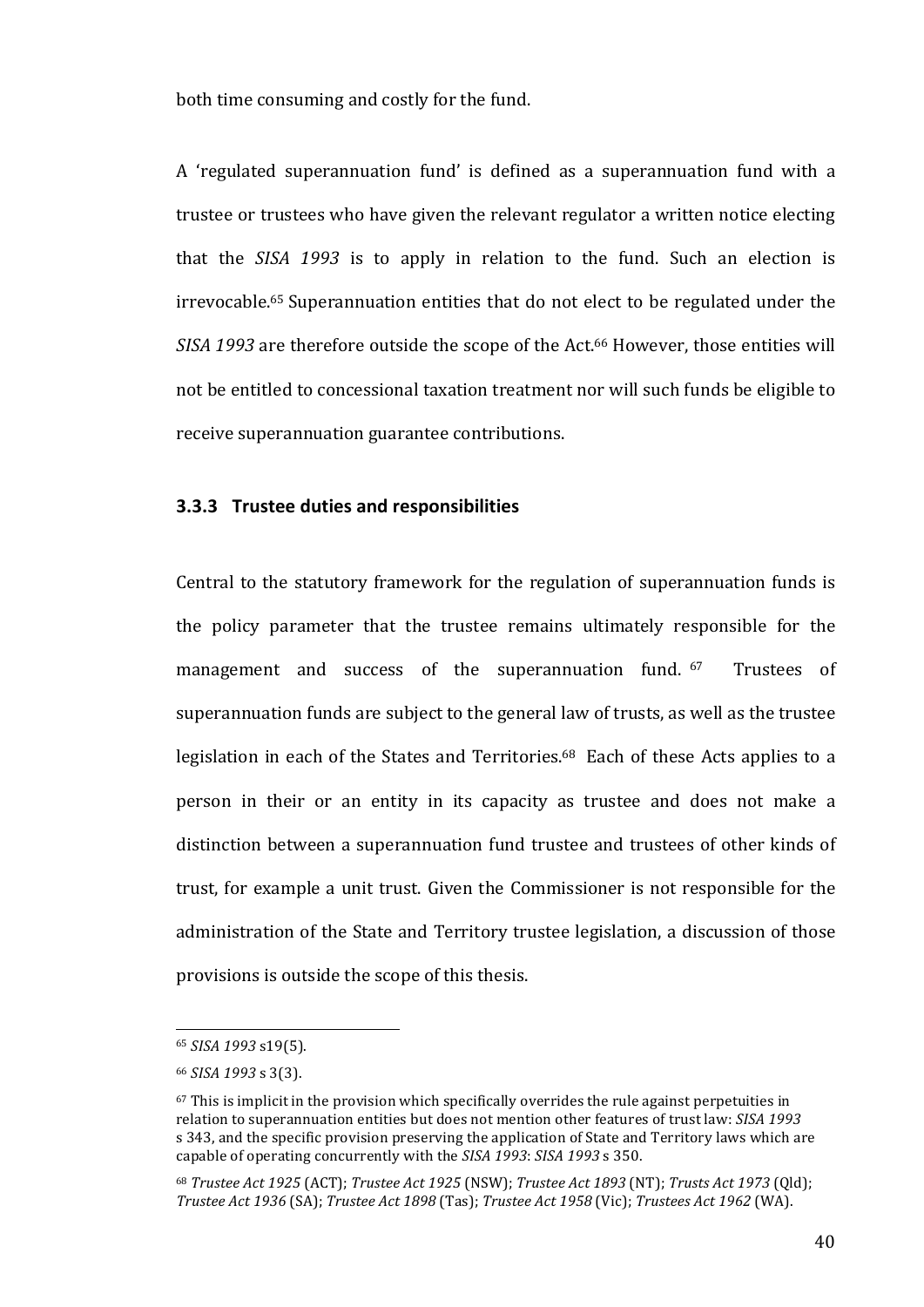both time consuming and costly for the fund.

A 'regulated superannuation fund' is defined as a superannuation fund with a trustee or trustees who have given the relevant regulator a written notice electing that the *SISA 1993* is to apply in relation to the fund. Such an election is irrevocable.[65] Superannuation entities that do not elect to be regulated under the *SISA 1993* are therefore outside the scope of the Act.[66] However, those entities will not be entitled to concessional taxation treatment nor will such funds be eligible to receive superannuation guarantee contributions.

### 3.3.3 Trustee duties and responsibilities

Central to the statutory framework for the regulation of superannuation funds is the policy parameter that the trustee remains ultimately responsible for the management and success of the superannuation fund.[67] Trustees of superannuation funds are subject to the general law of trusts, as well as the trustee legislation in each of the States and Territories.[68] Each of these Acts applies to a person in their or an entity in its capacity as trustee and does not make a distinction between a superannuation fund trustee and trustees of other kinds of trust, for example a unit trust. Given the Commissioner is not responsible for the administration of the State and Territory trustee legislation, a discussion of those provisions is outside the scope of this thesis.

---

[65] *SISA 1993* s19(5).

[66] *SISA 1993* s 3(3).

[67] This is implicit in the provision which specifically overrides the rule against perpetuities in relation to superannuation entities but does not mention other features of trust law: *SISA 1993* s 343, and the specific provision preserving the application of State and Territory laws which are capable of operating concurrently with the *SISA 1993*: *SISA 1993* s 350.

[68] *Trustee Act 1925* (ACT); *Trustee Act 1925* (NSW); *Trustee Act 1893* (NT); *Trusts Act 1973* (Qld); *Trustee Act 1936* (SA); *Trustee Act 1898* (Tas); *Trustee Act 1958* (Vic); *Trustees Act 1962* (WA).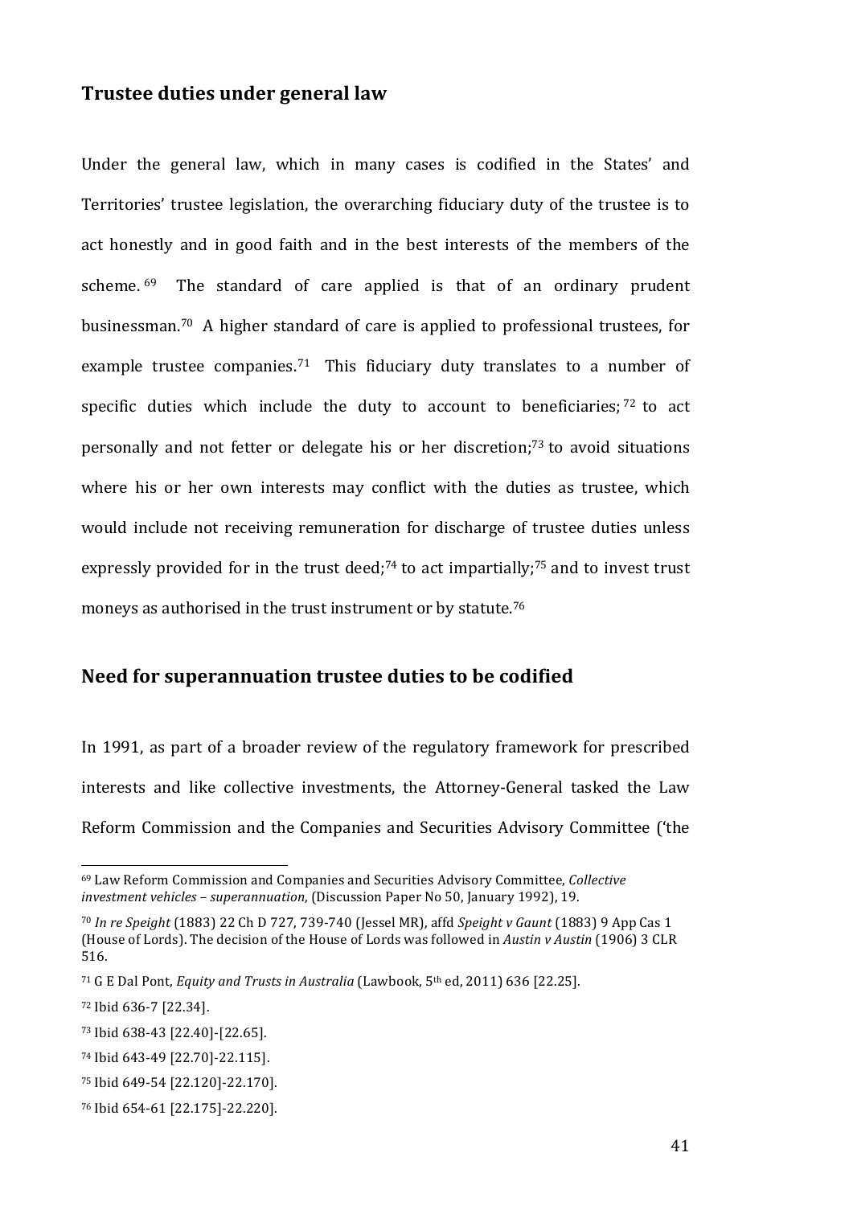## Trustee duties under general law

Under the general law, which in many cases is codified in the States' and Territories' trustee legislation, the overarching fiduciary duty of the trustee is to act honestly and in good faith and in the best interests of the members of the scheme.[69] The standard of care applied is that of an ordinary prudent businessman.[70] A higher standard of care is applied to professional trustees, for example trustee companies.[71] This fiduciary duty translates to a number of specific duties which include the duty to account to beneficiaries;[72] to act personally and not fetter or delegate his or her discretion;[73] to avoid situations where his or her own interests may conflict with the duties as trustee, which would include not receiving remuneration for discharge of trustee duties unless expressly provided for in the trust deed;[74] to act impartially;[75] and to invest trust moneys as authorised in the trust instrument or by statute.[76]

## Need for superannuation trustee duties to be codified

In 1991, as part of a broader review of the regulatory framework for prescribed interests and like collective investments, the Attorney-General tasked the Law Reform Commission and the Companies and Securities Advisory Committee ('the

---

[69] Law Reform Commission and Companies and Securities Advisory Committee, *Collective investment vehicles – superannuation*, (Discussion Paper No 50, January 1992), 19.

[70] *In re Speight* (1883) 22 Ch D 727, 739-740 (Jessel MR), affd *Speight v Gaunt* (1883) 9 App Cas 1 (House of Lords). The decision of the House of Lords was followed in *Austin v Austin* (1906) 3 CLR 516.

[71] G E Dal Pont, *Equity and Trusts in Australia* (Lawbook, 5th ed, 2011) 636 [22.25].

[72] Ibid 636-7 [22.34].

[73] Ibid 638-43 [22.40]-[22.65].

[74] Ibid 643-49 [22.70]-22.115].

[75] Ibid 649-54 [22.120]-22.170].

[76] Ibid 654-61 [22.175]-22.220].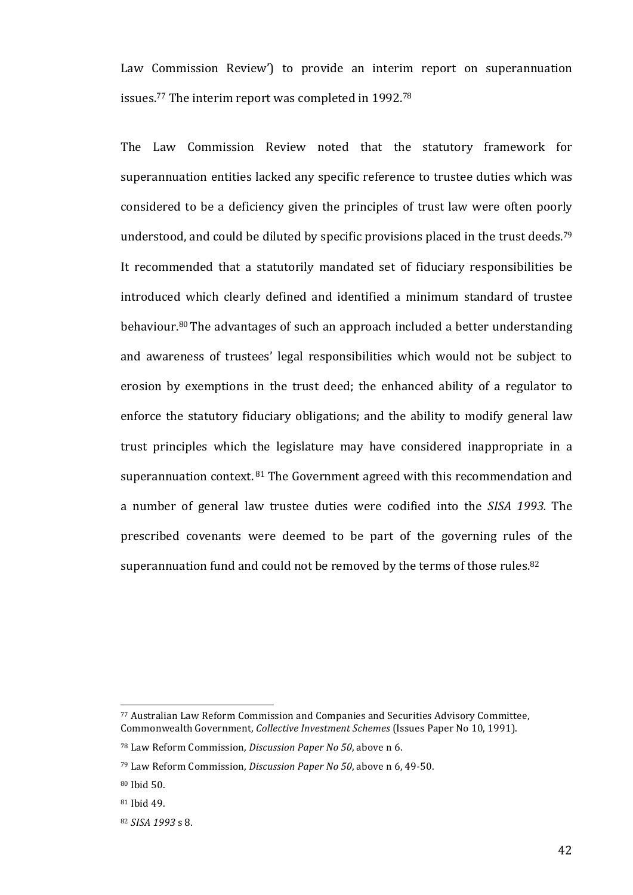Law Commission Review') to provide an interim report on superannuation issues.[77] The interim report was completed in 1992.[78]

The Law Commission Review noted that the statutory framework for superannuation entities lacked any specific reference to trustee duties which was considered to be a deficiency given the principles of trust law were often poorly understood, and could be diluted by specific provisions placed in the trust deeds.[79] It recommended that a statutorily mandated set of fiduciary responsibilities be introduced which clearly defined and identified a minimum standard of trustee behaviour.[80] The advantages of such an approach included a better understanding and awareness of trustees' legal responsibilities which would not be subject to erosion by exemptions in the trust deed; the enhanced ability of a regulator to enforce the statutory fiduciary obligations; and the ability to modify general law trust principles which the legislature may have considered inappropriate in a superannuation context.[81] The Government agreed with this recommendation and a number of general law trustee duties were codified into the *SISA 1993.* The prescribed covenants were deemed to be part of the governing rules of the superannuation fund and could not be removed by the terms of those rules.[82]

---

[77] Australian Law Reform Commission and Companies and Securities Advisory Committee, Commonwealth Government, *Collective Investment Schemes* (Issues Paper No 10, 1991).

[78] Law Reform Commission, *Discussion Paper No 50*, above n 6.

[79] Law Reform Commission, *Discussion Paper No 50*, above n 6, 49-50.

[80] Ibid 50.

[81] Ibid 49.

[82] *SISA 1993* s 8.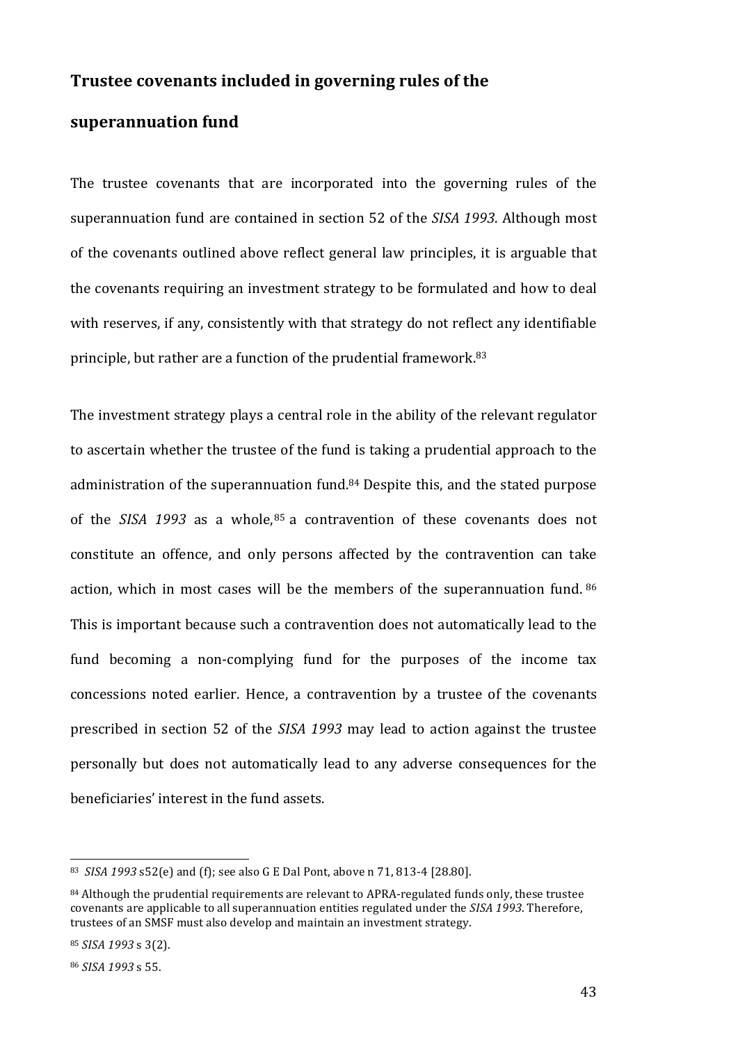## Trustee covenants included in governing rules of the superannuation fund

The trustee covenants that are incorporated into the governing rules of the superannuation fund are contained in section 52 of the *SISA 1993*. Although most of the covenants outlined above reflect general law principles, it is arguable that the covenants requiring an investment strategy to be formulated and how to deal with reserves, if any, consistently with that strategy do not reflect any identifiable principle, but rather are a function of the prudential framework.[83]

The investment strategy plays a central role in the ability of the relevant regulator to ascertain whether the trustee of the fund is taking a prudential approach to the administration of the superannuation fund.[84] Despite this, and the stated purpose of the *SISA 1993* as a whole,[85] a contravention of these covenants does not constitute an offence, and only persons affected by the contravention can take action, which in most cases will be the members of the superannuation fund.[86] This is important because such a contravention does not automatically lead to the fund becoming a non-complying fund for the purposes of the income tax concessions noted earlier. Hence, a contravention by a trustee of the covenants prescribed in section 52 of the *SISA 1993* may lead to action against the trustee personally but does not automatically lead to any adverse consequences for the beneficiaries' interest in the fund assets.

---

[83] *SISA 1993* s52(e) and (f); see also G E Dal Pont, above n 71, 813-4 [28.80].

[84] Although the prudential requirements are relevant to APRA-regulated funds only, these trustee covenants are applicable to all superannuation entities regulated under the *SISA 1993*. Therefore, trustees of an SMSF must also develop and maintain an investment strategy.

[85] *SISA 1993* s 3(2).

[86] *SISA 1993* s 55.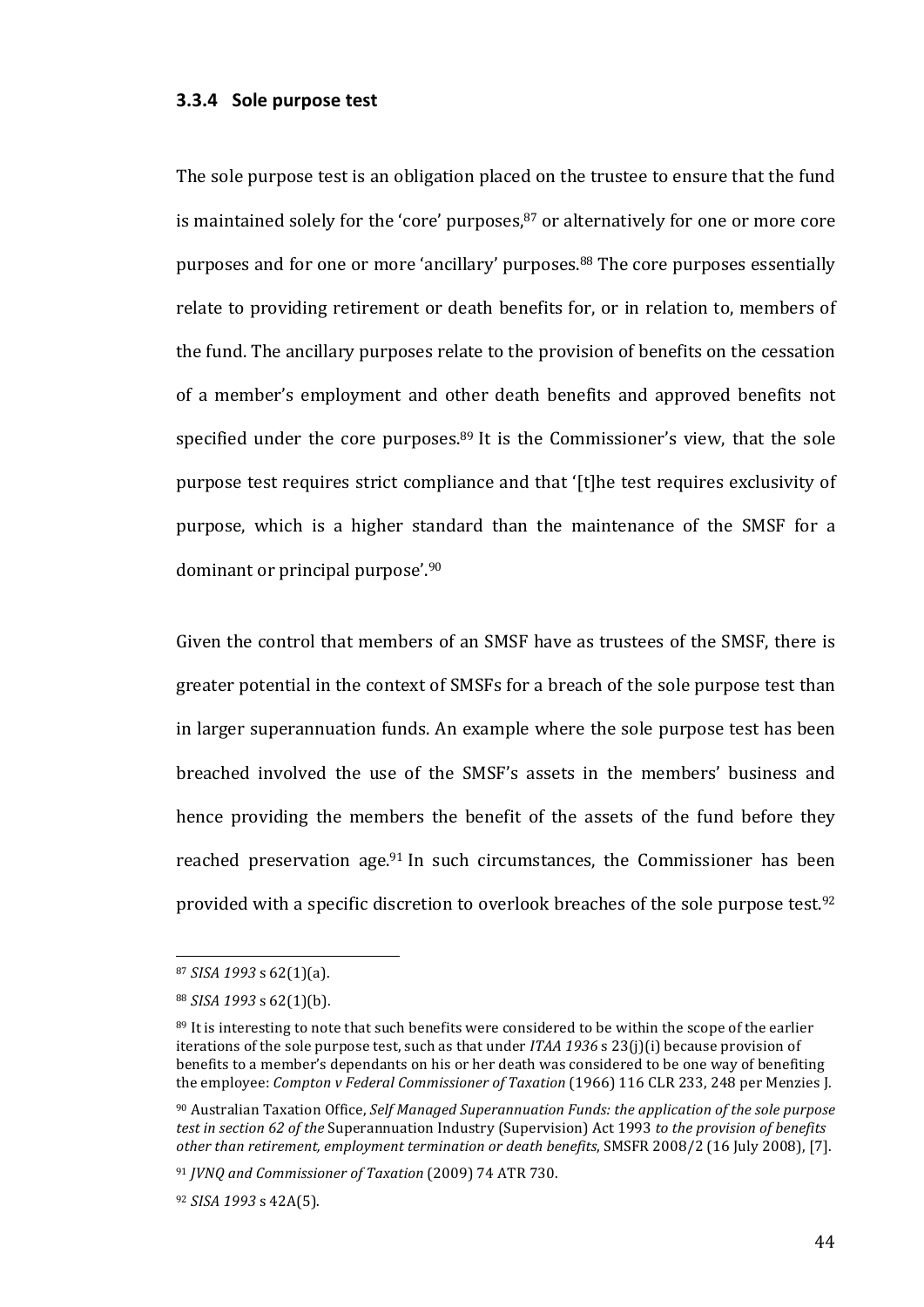### 3.3.4 Sole purpose test

The sole purpose test is an obligation placed on the trustee to ensure that the fund is maintained solely for the 'core' purposes,[87] or alternatively for one or more core purposes and for one or more 'ancillary' purposes.[88] The core purposes essentially relate to providing retirement or death benefits for, or in relation to, members of the fund. The ancillary purposes relate to the provision of benefits on the cessation of a member's employment and other death benefits and approved benefits not specified under the core purposes.[89] It is the Commissioner's view, that the sole purpose test requires strict compliance and that '[t]he test requires exclusivity of purpose, which is a higher standard than the maintenance of the SMSF for a dominant or principal purpose'.[90]

Given the control that members of an SMSF have as trustees of the SMSF, there is greater potential in the context of SMSFs for a breach of the sole purpose test than in larger superannuation funds. An example where the sole purpose test has been breached involved the use of the SMSF's assets in the members' business and hence providing the members the benefit of the assets of the fund before they reached preservation age.[91] In such circumstances, the Commissioner has been provided with a specific discretion to overlook breaches of the sole purpose test.[92]

---

[87] *SISA 1993* s 62(1)(a).

[88] *SISA 1993* s 62(1)(b).

[89] It is interesting to note that such benefits were considered to be within the scope of the earlier iterations of the sole purpose test, such as that under *ITAA 1936* s 23(j)(i) because provision of benefits to a member's dependants on his or her death was considered to be one way of benefiting the employee: *Compton v Federal Commissioner of Taxation* (1966) 116 CLR 233, 248 per Menzies J.

[90] Australian Taxation Office, *Self Managed Superannuation Funds: the application of the sole purpose test in section 62 of the* Superannuation Industry (Supervision) Act 1993 *to the provision of benefits other than retirement, employment termination or death benefits*, SMSFR 2008/2 (16 July 2008), [7].

[91] *JVNQ and Commissioner of Taxation* (2009) 74 ATR 730.

[92] *SISA 1993* s 42A(5).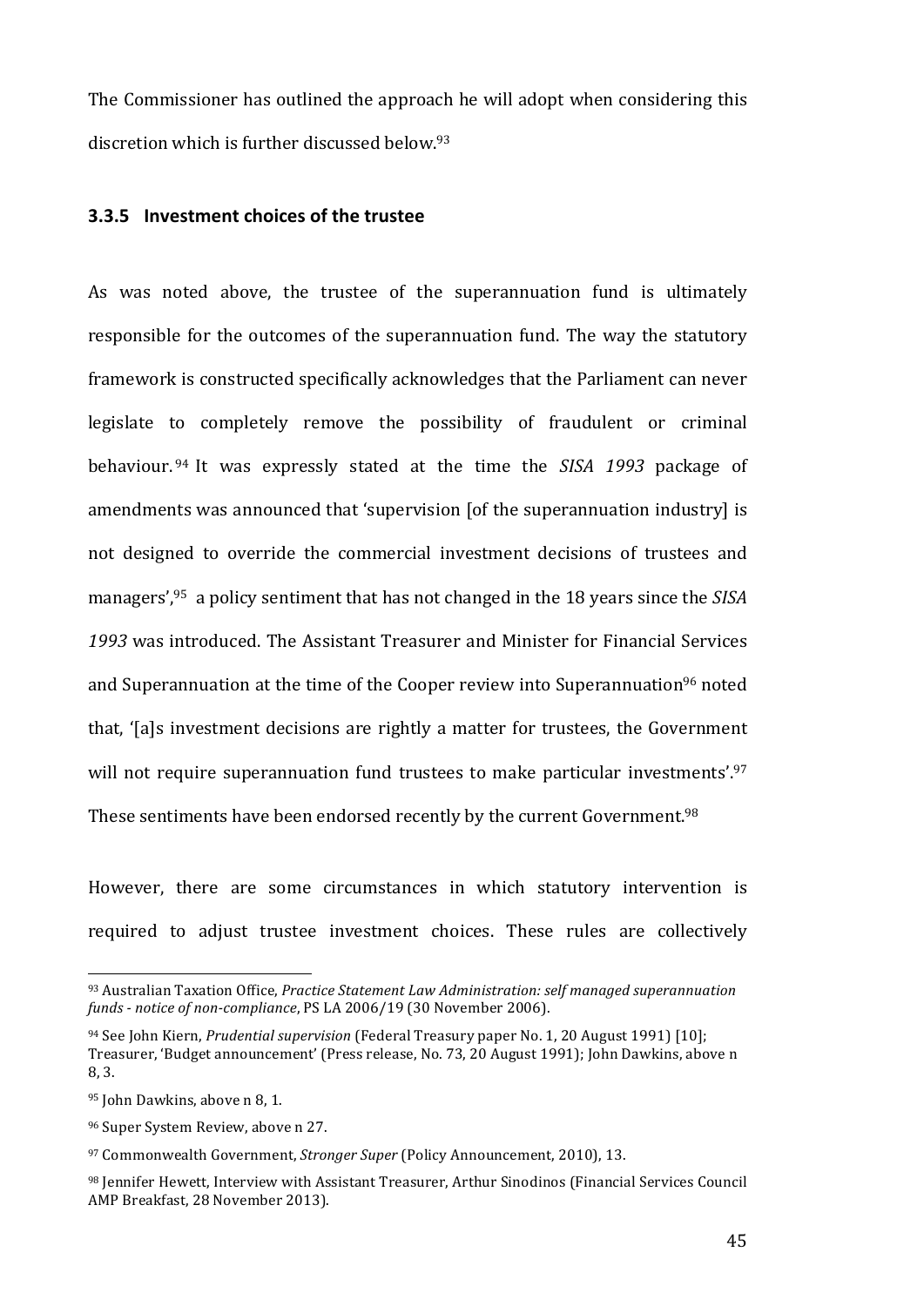The Commissioner has outlined the approach he will adopt when considering this discretion which is further discussed below.[93]

### 3.3.5 Investment choices of the trustee

As was noted above, the trustee of the superannuation fund is ultimately responsible for the outcomes of the superannuation fund. The way the statutory framework is constructed specifically acknowledges that the Parliament can never legislate to completely remove the possibility of fraudulent or criminal behaviour.[94] It was expressly stated at the time the *SISA 1993* package of amendments was announced that 'supervision [of the superannuation industry] is not designed to override the commercial investment decisions of trustees and managers',[95] a policy sentiment that has not changed in the 18 years since the *SISA 1993* was introduced. The Assistant Treasurer and Minister for Financial Services and Superannuation at the time of the Cooper review into Superannuation[96] noted that, '[a]s investment decisions are rightly a matter for trustees, the Government will not require superannuation fund trustees to make particular investments'.[97] These sentiments have been endorsed recently by the current Government.[98]

However, there are some circumstances in which statutory intervention is required to adjust trustee investment choices. These rules are collectively

---

[93] Australian Taxation Office, *Practice Statement Law Administration: self managed superannuation funds - notice of non-compliance*, PS LA 2006/19 (30 November 2006).

[94] See John Kiern, *Prudential supervision* (Federal Treasury paper No. 1, 20 August 1991) [10]; Treasurer, 'Budget announcement' (Press release, No. 73, 20 August 1991); John Dawkins, above n 8, 3.

[95] John Dawkins, above n 8, 1.

[96] Super System Review, above n 27.

[97] Commonwealth Government, *Stronger Super* (Policy Announcement, 2010), 13.

[98] Jennifer Hewett, Interview with Assistant Treasurer, Arthur Sinodinos (Financial Services Council AMP Breakfast, 28 November 2013).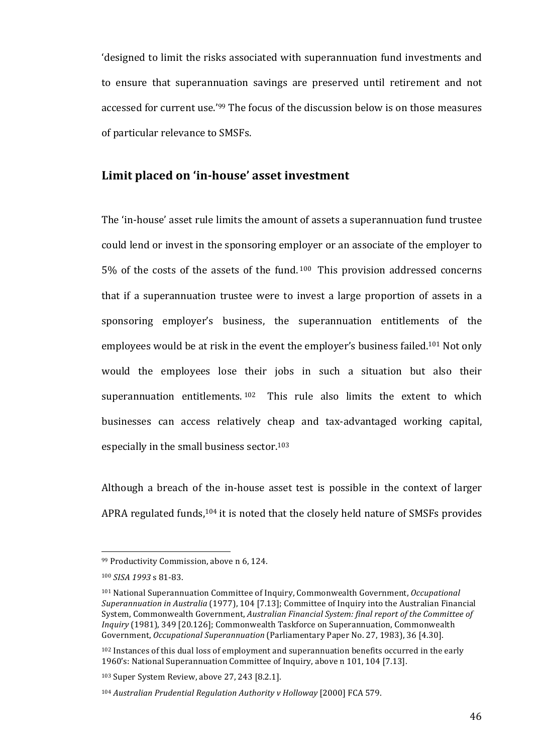'designed to limit the risks associated with superannuation fund investments and to ensure that superannuation savings are preserved until retirement and not accessed for current use.'[99] The focus of the discussion below is on those measures of particular relevance to SMSFs.

## Limit placed on 'in-house' asset investment

The 'in-house' asset rule limits the amount of assets a superannuation fund trustee could lend or invest in the sponsoring employer or an associate of the employer to 5% of the costs of the assets of the fund.[100] This provision addressed concerns that if a superannuation trustee were to invest a large proportion of assets in a sponsoring employer's business, the superannuation entitlements of the employees would be at risk in the event the employer's business failed.[101] Not only would the employees lose their jobs in such a situation but also their superannuation entitlements.[102] This rule also limits the extent to which businesses can access relatively cheap and tax-advantaged working capital, especially in the small business sector.[103]

Although a breach of the in-house asset test is possible in the context of larger APRA regulated funds,[104] it is noted that the closely held nature of SMSFs provides

---

[99] Productivity Commission, above n 6, 124.

[100] *SISA 1993* s 81-83.

[101] National Superannuation Committee of Inquiry, Commonwealth Government, *Occupational Superannuation in Australia* (1977), 104 [7.13]; Committee of Inquiry into the Australian Financial System, Commonwealth Government, *Australian Financial System: final report of the Committee of Inquiry* (1981), 349 [20.126]; Commonwealth Taskforce on Superannuation, Commonwealth Government, *Occupational Superannuation* (Parliamentary Paper No. 27, 1983), 36 [4.30].

[102] Instances of this dual loss of employment and superannuation benefits occurred in the early 1960's: National Superannuation Committee of Inquiry, above n 101, 104 [7.13].

[103] Super System Review, above 27, 243 [8.2.1].

[104] *Australian Prudential Regulation Authority v Holloway* [2000] FCA 579.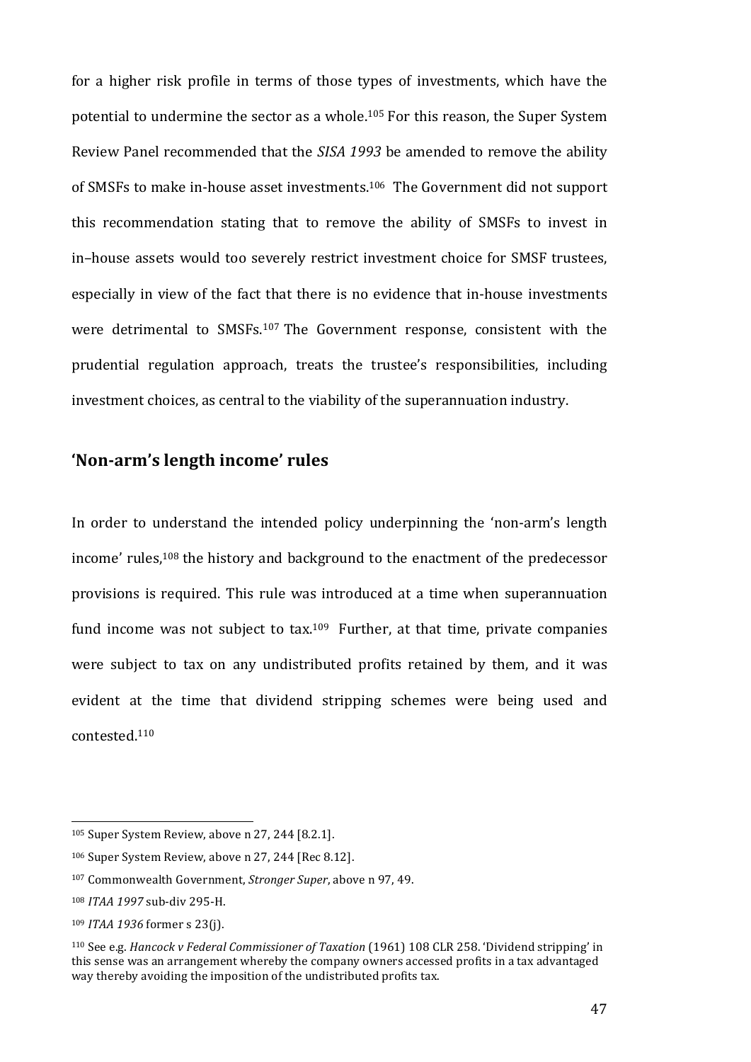for a higher risk profile in terms of those types of investments, which have the potential to undermine the sector as a whole.[105] For this reason, the Super System Review Panel recommended that the *SISA 1993* be amended to remove the ability of SMSFs to make in-house asset investments.[106] The Government did not support this recommendation stating that to remove the ability of SMSFs to invest in in–house assets would too severely restrict investment choice for SMSF trustees, especially in view of the fact that there is no evidence that in-house investments were detrimental to SMSFs.[107] The Government response, consistent with the prudential regulation approach, treats the trustee's responsibilities, including investment choices, as central to the viability of the superannuation industry.

## 'Non-arm's length income' rules

In order to understand the intended policy underpinning the 'non-arm's length income' rules,[108] the history and background to the enactment of the predecessor provisions is required. This rule was introduced at a time when superannuation fund income was not subject to tax.[109] Further, at that time, private companies were subject to tax on any undistributed profits retained by them, and it was evident at the time that dividend stripping schemes were being used and contested.[110]

---

[105] Super System Review, above n 27, 244 [8.2.1].

[106] Super System Review, above n 27, 244 [Rec 8.12].

[107] Commonwealth Government, *Stronger Super*, above n 97, 49.

[108] *ITAA 1997* sub-div 295-H.

[109] *ITAA 1936* former s 23(j).

[110] See e.g. *Hancock v Federal Commissioner of Taxation* (1961) 108 CLR 258. 'Dividend stripping' in this sense was an arrangement whereby the company owners accessed profits in a tax advantaged way thereby avoiding the imposition of the undistributed profits tax.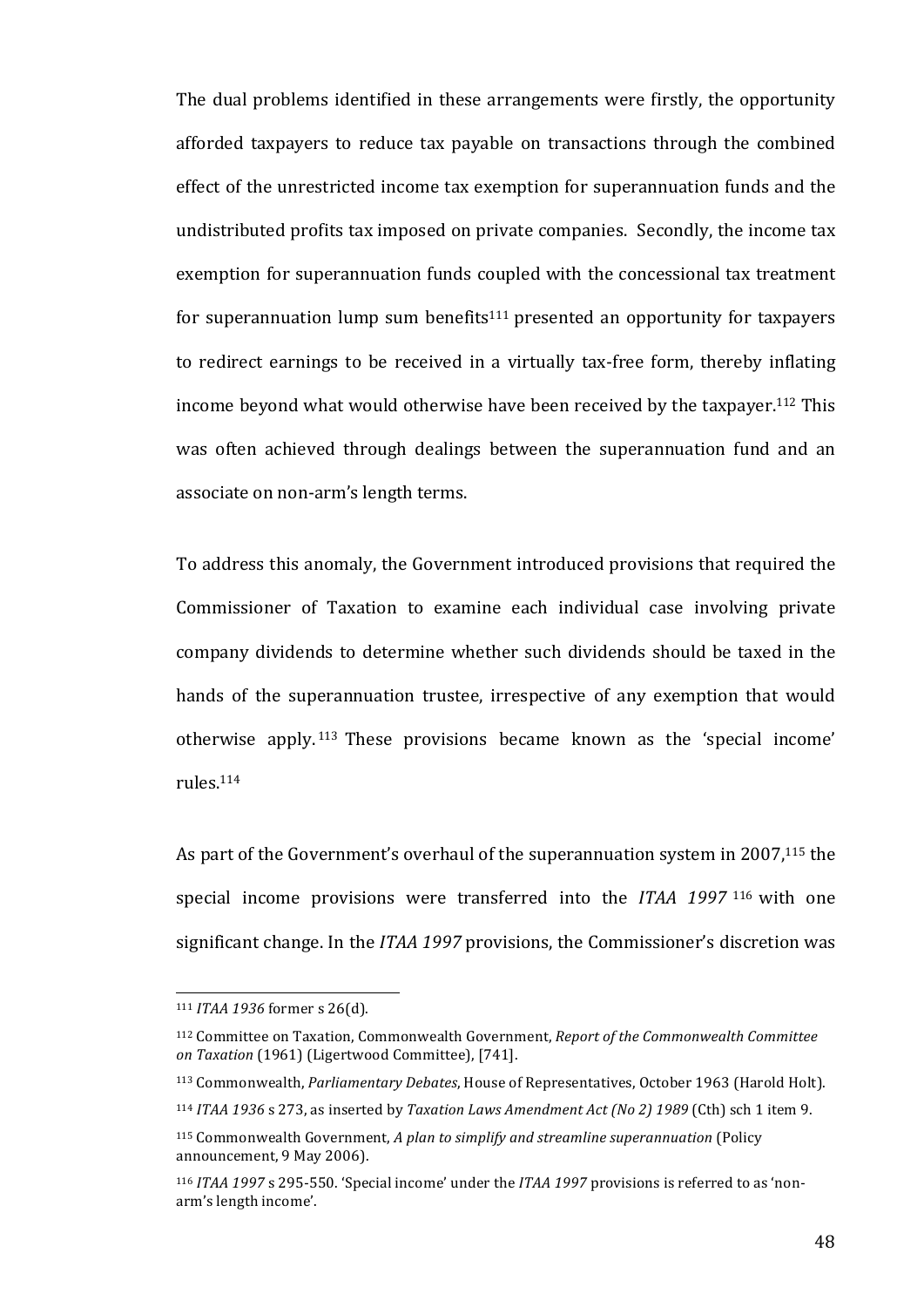The dual problems identified in these arrangements were firstly, the opportunity afforded taxpayers to reduce tax payable on transactions through the combined effect of the unrestricted income tax exemption for superannuation funds and the undistributed profits tax imposed on private companies. Secondly, the income tax exemption for superannuation funds coupled with the concessional tax treatment for superannuation lump sum benefits[111] presented an opportunity for taxpayers to redirect earnings to be received in a virtually tax-free form, thereby inflating income beyond what would otherwise have been received by the taxpayer.[112] This was often achieved through dealings between the superannuation fund and an associate on non-arm's length terms.

To address this anomaly, the Government introduced provisions that required the Commissioner of Taxation to examine each individual case involving private company dividends to determine whether such dividends should be taxed in the hands of the superannuation trustee, irrespective of any exemption that would otherwise apply.[113] These provisions became known as the 'special income' rules.[114]

As part of the Government's overhaul of the superannuation system in 2007,[115] the special income provisions were transferred into the *ITAA 1997*[116] with one significant change. In the *ITAA 1997* provisions, the Commissioner's discretion was

---

[111] *ITAA 1936* former s 26(d).

[112] Committee on Taxation, Commonwealth Government, *Report of the Commonwealth Committee on Taxation* (1961) (Ligertwood Committee), [741].

[113] Commonwealth, *Parliamentary Debates*, House of Representatives, October 1963 (Harold Holt).

[114] *ITAA 1936* s 273, as inserted by *Taxation Laws Amendment Act (No 2) 1989* (Cth) sch 1 item 9.

[115] Commonwealth Government, *A plan to simplify and streamline superannuation* (Policy announcement, 9 May 2006).

[116] *ITAA 1997* s 295-550. 'Special income' under the *ITAA 1997* provisions is referred to as 'non-arm's length income'.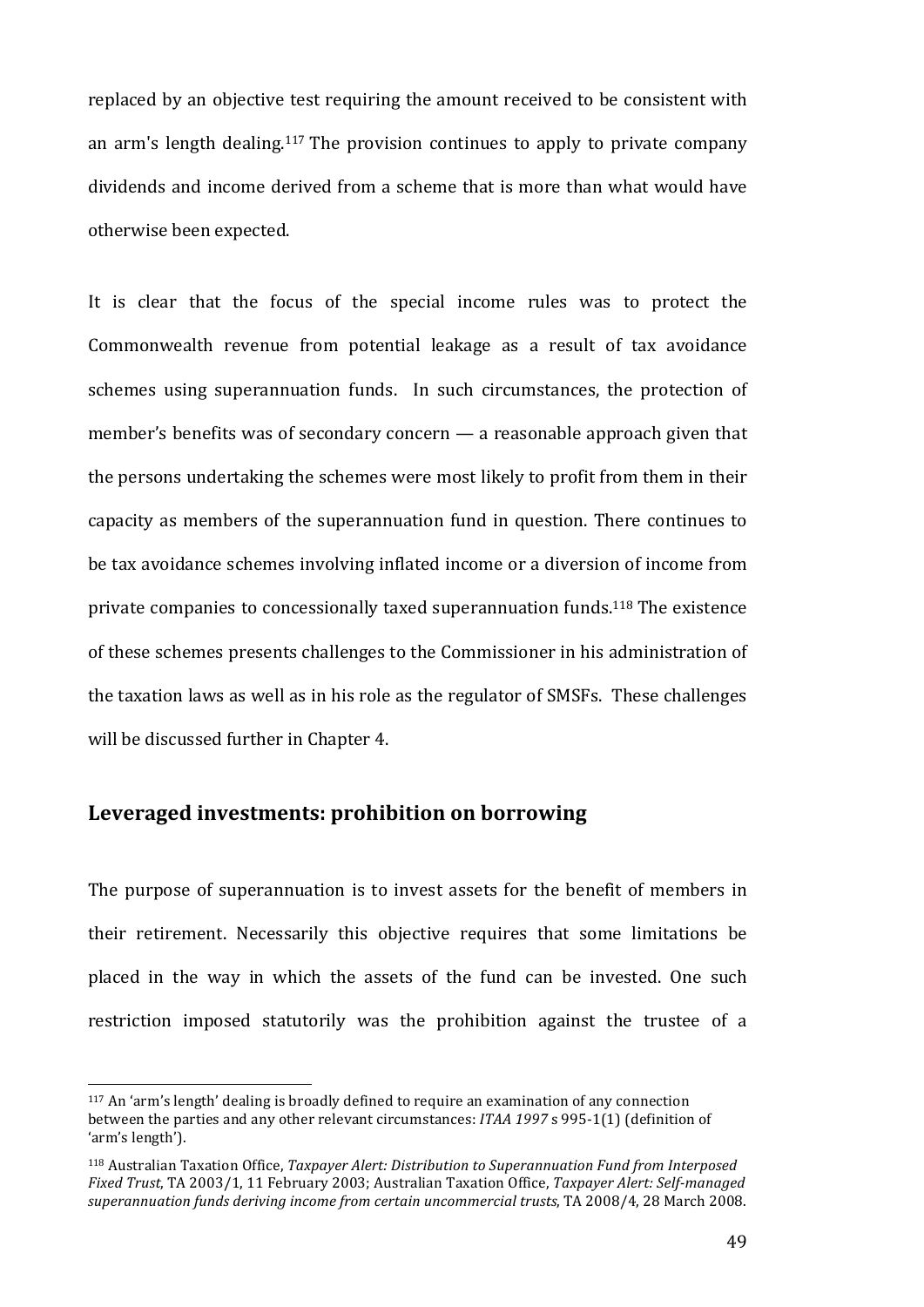replaced by an objective test requiring the amount received to be consistent with an arm's length dealing.[117] The provision continues to apply to private company dividends and income derived from a scheme that is more than what would have otherwise been expected.

It is clear that the focus of the special income rules was to protect the Commonwealth revenue from potential leakage as a result of tax avoidance schemes using superannuation funds. In such circumstances, the protection of member's benefits was of secondary concern — a reasonable approach given that the persons undertaking the schemes were most likely to profit from them in their capacity as members of the superannuation fund in question. There continues to be tax avoidance schemes involving inflated income or a diversion of income from private companies to concessionally taxed superannuation funds.[118] The existence of these schemes presents challenges to the Commissioner in his administration of the taxation laws as well as in his role as the regulator of SMSFs. These challenges will be discussed further in Chapter 4.

## Leveraged investments: prohibition on borrowing

The purpose of superannuation is to invest assets for the benefit of members in their retirement. Necessarily this objective requires that some limitations be placed in the way in which the assets of the fund can be invested. One such restriction imposed statutorily was the prohibition against the trustee of a

---

[117] An 'arm's length' dealing is broadly defined to require an examination of any connection between the parties and any other relevant circumstances: *ITAA 1997* s 995-1(1) (definition of 'arm's length').

[118] Australian Taxation Office, *Taxpayer Alert: Distribution to Superannuation Fund from Interposed Fixed Trust*, TA 2003/1, 11 February 2003; Australian Taxation Office, *Taxpayer Alert: Self-managed superannuation funds deriving income from certain uncommercial trusts*, TA 2008/4, 28 March 2008.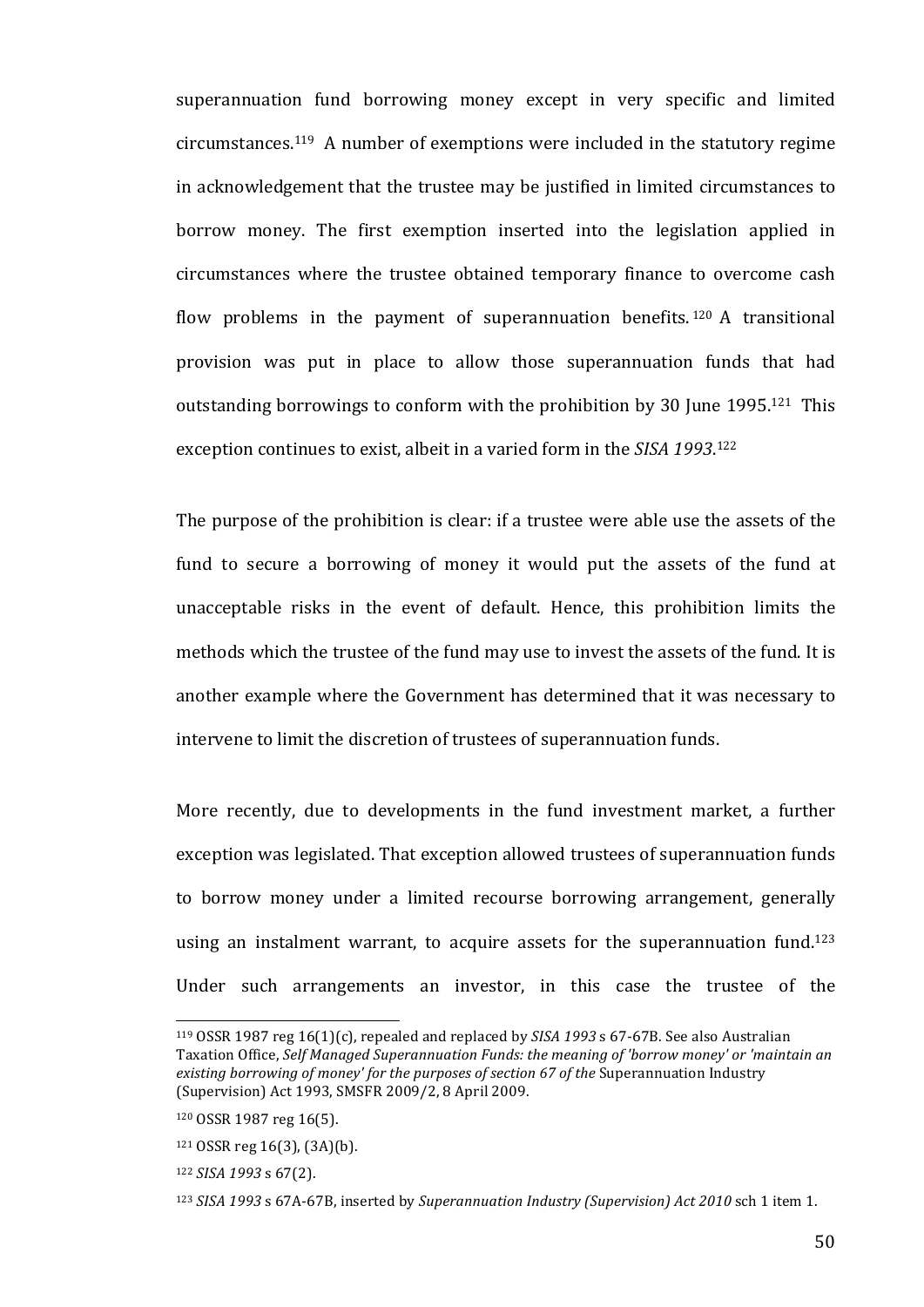superannuation fund borrowing money except in very specific and limited circumstances.[119] A number of exemptions were included in the statutory regime in acknowledgement that the trustee may be justified in limited circumstances to borrow money. The first exemption inserted into the legislation applied in circumstances where the trustee obtained temporary finance to overcome cash flow problems in the payment of superannuation benefits.[120] A transitional provision was put in place to allow those superannuation funds that had outstanding borrowings to conform with the prohibition by 30 June 1995.[121] This exception continues to exist, albeit in a varied form in the *SISA 1993*.[122]

The purpose of the prohibition is clear: if a trustee were able use the assets of the fund to secure a borrowing of money it would put the assets of the fund at unacceptable risks in the event of default. Hence, this prohibition limits the methods which the trustee of the fund may use to invest the assets of the fund. It is another example where the Government has determined that it was necessary to intervene to limit the discretion of trustees of superannuation funds.

More recently, due to developments in the fund investment market, a further exception was legislated. That exception allowed trustees of superannuation funds to borrow money under a limited recourse borrowing arrangement, generally using an instalment warrant, to acquire assets for the superannuation fund.[123] Under such arrangements an investor, in this case the trustee of the

---

[119] OSSR 1987 reg 16(1)(c), repealed and replaced by *SISA 1993* s 67-67B. See also Australian Taxation Office, *Self Managed Superannuation Funds: the meaning of 'borrow money' or 'maintain an existing borrowing of money' for the purposes of section 67 of the* Superannuation Industry (Supervision) Act 1993, SMSFR 2009/2, 8 April 2009.

[120] OSSR 1987 reg 16(5).

[121] OSSR reg 16(3), (3A)(b).

[122] *SISA 1993* s 67(2).

[123] *SISA 1993* s 67A-67B, inserted by *Superannuation Industry (Supervision) Act 2010* sch 1 item 1.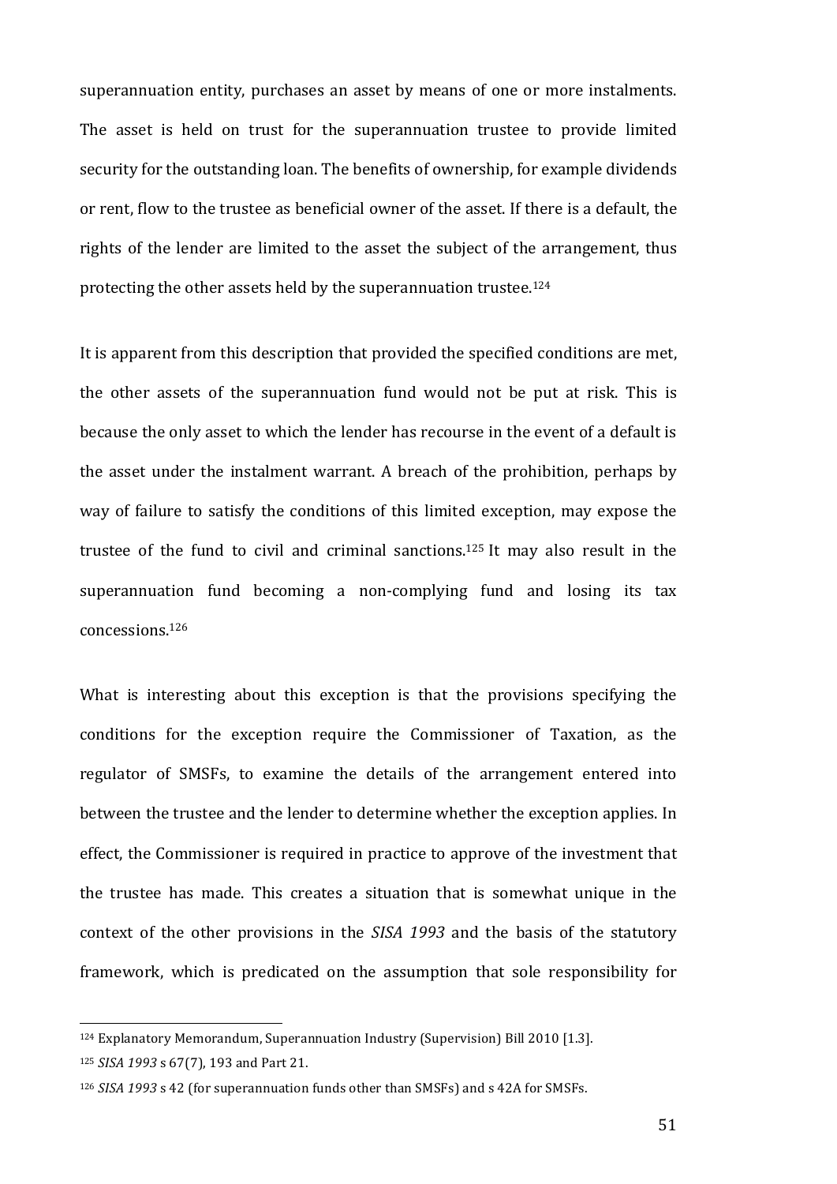superannuation entity, purchases an asset by means of one or more instalments. The asset is held on trust for the superannuation trustee to provide limited security for the outstanding loan. The benefits of ownership, for example dividends or rent, flow to the trustee as beneficial owner of the asset. If there is a default, the rights of the lender are limited to the asset the subject of the arrangement, thus protecting the other assets held by the superannuation trustee.[124]

It is apparent from this description that provided the specified conditions are met, the other assets of the superannuation fund would not be put at risk. This is because the only asset to which the lender has recourse in the event of a default is the asset under the instalment warrant. A breach of the prohibition, perhaps by way of failure to satisfy the conditions of this limited exception, may expose the trustee of the fund to civil and criminal sanctions.[125] It may also result in the superannuation fund becoming a non-complying fund and losing its tax concessions.[126]

What is interesting about this exception is that the provisions specifying the conditions for the exception require the Commissioner of Taxation, as the regulator of SMSFs, to examine the details of the arrangement entered into between the trustee and the lender to determine whether the exception applies. In effect, the Commissioner is required in practice to approve of the investment that the trustee has made. This creates a situation that is somewhat unique in the context of the other provisions in the *SISA 1993* and the basis of the statutory framework, which is predicated on the assumption that sole responsibility for

---

[124] Explanatory Memorandum, Superannuation Industry (Supervision) Bill 2010 [1.3].

[125] *SISA 1993* s 67(7), 193 and Part 21.

[126] *SISA 1993* s 42 (for superannuation funds other than SMSFs) and s 42A for SMSFs.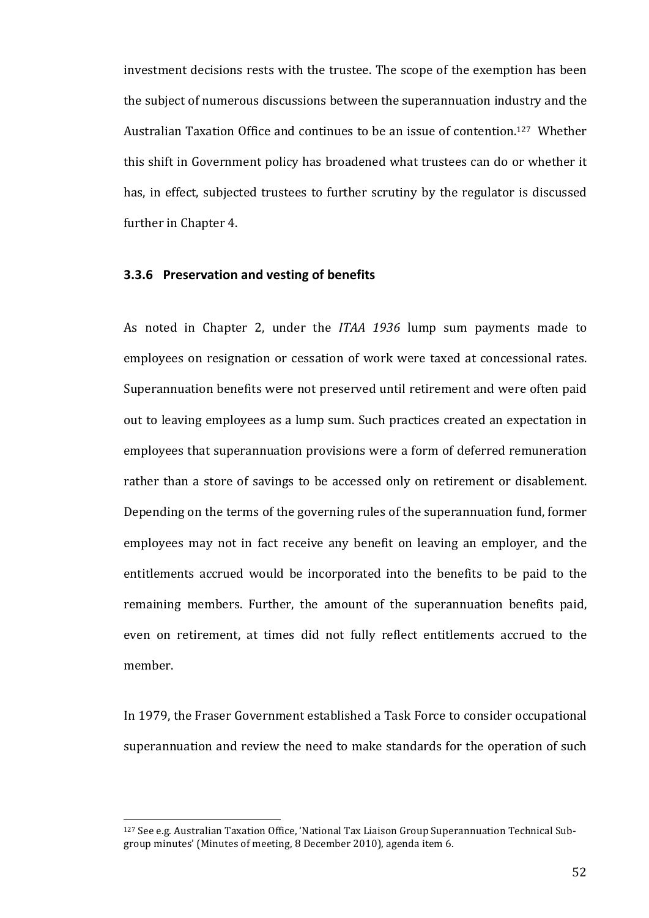investment decisions rests with the trustee. The scope of the exemption has been the subject of numerous discussions between the superannuation industry and the Australian Taxation Office and continues to be an issue of contention.[127] Whether this shift in Government policy has broadened what trustees can do or whether it has, in effect, subjected trustees to further scrutiny by the regulator is discussed further in Chapter 4.

### 3.3.6 Preservation and vesting of benefits

As noted in Chapter 2, under the *ITAA 1936* lump sum payments made to employees on resignation or cessation of work were taxed at concessional rates. Superannuation benefits were not preserved until retirement and were often paid out to leaving employees as a lump sum. Such practices created an expectation in employees that superannuation provisions were a form of deferred remuneration rather than a store of savings to be accessed only on retirement or disablement. Depending on the terms of the governing rules of the superannuation fund, former employees may not in fact receive any benefit on leaving an employer, and the entitlements accrued would be incorporated into the benefits to be paid to the remaining members. Further, the amount of the superannuation benefits paid, even on retirement, at times did not fully reflect entitlements accrued to the member.

In 1979, the Fraser Government established a Task Force to consider occupational superannuation and review the need to make standards for the operation of such

---

[127] See e.g. Australian Taxation Office, 'National Tax Liaison Group Superannuation Technical Sub-group minutes' (Minutes of meeting, 8 December 2010), agenda item 6.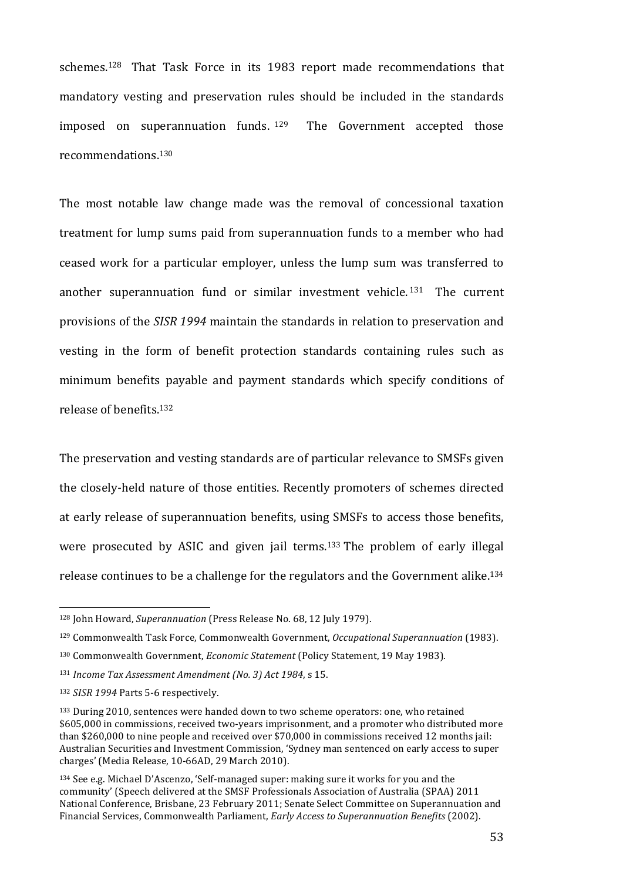schemes.[128] That Task Force in its 1983 report made recommendations that mandatory vesting and preservation rules should be included in the standards imposed on superannuation funds.[129] The Government accepted those recommendations.[130]

The most notable law change made was the removal of concessional taxation treatment for lump sums paid from superannuation funds to a member who had ceased work for a particular employer, unless the lump sum was transferred to another superannuation fund or similar investment vehicle.[131] The current provisions of the *SISR 1994* maintain the standards in relation to preservation and vesting in the form of benefit protection standards containing rules such as minimum benefits payable and payment standards which specify conditions of release of benefits.[132]

The preservation and vesting standards are of particular relevance to SMSFs given the closely-held nature of those entities. Recently promoters of schemes directed at early release of superannuation benefits, using SMSFs to access those benefits, were prosecuted by ASIC and given jail terms.[133] The problem of early illegal release continues to be a challenge for the regulators and the Government alike.[134]

---

[128] John Howard, *Superannuation* (Press Release No. 68, 12 July 1979).

[129] Commonwealth Task Force, Commonwealth Government, *Occupational Superannuation* (1983).

[130] Commonwealth Government, *Economic Statement* (Policy Statement, 19 May 1983).

[131] *Income Tax Assessment Amendment (No. 3) Act 1984*, s 15.

[132] *SISR 1994* Parts 5-6 respectively.

[133] During 2010, sentences were handed down to two scheme operators: one, who retained $605,000 in commissions, received two-years imprisonment, and a promoter who distributed more than $260,000 to nine people and received over $70,000 in commissions received 12 months jail: Australian Securities and Investment Commission, 'Sydney man sentenced on early access to super charges' (Media Release, 10-66AD, 29 March 2010).

[134] See e.g. Michael D'Ascenzo, 'Self-managed super: making sure it works for you and the community' (Speech delivered at the SMSF Professionals Association of Australia (SPAA) 2011 National Conference, Brisbane, 23 February 2011; Senate Select Committee on Superannuation and Financial Services, Commonwealth Parliament, *Early Access to Superannuation Benefits* (2002).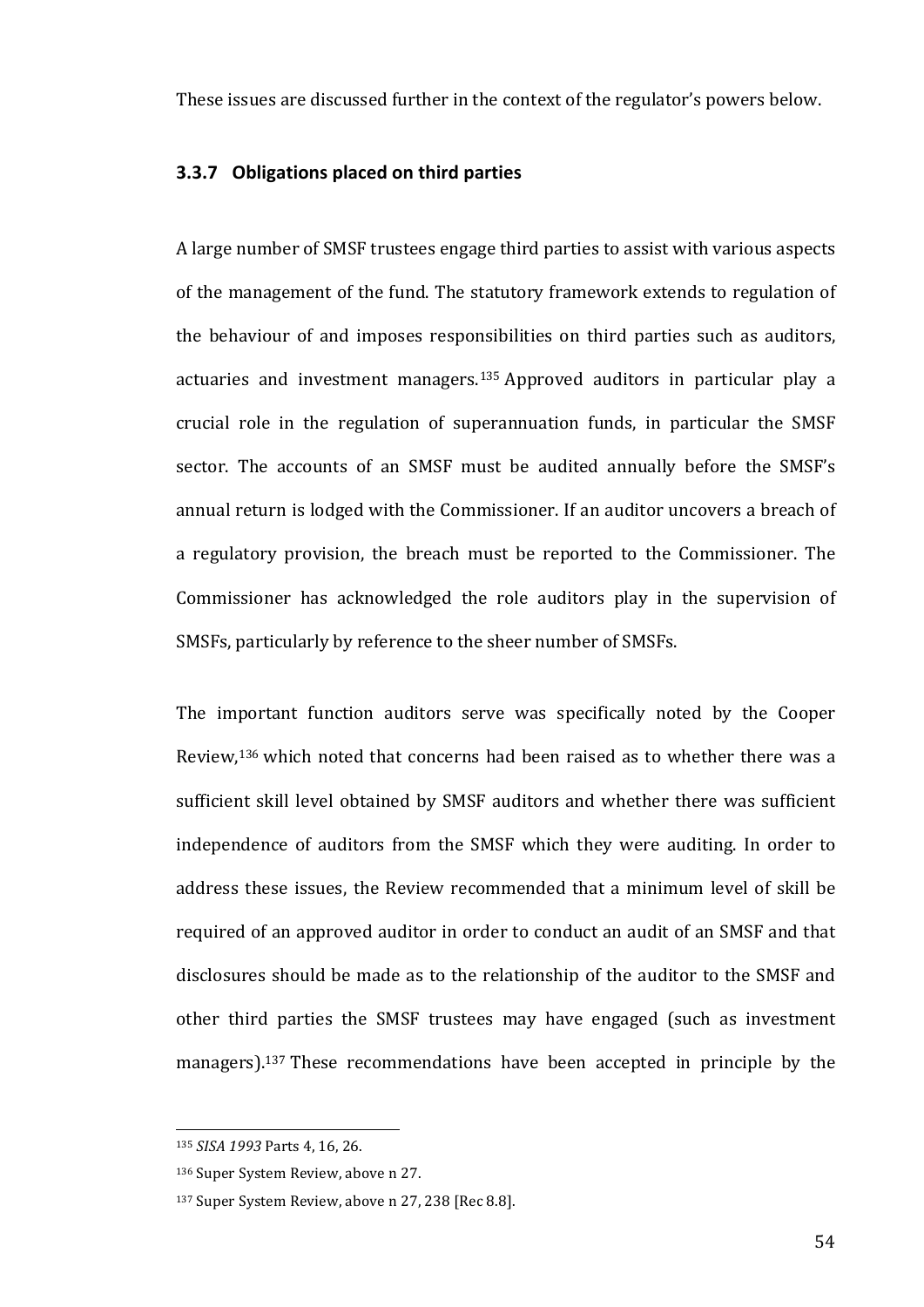These issues are discussed further in the context of the regulator's powers below.

### 3.3.7 Obligations placed on third parties

A large number of SMSF trustees engage third parties to assist with various aspects of the management of the fund. The statutory framework extends to regulation of the behaviour of and imposes responsibilities on third parties such as auditors, actuaries and investment managers.[135] Approved auditors in particular play a crucial role in the regulation of superannuation funds, in particular the SMSF sector. The accounts of an SMSF must be audited annually before the SMSF's annual return is lodged with the Commissioner. If an auditor uncovers a breach of a regulatory provision, the breach must be reported to the Commissioner. The Commissioner has acknowledged the role auditors play in the supervision of SMSFs, particularly by reference to the sheer number of SMSFs.

The important function auditors serve was specifically noted by the Cooper Review,[136] which noted that concerns had been raised as to whether there was a sufficient skill level obtained by SMSF auditors and whether there was sufficient independence of auditors from the SMSF which they were auditing. In order to address these issues, the Review recommended that a minimum level of skill be required of an approved auditor in order to conduct an audit of an SMSF and that disclosures should be made as to the relationship of the auditor to the SMSF and other third parties the SMSF trustees may have engaged (such as investment managers).[137] These recommendations have been accepted in principle by the

---

[135] *SISA 1993* Parts 4, 16, 26.

[136] Super System Review, above n 27.

[137] Super System Review, above n 27, 238 [Rec 8.8].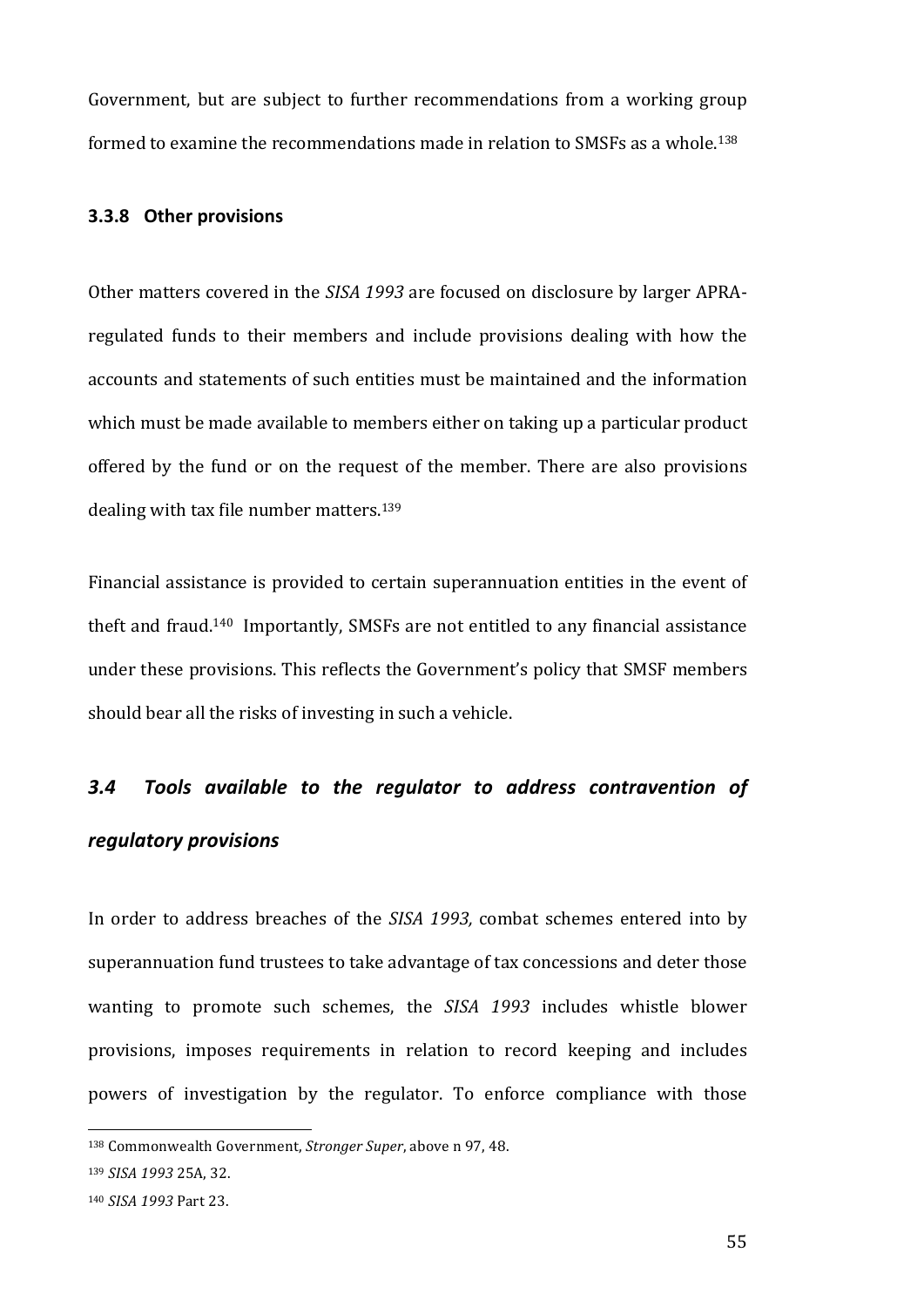Government, but are subject to further recommendations from a working group formed to examine the recommendations made in relation to SMSFs as a whole.[138]

### 3.3.8 Other provisions

Other matters covered in the *SISA 1993* are focused on disclosure by larger APRA-regulated funds to their members and include provisions dealing with how the accounts and statements of such entities must be maintained and the information which must be made available to members either on taking up a particular product offered by the fund or on the request of the member. There are also provisions dealing with tax file number matters.[139]

Financial assistance is provided to certain superannuation entities in the event of theft and fraud.[140] Importantly, SMSFs are not entitled to any financial assistance under these provisions. This reflects the Government's policy that SMSF members should bear all the risks of investing in such a vehicle.

## *3.4 Tools available to the regulator to address contravention of regulatory provisions*

In order to address breaches of the *SISA 1993,* combat schemes entered into by superannuation fund trustees to take advantage of tax concessions and deter those wanting to promote such schemes, the *SISA 1993* includes whistle blower provisions, imposes requirements in relation to record keeping and includes powers of investigation by the regulator. To enforce compliance with those

---

[138] Commonwealth Government, *Stronger Super*, above n 97, 48.

[139] *SISA 1993* 25A, 32.

[140] *SISA 1993* Part 23.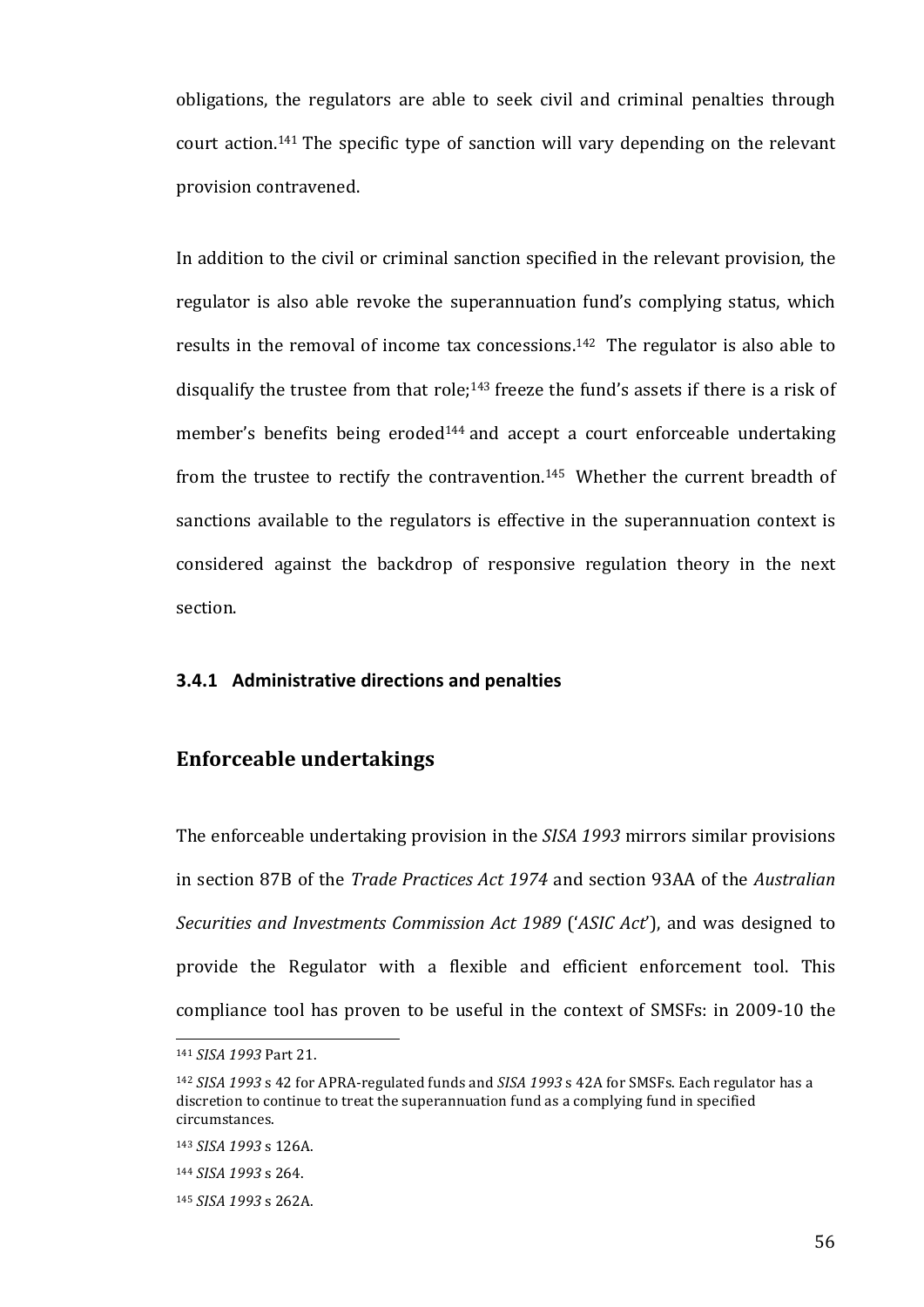obligations, the regulators are able to seek civil and criminal penalties through court action.[141] The specific type of sanction will vary depending on the relevant provision contravened.

In addition to the civil or criminal sanction specified in the relevant provision, the regulator is also able revoke the superannuation fund's complying status, which results in the removal of income tax concessions.[142] The regulator is also able to disqualify the trustee from that role;[143] freeze the fund's assets if there is a risk of member's benefits being eroded[144] and accept a court enforceable undertaking from the trustee to rectify the contravention.[145] Whether the current breadth of sanctions available to the regulators is effective in the superannuation context is considered against the backdrop of responsive regulation theory in the next section.

### 3.4.1 Administrative directions and penalties

## Enforceable undertakings

The enforceable undertaking provision in the *SISA 1993* mirrors similar provisions in section 87B of the *Trade Practices Act 1974* and section 93AA of the *Australian Securities and Investments Commission Act 1989* ('*ASIC Act*'), and was designed to provide the Regulator with a flexible and efficient enforcement tool. This compliance tool has proven to be useful in the context of SMSFs: in 2009-10 the

---

[141] *SISA 1993* Part 21.

[142] *SISA 1993* s 42 for APRA-regulated funds and *SISA 1993* s 42A for SMSFs. Each regulator has a discretion to continue to treat the superannuation fund as a complying fund in specified circumstances.

[143] *SISA 1993* s 126A.

[144] *SISA 1993* s 264.

[145] *SISA 1993* s 262A.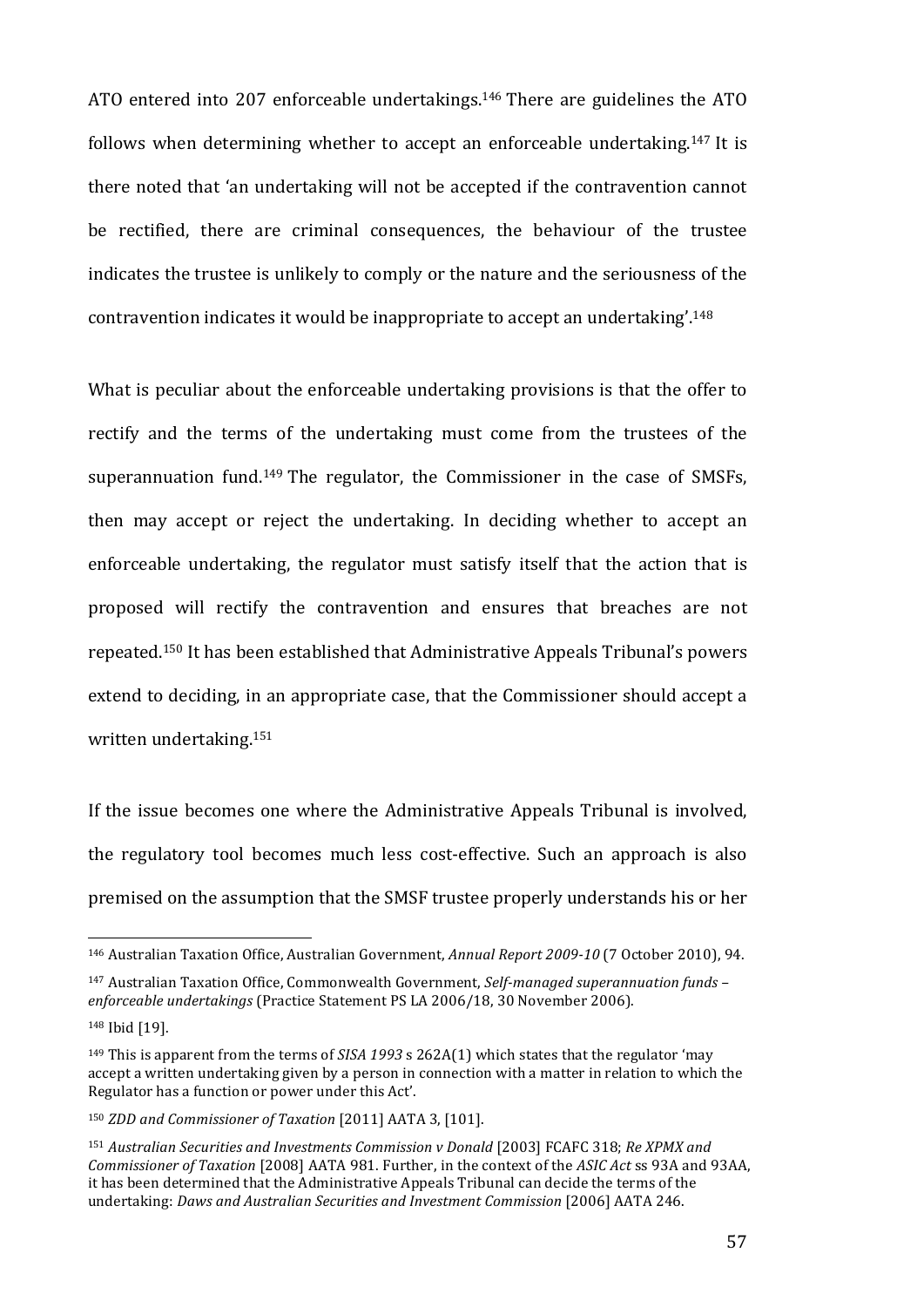ATO entered into 207 enforceable undertakings.[146] There are guidelines the ATO follows when determining whether to accept an enforceable undertaking.[147] It is there noted that 'an undertaking will not be accepted if the contravention cannot be rectified, there are criminal consequences, the behaviour of the trustee indicates the trustee is unlikely to comply or the nature and the seriousness of the contravention indicates it would be inappropriate to accept an undertaking'.[148]

What is peculiar about the enforceable undertaking provisions is that the offer to rectify and the terms of the undertaking must come from the trustees of the superannuation fund.[149] The regulator, the Commissioner in the case of SMSFs, then may accept or reject the undertaking. In deciding whether to accept an enforceable undertaking, the regulator must satisfy itself that the action that is proposed will rectify the contravention and ensures that breaches are not repeated.[150] It has been established that Administrative Appeals Tribunal's powers extend to deciding, in an appropriate case, that the Commissioner should accept a written undertaking.[151]

If the issue becomes one where the Administrative Appeals Tribunal is involved, the regulatory tool becomes much less cost-effective. Such an approach is also premised on the assumption that the SMSF trustee properly understands his or her

---

[146] Australian Taxation Office, Australian Government, *Annual Report 2009-10* (7 October 2010), 94.

[147] Australian Taxation Office, Commonwealth Government, *Self-managed superannuation funds – enforceable undertakings* (Practice Statement PS LA 2006/18, 30 November 2006).

[148] Ibid [19].

[149] This is apparent from the terms of *SISA 1993* s 262A(1) which states that the regulator 'may accept a written undertaking given by a person in connection with a matter in relation to which the Regulator has a function or power under this Act'.

[150] *ZDD and Commissioner of Taxation* [2011] AATA 3, [101].

[151] *Australian Securities and Investments Commission v Donald* [2003] FCAFC 318; *Re XPMX and Commissioner of Taxation* [2008] AATA 981. Further, in the context of the *ASIC Act* ss 93A and 93AA, it has been determined that the Administrative Appeals Tribunal can decide the terms of the undertaking: *Daws and Australian Securities and Investment Commission* [2006] AATA 246.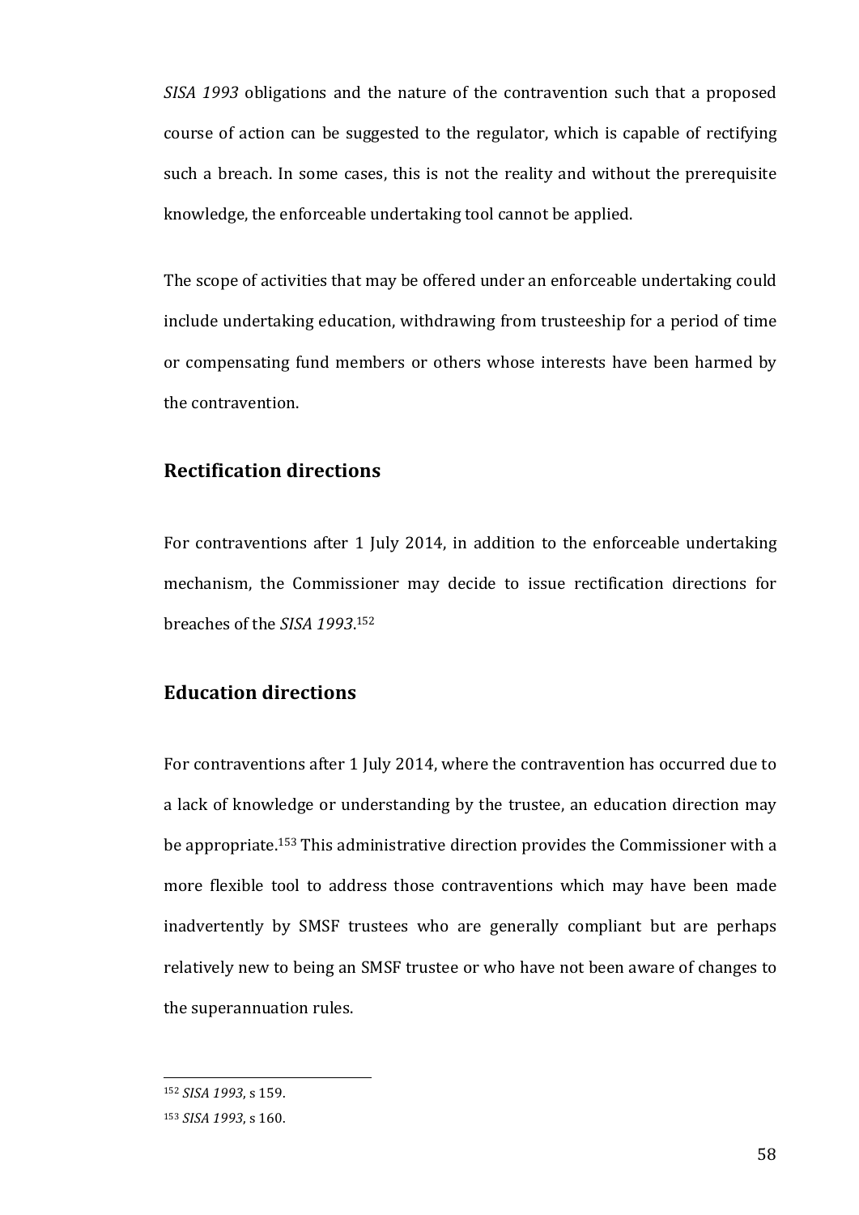*SISA 1993* obligations and the nature of the contravention such that a proposed course of action can be suggested to the regulator, which is capable of rectifying such a breach. In some cases, this is not the reality and without the prerequisite knowledge, the enforceable undertaking tool cannot be applied.

The scope of activities that may be offered under an enforceable undertaking could include undertaking education, withdrawing from trusteeship for a period of time or compensating fund members or others whose interests have been harmed by the contravention.

### Rectification directions

For contraventions after 1 July 2014, in addition to the enforceable undertaking mechanism, the Commissioner may decide to issue rectification directions for breaches of the *SISA 1993*.[152]

### Education directions

For contraventions after 1 July 2014, where the contravention has occurred due to a lack of knowledge or understanding by the trustee, an education direction may be appropriate.[153] This administrative direction provides the Commissioner with a more flexible tool to address those contraventions which may have been made inadvertently by SMSF trustees who are generally compliant but are perhaps relatively new to being an SMSF trustee or who have not been aware of changes to the superannuation rules.

---

[152] *SISA 1993*, s 159.

[153] *SISA 1993*, s 160.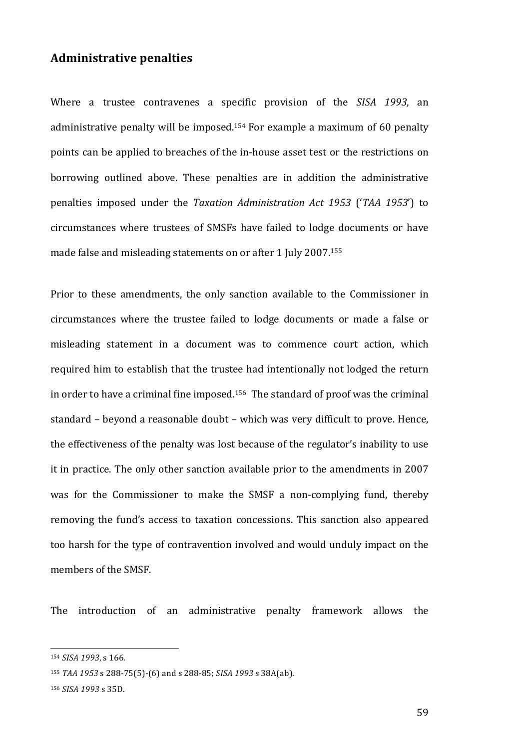## Administrative penalties

Where a trustee contravenes a specific provision of the *SISA 1993*, an administrative penalty will be imposed.[154] For example a maximum of 60 penalty points can be applied to breaches of the in-house asset test or the restrictions on borrowing outlined above. These penalties are in addition the administrative penalties imposed under the *Taxation Administration Act 1953* ('*TAA 1953*') to circumstances where trustees of SMSFs have failed to lodge documents or have made false and misleading statements on or after 1 July 2007.[155]

Prior to these amendments, the only sanction available to the Commissioner in circumstances where the trustee failed to lodge documents or made a false or misleading statement in a document was to commence court action, which required him to establish that the trustee had intentionally not lodged the return in order to have a criminal fine imposed.[156] The standard of proof was the criminal standard – beyond a reasonable doubt – which was very difficult to prove. Hence, the effectiveness of the penalty was lost because of the regulator's inability to use it in practice. The only other sanction available prior to the amendments in 2007 was for the Commissioner to make the SMSF a non-complying fund, thereby removing the fund's access to taxation concessions. This sanction also appeared too harsh for the type of contravention involved and would unduly impact on the members of the SMSF.

The introduction of an administrative penalty framework allows the

---

[154] *SISA 1993*, s 166.

[155] *TAA 1953* s 288-75(5)-(6) and s 288-85; *SISA 1993* s 38A(ab).

[156] *SISA 1993* s 35D.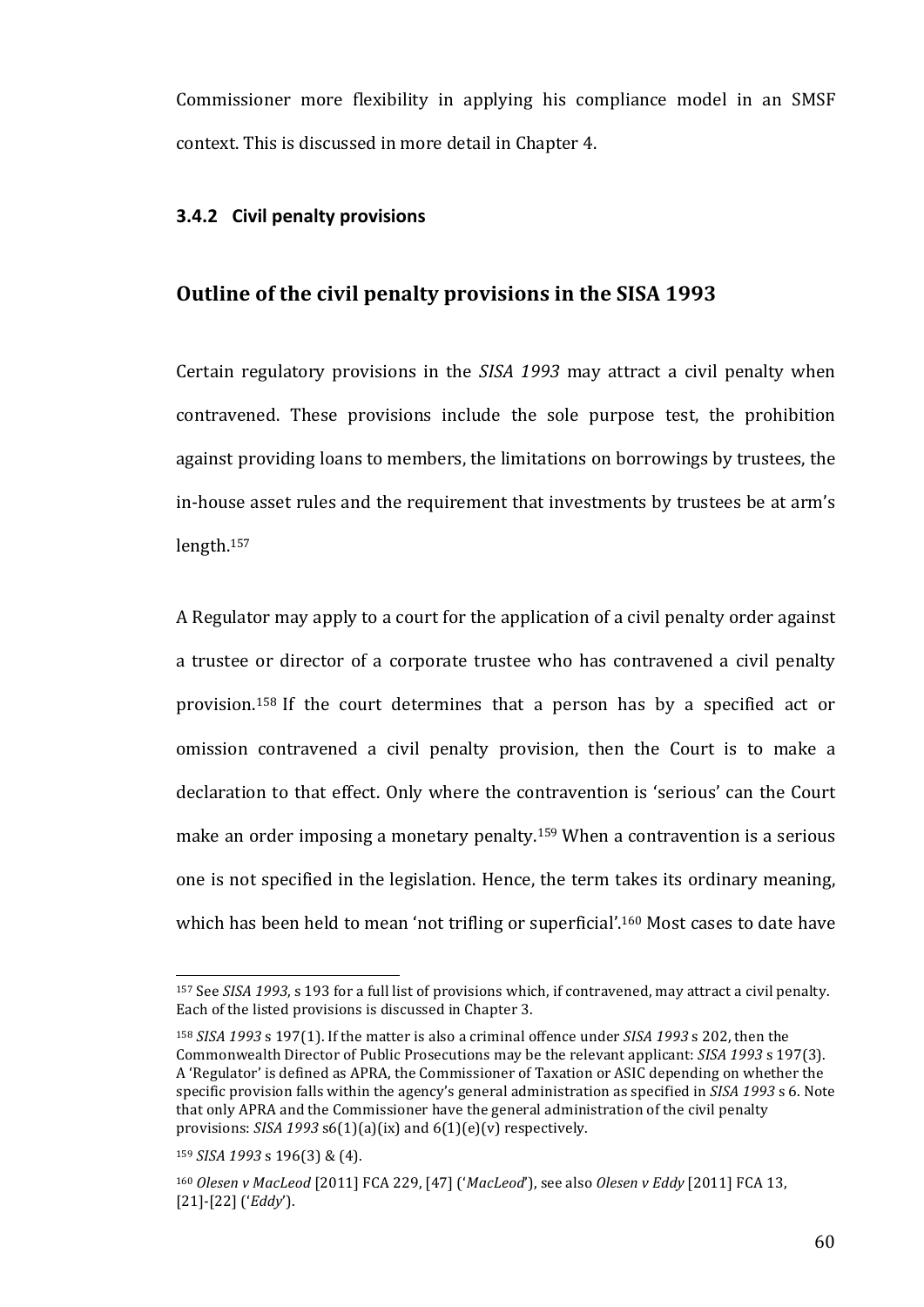Commissioner more flexibility in applying his compliance model in an SMSF context. This is discussed in more detail in Chapter 4.

### 3.4.2 Civil penalty provisions

## Outline of the civil penalty provisions in the SISA 1993

Certain regulatory provisions in the *SISA 1993* may attract a civil penalty when contravened. These provisions include the sole purpose test, the prohibition against providing loans to members, the limitations on borrowings by trustees, the in-house asset rules and the requirement that investments by trustees be at arm's length.[157]

A Regulator may apply to a court for the application of a civil penalty order against a trustee or director of a corporate trustee who has contravened a civil penalty provision.[158] If the court determines that a person has by a specified act or omission contravened a civil penalty provision, then the Court is to make a declaration to that effect. Only where the contravention is 'serious' can the Court make an order imposing a monetary penalty.[159] When a contravention is a serious one is not specified in the legislation. Hence, the term takes its ordinary meaning, which has been held to mean 'not trifling or superficial'.[160] Most cases to date have

---

[157] See *SISA 1993*, s 193 for a full list of provisions which, if contravened, may attract a civil penalty. Each of the listed provisions is discussed in Chapter 3.

[158] *SISA 1993* s 197(1). If the matter is also a criminal offence under *SISA 1993* s 202, then the Commonwealth Director of Public Prosecutions may be the relevant applicant: *SISA 1993* s 197(3). A 'Regulator' is defined as APRA, the Commissioner of Taxation or ASIC depending on whether the specific provision falls within the agency's general administration as specified in *SISA 1993* s 6. Note that only APRA and the Commissioner have the general administration of the civil penalty provisions: *SISA 1993* s6(1)(a)(ix) and 6(1)(e)(v) respectively.

[159] *SISA 1993* s 196(3) & (4).

[160] *Olesen v MacLeod* [2011] FCA 229, [47] ('*MacLeod*'), see also *Olesen v Eddy* [2011] FCA 13, [21]-[22] ('*Eddy*').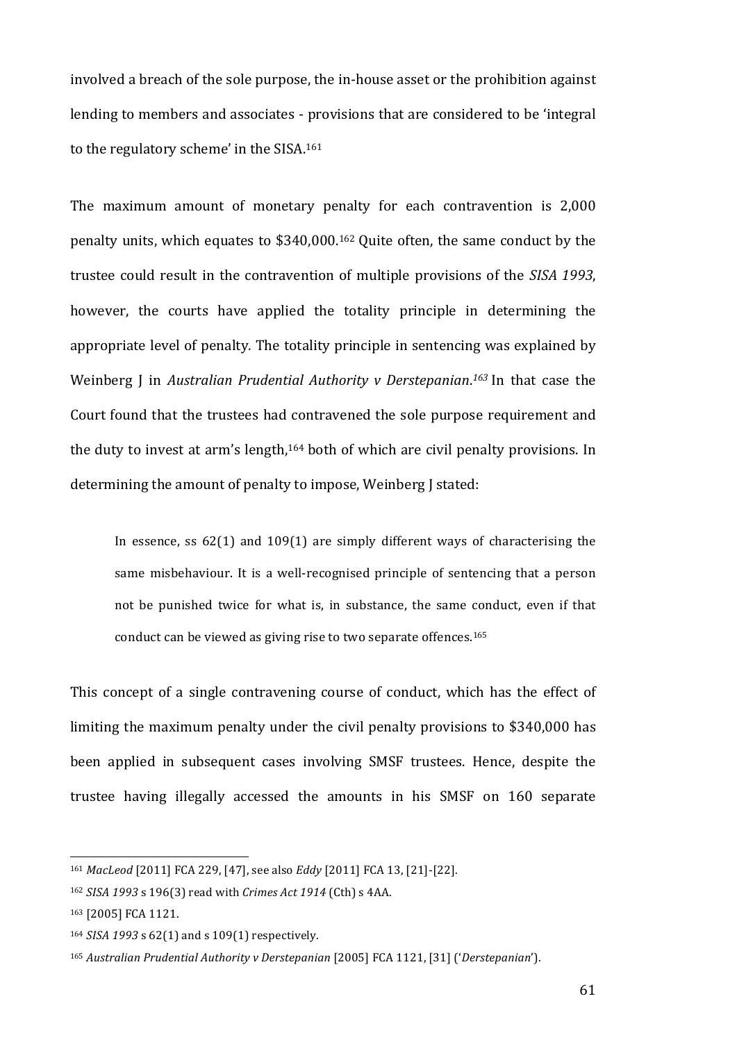involved a breach of the sole purpose, the in-house asset or the prohibition against lending to members and associates - provisions that are considered to be 'integral to the regulatory scheme' in the SISA.[161]

The maximum amount of monetary penalty for each contravention is 2,000 penalty units, which equates to $340,000.[162] Quite often, the same conduct by the trustee could result in the contravention of multiple provisions of the *SISA 1993*, however, the courts have applied the totality principle in determining the appropriate level of penalty. The totality principle in sentencing was explained by Weinberg J in *Australian Prudential Authority v Derstepanian*.[163] In that case the Court found that the trustees had contravened the sole purpose requirement and the duty to invest at arm's length,[164] both of which are civil penalty provisions. In determining the amount of penalty to impose, Weinberg J stated:

> In essence, ss 62(1) and 109(1) are simply different ways of characterising the same misbehaviour. It is a well-recognised principle of sentencing that a person not be punished twice for what is, in substance, the same conduct, even if that conduct can be viewed as giving rise to two separate offences.[165]

This concept of a single contravening course of conduct, which has the effect of limiting the maximum penalty under the civil penalty provisions to $340,000 has been applied in subsequent cases involving SMSF trustees. Hence, despite the trustee having illegally accessed the amounts in his SMSF on 160 separate

---

[161] *MacLeod* [2011] FCA 229, [47], see also *Eddy* [2011] FCA 13, [21]-[22].

[162] *SISA 1993* s 196(3) read with *Crimes Act 1914* (Cth) s 4AA.

[163] [2005] FCA 1121.

[164] *SISA 1993* s 62(1) and s 109(1) respectively.

[165] *Australian Prudential Authority v Derstepanian* [2005] FCA 1121, [31] ('*Derstepanian*').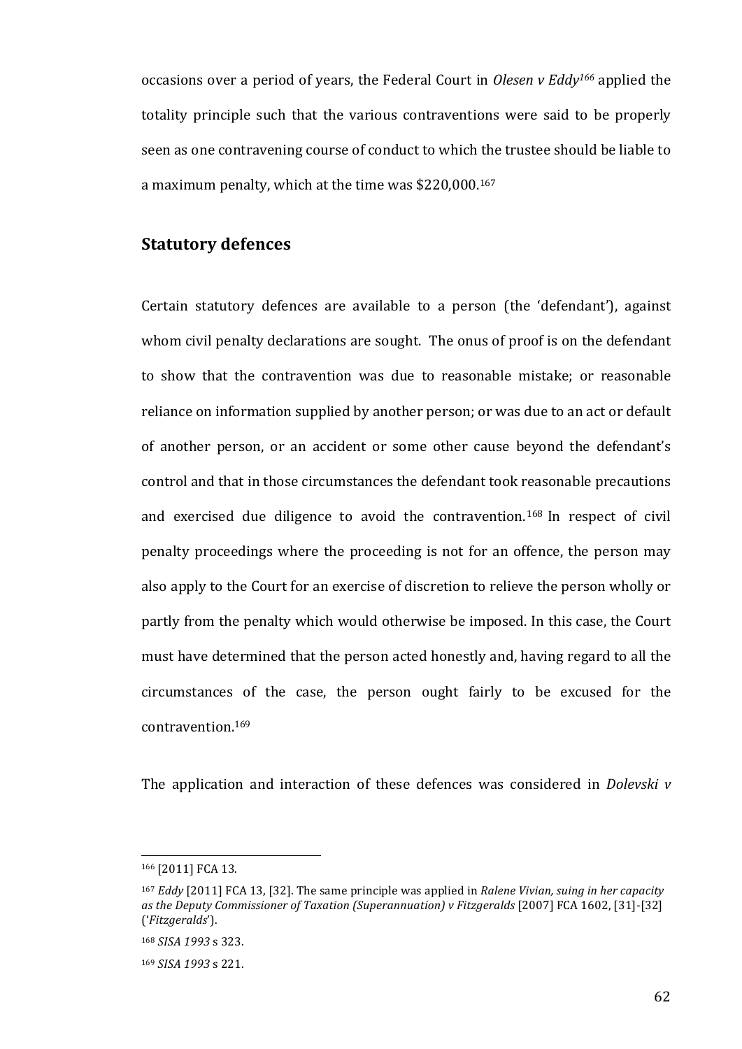occasions over a period of years, the Federal Court in *Olesen v Eddy*[166] applied the totality principle such that the various contraventions were said to be properly seen as one contravening course of conduct to which the trustee should be liable to a maximum penalty, which at the time was $220,000.[167]

## Statutory defences

Certain statutory defences are available to a person (the 'defendant'), against whom civil penalty declarations are sought. The onus of proof is on the defendant to show that the contravention was due to reasonable mistake; or reasonable reliance on information supplied by another person; or was due to an act or default of another person, or an accident or some other cause beyond the defendant's control and that in those circumstances the defendant took reasonable precautions and exercised due diligence to avoid the contravention.[168] In respect of civil penalty proceedings where the proceeding is not for an offence, the person may also apply to the Court for an exercise of discretion to relieve the person wholly or partly from the penalty which would otherwise be imposed. In this case, the Court must have determined that the person acted honestly and, having regard to all the circumstances of the case, the person ought fairly to be excused for the contravention.[169]

The application and interaction of these defences was considered in *Dolevski v*

---

[166] [2011] FCA 13.

[167] *Eddy* [2011] FCA 13, [32]. The same principle was applied in *Ralene Vivian, suing in her capacity as the Deputy Commissioner of Taxation (Superannuation) v Fitzgeralds* [2007] FCA 1602, [31]-[32] ('*Fitzgeralds*').

[168] *SISA 1993* s 323.

[169] *SISA 1993* s 221.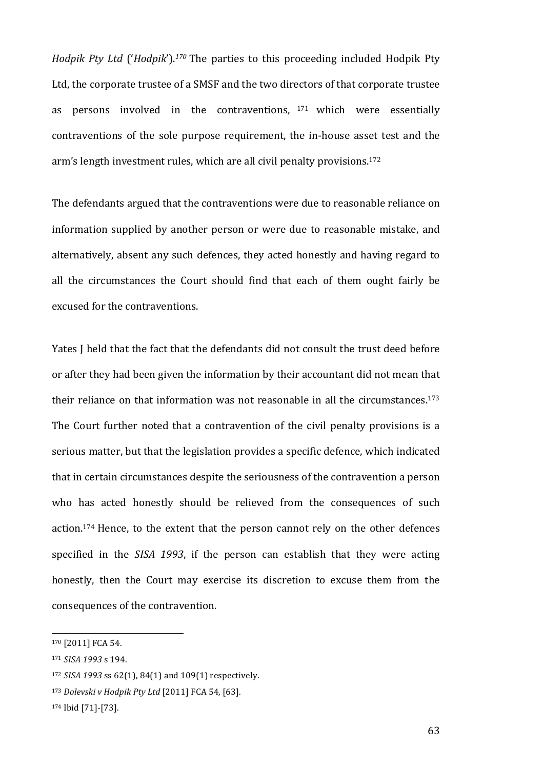*Hodpik Pty Ltd* ('*Hodpik*').[170] The parties to this proceeding included Hodpik Pty Ltd, the corporate trustee of a SMSF and the two directors of that corporate trustee as persons involved in the contraventions, [171] which were essentially contraventions of the sole purpose requirement, the in-house asset test and the arm's length investment rules, which are all civil penalty provisions.[172]

The defendants argued that the contraventions were due to reasonable reliance on information supplied by another person or were due to reasonable mistake, and alternatively, absent any such defences, they acted honestly and having regard to all the circumstances the Court should find that each of them ought fairly be excused for the contraventions.

Yates J held that the fact that the defendants did not consult the trust deed before or after they had been given the information by their accountant did not mean that their reliance on that information was not reasonable in all the circumstances.[173] The Court further noted that a contravention of the civil penalty provisions is a serious matter, but that the legislation provides a specific defence, which indicated that in certain circumstances despite the seriousness of the contravention a person who has acted honestly should be relieved from the consequences of such action.[174] Hence, to the extent that the person cannot rely on the other defences specified in the *SISA 1993*, if the person can establish that they were acting honestly, then the Court may exercise its discretion to excuse them from the consequences of the contravention.

---

[170] [2011] FCA 54.

[171] *SISA 1993* s 194.

[172] *SISA 1993* ss 62(1), 84(1) and 109(1) respectively.

[173] *Dolevski v Hodpik Pty Ltd* [2011] FCA 54, [63].

[174] Ibid [71]-[73].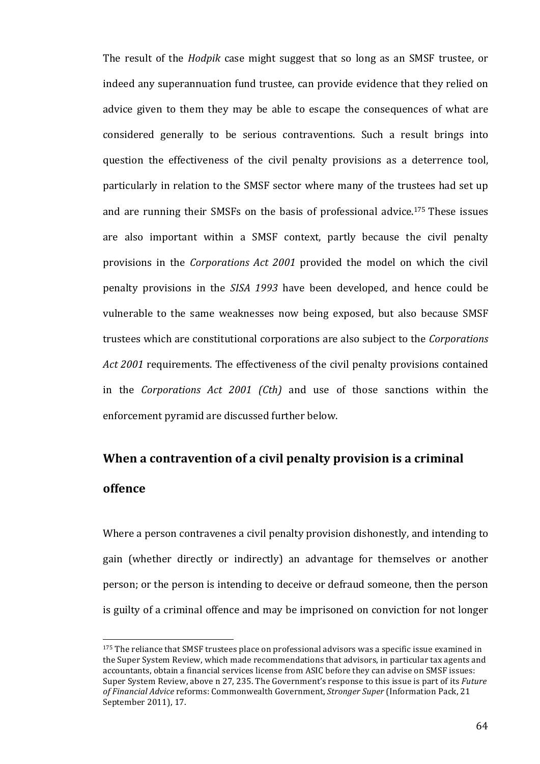The result of the *Hodpik* case might suggest that so long as an SMSF trustee, or indeed any superannuation fund trustee, can provide evidence that they relied on advice given to them they may be able to escape the consequences of what are considered generally to be serious contraventions. Such a result brings into question the effectiveness of the civil penalty provisions as a deterrence tool, particularly in relation to the SMSF sector where many of the trustees had set up and are running their SMSFs on the basis of professional advice.[175] These issues are also important within a SMSF context, partly because the civil penalty provisions in the *Corporations Act 2001* provided the model on which the civil penalty provisions in the *SISA 1993* have been developed, and hence could be vulnerable to the same weaknesses now being exposed, but also because SMSF trustees which are constitutional corporations are also subject to the *Corporations Act 2001* requirements. The effectiveness of the civil penalty provisions contained in the *Corporations Act 2001 (Cth)* and use of those sanctions within the enforcement pyramid are discussed further below.

## When a contravention of a civil penalty provision is a criminal offence

Where a person contravenes a civil penalty provision dishonestly, and intending to gain (whether directly or indirectly) an advantage for themselves or another person; or the person is intending to deceive or defraud someone, then the person is guilty of a criminal offence and may be imprisoned on conviction for not longer

[175] The reliance that SMSF trustees place on professional advisors was a specific issue examined in the Super System Review, which made recommendations that advisors, in particular tax agents and accountants, obtain a financial services license from ASIC before they can advise on SMSF issues: Super System Review, above n 27, 235. The Government's response to this issue is part of its *Future of Financial Advice* reforms: Commonwealth Government, *Stronger Super* (Information Pack, 21 September 2011), 17.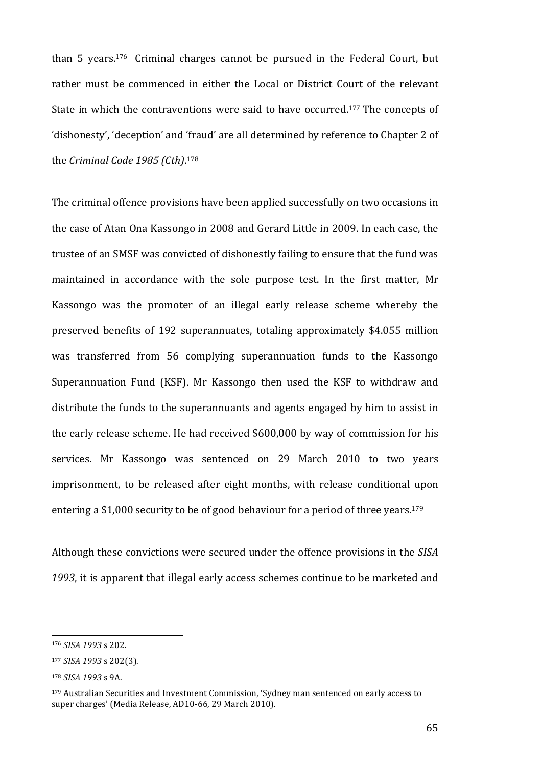than 5 years.[176] Criminal charges cannot be pursued in the Federal Court, but rather must be commenced in either the Local or District Court of the relevant State in which the contraventions were said to have occurred.[177] The concepts of 'dishonesty', 'deception' and 'fraud' are all determined by reference to Chapter 2 of the *Criminal Code 1985 (Cth)*.[178]

The criminal offence provisions have been applied successfully on two occasions in the case of Atan Ona Kassongo in 2008 and Gerard Little in 2009. In each case, the trustee of an SMSF was convicted of dishonestly failing to ensure that the fund was maintained in accordance with the sole purpose test. In the first matter, Mr Kassongo was the promoter of an illegal early release scheme whereby the preserved benefits of 192 superannuates, totaling approximately $4.055 million was transferred from 56 complying superannuation funds to the Kassongo Superannuation Fund (KSF). Mr Kassongo then used the KSF to withdraw and distribute the funds to the superannuants and agents engaged by him to assist in the early release scheme. He had received $600,000 by way of commission for his services. Mr Kassongo was sentenced on 29 March 2010 to two years imprisonment, to be released after eight months, with release conditional upon entering a $1,000 security to be of good behaviour for a period of three years.[179]

Although these convictions were secured under the offence provisions in the *SISA 1993*, it is apparent that illegal early access schemes continue to be marketed and

---

[176] *SISA 1993* s 202.

[177] *SISA 1993* s 202(3).

[178] *SISA 1993* s 9A.

[179] Australian Securities and Investment Commission, 'Sydney man sentenced on early access to super charges' (Media Release, AD10-66, 29 March 2010).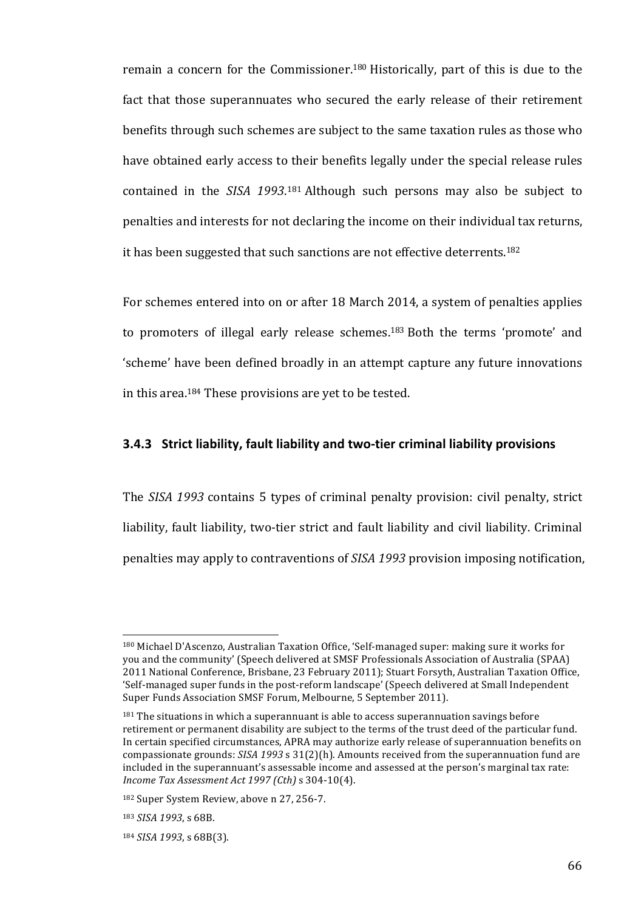remain a concern for the Commissioner.[180] Historically, part of this is due to the fact that those superannuates who secured the early release of their retirement benefits through such schemes are subject to the same taxation rules as those who have obtained early access to their benefits legally under the special release rules contained in the *SISA 1993*.[181] Although such persons may also be subject to penalties and interests for not declaring the income on their individual tax returns, it has been suggested that such sanctions are not effective deterrents.[182]

For schemes entered into on or after 18 March 2014, a system of penalties applies to promoters of illegal early release schemes.[183] Both the terms 'promote' and 'scheme' have been defined broadly in an attempt capture any future innovations in this area.[184] These provisions are yet to be tested.

### 3.4.3 Strict liability, fault liability and two-tier criminal liability provisions

The *SISA 1993* contains 5 types of criminal penalty provision: civil penalty, strict liability, fault liability, two-tier strict and fault liability and civil liability. Criminal penalties may apply to contraventions of *SISA 1993* provision imposing notification,

---

[180] Michael D'Ascenzo, Australian Taxation Office, 'Self-managed super: making sure it works for you and the community' (Speech delivered at SMSF Professionals Association of Australia (SPAA) 2011 National Conference, Brisbane, 23 February 2011); Stuart Forsyth, Australian Taxation Office, 'Self-managed super funds in the post-reform landscape' (Speech delivered at Small Independent Super Funds Association SMSF Forum, Melbourne, 5 September 2011).

[181] The situations in which a superannuant is able to access superannuation savings before retirement or permanent disability are subject to the terms of the trust deed of the particular fund. In certain specified circumstances, APRA may authorize early release of superannuation benefits on compassionate grounds: *SISA 1993* s 31(2)(h). Amounts received from the superannuation fund are included in the superannuant's assessable income and assessed at the person's marginal tax rate: *Income Tax Assessment Act 1997 (Cth)* s 304-10(4).

[182] Super System Review, above n 27, 256-7.

[183] *SISA 1993*, s 68B.

[184] *SISA 1993*, s 68B(3).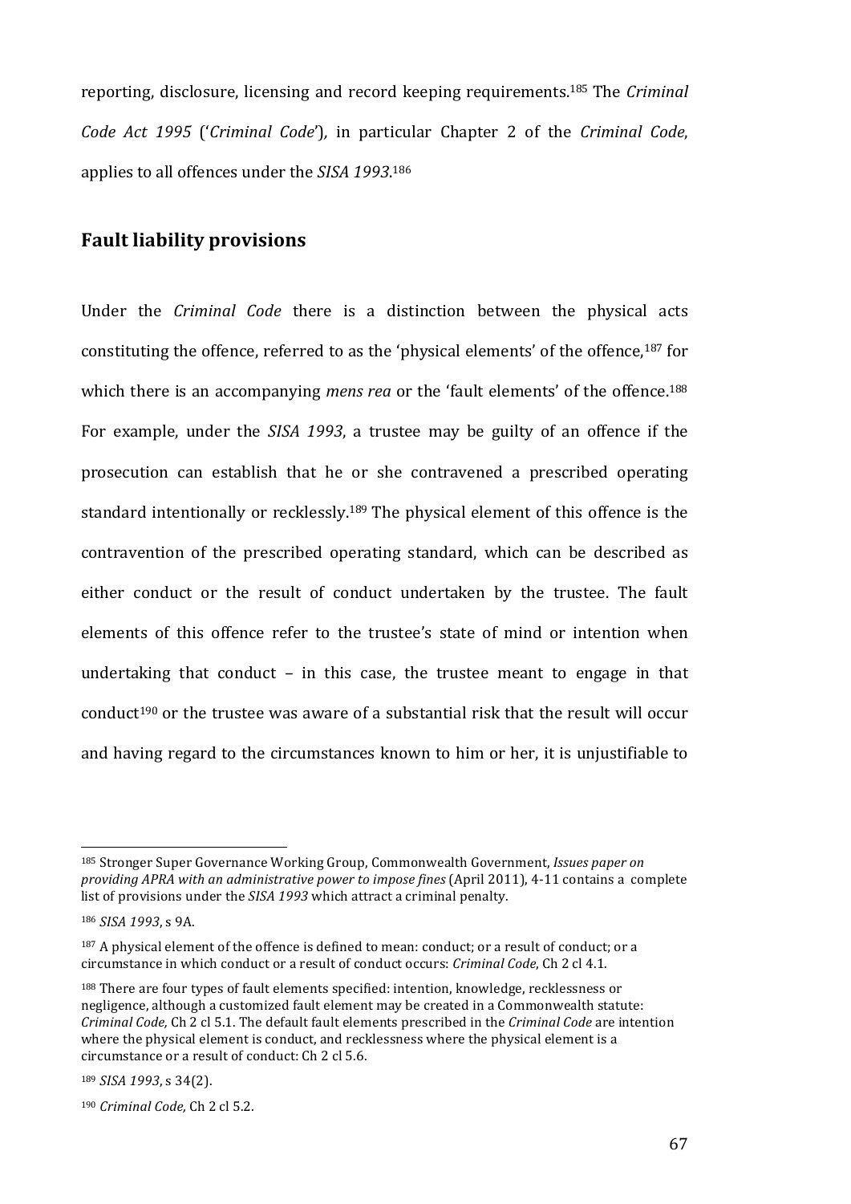reporting, disclosure, licensing and record keeping requirements.[185] The *Criminal Code Act 1995* ('*Criminal Code*'), in particular Chapter 2 of the *Criminal Code*, applies to all offences under the *SISA 1993*.[186]

## Fault liability provisions

Under the *Criminal Code* there is a distinction between the physical acts constituting the offence, referred to as the 'physical elements' of the offence,[187] for which there is an accompanying *mens rea* or the 'fault elements' of the offence.[188] For example, under the *SISA 1993*, a trustee may be guilty of an offence if the prosecution can establish that he or she contravened a prescribed operating standard intentionally or recklessly.[189] The physical element of this offence is the contravention of the prescribed operating standard, which can be described as either conduct or the result of conduct undertaken by the trustee. The fault elements of this offence refer to the trustee's state of mind or intention when undertaking that conduct – in this case, the trustee meant to engage in that conduct[190] or the trustee was aware of a substantial risk that the result will occur and having regard to the circumstances known to him or her, it is unjustifiable to

---

[185] Stronger Super Governance Working Group, Commonwealth Government, *Issues paper on providing APRA with an administrative power to impose fines* (April 2011), 4-11 contains a complete list of provisions under the *SISA 1993* which attract a criminal penalty.

[186] *SISA 1993*, s 9A.

[187] A physical element of the offence is defined to mean: conduct; or a result of conduct; or a circumstance in which conduct or a result of conduct occurs: *Criminal Code*, Ch 2 cl 4.1.

[188] There are four types of fault elements specified: intention, knowledge, recklessness or negligence, although a customized fault element may be created in a Commonwealth statute: *Criminal Code,* Ch 2 cl 5.1. The default fault elements prescribed in the *Criminal Code* are intention where the physical element is conduct, and recklessness where the physical element is a circumstance or a result of conduct: Ch 2 cl 5.6.

[189] *SISA 1993*, s 34(2).

[190] *Criminal Code,* Ch 2 cl 5.2.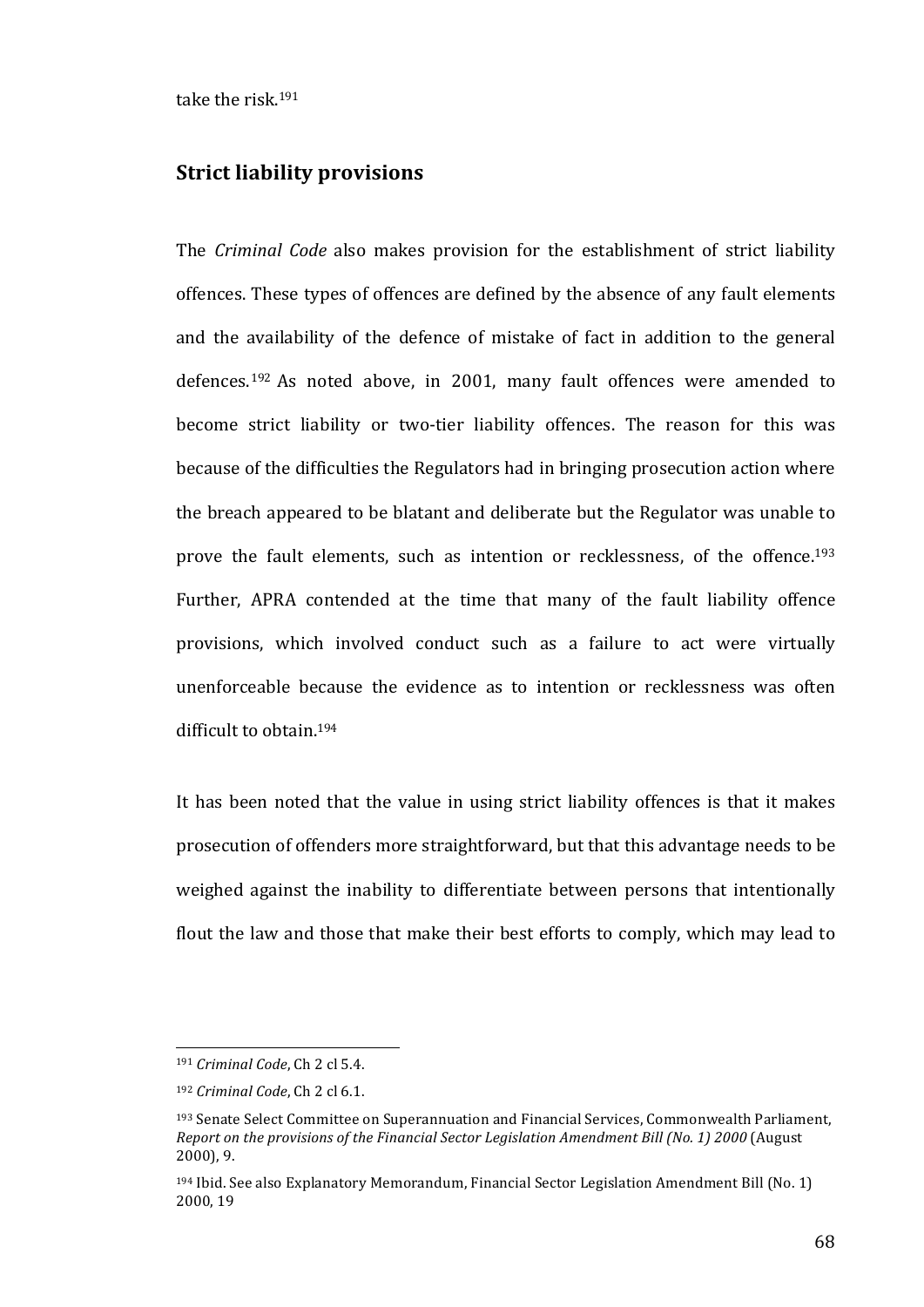take the risk.[191]

## Strict liability provisions

The *Criminal Code* also makes provision for the establishment of strict liability offences. These types of offences are defined by the absence of any fault elements and the availability of the defence of mistake of fact in addition to the general defences.[192] As noted above, in 2001, many fault offences were amended to become strict liability or two-tier liability offences. The reason for this was because of the difficulties the Regulators had in bringing prosecution action where the breach appeared to be blatant and deliberate but the Regulator was unable to prove the fault elements, such as intention or recklessness, of the offence.[193] Further, APRA contended at the time that many of the fault liability offence provisions, which involved conduct such as a failure to act were virtually unenforceable because the evidence as to intention or recklessness was often difficult to obtain.[194]

It has been noted that the value in using strict liability offences is that it makes prosecution of offenders more straightforward, but that this advantage needs to be weighed against the inability to differentiate between persons that intentionally flout the law and those that make their best efforts to comply, which may lead to

---

[191] *Criminal Code*, Ch 2 cl 5.4.

[192] *Criminal Code*, Ch 2 cl 6.1.

[193] Senate Select Committee on Superannuation and Financial Services, Commonwealth Parliament, *Report on the provisions of the Financial Sector Legislation Amendment Bill (No. 1) 2000* (August 2000), 9.

[194] Ibid. See also Explanatory Memorandum, Financial Sector Legislation Amendment Bill (No. 1) 2000, 19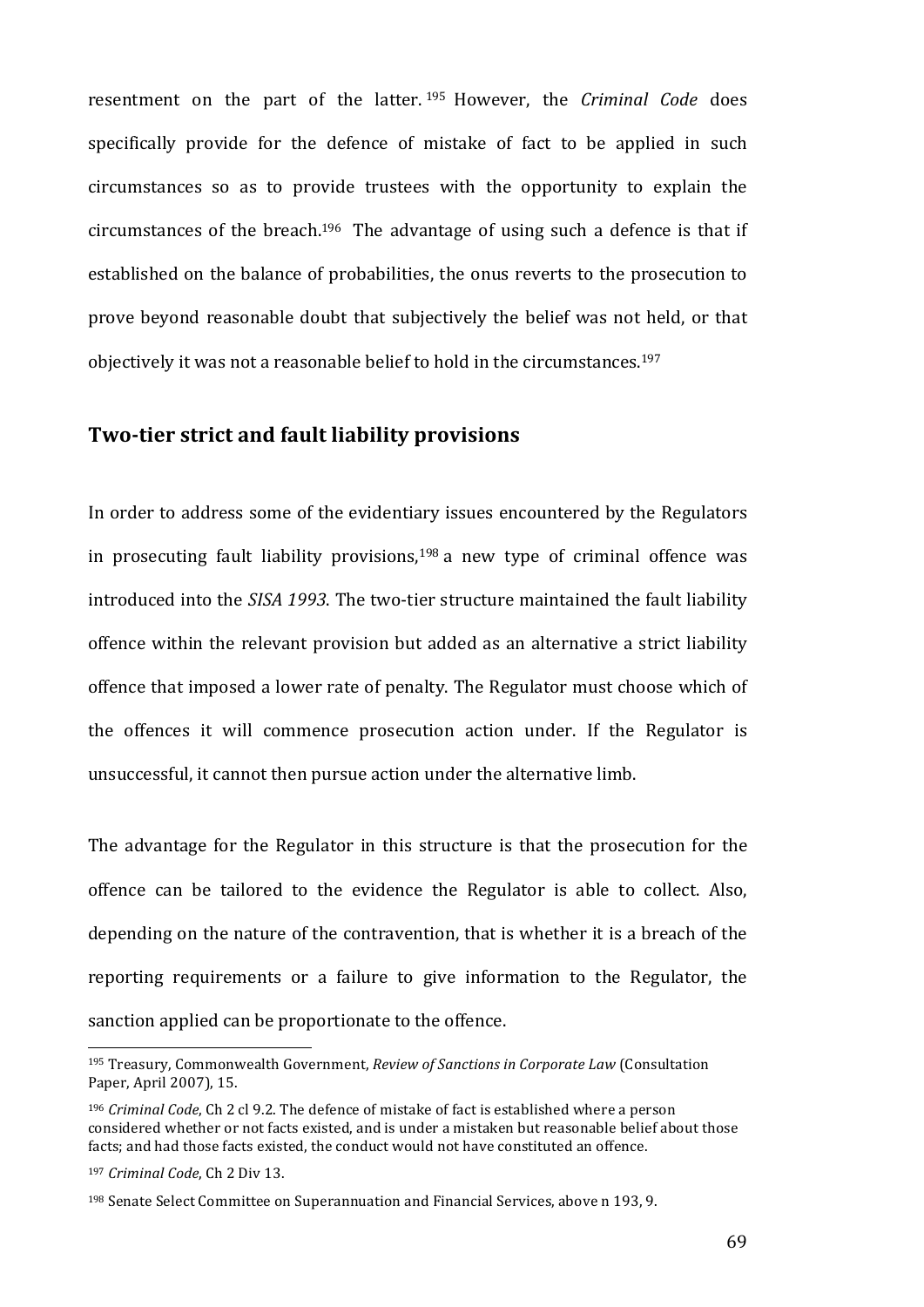resentment on the part of the latter.[195] However, the *Criminal Code* does specifically provide for the defence of mistake of fact to be applied in such circumstances so as to provide trustees with the opportunity to explain the circumstances of the breach.[196] The advantage of using such a defence is that if established on the balance of probabilities, the onus reverts to the prosecution to prove beyond reasonable doubt that subjectively the belief was not held, or that objectively it was not a reasonable belief to hold in the circumstances.[197]

## Two-tier strict and fault liability provisions

In order to address some of the evidentiary issues encountered by the Regulators in prosecuting fault liability provisions,[198] a new type of criminal offence was introduced into the *SISA 1993*. The two-tier structure maintained the fault liability offence within the relevant provision but added as an alternative a strict liability offence that imposed a lower rate of penalty. The Regulator must choose which of the offences it will commence prosecution action under. If the Regulator is unsuccessful, it cannot then pursue action under the alternative limb.

The advantage for the Regulator in this structure is that the prosecution for the offence can be tailored to the evidence the Regulator is able to collect. Also, depending on the nature of the contravention, that is whether it is a breach of the reporting requirements or a failure to give information to the Regulator, the sanction applied can be proportionate to the offence.

---

[195] Treasury, Commonwealth Government, *Review of Sanctions in Corporate Law* (Consultation Paper, April 2007), 15.

[196] *Criminal Code*, Ch 2 cl 9.2. The defence of mistake of fact is established where a person considered whether or not facts existed, and is under a mistaken but reasonable belief about those facts; and had those facts existed, the conduct would not have constituted an offence.

[197] *Criminal Code*, Ch 2 Div 13.

[198] Senate Select Committee on Superannuation and Financial Services, above n 193, 9.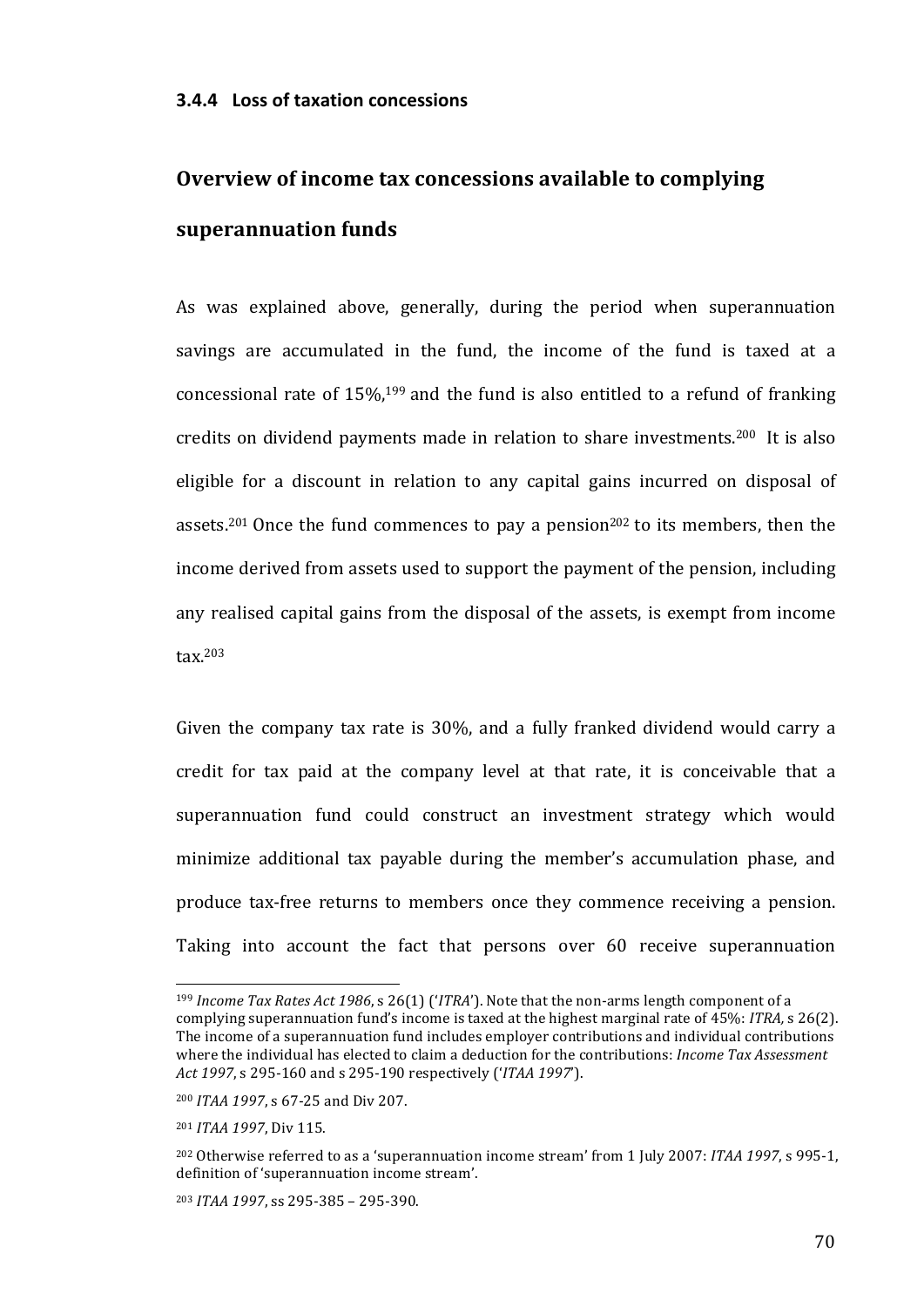### 3.4.4 Loss of taxation concessions

## Overview of income tax concessions available to complying superannuation funds

As was explained above, generally, during the period when superannuation savings are accumulated in the fund, the income of the fund is taxed at a concessional rate of 15%,[199] and the fund is also entitled to a refund of franking credits on dividend payments made in relation to share investments.[200] It is also eligible for a discount in relation to any capital gains incurred on disposal of assets.[201] Once the fund commences to pay a pension[202] to its members, then the income derived from assets used to support the payment of the pension, including any realised capital gains from the disposal of the assets, is exempt from income tax.[203]

Given the company tax rate is 30%, and a fully franked dividend would carry a credit for tax paid at the company level at that rate, it is conceivable that a superannuation fund could construct an investment strategy which would minimize additional tax payable during the member's accumulation phase, and produce tax-free returns to members once they commence receiving a pension. Taking into account the fact that persons over 60 receive superannuation

---

[199] *Income Tax Rates Act 1986*, s 26(1) ('*ITRA*'). Note that the non-arms length component of a complying superannuation fund's income is taxed at the highest marginal rate of 45%: *ITRA,* s 26(2). The income of a superannuation fund includes employer contributions and individual contributions where the individual has elected to claim a deduction for the contributions: *Income Tax Assessment Act 1997*, s 295-160 and s 295-190 respectively ('*ITAA 1997*').

[200] *ITAA 1997*, s 67-25 and Div 207.

[201] *ITAA 1997*, Div 115.

[202] Otherwise referred to as a 'superannuation income stream' from 1 July 2007: *ITAA 1997*, s 995-1, definition of 'superannuation income stream'.

[203] *ITAA 1997*, ss 295-385 – 295-390.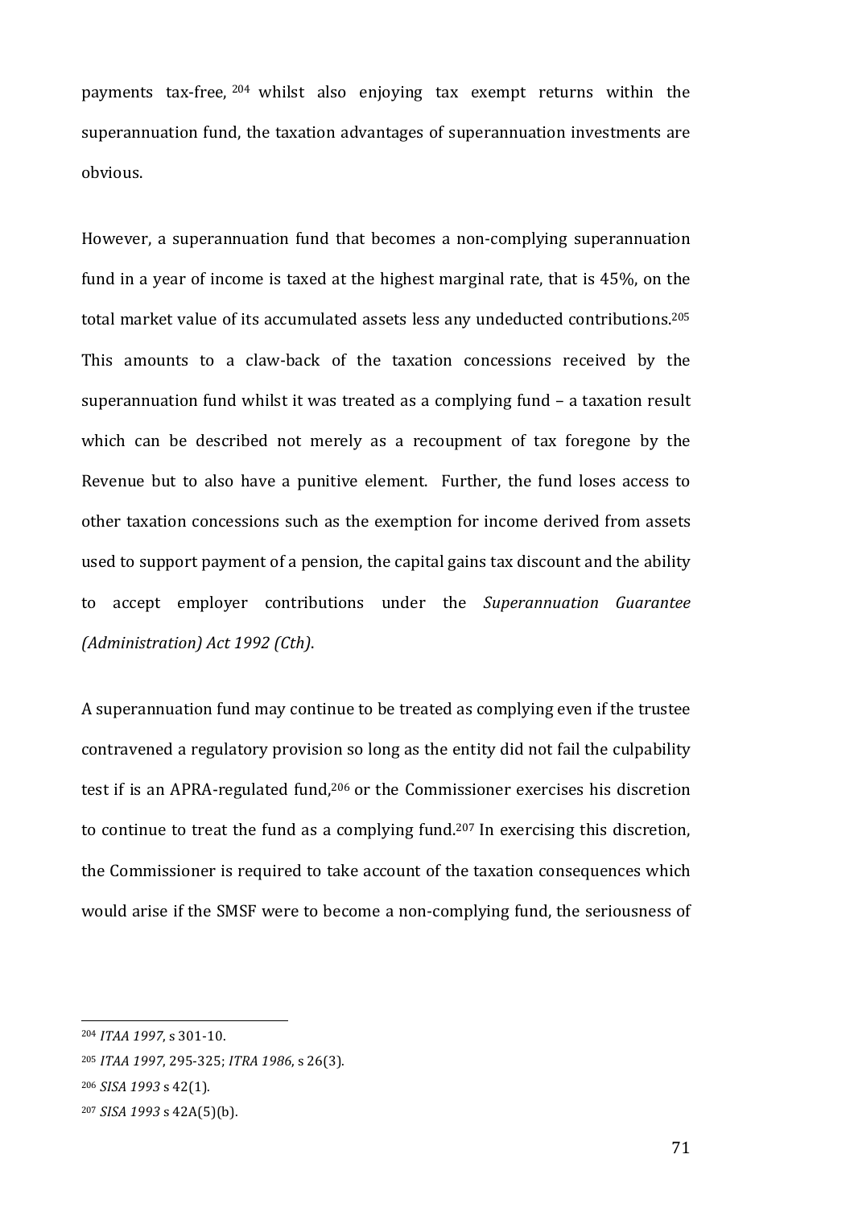payments tax-free,[204] whilst also enjoying tax exempt returns within the superannuation fund, the taxation advantages of superannuation investments are obvious.

However, a superannuation fund that becomes a non-complying superannuation fund in a year of income is taxed at the highest marginal rate, that is 45%, on the total market value of its accumulated assets less any undeducted contributions.[205] This amounts to a claw-back of the taxation concessions received by the superannuation fund whilst it was treated as a complying fund – a taxation result which can be described not merely as a recoupment of tax foregone by the Revenue but to also have a punitive element. Further, the fund loses access to other taxation concessions such as the exemption for income derived from assets used to support payment of a pension, the capital gains tax discount and the ability to accept employer contributions under the *Superannuation Guarantee (Administration) Act 1992 (Cth)*.

A superannuation fund may continue to be treated as complying even if the trustee contravened a regulatory provision so long as the entity did not fail the culpability test if is an APRA-regulated fund,[206] or the Commissioner exercises his discretion to continue to treat the fund as a complying fund.[207] In exercising this discretion, the Commissioner is required to take account of the taxation consequences which would arise if the SMSF were to become a non-complying fund, the seriousness of

---

[204] *ITAA 1997*, s 301-10.

[205] *ITAA 1997*, 295-325; *ITRA 1986*, s 26(3).

[206] *SISA 1993* s 42(1).

[207] *SISA 1993* s 42A(5)(b).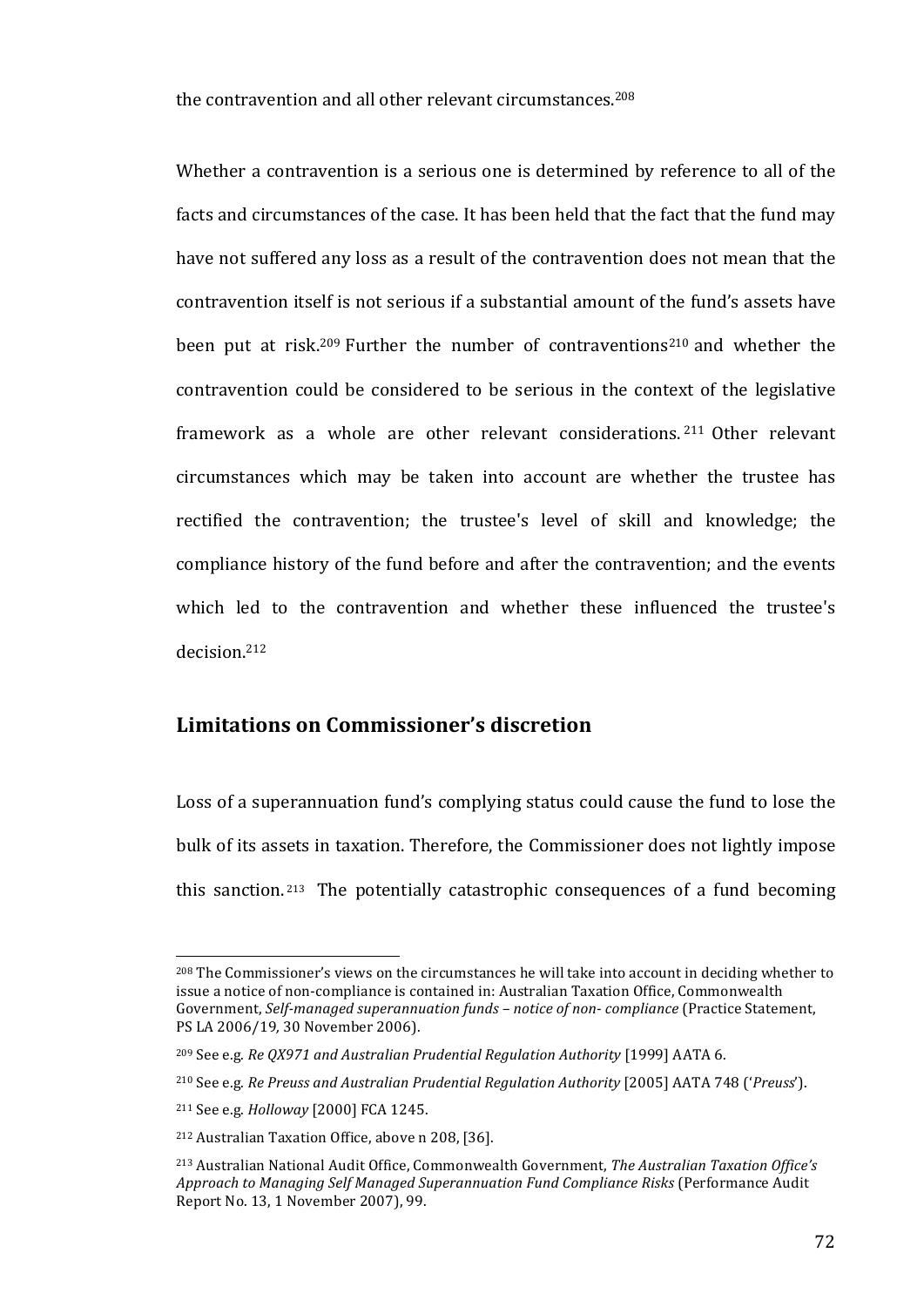the contravention and all other relevant circumstances.[208]

Whether a contravention is a serious one is determined by reference to all of the facts and circumstances of the case. It has been held that the fact that the fund may have not suffered any loss as a result of the contravention does not mean that the contravention itself is not serious if a substantial amount of the fund's assets have been put at risk.[209] Further the number of contraventions[210] and whether the contravention could be considered to be serious in the context of the legislative framework as a whole are other relevant considerations.[211] Other relevant circumstances which may be taken into account are whether the trustee has rectified the contravention; the trustee's level of skill and knowledge; the compliance history of the fund before and after the contravention; and the events which led to the contravention and whether these influenced the trustee's decision.[212]

## Limitations on Commissioner's discretion

Loss of a superannuation fund's complying status could cause the fund to lose the bulk of its assets in taxation. Therefore, the Commissioner does not lightly impose this sanction.[213] The potentially catastrophic consequences of a fund becoming

---

[208] The Commissioner's views on the circumstances he will take into account in deciding whether to issue a notice of non-compliance is contained in: Australian Taxation Office, Commonwealth Government, *Self-managed superannuation funds – notice of non- compliance* (Practice Statement, PS LA 2006/19, 30 November 2006).

[209] See e.g. *Re QX971 and Australian Prudential Regulation Authority* [1999] AATA 6.

[210] See e.g. *Re Preuss and Australian Prudential Regulation Authority* [2005] AATA 748 ('*Preuss*').

[211] See e.g. *Holloway* [2000] FCA 1245.

[212] Australian Taxation Office, above n 208, [36].

[213] Australian National Audit Office, Commonwealth Government, *The Australian Taxation Office's Approach to Managing Self Managed Superannuation Fund Compliance Risks* (Performance Audit Report No. 13, 1 November 2007), 99.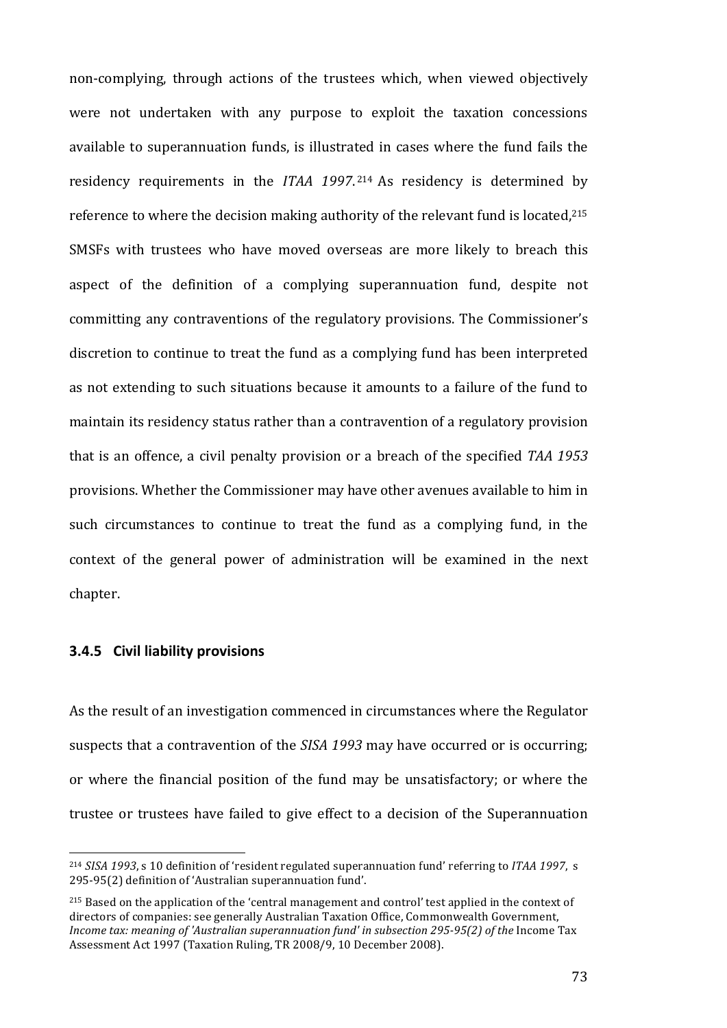non-complying, through actions of the trustees which, when viewed objectively were not undertaken with any purpose to exploit the taxation concessions available to superannuation funds, is illustrated in cases where the fund fails the residency requirements in the *ITAA 1997*.[214] As residency is determined by reference to where the decision making authority of the relevant fund is located,[215] SMSFs with trustees who have moved overseas are more likely to breach this aspect of the definition of a complying superannuation fund, despite not committing any contraventions of the regulatory provisions. The Commissioner's discretion to continue to treat the fund as a complying fund has been interpreted as not extending to such situations because it amounts to a failure of the fund to maintain its residency status rather than a contravention of a regulatory provision that is an offence, a civil penalty provision or a breach of the specified *TAA 1953* provisions. Whether the Commissioner may have other avenues available to him in such circumstances to continue to treat the fund as a complying fund, in the context of the general power of administration will be examined in the next chapter.

### 3.4.5 Civil liability provisions

As the result of an investigation commenced in circumstances where the Regulator suspects that a contravention of the *SISA 1993* may have occurred or is occurring; or where the financial position of the fund may be unsatisfactory; or where the trustee or trustees have failed to give effect to a decision of the Superannuation

---

[214] *SISA 1993*, s 10 definition of 'resident regulated superannuation fund' referring to *ITAA 1997*, s 295-95(2) definition of 'Australian superannuation fund'.

[215] Based on the application of the 'central management and control' test applied in the context of directors of companies: see generally Australian Taxation Office, Commonwealth Government, *Income tax: meaning of 'Australian superannuation fund' in subsection 295-95(2) of the* Income Tax Assessment Act 1997 (Taxation Ruling, TR 2008/9, 10 December 2008).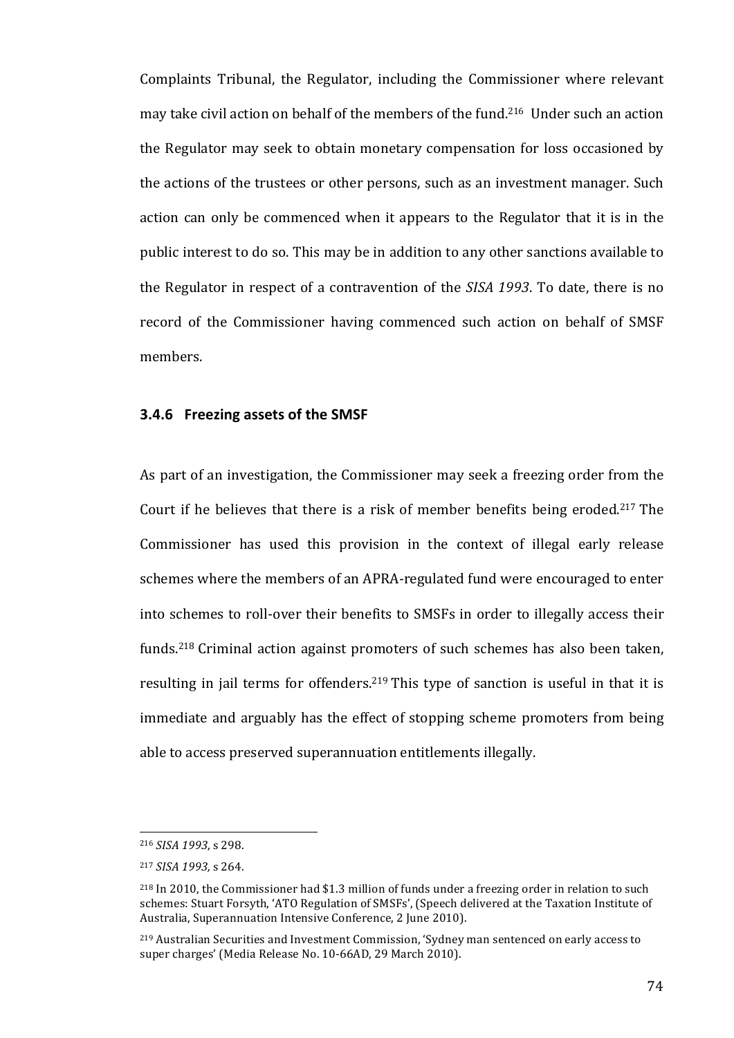Complaints Tribunal, the Regulator, including the Commissioner where relevant may take civil action on behalf of the members of the fund.[216] Under such an action the Regulator may seek to obtain monetary compensation for loss occasioned by the actions of the trustees or other persons, such as an investment manager. Such action can only be commenced when it appears to the Regulator that it is in the public interest to do so. This may be in addition to any other sanctions available to the Regulator in respect of a contravention of the *SISA 1993*. To date, there is no record of the Commissioner having commenced such action on behalf of SMSF members.

### 3.4.6 Freezing assets of the SMSF

As part of an investigation, the Commissioner may seek a freezing order from the Court if he believes that there is a risk of member benefits being eroded.[217] The Commissioner has used this provision in the context of illegal early release schemes where the members of an APRA-regulated fund were encouraged to enter into schemes to roll-over their benefits to SMSFs in order to illegally access their funds.[218] Criminal action against promoters of such schemes has also been taken, resulting in jail terms for offenders.[219] This type of sanction is useful in that it is immediate and arguably has the effect of stopping scheme promoters from being able to access preserved superannuation entitlements illegally.

---

[216] *SISA 1993*, s 298.

[217] *SISA 1993,* s 264.

[218] In 2010, the Commissioner had $1.3 million of funds under a freezing order in relation to such schemes: Stuart Forsyth, 'ATO Regulation of SMSFs', (Speech delivered at the Taxation Institute of Australia, Superannuation Intensive Conference, 2 June 2010).

[219] Australian Securities and Investment Commission, 'Sydney man sentenced on early access to super charges' (Media Release No. 10-66AD, 29 March 2010).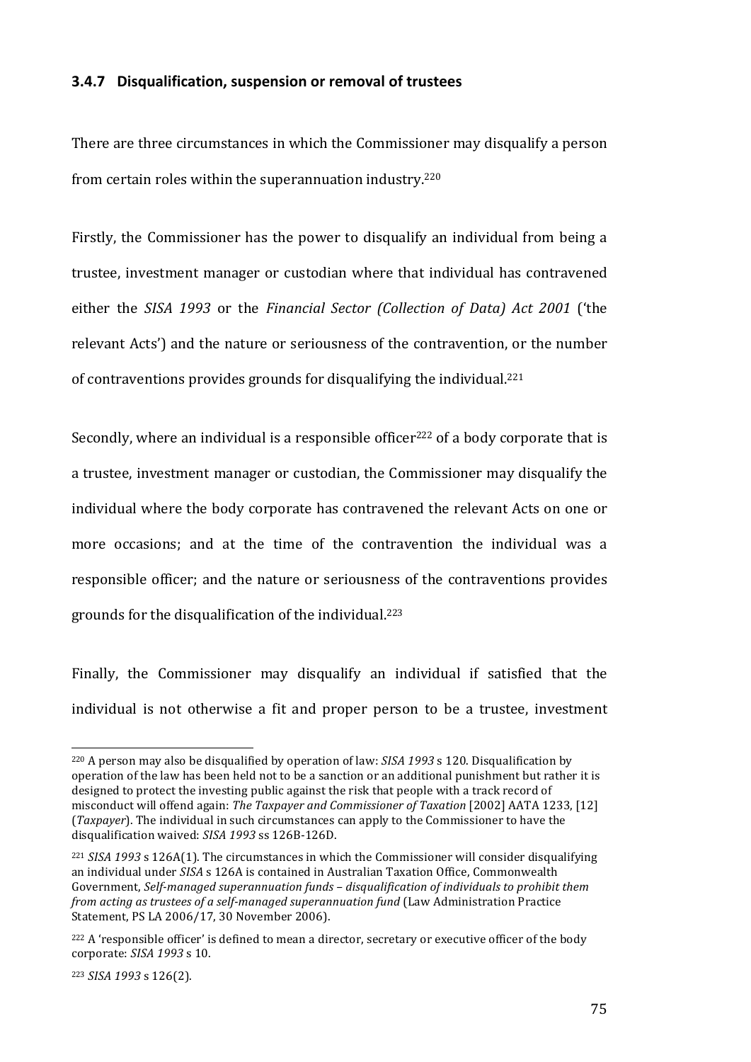### 3.4.7 Disqualification, suspension or removal of trustees

There are three circumstances in which the Commissioner may disqualify a person from certain roles within the superannuation industry.[220]

Firstly, the Commissioner has the power to disqualify an individual from being a trustee, investment manager or custodian where that individual has contravened either the *SISA 1993* or the *Financial Sector (Collection of Data) Act 2001* ('the relevant Acts') and the nature or seriousness of the contravention, or the number of contraventions provides grounds for disqualifying the individual.[221]

Secondly, where an individual is a responsible officer[222] of a body corporate that is a trustee, investment manager or custodian, the Commissioner may disqualify the individual where the body corporate has contravened the relevant Acts on one or more occasions; and at the time of the contravention the individual was a responsible officer; and the nature or seriousness of the contraventions provides grounds for the disqualification of the individual.[223]

Finally, the Commissioner may disqualify an individual if satisfied that the individual is not otherwise a fit and proper person to be a trustee, investment

---

[220] A person may also be disqualified by operation of law: *SISA 1993* s 120. Disqualification by operation of the law has been held not to be a sanction or an additional punishment but rather it is designed to protect the investing public against the risk that people with a track record of misconduct will offend again: *The Taxpayer and Commissioner of Taxation* [2002] AATA 1233, [12] (*Taxpayer*). The individual in such circumstances can apply to the Commissioner to have the disqualification waived: *SISA 1993* ss 126B-126D.

[221] *SISA 1993* s 126A(1). The circumstances in which the Commissioner will consider disqualifying an individual under *SISA* s 126A is contained in Australian Taxation Office, Commonwealth Government, *Self-managed superannuation funds – disqualification of individuals to prohibit them from acting as trustees of a self-managed superannuation fund* (Law Administration Practice Statement, PS LA 2006/17, 30 November 2006).

[222] A 'responsible officer' is defined to mean a director, secretary or executive officer of the body corporate: *SISA 1993* s 10.

[223] *SISA 1993* s 126(2).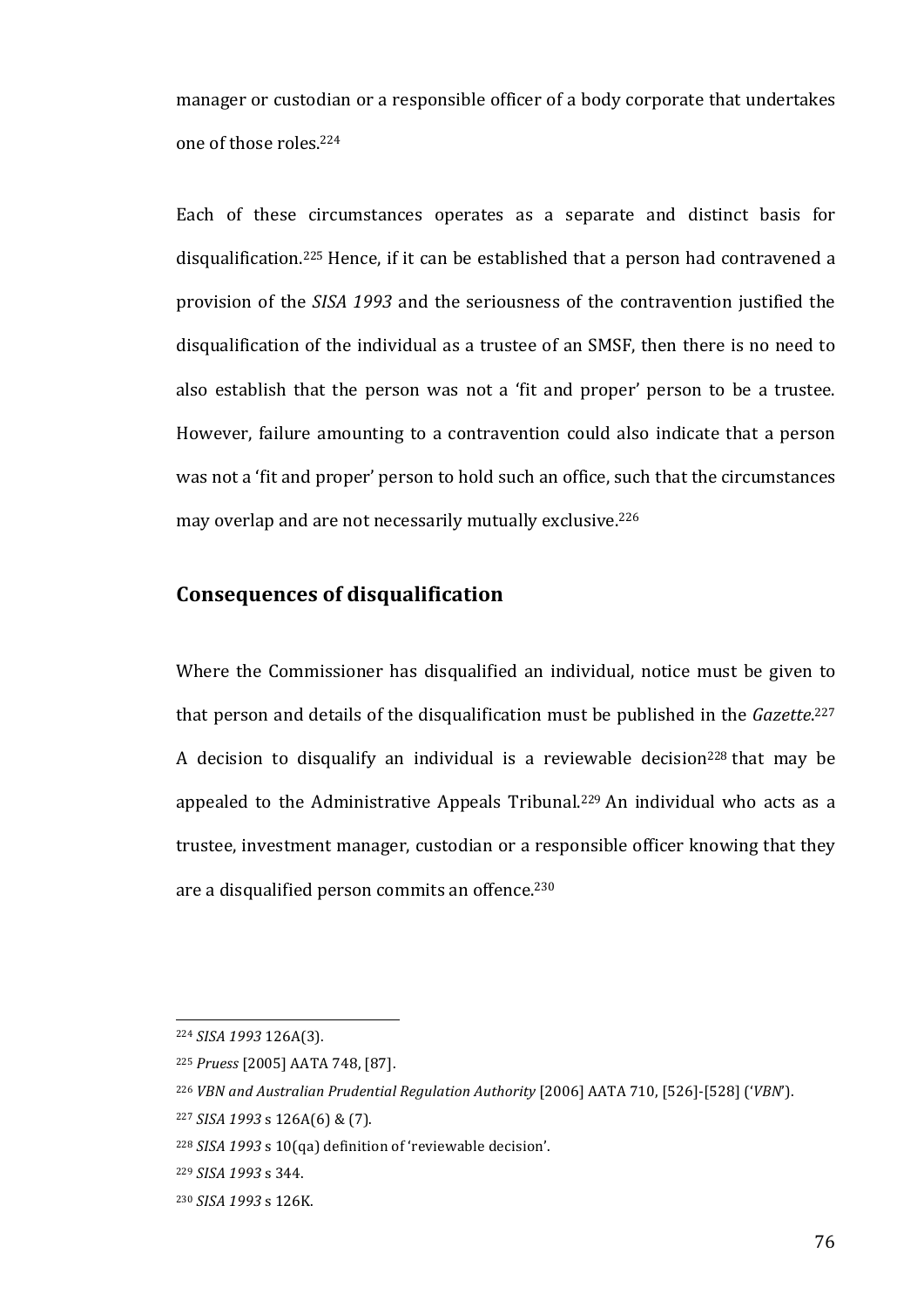manager or custodian or a responsible officer of a body corporate that undertakes one of those roles.[224]

Each of these circumstances operates as a separate and distinct basis for disqualification.[225] Hence, if it can be established that a person had contravened a provision of the *SISA 1993* and the seriousness of the contravention justified the disqualification of the individual as a trustee of an SMSF, then there is no need to also establish that the person was not a 'fit and proper' person to be a trustee. However, failure amounting to a contravention could also indicate that a person was not a 'fit and proper' person to hold such an office, such that the circumstances may overlap and are not necessarily mutually exclusive.[226]

## Consequences of disqualification

Where the Commissioner has disqualified an individual, notice must be given to that person and details of the disqualification must be published in the *Gazette*.[227] A decision to disqualify an individual is a reviewable decision[228] that may be appealed to the Administrative Appeals Tribunal.[229] An individual who acts as a trustee, investment manager, custodian or a responsible officer knowing that they are a disqualified person commits an offence.[230]

---

[224] *SISA 1993* 126A(3).

[225] *Pruess* [2005] AATA 748, [87].

[226] *VBN and Australian Prudential Regulation Authority* [2006] AATA 710, [526]-[528] ('*VBN*').

[227] *SISA 1993* s 126A(6) & (7).

[228] *SISA 1993* s 10(qa) definition of 'reviewable decision'.

[229] *SISA 1993* s 344.

[230] *SISA 1993* s 126K.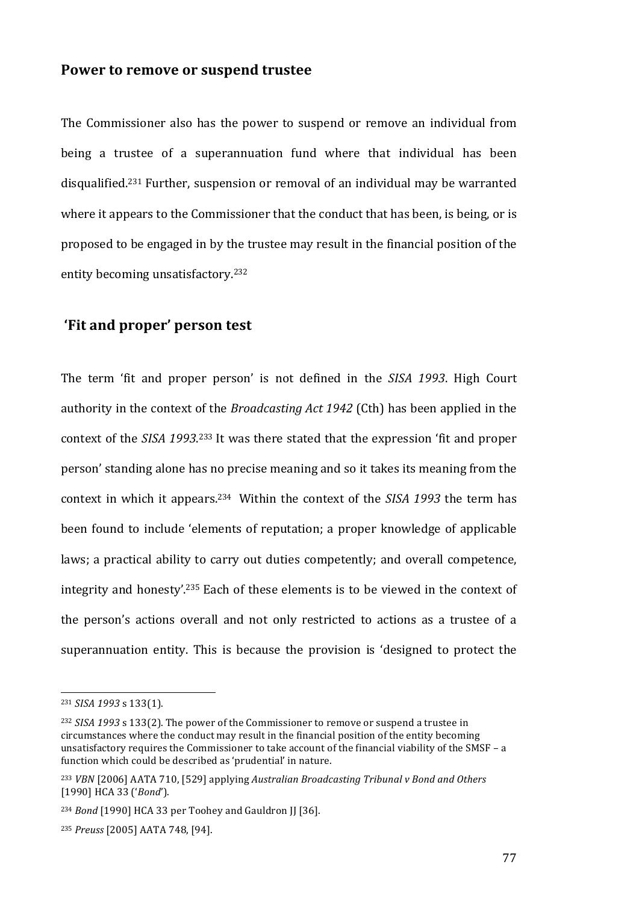## Power to remove or suspend trustee

The Commissioner also has the power to suspend or remove an individual from being a trustee of a superannuation fund where that individual has been disqualified.[231] Further, suspension or removal of an individual may be warranted where it appears to the Commissioner that the conduct that has been, is being, or is proposed to be engaged in by the trustee may result in the financial position of the entity becoming unsatisfactory.[232]

## 'Fit and proper' person test

The term 'fit and proper person' is not defined in the *SISA 1993*. High Court authority in the context of the *Broadcasting Act 1942* (Cth) has been applied in the context of the *SISA 1993*.[233] It was there stated that the expression 'fit and proper person' standing alone has no precise meaning and so it takes its meaning from the context in which it appears.[234] Within the context of the *SISA 1993* the term has been found to include 'elements of reputation; a proper knowledge of applicable laws; a practical ability to carry out duties competently; and overall competence, integrity and honesty'.[235] Each of these elements is to be viewed in the context of the person's actions overall and not only restricted to actions as a trustee of a superannuation entity. This is because the provision is 'designed to protect the

---

[231] *SISA 1993* s 133(1).

[232] *SISA 1993* s 133(2). The power of the Commissioner to remove or suspend a trustee in circumstances where the conduct may result in the financial position of the entity becoming unsatisfactory requires the Commissioner to take account of the financial viability of the SMSF – a function which could be described as 'prudential' in nature.

[233] *VBN* [2006] AATA 710, [529] applying *Australian Broadcasting Tribunal v Bond and Others* [1990] HCA 33 ('*Bond*').

[234] *Bond* [1990] HCA 33 per Toohey and Gauldron JJ [36].

[235] *Preuss* [2005] AATA 748, [94].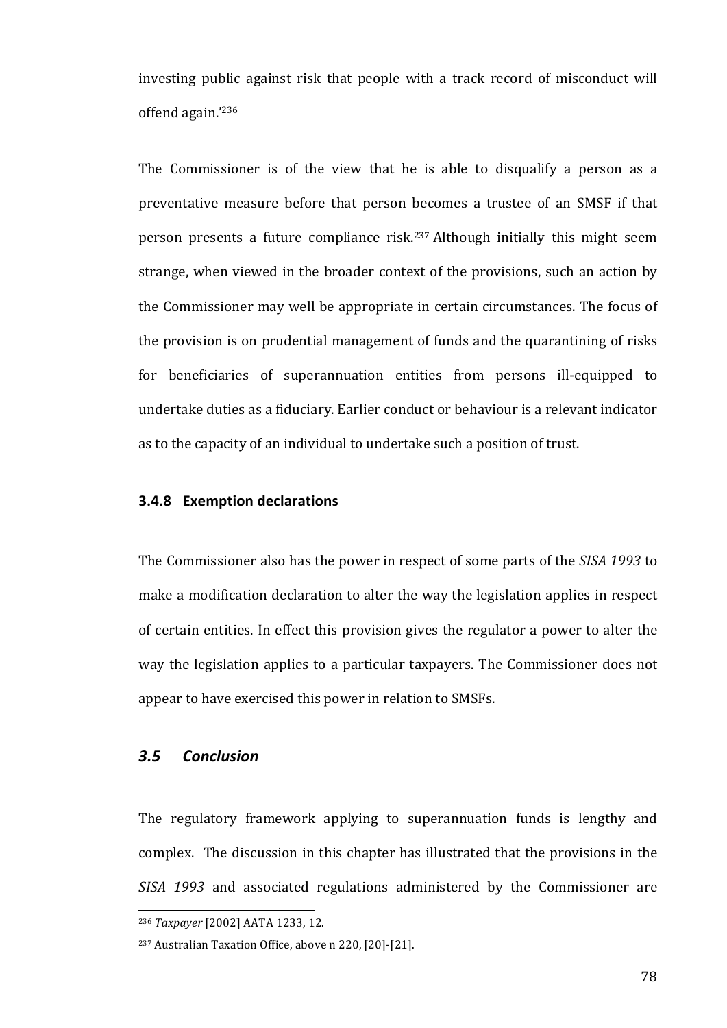investing public against risk that people with a track record of misconduct will offend again.'[236]

The Commissioner is of the view that he is able to disqualify a person as a preventative measure before that person becomes a trustee of an SMSF if that person presents a future compliance risk.[237] Although initially this might seem strange, when viewed in the broader context of the provisions, such an action by the Commissioner may well be appropriate in certain circumstances. The focus of the provision is on prudential management of funds and the quarantining of risks for beneficiaries of superannuation entities from persons ill-equipped to undertake duties as a fiduciary. Earlier conduct or behaviour is a relevant indicator as to the capacity of an individual to undertake such a position of trust.

### 3.4.8 Exemption declarations

The Commissioner also has the power in respect of some parts of the *SISA 1993* to make a modification declaration to alter the way the legislation applies in respect of certain entities. In effect this provision gives the regulator a power to alter the way the legislation applies to a particular taxpayers. The Commissioner does not appear to have exercised this power in relation to SMSFs.

## *3.5 Conclusion*

The regulatory framework applying to superannuation funds is lengthy and complex. The discussion in this chapter has illustrated that the provisions in the *SISA 1993* and associated regulations administered by the Commissioner are

---

[236] *Taxpayer* [2002] AATA 1233, 12.

[237] Australian Taxation Office, above n 220, [20]-[21].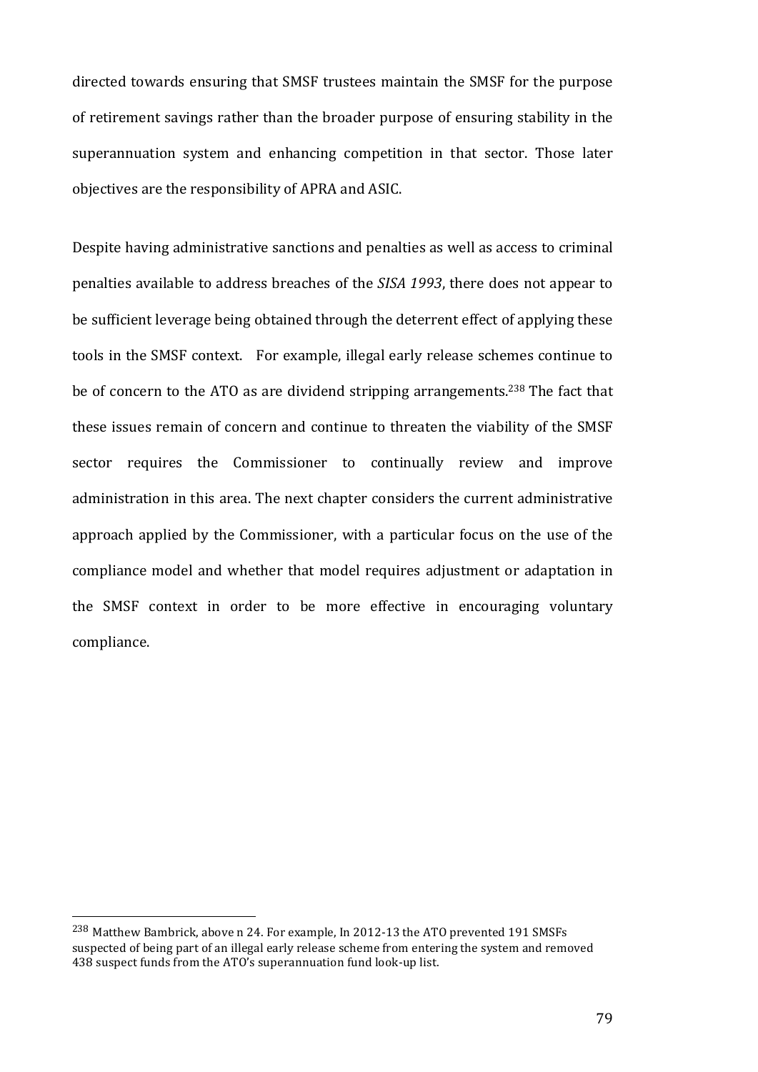directed towards ensuring that SMSF trustees maintain the SMSF for the purpose of retirement savings rather than the broader purpose of ensuring stability in the superannuation system and enhancing competition in that sector. Those later objectives are the responsibility of APRA and ASIC.

Despite having administrative sanctions and penalties as well as access to criminal penalties available to address breaches of the *SISA 1993*, there does not appear to be sufficient leverage being obtained through the deterrent effect of applying these tools in the SMSF context. For example, illegal early release schemes continue to be of concern to the ATO as are dividend stripping arrangements.[238] The fact that these issues remain of concern and continue to threaten the viability of the SMSF sector requires the Commissioner to continually review and improve administration in this area. The next chapter considers the current administrative approach applied by the Commissioner, with a particular focus on the use of the compliance model and whether that model requires adjustment or adaptation in the SMSF context in order to be more effective in encouraging voluntary compliance.

---

[238] Matthew Bambrick, above n 24. For example, In 2012-13 the ATO prevented 191 SMSFs suspected of being part of an illegal early release scheme from entering the system and removed 438 suspect funds from the ATO's superannuation fund look-up list.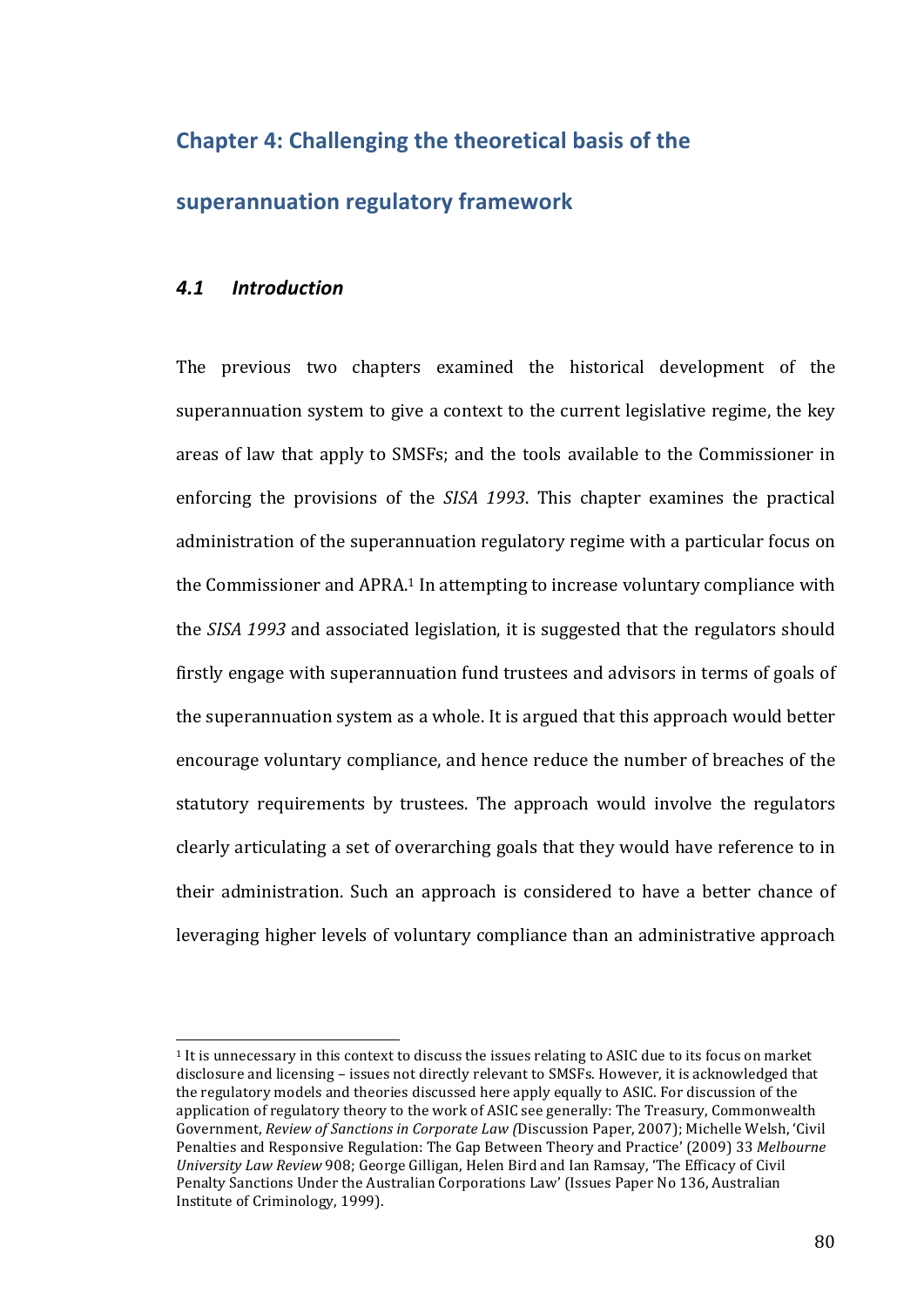# Chapter 4: Challenging the theoretical basis of the superannuation regulatory framework

## *4.1 Introduction*

The previous two chapters examined the historical development of the superannuation system to give a context to the current legislative regime, the key areas of law that apply to SMSFs; and the tools available to the Commissioner in enforcing the provisions of the *SISA 1993*. This chapter examines the practical administration of the superannuation regulatory regime with a particular focus on the Commissioner and APRA.[1] In attempting to increase voluntary compliance with the *SISA 1993* and associated legislation, it is suggested that the regulators should firstly engage with superannuation fund trustees and advisors in terms of goals of the superannuation system as a whole. It is argued that this approach would better encourage voluntary compliance, and hence reduce the number of breaches of the statutory requirements by trustees. The approach would involve the regulators clearly articulating a set of overarching goals that they would have reference to in their administration. Such an approach is considered to have a better chance of leveraging higher levels of voluntary compliance than an administrative approach

---

[1] It is unnecessary in this context to discuss the issues relating to ASIC due to its focus on market disclosure and licensing – issues not directly relevant to SMSFs. However, it is acknowledged that the regulatory models and theories discussed here apply equally to ASIC. For discussion of the application of regulatory theory to the work of ASIC see generally: The Treasury, Commonwealth Government, *Review of Sanctions in Corporate Law (*Discussion Paper, 2007); Michelle Welsh, 'Civil Penalties and Responsive Regulation: The Gap Between Theory and Practice' (2009) 33 *Melbourne University Law Review* 908; George Gilligan, Helen Bird and Ian Ramsay, 'The Efficacy of Civil Penalty Sanctions Under the Australian Corporations Law' (Issues Paper No 136, Australian Institute of Criminology, 1999).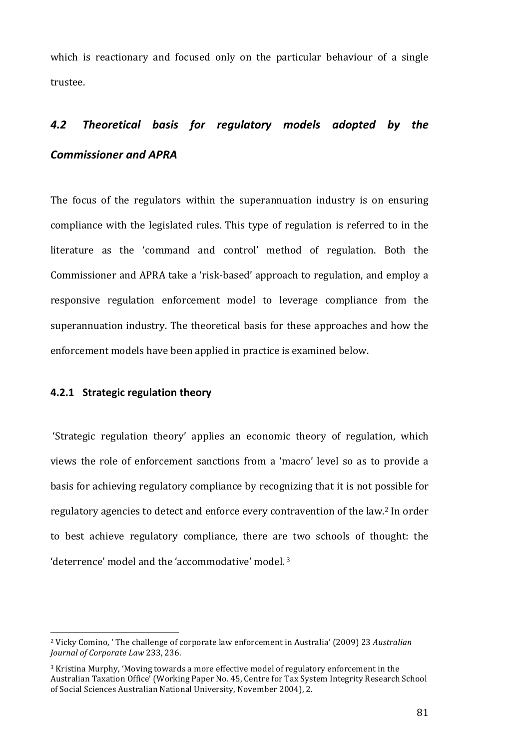which is reactionary and focused only on the particular behaviour of a single trustee.

## *4.2 Theoretical basis for regulatory models adopted by the Commissioner and APRA*

The focus of the regulators within the superannuation industry is on ensuring compliance with the legislated rules. This type of regulation is referred to in the literature as the 'command and control' method of regulation. Both the Commissioner and APRA take a 'risk-based' approach to regulation, and employ a responsive regulation enforcement model to leverage compliance from the superannuation industry. The theoretical basis for these approaches and how the enforcement models have been applied in practice is examined below.

### 4.2.1 Strategic regulation theory

'Strategic regulation theory' applies an economic theory of regulation, which views the role of enforcement sanctions from a 'macro' level so as to provide a basis for achieving regulatory compliance by recognizing that it is not possible for regulatory agencies to detect and enforce every contravention of the law.[2] In order to best achieve regulatory compliance, there are two schools of thought: the 'deterrence' model and the 'accommodative' model.[3]

---

[2] Vicky Comino, ' The challenge of corporate law enforcement in Australia' (2009) 23 *Australian Journal of Corporate Law* 233, 236.

[3] Kristina Murphy, 'Moving towards a more effective model of regulatory enforcement in the Australian Taxation Office' (Working Paper No. 45, Centre for Tax System Integrity Research School of Social Sciences Australian National University, November 2004), 2.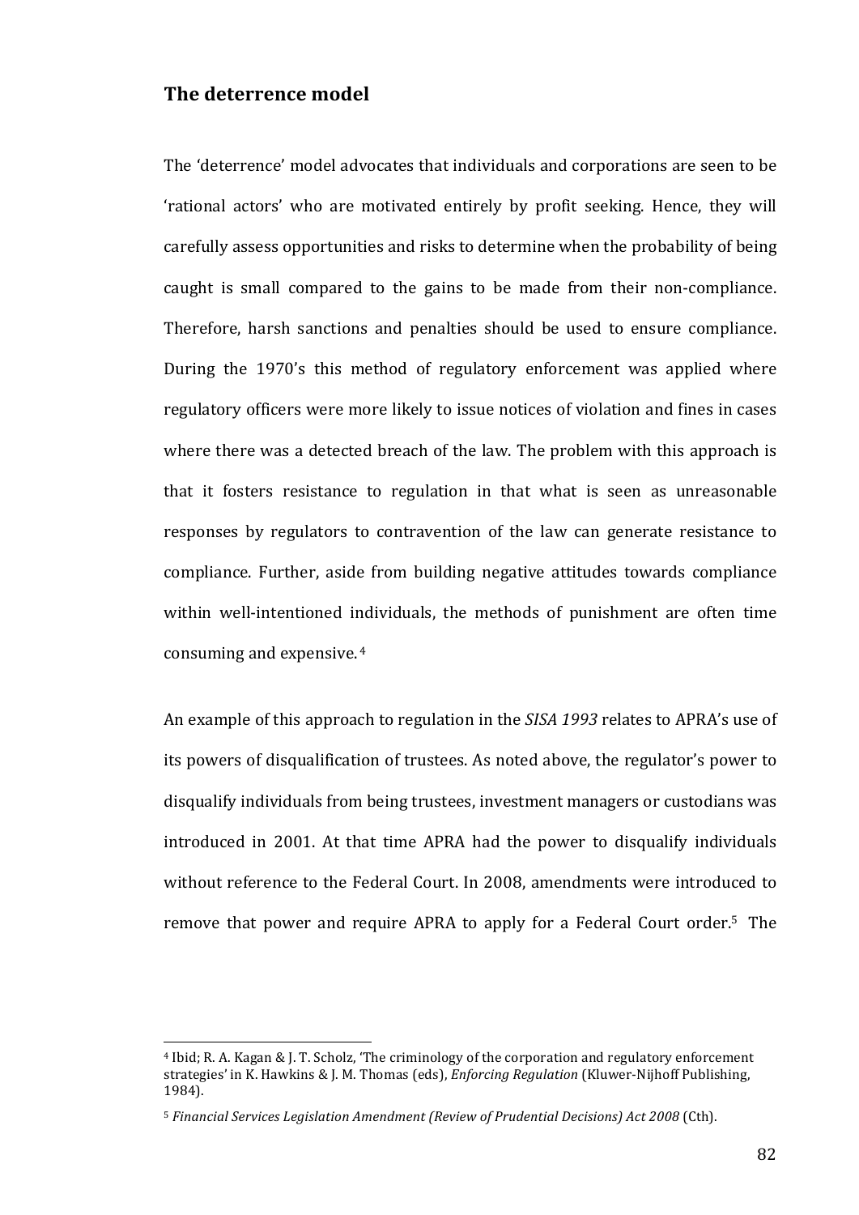## The deterrence model

The 'deterrence' model advocates that individuals and corporations are seen to be 'rational actors' who are motivated entirely by profit seeking. Hence, they will carefully assess opportunities and risks to determine when the probability of being caught is small compared to the gains to be made from their non-compliance. Therefore, harsh sanctions and penalties should be used to ensure compliance. During the 1970's this method of regulatory enforcement was applied where regulatory officers were more likely to issue notices of violation and fines in cases where there was a detected breach of the law. The problem with this approach is that it fosters resistance to regulation in that what is seen as unreasonable responses by regulators to contravention of the law can generate resistance to compliance. Further, aside from building negative attitudes towards compliance within well-intentioned individuals, the methods of punishment are often time consuming and expensive.[4]

An example of this approach to regulation in the *SISA 1993* relates to APRA's use of its powers of disqualification of trustees. As noted above, the regulator's power to disqualify individuals from being trustees, investment managers or custodians was introduced in 2001. At that time APRA had the power to disqualify individuals without reference to the Federal Court. In 2008, amendments were introduced to remove that power and require APRA to apply for a Federal Court order.[5] The

---

[4] Ibid; R. A. Kagan & J. T. Scholz, 'The criminology of the corporation and regulatory enforcement strategies' in K. Hawkins & J. M. Thomas (eds), *Enforcing Regulation* (Kluwer-Nijhoff Publishing, 1984).

[5] *Financial Services Legislation Amendment (Review of Prudential Decisions) Act 2008* (Cth).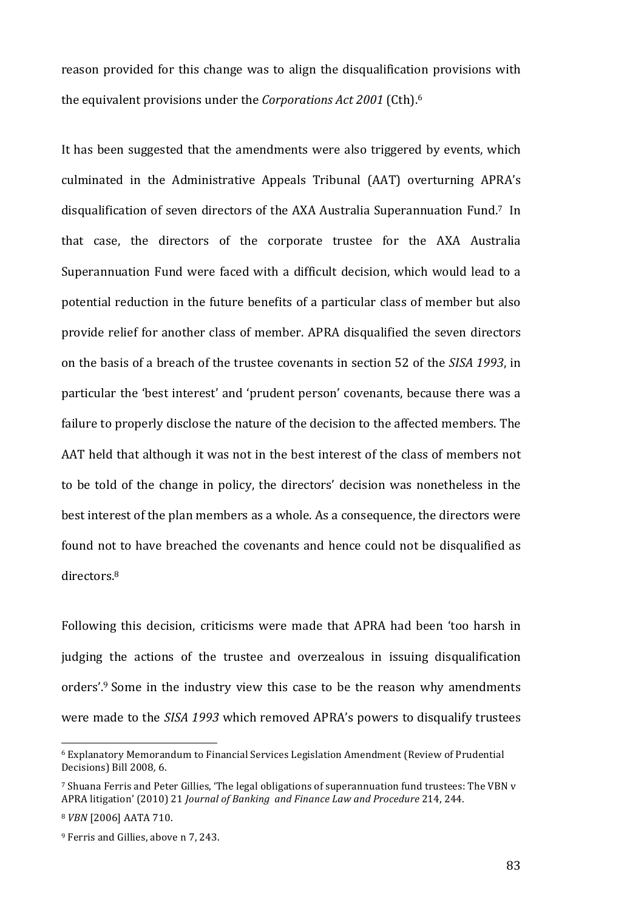reason provided for this change was to align the disqualification provisions with the equivalent provisions under the *Corporations Act 2001* (Cth).[6]

It has been suggested that the amendments were also triggered by events, which culminated in the Administrative Appeals Tribunal (AAT) overturning APRA's disqualification of seven directors of the AXA Australia Superannuation Fund.[7] In that case, the directors of the corporate trustee for the AXA Australia Superannuation Fund were faced with a difficult decision, which would lead to a potential reduction in the future benefits of a particular class of member but also provide relief for another class of member. APRA disqualified the seven directors on the basis of a breach of the trustee covenants in section 52 of the *SISA 1993*, in particular the 'best interest' and 'prudent person' covenants, because there was a failure to properly disclose the nature of the decision to the affected members. The AAT held that although it was not in the best interest of the class of members not to be told of the change in policy, the directors' decision was nonetheless in the best interest of the plan members as a whole. As a consequence, the directors were found not to have breached the covenants and hence could not be disqualified as directors.[8]

Following this decision, criticisms were made that APRA had been 'too harsh in judging the actions of the trustee and overzealous in issuing disqualification orders'.[9] Some in the industry view this case to be the reason why amendments were made to the *SISA 1993* which removed APRA's powers to disqualify trustees

---

[6] Explanatory Memorandum to Financial Services Legislation Amendment (Review of Prudential Decisions) Bill 2008, 6.

[7] Shuana Ferris and Peter Gillies, 'The legal obligations of superannuation fund trustees: The VBN v APRA litigation' (2010) 21 *Journal of Banking and Finance Law and Procedure* 214, 244.

[8] *VBN* [2006] AATA 710.

[9] Ferris and Gillies, above n 7, 243.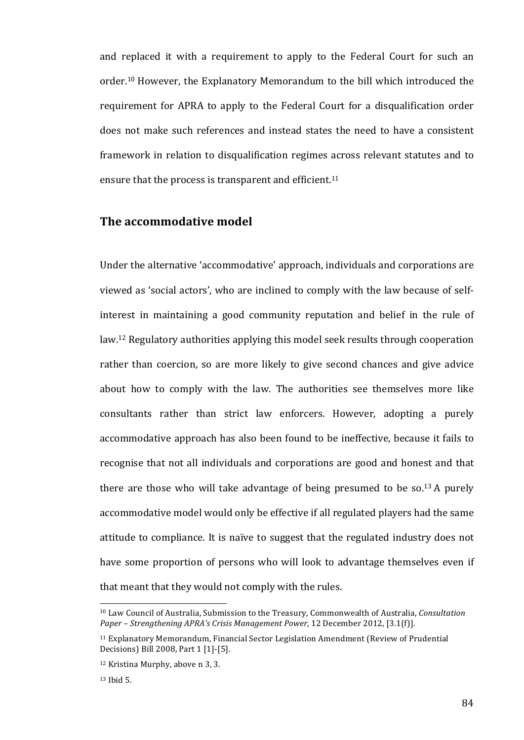and replaced it with a requirement to apply to the Federal Court for such an order.[10] However, the Explanatory Memorandum to the bill which introduced the requirement for APRA to apply to the Federal Court for a disqualification order does not make such references and instead states the need to have a consistent framework in relation to disqualification regimes across relevant statutes and to ensure that the process is transparent and efficient.[11]

## The accommodative model

Under the alternative 'accommodative' approach, individuals and corporations are viewed as 'social actors', who are inclined to comply with the law because of self-interest in maintaining a good community reputation and belief in the rule of law.[12] Regulatory authorities applying this model seek results through cooperation rather than coercion, so are more likely to give second chances and give advice about how to comply with the law. The authorities see themselves more like consultants rather than strict law enforcers. However, adopting a purely accommodative approach has also been found to be ineffective, because it fails to recognise that not all individuals and corporations are good and honest and that there are those who will take advantage of being presumed to be so.[13] A purely accommodative model would only be effective if all regulated players had the same attitude to compliance. It is naïve to suggest that the regulated industry does not have some proportion of persons who will look to advantage themselves even if that meant that they would not comply with the rules.

---

[10] Law Council of Australia, Submission to the Treasury, Commonwealth of Australia, *Consultation Paper – Strengthening APRA's Crisis Management Power*, 12 December 2012, [3.1(f)].

[11] Explanatory Memorandum, Financial Sector Legislation Amendment (Review of Prudential Decisions) Bill 2008, Part 1 [1]-[5].

[12] Kristina Murphy, above n 3, 3.

[13] Ibid 5.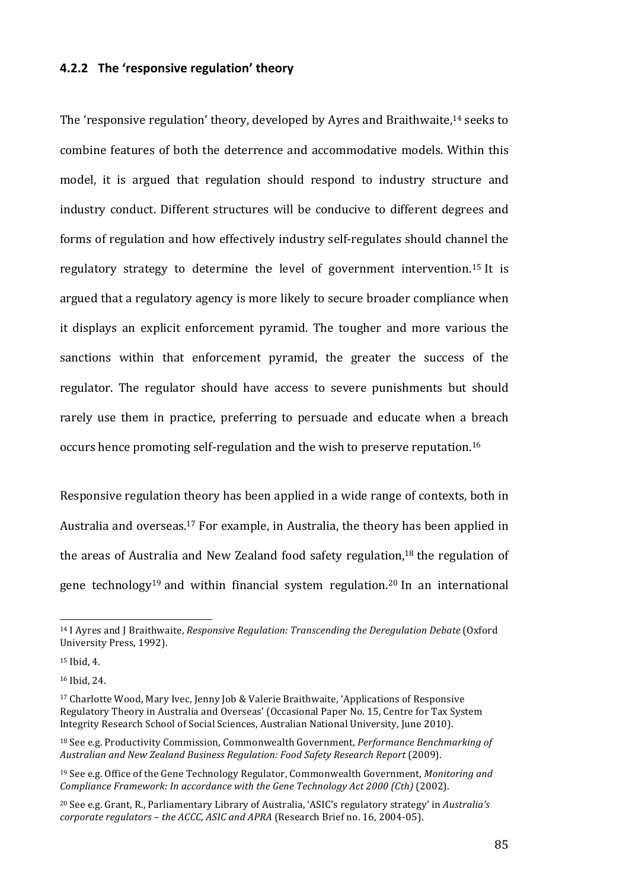### 4.2.2 The 'responsive regulation' theory

The 'responsive regulation' theory, developed by Ayres and Braithwaite,[14] seeks to combine features of both the deterrence and accommodative models. Within this model, it is argued that regulation should respond to industry structure and industry conduct. Different structures will be conducive to different degrees and forms of regulation and how effectively industry self-regulates should channel the regulatory strategy to determine the level of government intervention.[15] It is argued that a regulatory agency is more likely to secure broader compliance when it displays an explicit enforcement pyramid. The tougher and more various the sanctions within that enforcement pyramid, the greater the success of the regulator. The regulator should have access to severe punishments but should rarely use them in practice, preferring to persuade and educate when a breach occurs hence promoting self-regulation and the wish to preserve reputation.[16]

Responsive regulation theory has been applied in a wide range of contexts, both in Australia and overseas.[17] For example, in Australia, the theory has been applied in the areas of Australia and New Zealand food safety regulation,[18] the regulation of gene technology[19] and within financial system regulation.[20] In an international

---

[14] I Ayres and J Braithwaite, *Responsive Regulation: Transcending the Deregulation Debate* (Oxford University Press, 1992).

[15] Ibid, 4.

[16] Ibid, 24.

[17] Charlotte Wood, Mary Ivec, Jenny Job & Valerie Braithwaite, 'Applications of Responsive Regulatory Theory in Australia and Overseas' (Occasional Paper No. 15, Centre for Tax System Integrity Research School of Social Sciences, Australian National University, June 2010).

[18] See e.g. Productivity Commission, Commonwealth Government, *Performance Benchmarking of Australian and New Zealand Business Regulation: Food Safety Research Report* (2009).

[19] See e.g. Office of the Gene Technology Regulator, Commonwealth Government, *Monitoring and Compliance Framework: In accordance with the Gene Technology Act 2000 (Cth)* (2002).

[20] See e.g. Grant, R., Parliamentary Library of Australia, 'ASIC's regulatory strategy' in *Australia's corporate regulators – the ACCC, ASIC and APRA* (Research Brief no. 16, 2004-05).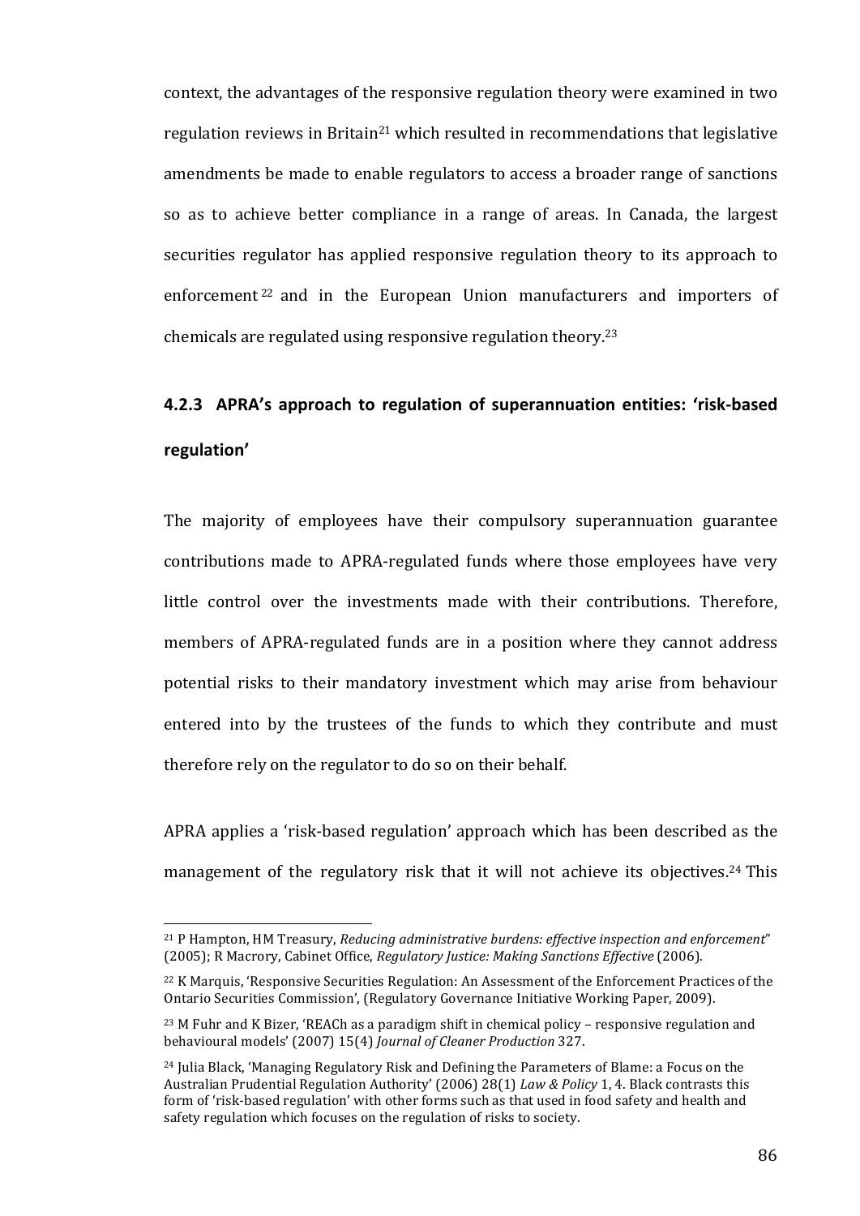context, the advantages of the responsive regulation theory were examined in two regulation reviews in Britain[21] which resulted in recommendations that legislative amendments be made to enable regulators to access a broader range of sanctions so as to achieve better compliance in a range of areas. In Canada, the largest securities regulator has applied responsive regulation theory to its approach to enforcement[22] and in the European Union manufacturers and importers of chemicals are regulated using responsive regulation theory.[23]

### 4.2.3 APRA's approach to regulation of superannuation entities: 'risk-based regulation'

The majority of employees have their compulsory superannuation guarantee contributions made to APRA-regulated funds where those employees have very little control over the investments made with their contributions. Therefore, members of APRA-regulated funds are in a position where they cannot address potential risks to their mandatory investment which may arise from behaviour entered into by the trustees of the funds to which they contribute and must therefore rely on the regulator to do so on their behalf.

APRA applies a 'risk-based regulation' approach which has been described as the management of the regulatory risk that it will not achieve its objectives.[24] This

---

[21] P Hampton, HM Treasury, *Reducing administrative burdens: effective inspection and enforcement*" (2005); R Macrory, Cabinet Office, *Regulatory Justice: Making Sanctions Effective* (2006).

[22] K Marquis, 'Responsive Securities Regulation: An Assessment of the Enforcement Practices of the Ontario Securities Commission', (Regulatory Governance Initiative Working Paper, 2009).

[23] M Fuhr and K Bizer, 'REACh as a paradigm shift in chemical policy – responsive regulation and behavioural models' (2007) 15(4) *Journal of Cleaner Production* 327.

[24] Julia Black, 'Managing Regulatory Risk and Defining the Parameters of Blame: a Focus on the Australian Prudential Regulation Authority' (2006) 28(1) *Law & Policy* 1, 4. Black contrasts this form of 'risk-based regulation' with other forms such as that used in food safety and health and safety regulation which focuses on the regulation of risks to society.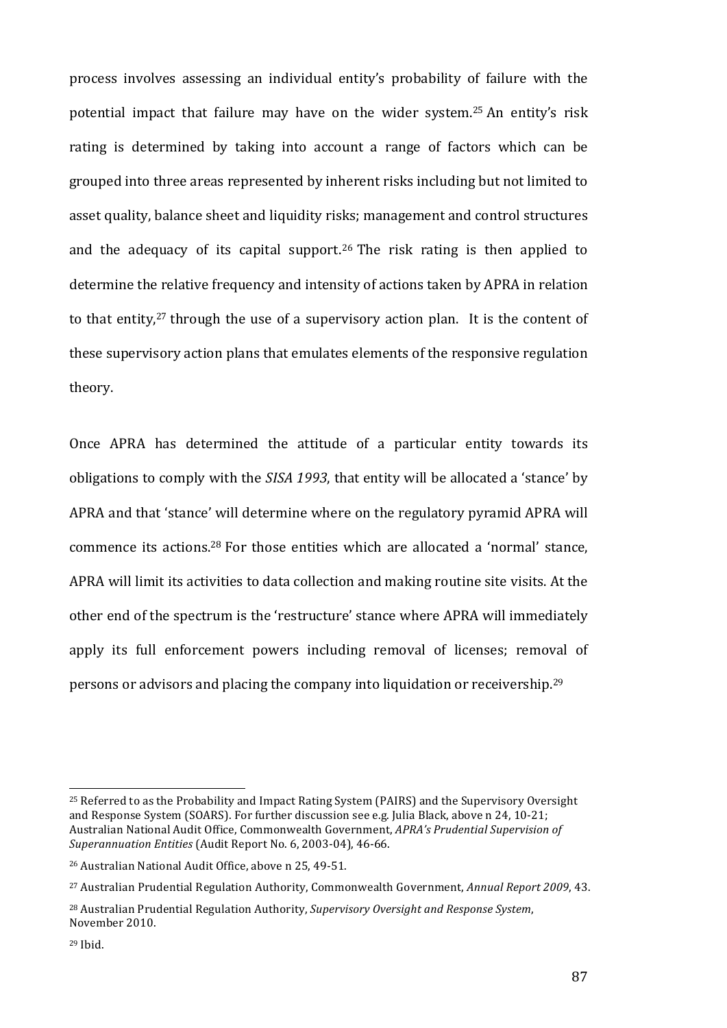process involves assessing an individual entity's probability of failure with the potential impact that failure may have on the wider system.[25] An entity's risk rating is determined by taking into account a range of factors which can be grouped into three areas represented by inherent risks including but not limited to asset quality, balance sheet and liquidity risks; management and control structures and the adequacy of its capital support.[26] The risk rating is then applied to determine the relative frequency and intensity of actions taken by APRA in relation to that entity,[27] through the use of a supervisory action plan. It is the content of these supervisory action plans that emulates elements of the responsive regulation theory.

Once APRA has determined the attitude of a particular entity towards its obligations to comply with the *SISA 1993*, that entity will be allocated a 'stance' by APRA and that 'stance' will determine where on the regulatory pyramid APRA will commence its actions.[28] For those entities which are allocated a 'normal' stance, APRA will limit its activities to data collection and making routine site visits. At the other end of the spectrum is the 'restructure' stance where APRA will immediately apply its full enforcement powers including removal of licenses; removal of persons or advisors and placing the company into liquidation or receivership.[29]

---

[25] Referred to as the Probability and Impact Rating System (PAIRS) and the Supervisory Oversight and Response System (SOARS). For further discussion see e.g. Julia Black, above n 24, 10-21; Australian National Audit Office, Commonwealth Government, *APRA's Prudential Supervision of Superannuation Entities* (Audit Report No. 6, 2003-04), 46-66.

[26] Australian National Audit Office, above n 25, 49-51.

[27] Australian Prudential Regulation Authority, Commonwealth Government, *Annual Report 2009*, 43.

[28] Australian Prudential Regulation Authority, *Supervisory Oversight and Response System*, November 2010.

[29] Ibid.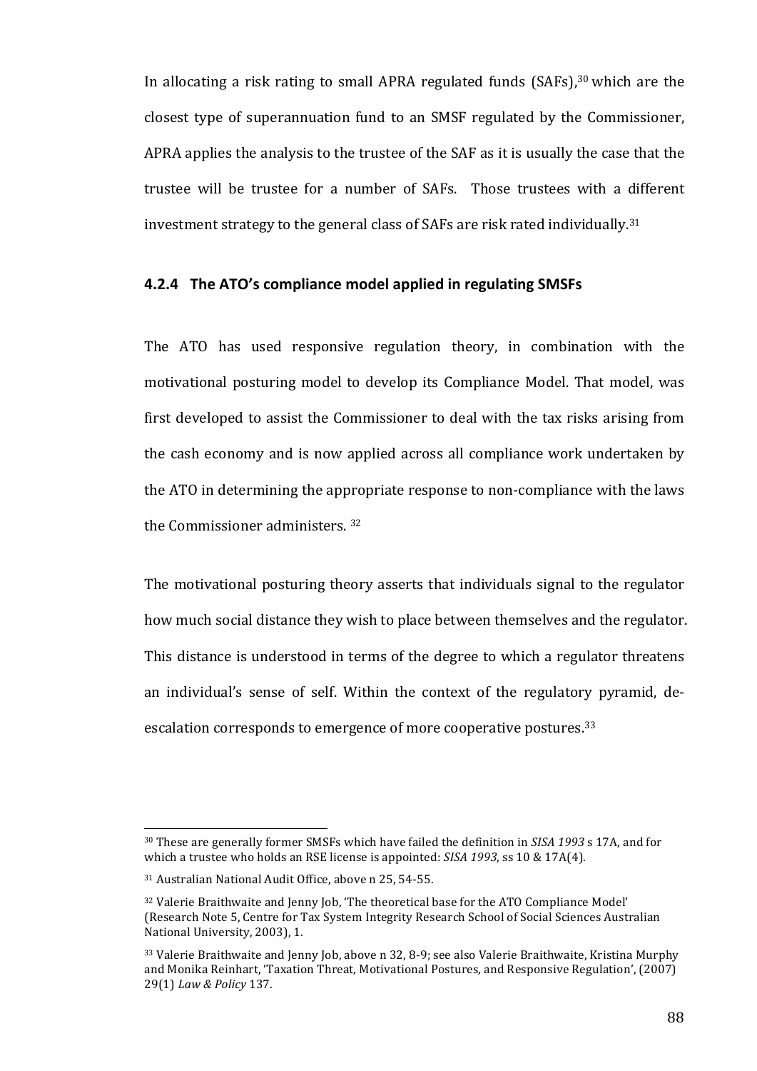In allocating a risk rating to small APRA regulated funds (SAFs),[30] which are the closest type of superannuation fund to an SMSF regulated by the Commissioner, APRA applies the analysis to the trustee of the SAF as it is usually the case that the trustee will be trustee for a number of SAFs. Those trustees with a different investment strategy to the general class of SAFs are risk rated individually.[31]

### 4.2.4 The ATO's compliance model applied in regulating SMSFs

The ATO has used responsive regulation theory, in combination with the motivational posturing model to develop its Compliance Model. That model, was first developed to assist the Commissioner to deal with the tax risks arising from the cash economy and is now applied across all compliance work undertaken by the ATO in determining the appropriate response to non-compliance with the laws the Commissioner administers. [32]

The motivational posturing theory asserts that individuals signal to the regulator how much social distance they wish to place between themselves and the regulator. This distance is understood in terms of the degree to which a regulator threatens an individual's sense of self. Within the context of the regulatory pyramid, de-escalation corresponds to emergence of more cooperative postures.[33]

---

[30] These are generally former SMSFs which have failed the definition in *SISA 1993* s 17A, and for which a trustee who holds an RSE license is appointed: *SISA 1993*, ss 10 & 17A(4).

[31] Australian National Audit Office, above n 25, 54-55.

[32] Valerie Braithwaite and Jenny Job, 'The theoretical base for the ATO Compliance Model' (Research Note 5, Centre for Tax System Integrity Research School of Social Sciences Australian National University, 2003), 1.

[33] Valerie Braithwaite and Jenny Job, above n 32, 8-9; see also Valerie Braithwaite, Kristina Murphy and Monika Reinhart, 'Taxation Threat, Motivational Postures, and Responsive Regulation', (2007) 29(1) *Law & Policy* 137.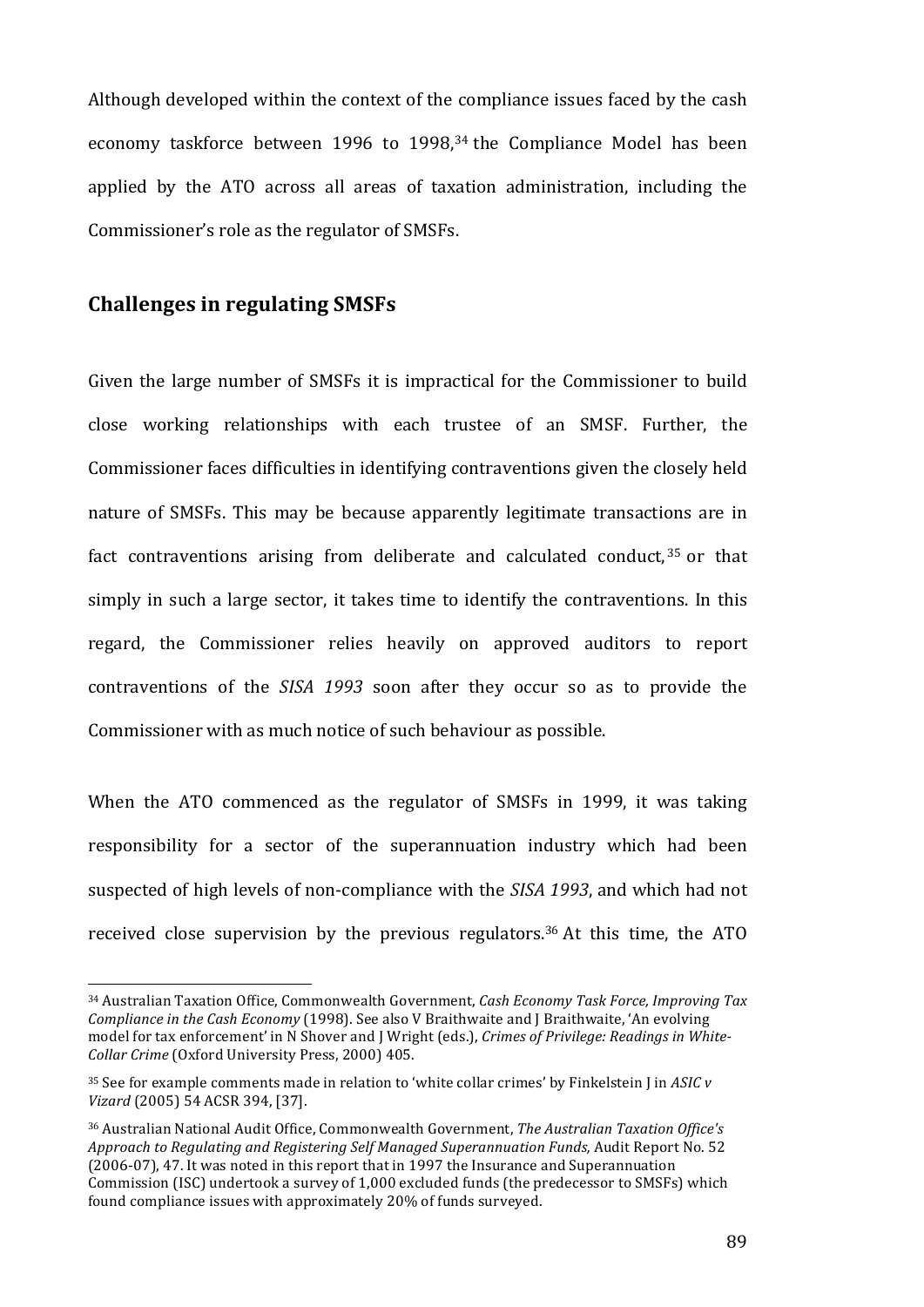Although developed within the context of the compliance issues faced by the cash economy taskforce between 1996 to 1998,[34] the Compliance Model has been applied by the ATO across all areas of taxation administration, including the Commissioner's role as the regulator of SMSFs.

## Challenges in regulating SMSFs

Given the large number of SMSFs it is impractical for the Commissioner to build close working relationships with each trustee of an SMSF. Further, the Commissioner faces difficulties in identifying contraventions given the closely held nature of SMSFs. This may be because apparently legitimate transactions are in fact contraventions arising from deliberate and calculated conduct,[35] or that simply in such a large sector, it takes time to identify the contraventions. In this regard, the Commissioner relies heavily on approved auditors to report contraventions of the *SISA 1993* soon after they occur so as to provide the Commissioner with as much notice of such behaviour as possible.

When the ATO commenced as the regulator of SMSFs in 1999, it was taking responsibility for a sector of the superannuation industry which had been suspected of high levels of non-compliance with the *SISA 1993*, and which had not received close supervision by the previous regulators.[36] At this time, the ATO

---

[34] Australian Taxation Office, Commonwealth Government, *Cash Economy Task Force, Improving Tax Compliance in the Cash Economy* (1998). See also V Braithwaite and J Braithwaite, 'An evolving model for tax enforcement' in N Shover and J Wright (eds.), *Crimes of Privilege: Readings in White-Collar Crime* (Oxford University Press, 2000) 405.

[35] See for example comments made in relation to 'white collar crimes' by Finkelstein J in *ASIC v Vizard* (2005) 54 ACSR 394, [37].

[36] Australian National Audit Office, Commonwealth Government, *The Australian Taxation Office's Approach to Regulating and Registering Self Managed Superannuation Funds,* Audit Report No. 52 (2006-07), 47. It was noted in this report that in 1997 the Insurance and Superannuation Commission (ISC) undertook a survey of 1,000 excluded funds (the predecessor to SMSFs) which found compliance issues with approximately 20% of funds surveyed.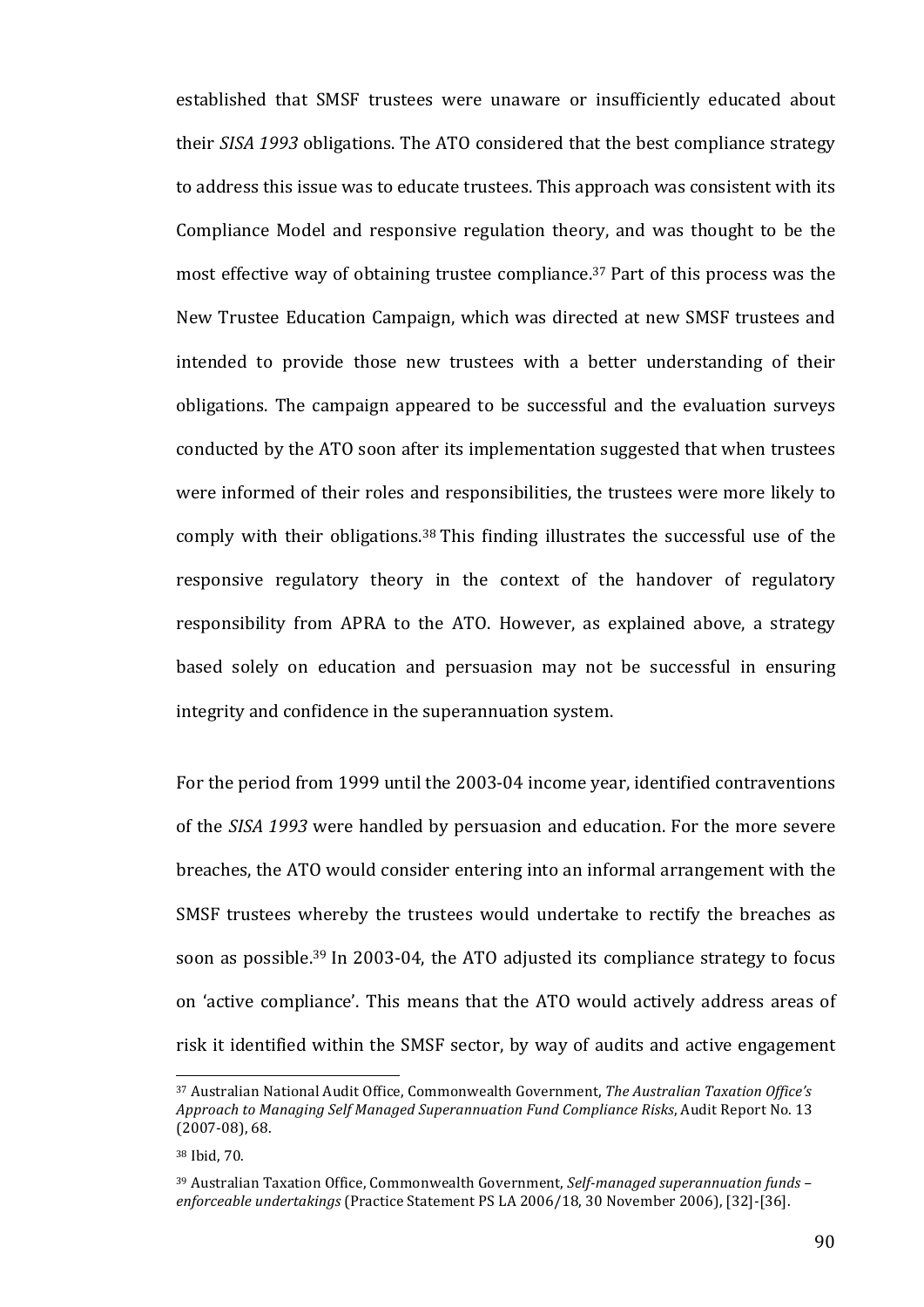established that SMSF trustees were unaware or insufficiently educated about their *SISA 1993* obligations. The ATO considered that the best compliance strategy to address this issue was to educate trustees. This approach was consistent with its Compliance Model and responsive regulation theory, and was thought to be the most effective way of obtaining trustee compliance.[37] Part of this process was the New Trustee Education Campaign, which was directed at new SMSF trustees and intended to provide those new trustees with a better understanding of their obligations. The campaign appeared to be successful and the evaluation surveys conducted by the ATO soon after its implementation suggested that when trustees were informed of their roles and responsibilities, the trustees were more likely to comply with their obligations.[38] This finding illustrates the successful use of the responsive regulatory theory in the context of the handover of regulatory responsibility from APRA to the ATO. However, as explained above, a strategy based solely on education and persuasion may not be successful in ensuring integrity and confidence in the superannuation system.

For the period from 1999 until the 2003-04 income year, identified contraventions of the *SISA 1993* were handled by persuasion and education. For the more severe breaches, the ATO would consider entering into an informal arrangement with the SMSF trustees whereby the trustees would undertake to rectify the breaches as soon as possible.[39] In 2003-04, the ATO adjusted its compliance strategy to focus on 'active compliance'. This means that the ATO would actively address areas of risk it identified within the SMSF sector, by way of audits and active engagement

---

[37] Australian National Audit Office, Commonwealth Government, *The Australian Taxation Office's Approach to Managing Self Managed Superannuation Fund Compliance Risks*, Audit Report No. 13 (2007-08), 68.

[38] Ibid, 70.

[39] Australian Taxation Office, Commonwealth Government, *Self-managed superannuation funds – enforceable undertakings* (Practice Statement PS LA 2006/18, 30 November 2006), [32]-[36].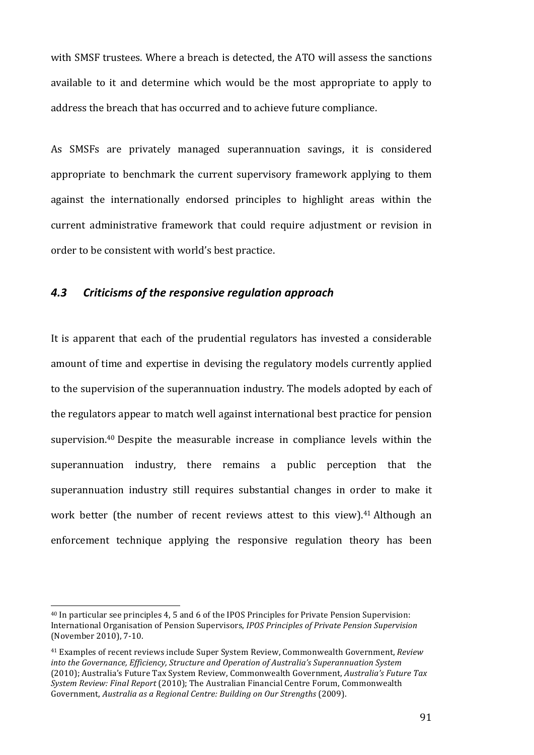with SMSF trustees. Where a breach is detected, the ATO will assess the sanctions available to it and determine which would be the most appropriate to apply to address the breach that has occurred and to achieve future compliance.

As SMSFs are privately managed superannuation savings, it is considered appropriate to benchmark the current supervisory framework applying to them against the internationally endorsed principles to highlight areas within the current administrative framework that could require adjustment or revision in order to be consistent with world's best practice.

### *4.3 Criticisms of the responsive regulation approach*

It is apparent that each of the prudential regulators has invested a considerable amount of time and expertise in devising the regulatory models currently applied to the supervision of the superannuation industry. The models adopted by each of the regulators appear to match well against international best practice for pension supervision.[40] Despite the measurable increase in compliance levels within the superannuation industry, there remains a public perception that the superannuation industry still requires substantial changes in order to make it work better (the number of recent reviews attest to this view).[41] Although an enforcement technique applying the responsive regulation theory has been

---

[40] In particular see principles 4, 5 and 6 of the IPOS Principles for Private Pension Supervision: International Organisation of Pension Supervisors, *IPOS Principles of Private Pension Supervision* (November 2010), 7-10.

[41] Examples of recent reviews include Super System Review, Commonwealth Government, *Review into the Governance, Efficiency, Structure and Operation of Australia's Superannuation System* (2010); Australia's Future Tax System Review, Commonwealth Government, *Australia's Future Tax System Review: Final Report* (2010); The Australian Financial Centre Forum, Commonwealth Government, *Australia as a Regional Centre: Building on Our Strengths* (2009).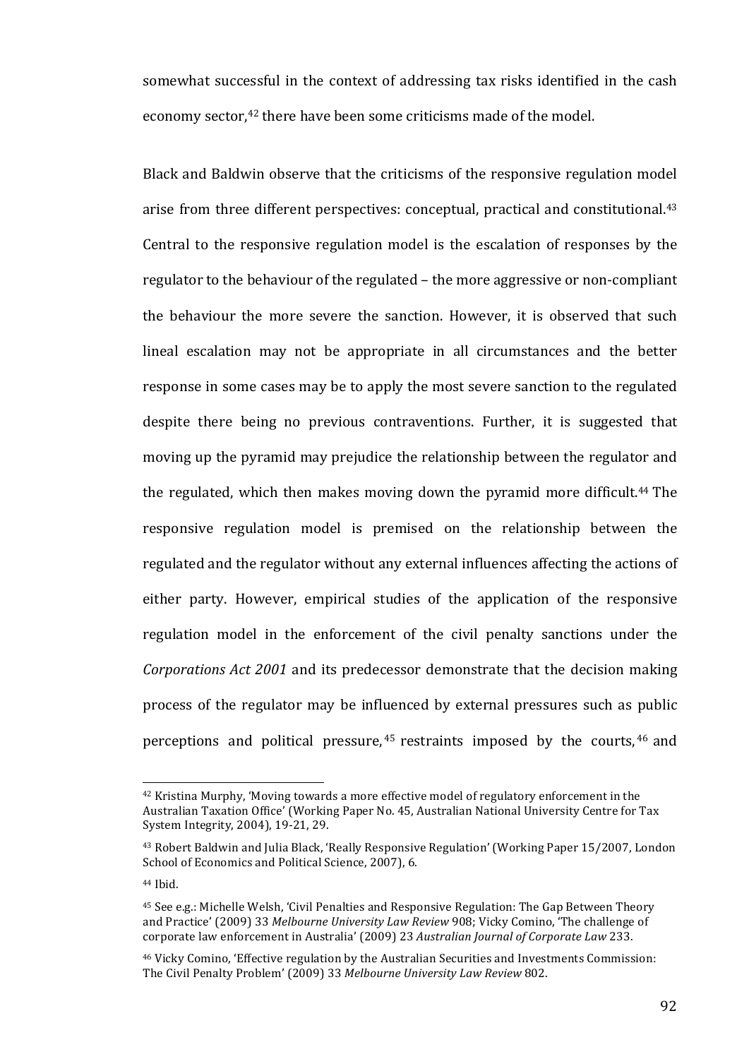somewhat successful in the context of addressing tax risks identified in the cash economy sector,[42] there have been some criticisms made of the model.

Black and Baldwin observe that the criticisms of the responsive regulation model arise from three different perspectives: conceptual, practical and constitutional.[43] Central to the responsive regulation model is the escalation of responses by the regulator to the behaviour of the regulated – the more aggressive or non-compliant the behaviour the more severe the sanction. However, it is observed that such lineal escalation may not be appropriate in all circumstances and the better response in some cases may be to apply the most severe sanction to the regulated despite there being no previous contraventions. Further, it is suggested that moving up the pyramid may prejudice the relationship between the regulator and the regulated, which then makes moving down the pyramid more difficult.[44] The responsive regulation model is premised on the relationship between the regulated and the regulator without any external influences affecting the actions of either party. However, empirical studies of the application of the responsive regulation model in the enforcement of the civil penalty sanctions under the *Corporations Act 2001* and its predecessor demonstrate that the decision making process of the regulator may be influenced by external pressures such as public perceptions and political pressure,[45] restraints imposed by the courts,[46] and

---

[42] Kristina Murphy, 'Moving towards a more effective model of regulatory enforcement in the Australian Taxation Office' (Working Paper No. 45, Australian National University Centre for Tax System Integrity, 2004), 19-21, 29.

[43] Robert Baldwin and Julia Black, 'Really Responsive Regulation' (Working Paper 15/2007, London School of Economics and Political Science, 2007), 6.

[44] Ibid.

[45] See e.g.: Michelle Welsh, 'Civil Penalties and Responsive Regulation: The Gap Between Theory and Practice' (2009) 33 *Melbourne University Law Review* 908; Vicky Comino, 'The challenge of corporate law enforcement in Australia' (2009) 23 *Australian Journal of Corporate Law* 233.

[46] Vicky Comino, 'Effective regulation by the Australian Securities and Investments Commission: The Civil Penalty Problem' (2009) 33 *Melbourne University Law Review* 802.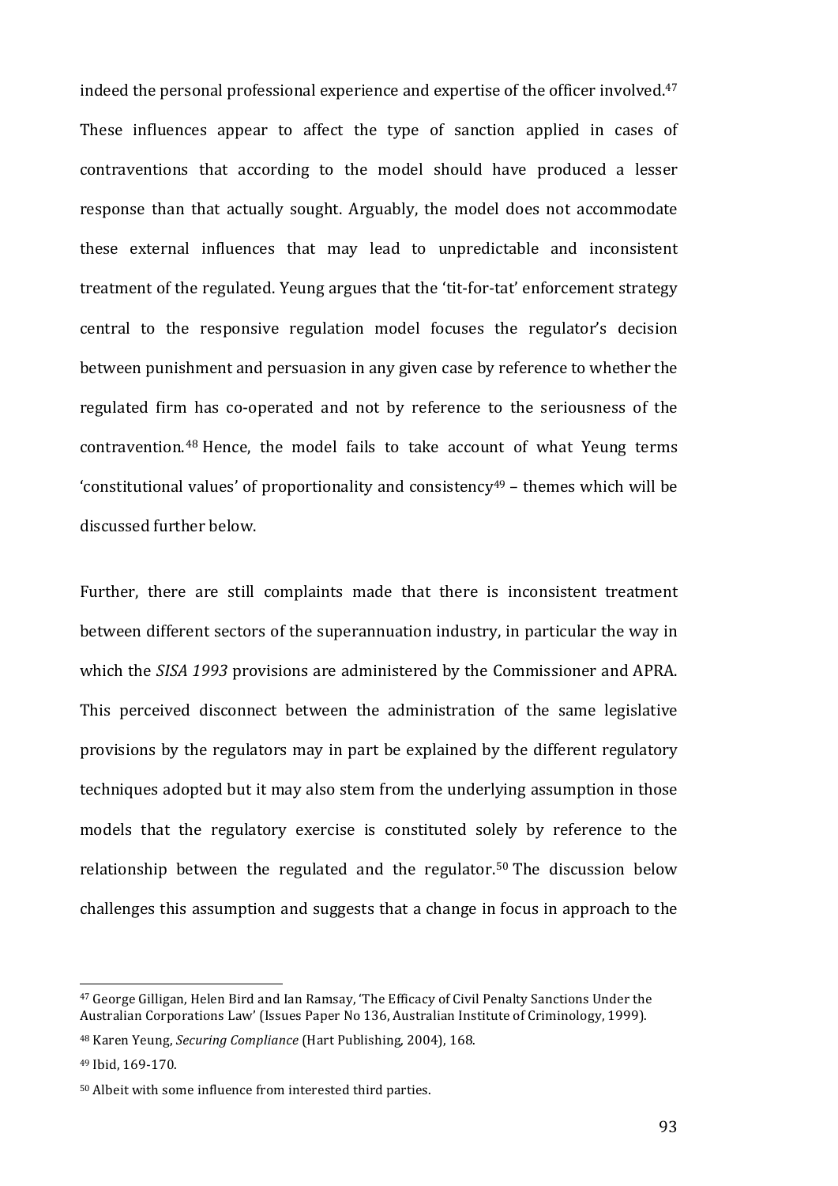indeed the personal professional experience and expertise of the officer involved.[47] These influences appear to affect the type of sanction applied in cases of contraventions that according to the model should have produced a lesser response than that actually sought. Arguably, the model does not accommodate these external influences that may lead to unpredictable and inconsistent treatment of the regulated. Yeung argues that the 'tit-for-tat' enforcement strategy central to the responsive regulation model focuses the regulator's decision between punishment and persuasion in any given case by reference to whether the regulated firm has co-operated and not by reference to the seriousness of the contravention.[48] Hence, the model fails to take account of what Yeung terms 'constitutional values' of proportionality and consistency[49] – themes which will be discussed further below.

Further, there are still complaints made that there is inconsistent treatment between different sectors of the superannuation industry, in particular the way in which the *SISA 1993* provisions are administered by the Commissioner and APRA. This perceived disconnect between the administration of the same legislative provisions by the regulators may in part be explained by the different regulatory techniques adopted but it may also stem from the underlying assumption in those models that the regulatory exercise is constituted solely by reference to the relationship between the regulated and the regulator.[50] The discussion below challenges this assumption and suggests that a change in focus in approach to the

---

[47] George Gilligan, Helen Bird and Ian Ramsay, 'The Efficacy of Civil Penalty Sanctions Under the Australian Corporations Law' (Issues Paper No 136, Australian Institute of Criminology, 1999).

[48] Karen Yeung, *Securing Compliance* (Hart Publishing, 2004), 168.

[49] Ibid, 169-170.

[50] Albeit with some influence from interested third parties.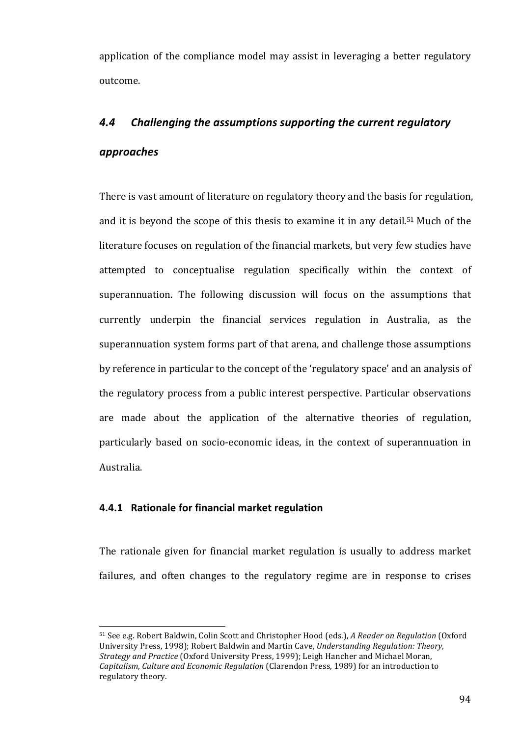application of the compliance model may assist in leveraging a better regulatory outcome.

### *4.4 Challenging the assumptions supporting the current regulatory approaches*

There is vast amount of literature on regulatory theory and the basis for regulation, and it is beyond the scope of this thesis to examine it in any detail.[51] Much of the literature focuses on regulation of the financial markets, but very few studies have attempted to conceptualise regulation specifically within the context of superannuation. The following discussion will focus on the assumptions that currently underpin the financial services regulation in Australia, as the superannuation system forms part of that arena, and challenge those assumptions by reference in particular to the concept of the 'regulatory space' and an analysis of the regulatory process from a public interest perspective. Particular observations are made about the application of the alternative theories of regulation, particularly based on socio-economic ideas, in the context of superannuation in Australia.

#### 4.4.1 Rationale for financial market regulation

The rationale given for financial market regulation is usually to address market failures, and often changes to the regulatory regime are in response to crises

[51] See e.g. Robert Baldwin, Colin Scott and Christopher Hood (eds.), *A Reader on Regulation* (Oxford University Press, 1998); Robert Baldwin and Martin Cave, *Understanding Regulation: Theory, Strategy and Practice* (Oxford University Press, 1999); Leigh Hancher and Michael Moran, *Capitalism, Culture and Economic Regulation* (Clarendon Press, 1989) for an introduction to regulatory theory.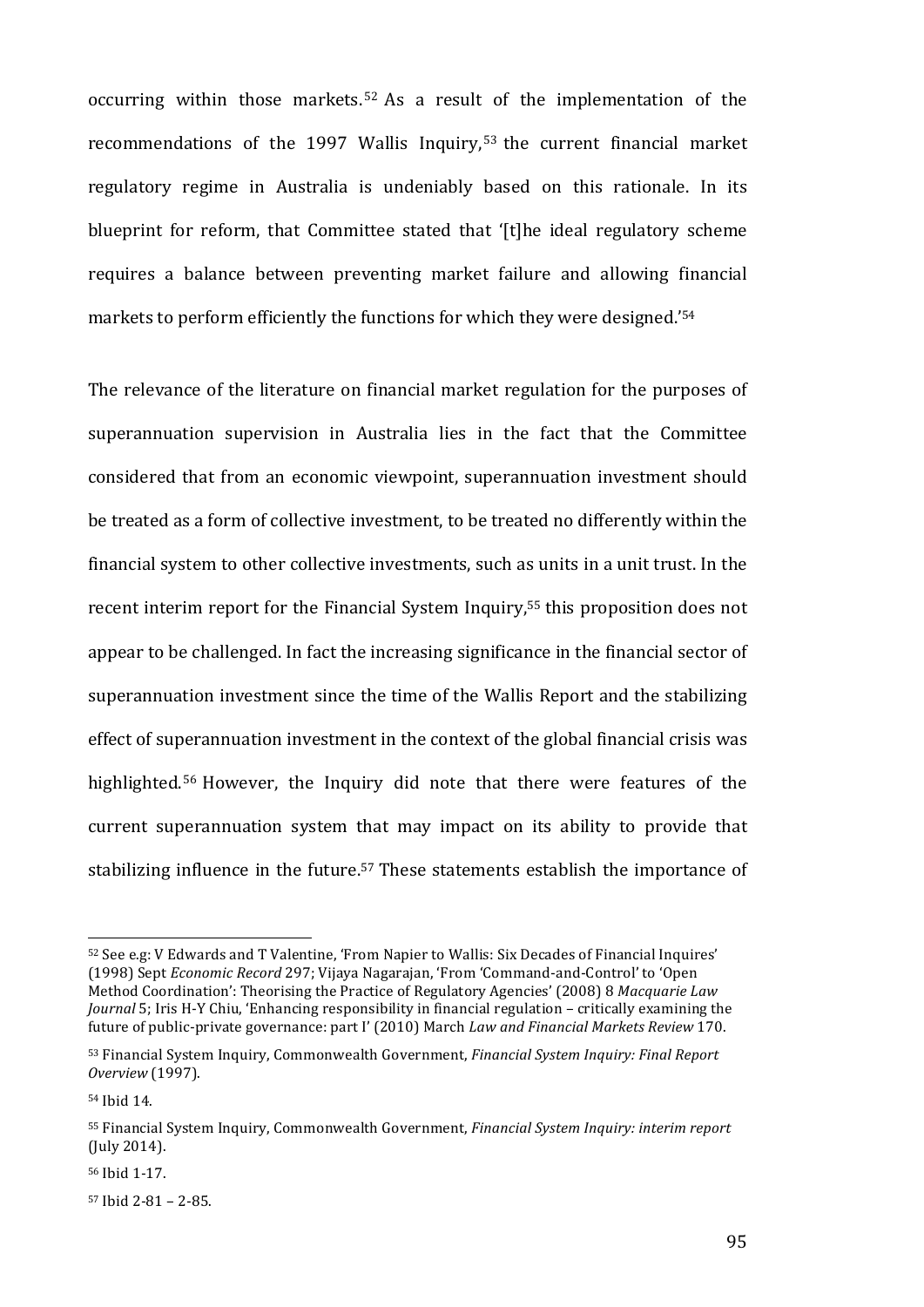occurring within those markets.[52] As a result of the implementation of the recommendations of the 1997 Wallis Inquiry,[53] the current financial market regulatory regime in Australia is undeniably based on this rationale. In its blueprint for reform, that Committee stated that '[t]he ideal regulatory scheme requires a balance between preventing market failure and allowing financial markets to perform efficiently the functions for which they were designed.'[54]

The relevance of the literature on financial market regulation for the purposes of superannuation supervision in Australia lies in the fact that the Committee considered that from an economic viewpoint, superannuation investment should be treated as a form of collective investment, to be treated no differently within the financial system to other collective investments, such as units in a unit trust. In the recent interim report for the Financial System Inquiry,[55] this proposition does not appear to be challenged. In fact the increasing significance in the financial sector of superannuation investment since the time of the Wallis Report and the stabilizing effect of superannuation investment in the context of the global financial crisis was highlighted.[56] However, the Inquiry did note that there were features of the current superannuation system that may impact on its ability to provide that stabilizing influence in the future.[57] These statements establish the importance of

---

[52] See e.g: V Edwards and T Valentine, 'From Napier to Wallis: Six Decades of Financial Inquires' (1998) Sept *Economic Record* 297; Vijaya Nagarajan, 'From 'Command-and-Control' to 'Open Method Coordination': Theorising the Practice of Regulatory Agencies' (2008) 8 *Macquarie Law Journal* 5; Iris H-Y Chiu, 'Enhancing responsibility in financial regulation – critically examining the future of public-private governance: part I' (2010) March *Law and Financial Markets Review* 170.

[53] Financial System Inquiry, Commonwealth Government, *Financial System Inquiry: Final Report Overview* (1997).

[54] Ibid 14.

[55] Financial System Inquiry, Commonwealth Government, *Financial System Inquiry: interim report* (July 2014).

[56] Ibid 1-17.

[57] Ibid 2-81 – 2-85.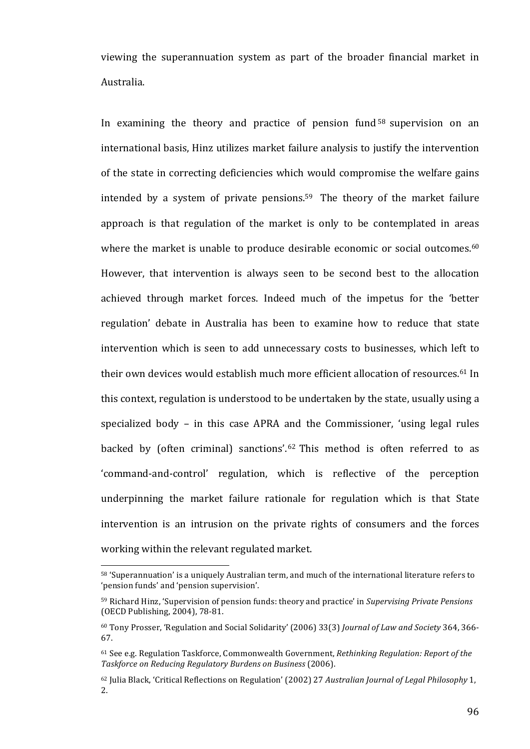viewing the superannuation system as part of the broader financial market in Australia.

In examining the theory and practice of pension fund[58] supervision on an international basis, Hinz utilizes market failure analysis to justify the intervention of the state in correcting deficiencies which would compromise the welfare gains intended by a system of private pensions.[59] The theory of the market failure approach is that regulation of the market is only to be contemplated in areas where the market is unable to produce desirable economic or social outcomes.[60] However, that intervention is always seen to be second best to the allocation achieved through market forces. Indeed much of the impetus for the 'better regulation' debate in Australia has been to examine how to reduce that state intervention which is seen to add unnecessary costs to businesses, which left to their own devices would establish much more efficient allocation of resources.[61] In this context, regulation is understood to be undertaken by the state, usually using a specialized body – in this case APRA and the Commissioner, 'using legal rules backed by (often criminal) sanctions'.[62] This method is often referred to as 'command-and-control' regulation, which is reflective of the perception underpinning the market failure rationale for regulation which is that State intervention is an intrusion on the private rights of consumers and the forces working within the relevant regulated market.

---

[58] 'Superannuation' is a uniquely Australian term, and much of the international literature refers to 'pension funds' and 'pension supervision'.

[59] Richard Hinz, 'Supervision of pension funds: theory and practice' in *Supervising Private Pensions* (OECD Publishing, 2004), 78-81.

[60] Tony Prosser, 'Regulation and Social Solidarity' (2006) 33(3) *Journal of Law and Society* 364, 366-67.

[61] See e.g. Regulation Taskforce, Commonwealth Government, *Rethinking Regulation: Report of the Taskforce on Reducing Regulatory Burdens on Business* (2006).

[62] Julia Black, 'Critical Reflections on Regulation' (2002) 27 *Australian Journal of Legal Philosophy* 1, 2.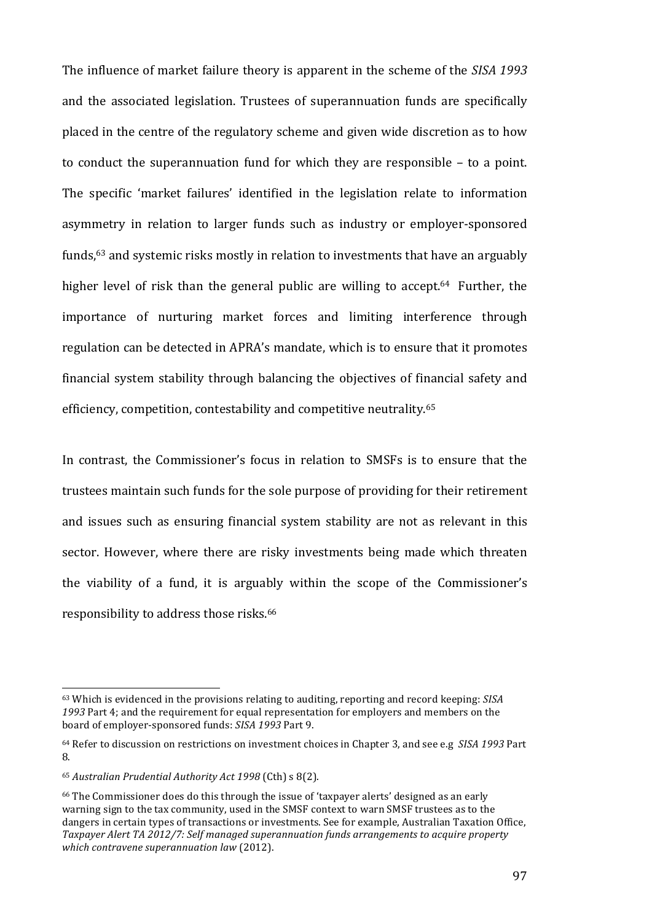The influence of market failure theory is apparent in the scheme of the *SISA 1993* and the associated legislation. Trustees of superannuation funds are specifically placed in the centre of the regulatory scheme and given wide discretion as to how to conduct the superannuation fund for which they are responsible – to a point. The specific 'market failures' identified in the legislation relate to information asymmetry in relation to larger funds such as industry or employer-sponsored funds,[63] and systemic risks mostly in relation to investments that have an arguably higher level of risk than the general public are willing to accept.[64] Further, the importance of nurturing market forces and limiting interference through regulation can be detected in APRA's mandate, which is to ensure that it promotes financial system stability through balancing the objectives of financial safety and efficiency, competition, contestability and competitive neutrality.[65]

In contrast, the Commissioner's focus in relation to SMSFs is to ensure that the trustees maintain such funds for the sole purpose of providing for their retirement and issues such as ensuring financial system stability are not as relevant in this sector. However, where there are risky investments being made which threaten the viability of a fund, it is arguably within the scope of the Commissioner's responsibility to address those risks.[66]

---

[63] Which is evidenced in the provisions relating to auditing, reporting and record keeping: *SISA 1993* Part 4; and the requirement for equal representation for employers and members on the board of employer-sponsored funds: *SISA 1993* Part 9.

[64] Refer to discussion on restrictions on investment choices in Chapter 3, and see e.g *SISA 1993* Part 8.

[65] *Australian Prudential Authority Act 1998* (Cth) s 8(2).

[66] The Commissioner does do this through the issue of 'taxpayer alerts' designed as an early warning sign to the tax community, used in the SMSF context to warn SMSF trustees as to the dangers in certain types of transactions or investments. See for example, Australian Taxation Office, *Taxpayer Alert TA 2012/7: Self managed superannuation funds arrangements to acquire property which contravene superannuation law* (2012).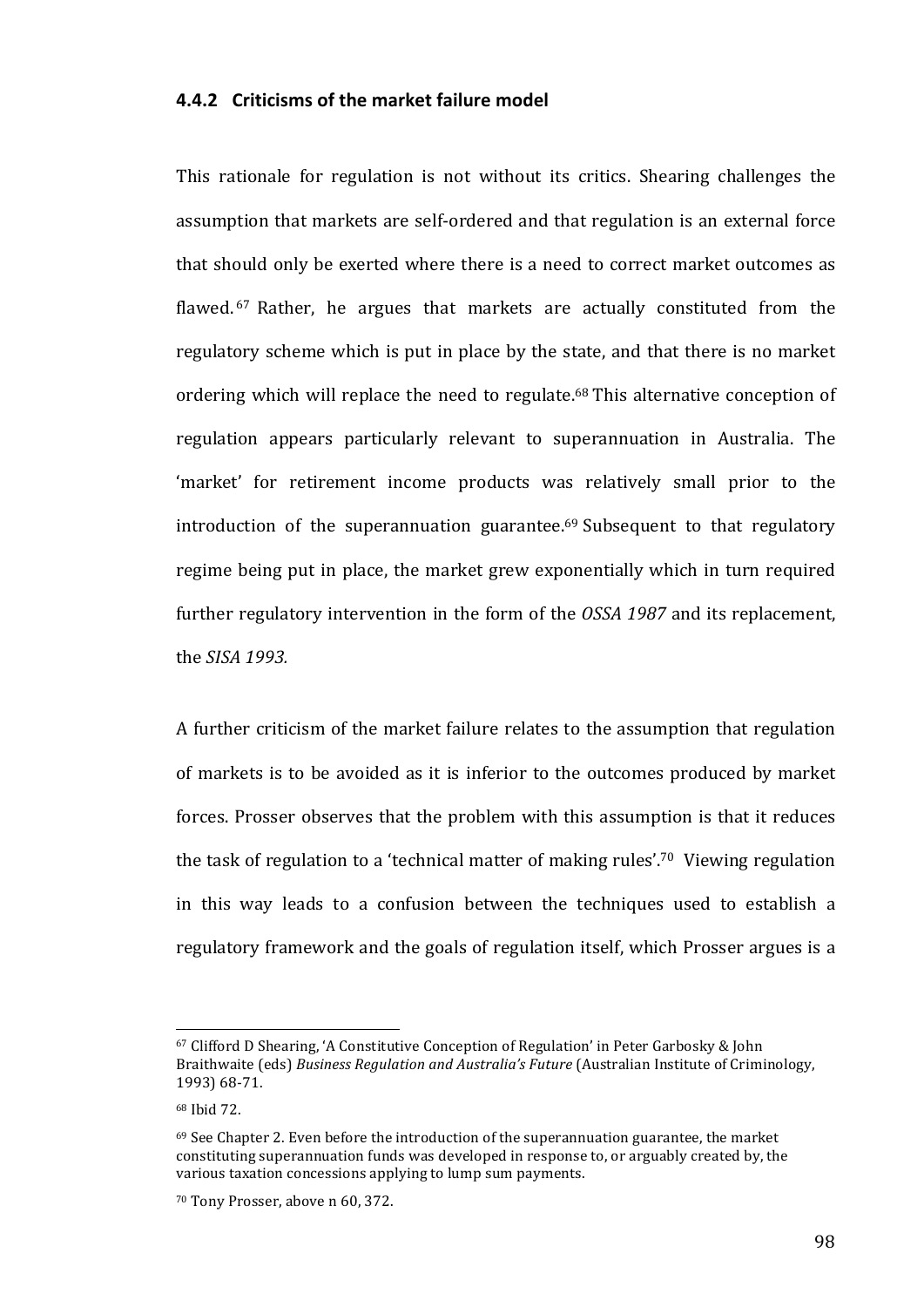#### 4.4.2 Criticisms of the market failure model

This rationale for regulation is not without its critics. Shearing challenges the assumption that markets are self-ordered and that regulation is an external force that should only be exerted where there is a need to correct market outcomes as flawed.[67] Rather, he argues that markets are actually constituted from the regulatory scheme which is put in place by the state, and that there is no market ordering which will replace the need to regulate.[68] This alternative conception of regulation appears particularly relevant to superannuation in Australia. The 'market' for retirement income products was relatively small prior to the introduction of the superannuation guarantee.[69] Subsequent to that regulatory regime being put in place, the market grew exponentially which in turn required further regulatory intervention in the form of the *OSSA 1987* and its replacement, the *SISA 1993.*

A further criticism of the market failure relates to the assumption that regulation of markets is to be avoided as it is inferior to the outcomes produced by market forces. Prosser observes that the problem with this assumption is that it reduces the task of regulation to a 'technical matter of making rules'.[70] Viewing regulation in this way leads to a confusion between the techniques used to establish a regulatory framework and the goals of regulation itself, which Prosser argues is a

---

[67] Clifford D Shearing, 'A Constitutive Conception of Regulation' in Peter Garbosky & John Braithwaite (eds) *Business Regulation and Australia's Future* (Australian Institute of Criminology, 1993) 68-71.

[68] Ibid 72.

[69] See Chapter 2. Even before the introduction of the superannuation guarantee, the market constituting superannuation funds was developed in response to, or arguably created by, the various taxation concessions applying to lump sum payments.

[70] Tony Prosser, above n 60, 372.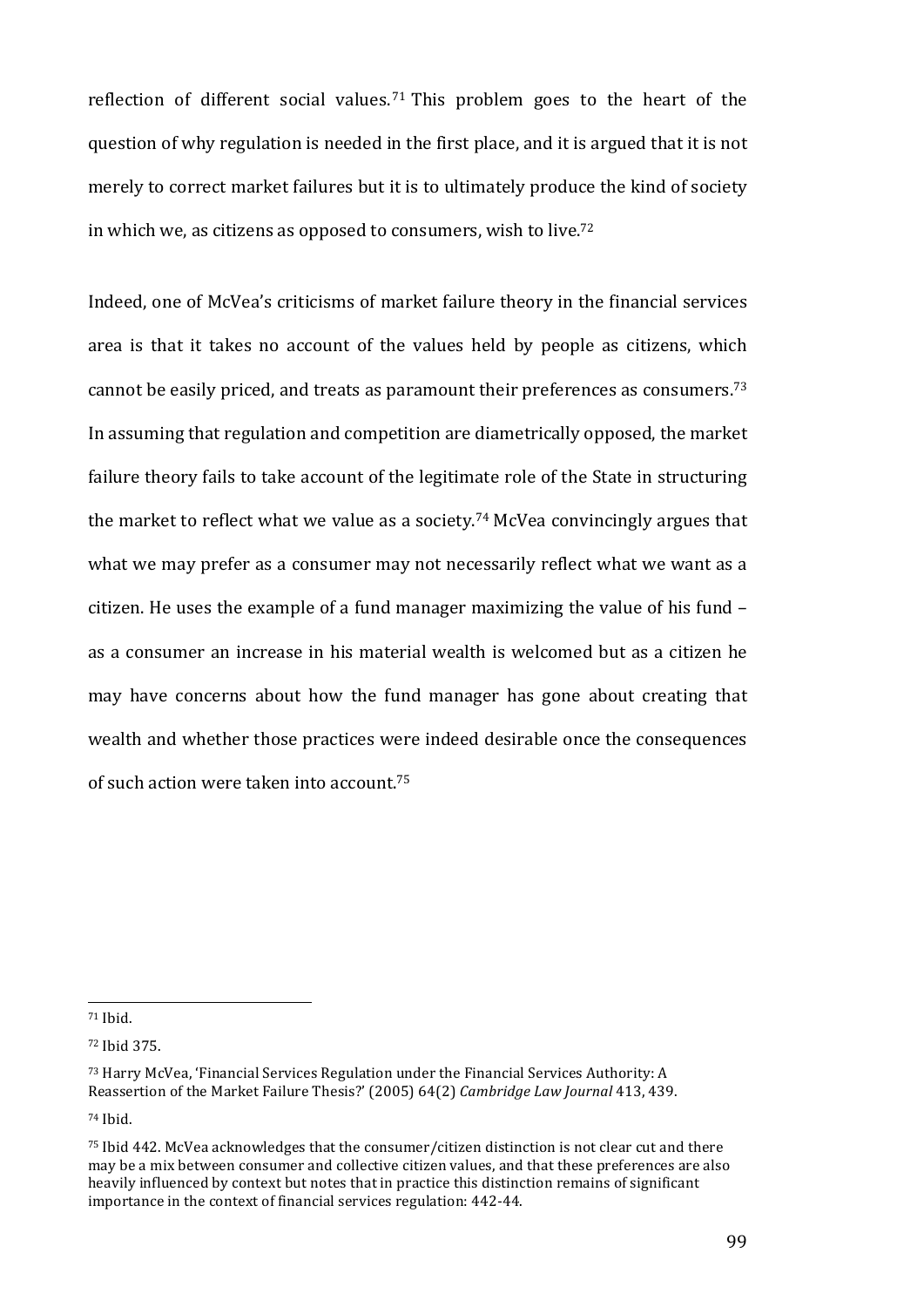reflection of different social values.[71] This problem goes to the heart of the question of why regulation is needed in the first place, and it is argued that it is not merely to correct market failures but it is to ultimately produce the kind of society in which we, as citizens as opposed to consumers, wish to live.[72]

Indeed, one of McVea's criticisms of market failure theory in the financial services area is that it takes no account of the values held by people as citizens, which cannot be easily priced, and treats as paramount their preferences as consumers.[73] In assuming that regulation and competition are diametrically opposed, the market failure theory fails to take account of the legitimate role of the State in structuring the market to reflect what we value as a society.[74] McVea convincingly argues that what we may prefer as a consumer may not necessarily reflect what we want as a citizen. He uses the example of a fund manager maximizing the value of his fund – as a consumer an increase in his material wealth is welcomed but as a citizen he may have concerns about how the fund manager has gone about creating that wealth and whether those practices were indeed desirable once the consequences of such action were taken into account.[75]

---

[71] Ibid.

[72] Ibid 375.

[73] Harry McVea, 'Financial Services Regulation under the Financial Services Authority: A Reassertion of the Market Failure Thesis?' (2005) 64(2) *Cambridge Law Journal* 413, 439.

[74] Ibid.

[75] Ibid 442. McVea acknowledges that the consumer/citizen distinction is not clear cut and there may be a mix between consumer and collective citizen values, and that these preferences are also heavily influenced by context but notes that in practice this distinction remains of significant importance in the context of financial services regulation: 442-44.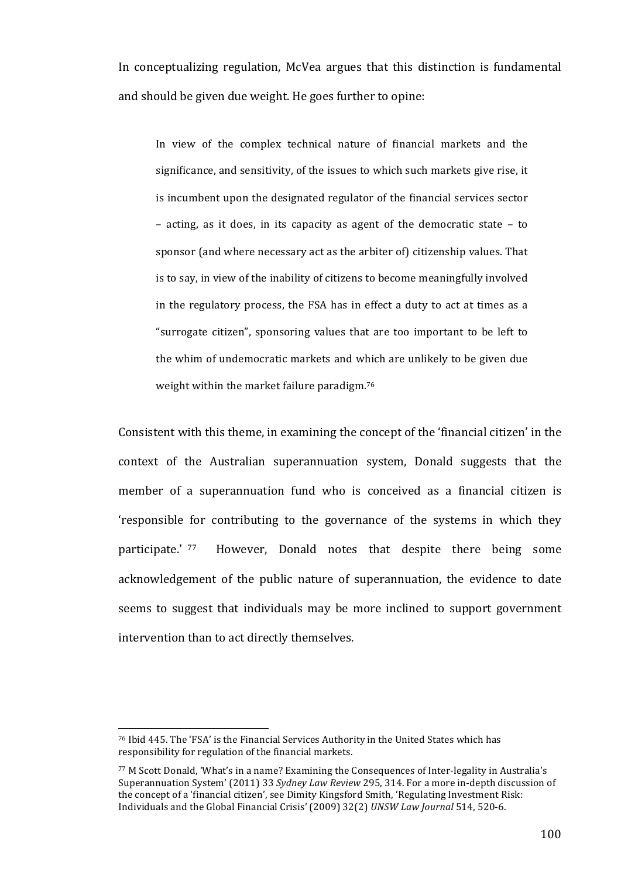In conceptualizing regulation, McVea argues that this distinction is fundamental and should be given due weight. He goes further to opine:

> In view of the complex technical nature of financial markets and the significance, and sensitivity, of the issues to which such markets give rise, it is incumbent upon the designated regulator of the financial services sector – acting, as it does, in its capacity as agent of the democratic state – to sponsor (and where necessary act as the arbiter of) citizenship values. That is to say, in view of the inability of citizens to become meaningfully involved in the regulatory process, the FSA has in effect a duty to act at times as a "surrogate citizen", sponsoring values that are too important to be left to the whim of undemocratic markets and which are unlikely to be given due weight within the market failure paradigm.[76]

Consistent with this theme, in examining the concept of the 'financial citizen' in the context of the Australian superannuation system, Donald suggests that the member of a superannuation fund who is conceived as a financial citizen is 'responsible for contributing to the governance of the systems in which they participate.'[77] However, Donald notes that despite there being some acknowledgement of the public nature of superannuation, the evidence to date seems to suggest that individuals may be more inclined to support government intervention than to act directly themselves.

---

[76] Ibid 445. The 'FSA' is the Financial Services Authority in the United States which has responsibility for regulation of the financial markets.

[77] M Scott Donald, 'What's in a name? Examining the Consequences of Inter-legality in Australia's Superannuation System' (2011) 33 *Sydney Law Review* 295, 314. For a more in-depth discussion of the concept of a 'financial citizen', see Dimity Kingsford Smith, 'Regulating Investment Risk: Individuals and the Global Financial Crisis' (2009) 32(2) *UNSW Law Journal* 514, 520-6.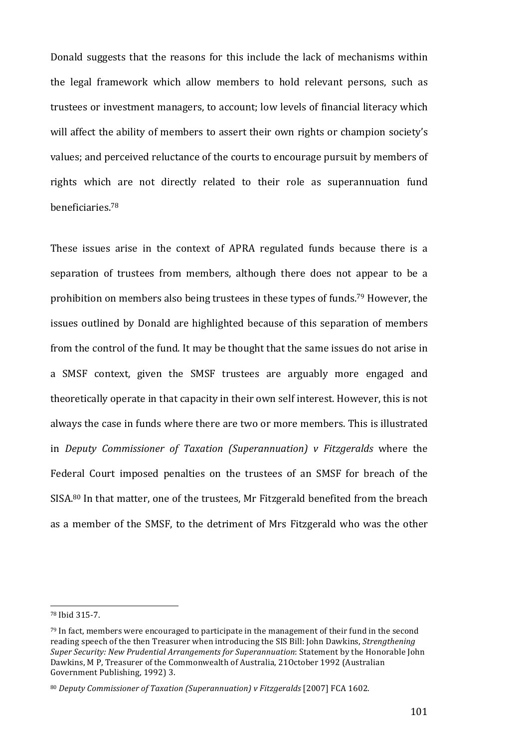Donald suggests that the reasons for this include the lack of mechanisms within the legal framework which allow members to hold relevant persons, such as trustees or investment managers, to account; low levels of financial literacy which will affect the ability of members to assert their own rights or champion society's values; and perceived reluctance of the courts to encourage pursuit by members of rights which are not directly related to their role as superannuation fund beneficiaries.[78]

These issues arise in the context of APRA regulated funds because there is a separation of trustees from members, although there does not appear to be a prohibition on members also being trustees in these types of funds.[79] However, the issues outlined by Donald are highlighted because of this separation of members from the control of the fund. It may be thought that the same issues do not arise in a SMSF context, given the SMSF trustees are arguably more engaged and theoretically operate in that capacity in their own self interest. However, this is not always the case in funds where there are two or more members. This is illustrated in *Deputy Commissioner of Taxation (Superannuation) v Fitzgeralds* where the Federal Court imposed penalties on the trustees of an SMSF for breach of the SISA.[80] In that matter, one of the trustees, Mr Fitzgerald benefited from the breach as a member of the SMSF, to the detriment of Mrs Fitzgerald who was the other

---

[78] Ibid 315-7.

[79] In fact, members were encouraged to participate in the management of their fund in the second reading speech of the then Treasurer when introducing the SIS Bill: John Dawkins, *Strengthening Super Security: New Prudential Arrangements for Superannuation*: Statement by the Honorable John Dawkins, M P, Treasurer of the Commonwealth of Australia, 21October 1992 (Australian Government Publishing, 1992) 3.

[80] *Deputy Commissioner of Taxation (Superannuation) v Fitzgeralds* [2007] FCA 1602.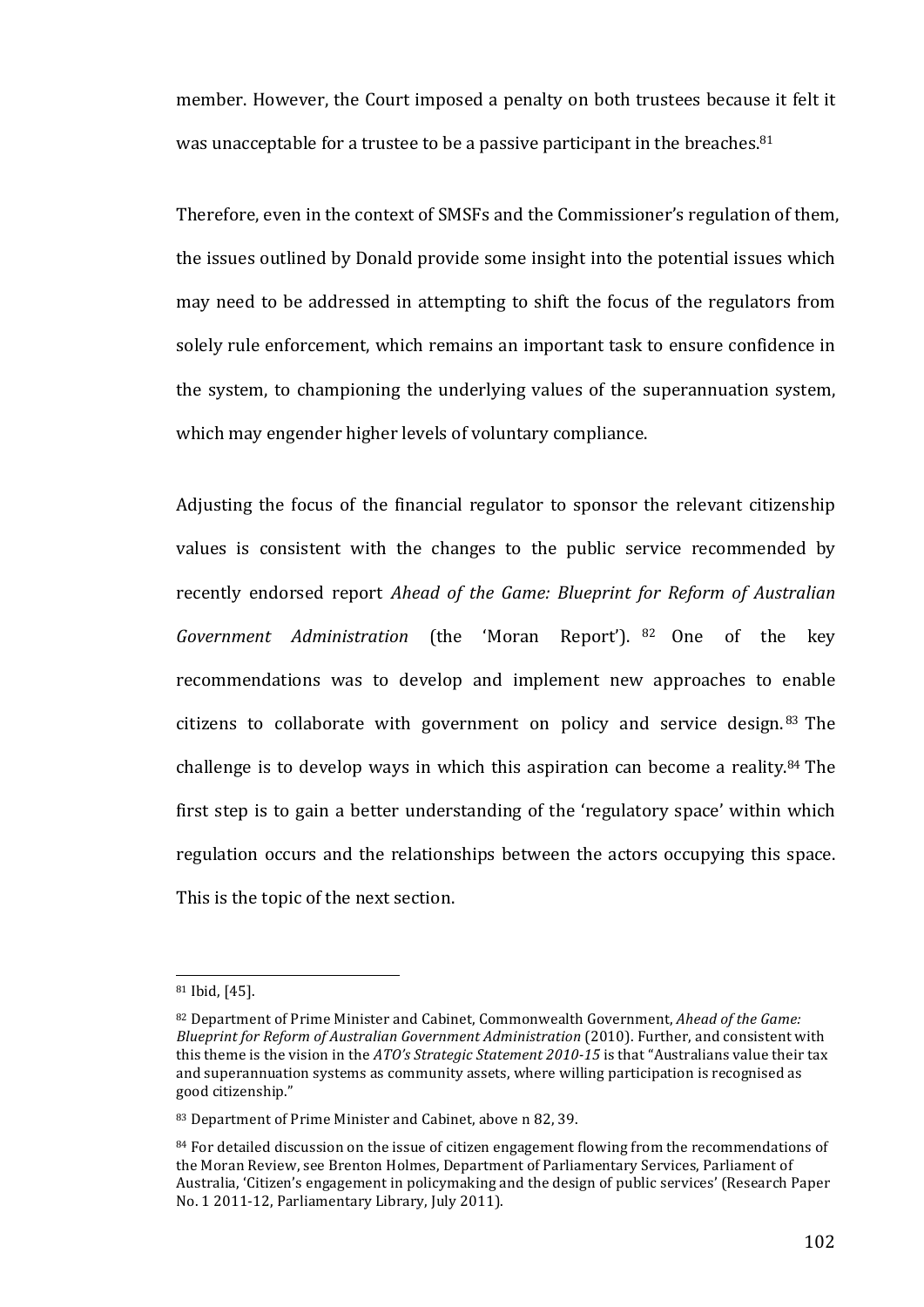member. However, the Court imposed a penalty on both trustees because it felt it was unacceptable for a trustee to be a passive participant in the breaches.[81]

Therefore, even in the context of SMSFs and the Commissioner's regulation of them, the issues outlined by Donald provide some insight into the potential issues which may need to be addressed in attempting to shift the focus of the regulators from solely rule enforcement, which remains an important task to ensure confidence in the system, to championing the underlying values of the superannuation system, which may engender higher levels of voluntary compliance.

Adjusting the focus of the financial regulator to sponsor the relevant citizenship values is consistent with the changes to the public service recommended by recently endorsed report *Ahead of the Game: Blueprint for Reform of Australian Government Administration* (the 'Moran Report').[82] One of the key recommendations was to develop and implement new approaches to enable citizens to collaborate with government on policy and service design.[83] The challenge is to develop ways in which this aspiration can become a reality.[84] The first step is to gain a better understanding of the 'regulatory space' within which regulation occurs and the relationships between the actors occupying this space. This is the topic of the next section.

---

[81] Ibid, [45].

[82] Department of Prime Minister and Cabinet, Commonwealth Government, *Ahead of the Game: Blueprint for Reform of Australian Government Administration* (2010). Further, and consistent with this theme is the vision in the *ATO's Strategic Statement 2010-15* is that "Australians value their tax and superannuation systems as community assets, where willing participation is recognised as good citizenship."

[83] Department of Prime Minister and Cabinet, above n 82, 39.

[84] For detailed discussion on the issue of citizen engagement flowing from the recommendations of the Moran Review, see Brenton Holmes, Department of Parliamentary Services, Parliament of Australia, 'Citizen's engagement in policymaking and the design of public services' (Research Paper No. 1 2011-12, Parliamentary Library, July 2011).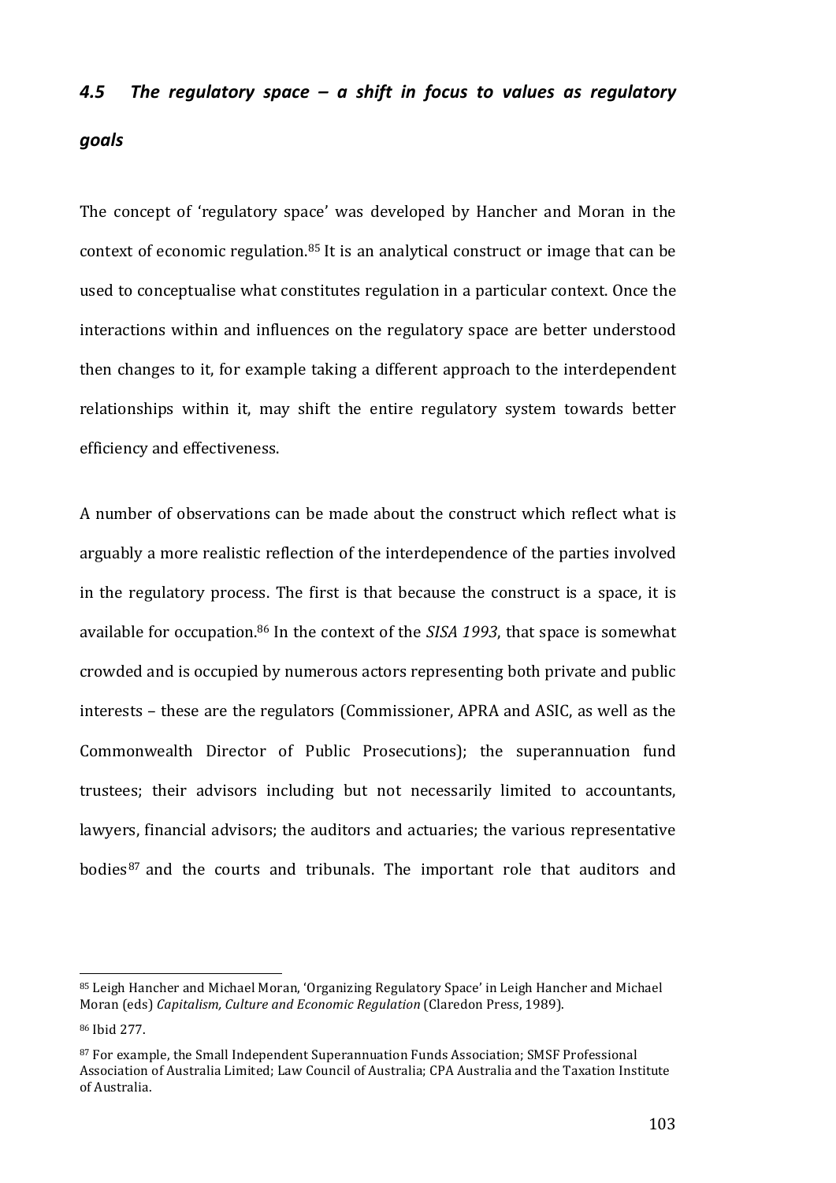### *4.5 The regulatory space – a shift in focus to values as regulatory goals*

The concept of 'regulatory space' was developed by Hancher and Moran in the context of economic regulation.[85] It is an analytical construct or image that can be used to conceptualise what constitutes regulation in a particular context. Once the interactions within and influences on the regulatory space are better understood then changes to it, for example taking a different approach to the interdependent relationships within it, may shift the entire regulatory system towards better efficiency and effectiveness.

A number of observations can be made about the construct which reflect what is arguably a more realistic reflection of the interdependence of the parties involved in the regulatory process. The first is that because the construct is a space, it is available for occupation.[86] In the context of the *SISA 1993*, that space is somewhat crowded and is occupied by numerous actors representing both private and public interests – these are the regulators (Commissioner, APRA and ASIC, as well as the Commonwealth Director of Public Prosecutions); the superannuation fund trustees; their advisors including but not necessarily limited to accountants, lawyers, financial advisors; the auditors and actuaries; the various representative bodies[87] and the courts and tribunals. The important role that auditors and

---

[85] Leigh Hancher and Michael Moran, 'Organizing Regulatory Space' in Leigh Hancher and Michael Moran (eds) *Capitalism, Culture and Economic Regulation* (Claredon Press, 1989).

[86] Ibid 277.

[87] For example, the Small Independent Superannuation Funds Association; SMSF Professional Association of Australia Limited; Law Council of Australia; CPA Australia and the Taxation Institute of Australia.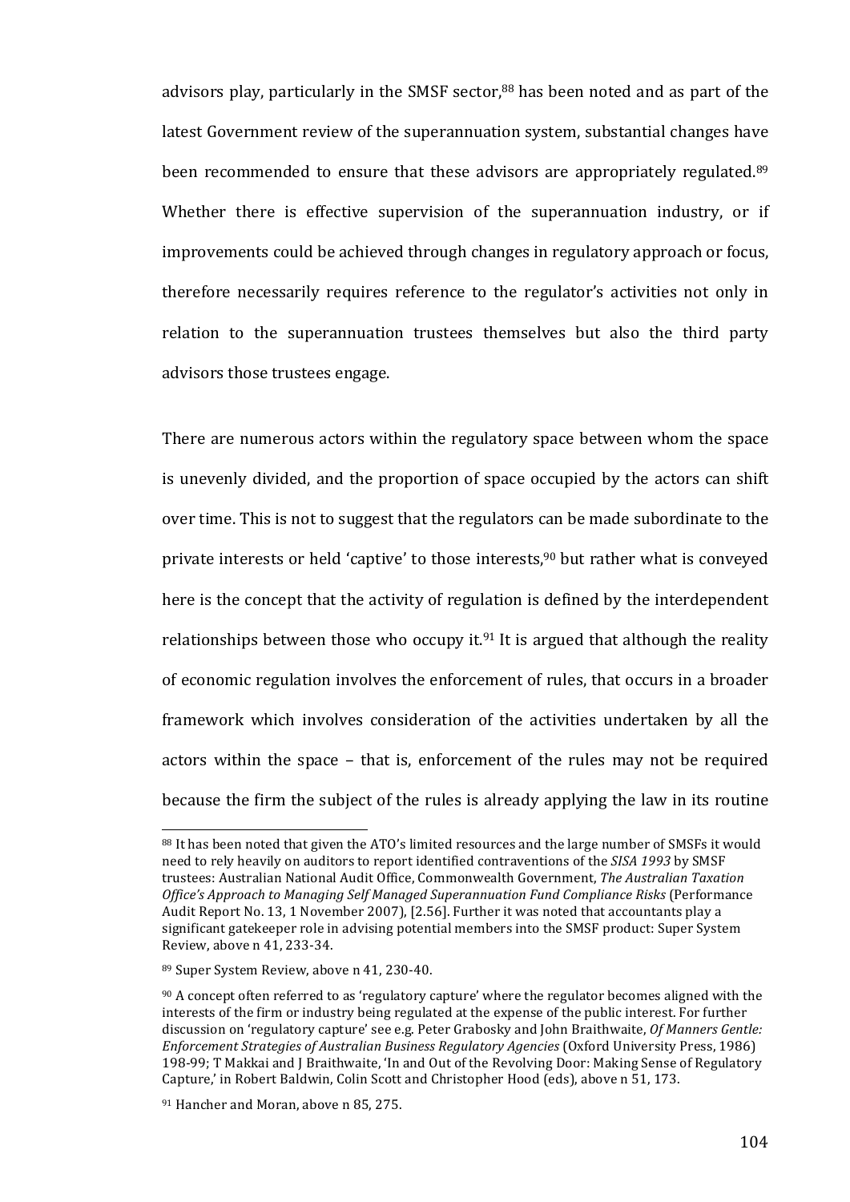advisors play, particularly in the SMSF sector,[88] has been noted and as part of the latest Government review of the superannuation system, substantial changes have been recommended to ensure that these advisors are appropriately regulated.[89] Whether there is effective supervision of the superannuation industry, or if improvements could be achieved through changes in regulatory approach or focus, therefore necessarily requires reference to the regulator's activities not only in relation to the superannuation trustees themselves but also the third party advisors those trustees engage.

There are numerous actors within the regulatory space between whom the space is unevenly divided, and the proportion of space occupied by the actors can shift over time. This is not to suggest that the regulators can be made subordinate to the private interests or held 'captive' to those interests,[90] but rather what is conveyed here is the concept that the activity of regulation is defined by the interdependent relationships between those who occupy it.[91] It is argued that although the reality of economic regulation involves the enforcement of rules, that occurs in a broader framework which involves consideration of the activities undertaken by all the actors within the space – that is, enforcement of the rules may not be required because the firm the subject of the rules is already applying the law in its routine

---

[88] It has been noted that given the ATO's limited resources and the large number of SMSFs it would need to rely heavily on auditors to report identified contraventions of the *SISA 1993* by SMSF trustees: Australian National Audit Office, Commonwealth Government, *The Australian Taxation Office's Approach to Managing Self Managed Superannuation Fund Compliance Risks* (Performance Audit Report No. 13, 1 November 2007), [2.56]. Further it was noted that accountants play a significant gatekeeper role in advising potential members into the SMSF product: Super System Review, above n 41, 233-34.

[89] Super System Review, above n 41, 230-40.

[90] A concept often referred to as 'regulatory capture' where the regulator becomes aligned with the interests of the firm or industry being regulated at the expense of the public interest. For further discussion on 'regulatory capture' see e.g. Peter Grabosky and John Braithwaite, *Of Manners Gentle: Enforcement Strategies of Australian Business Regulatory Agencies* (Oxford University Press, 1986) 198-99; T Makkai and J Braithwaite, 'In and Out of the Revolving Door: Making Sense of Regulatory Capture,' in Robert Baldwin, Colin Scott and Christopher Hood (eds), above n 51, 173.

[91] Hancher and Moran, above n 85, 275.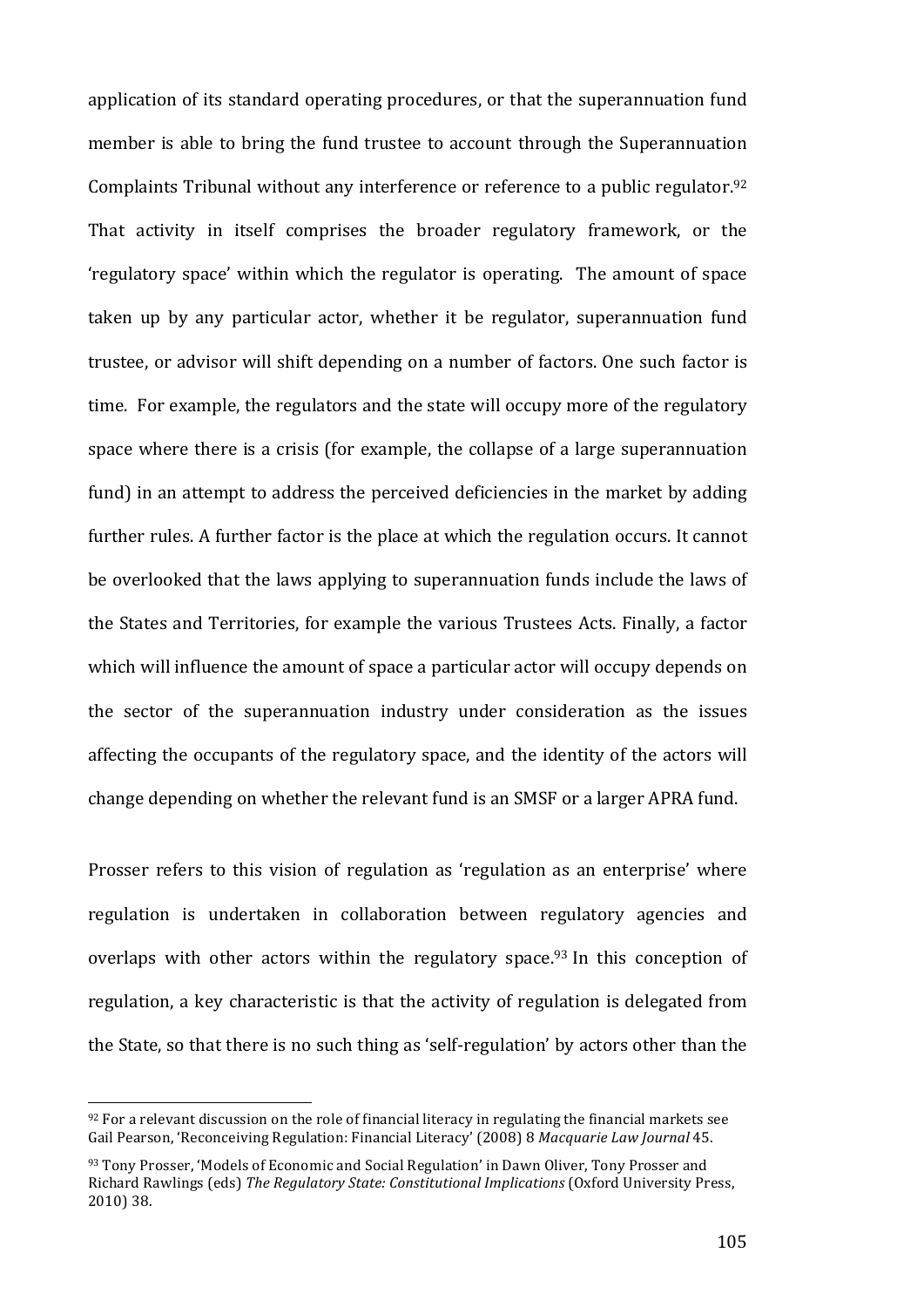application of its standard operating procedures, or that the superannuation fund member is able to bring the fund trustee to account through the Superannuation Complaints Tribunal without any interference or reference to a public regulator.[92] That activity in itself comprises the broader regulatory framework, or the 'regulatory space' within which the regulator is operating. The amount of space taken up by any particular actor, whether it be regulator, superannuation fund trustee, or advisor will shift depending on a number of factors. One such factor is time. For example, the regulators and the state will occupy more of the regulatory space where there is a crisis (for example, the collapse of a large superannuation fund) in an attempt to address the perceived deficiencies in the market by adding further rules. A further factor is the place at which the regulation occurs. It cannot be overlooked that the laws applying to superannuation funds include the laws of the States and Territories, for example the various Trustees Acts. Finally, a factor which will influence the amount of space a particular actor will occupy depends on the sector of the superannuation industry under consideration as the issues affecting the occupants of the regulatory space, and the identity of the actors will change depending on whether the relevant fund is an SMSF or a larger APRA fund.

Prosser refers to this vision of regulation as 'regulation as an enterprise' where regulation is undertaken in collaboration between regulatory agencies and overlaps with other actors within the regulatory space.[93] In this conception of regulation, a key characteristic is that the activity of regulation is delegated from the State, so that there is no such thing as 'self-regulation' by actors other than the

---

[92] For a relevant discussion on the role of financial literacy in regulating the financial markets see Gail Pearson, 'Reconceiving Regulation: Financial Literacy' (2008) 8 *Macquarie Law Journal* 45.

[93] Tony Prosser, 'Models of Economic and Social Regulation' in Dawn Oliver, Tony Prosser and Richard Rawlings (eds) *The Regulatory State: Constitutional Implications* (Oxford University Press, 2010) 38.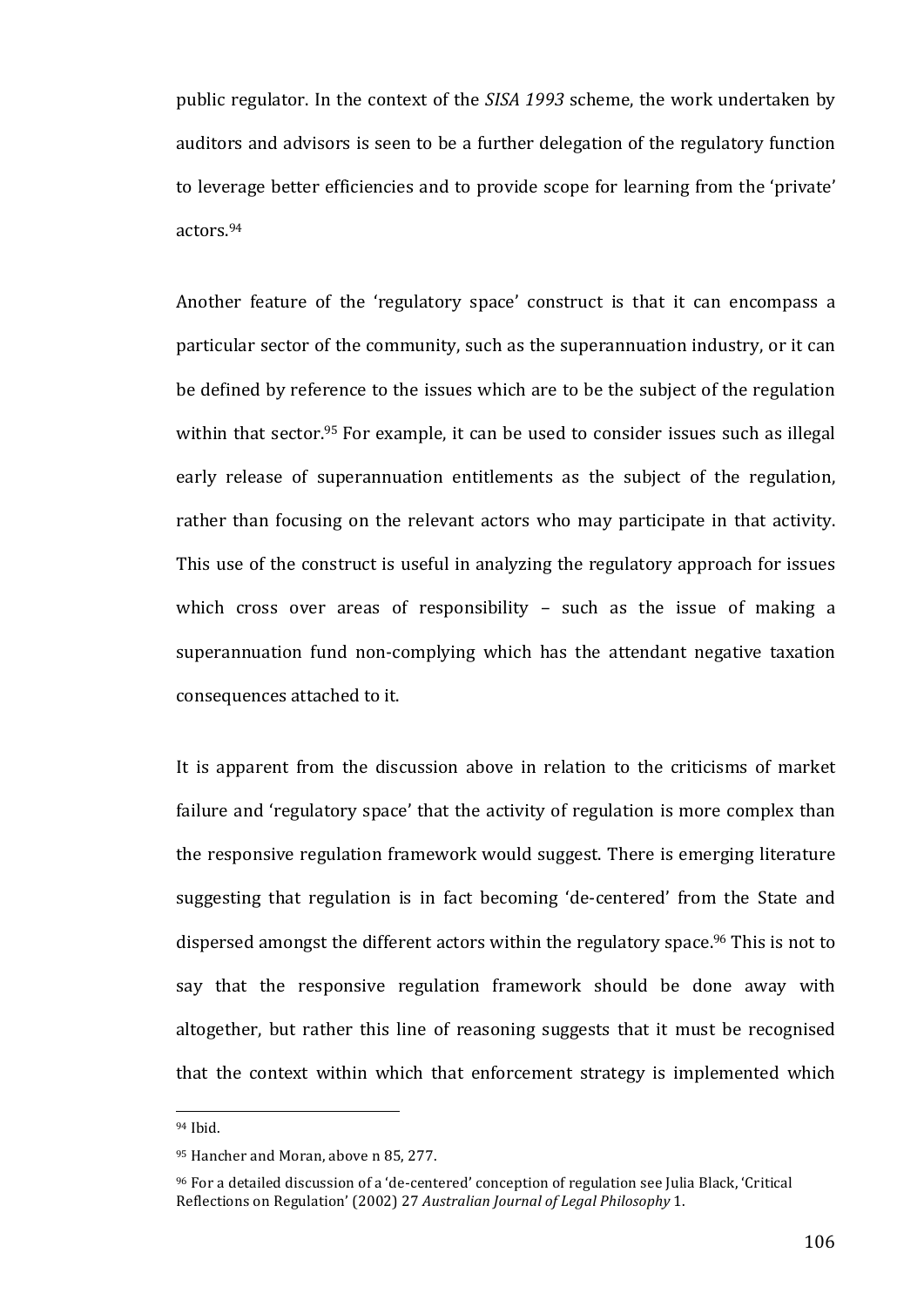public regulator. In the context of the *SISA 1993* scheme, the work undertaken by auditors and advisors is seen to be a further delegation of the regulatory function to leverage better efficiencies and to provide scope for learning from the 'private' actors.[94]

Another feature of the 'regulatory space' construct is that it can encompass a particular sector of the community, such as the superannuation industry, or it can be defined by reference to the issues which are to be the subject of the regulation within that sector.[95] For example, it can be used to consider issues such as illegal early release of superannuation entitlements as the subject of the regulation, rather than focusing on the relevant actors who may participate in that activity. This use of the construct is useful in analyzing the regulatory approach for issues which cross over areas of responsibility – such as the issue of making a superannuation fund non-complying which has the attendant negative taxation consequences attached to it.

It is apparent from the discussion above in relation to the criticisms of market failure and 'regulatory space' that the activity of regulation is more complex than the responsive regulation framework would suggest. There is emerging literature suggesting that regulation is in fact becoming 'de-centered' from the State and dispersed amongst the different actors within the regulatory space.[96] This is not to say that the responsive regulation framework should be done away with altogether, but rather this line of reasoning suggests that it must be recognised that the context within which that enforcement strategy is implemented which

---

[94] Ibid.

[95] Hancher and Moran, above n 85, 277.

[96] For a detailed discussion of a 'de-centered' conception of regulation see Julia Black, 'Critical Reflections on Regulation' (2002) 27 *Australian Journal of Legal Philosophy* 1.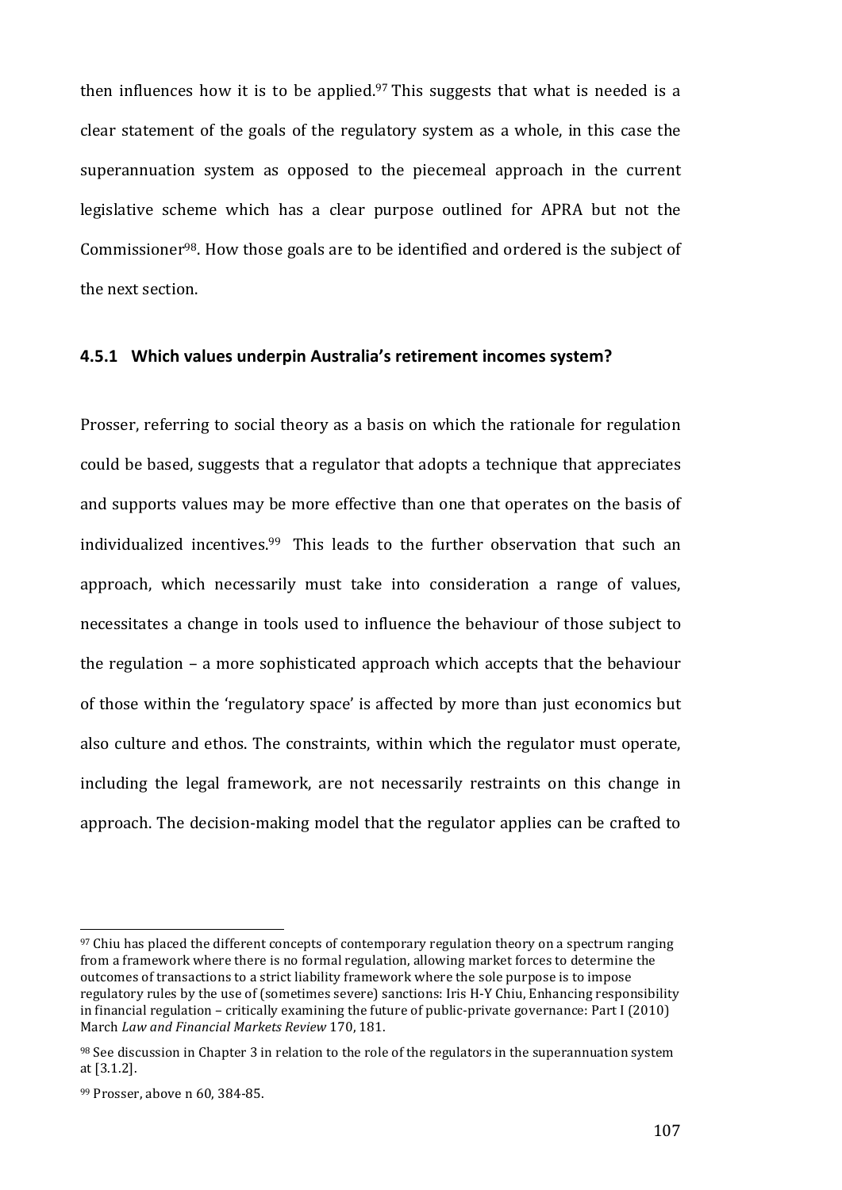then influences how it is to be applied.[97] This suggests that what is needed is a clear statement of the goals of the regulatory system as a whole, in this case the superannuation system as opposed to the piecemeal approach in the current legislative scheme which has a clear purpose outlined for APRA but not the Commissioner[98]. How those goals are to be identified and ordered is the subject of the next section.

### 4.5.1 Which values underpin Australia's retirement incomes system?

Prosser, referring to social theory as a basis on which the rationale for regulation could be based, suggests that a regulator that adopts a technique that appreciates and supports values may be more effective than one that operates on the basis of individualized incentives.[99] This leads to the further observation that such an approach, which necessarily must take into consideration a range of values, necessitates a change in tools used to influence the behaviour of those subject to the regulation – a more sophisticated approach which accepts that the behaviour of those within the 'regulatory space' is affected by more than just economics but also culture and ethos. The constraints, within which the regulator must operate, including the legal framework, are not necessarily restraints on this change in approach. The decision-making model that the regulator applies can be crafted to

---

[97] Chiu has placed the different concepts of contemporary regulation theory on a spectrum ranging from a framework where there is no formal regulation, allowing market forces to determine the outcomes of transactions to a strict liability framework where the sole purpose is to impose regulatory rules by the use of (sometimes severe) sanctions: Iris H-Y Chiu, Enhancing responsibility in financial regulation – critically examining the future of public-private governance: Part I (2010) March *Law and Financial Markets Review* 170, 181.

[98] See discussion in Chapter 3 in relation to the role of the regulators in the superannuation system at [3.1.2].

[99] Prosser, above n 60, 384-85.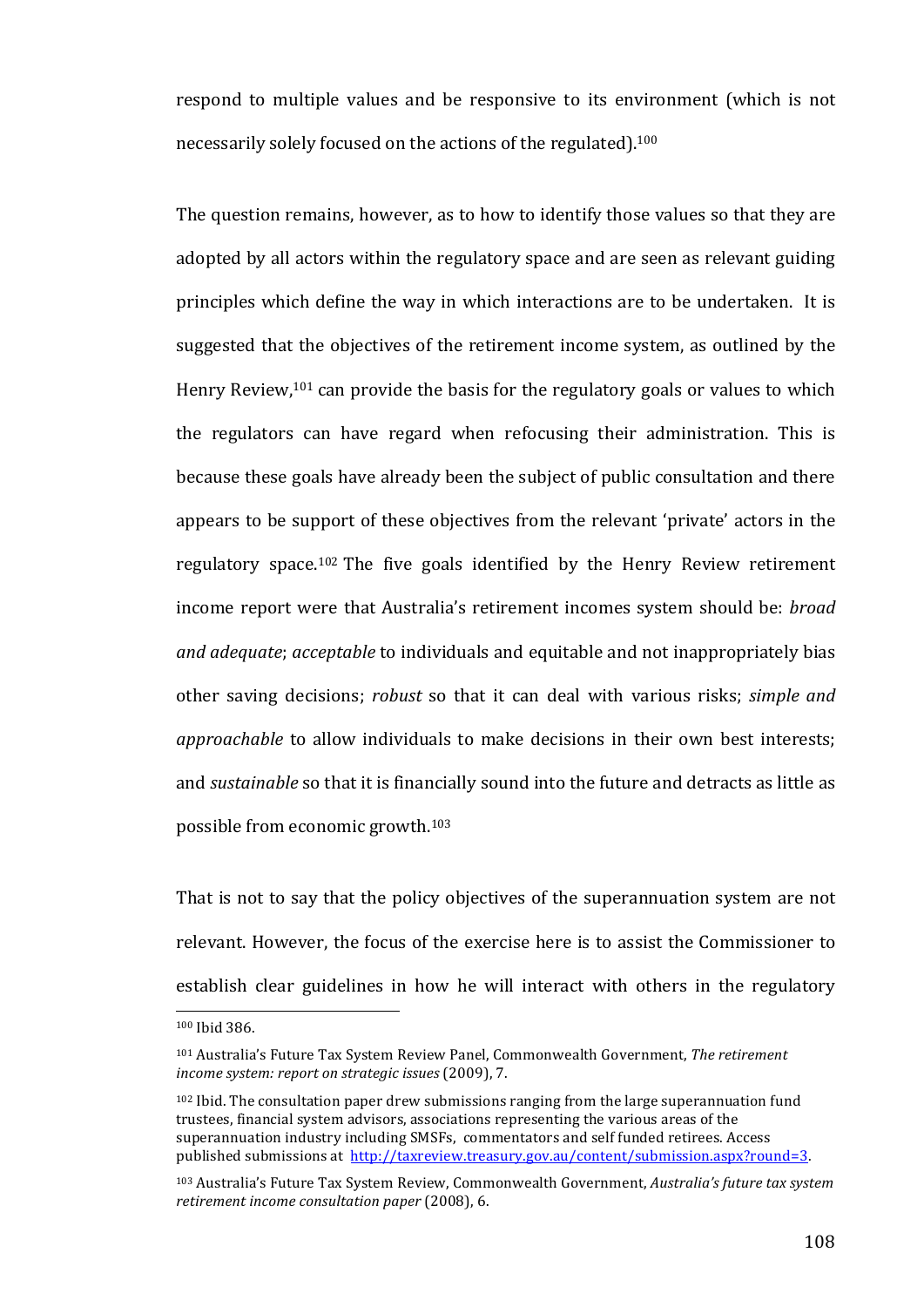respond to multiple values and be responsive to its environment (which is not necessarily solely focused on the actions of the regulated).[100]

The question remains, however, as to how to identify those values so that they are adopted by all actors within the regulatory space and are seen as relevant guiding principles which define the way in which interactions are to be undertaken. It is suggested that the objectives of the retirement income system, as outlined by the Henry Review,[101] can provide the basis for the regulatory goals or values to which the regulators can have regard when refocusing their administration. This is because these goals have already been the subject of public consultation and there appears to be support of these objectives from the relevant 'private' actors in the regulatory space.[102] The five goals identified by the Henry Review retirement income report were that Australia's retirement incomes system should be: *broad and adequate*; *acceptable* to individuals and equitable and not inappropriately bias other saving decisions; *robust* so that it can deal with various risks; *simple and approachable* to allow individuals to make decisions in their own best interests; and *sustainable* so that it is financially sound into the future and detracts as little as possible from economic growth.[103]

That is not to say that the policy objectives of the superannuation system are not relevant. However, the focus of the exercise here is to assist the Commissioner to establish clear guidelines in how he will interact with others in the regulatory

---

[100] Ibid 386.

[101] Australia's Future Tax System Review Panel, Commonwealth Government, *The retirement income system: report on strategic issues* (2009), 7.

[102] Ibid. The consultation paper drew submissions ranging from the large superannuation fund trustees, financial system advisors, associations representing the various areas of the superannuation industry including SMSFs, commentators and self funded retirees. Access published submissions at http://taxreview.treasury.gov.au/content/submission.aspx?round=3.

[103] Australia's Future Tax System Review, Commonwealth Government, *Australia's future tax system retirement income consultation paper* (2008), 6.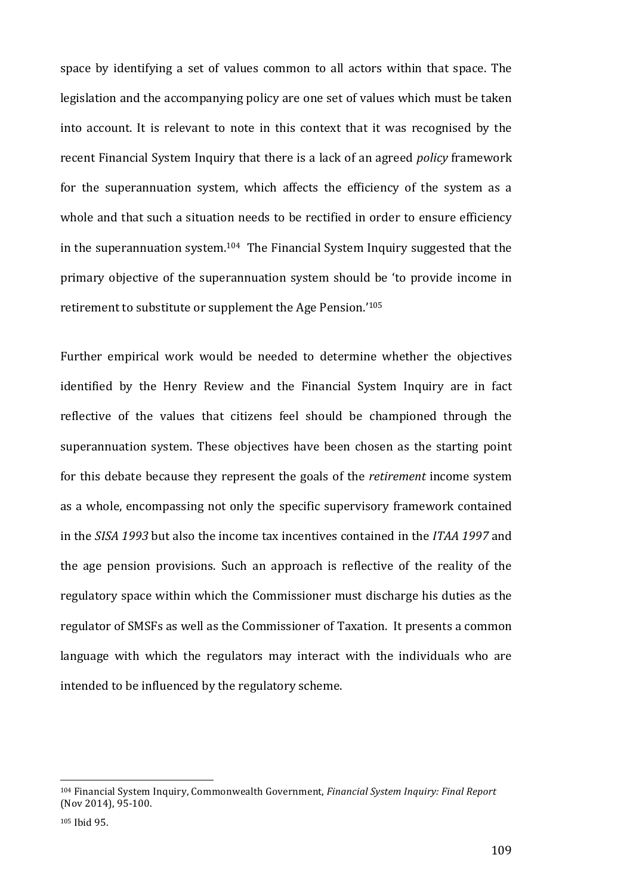space by identifying a set of values common to all actors within that space. The legislation and the accompanying policy are one set of values which must be taken into account. It is relevant to note in this context that it was recognised by the recent Financial System Inquiry that there is a lack of an agreed *policy* framework for the superannuation system, which affects the efficiency of the system as a whole and that such a situation needs to be rectified in order to ensure efficiency in the superannuation system.[104] The Financial System Inquiry suggested that the primary objective of the superannuation system should be 'to provide income in retirement to substitute or supplement the Age Pension.'[105]

Further empirical work would be needed to determine whether the objectives identified by the Henry Review and the Financial System Inquiry are in fact reflective of the values that citizens feel should be championed through the superannuation system. These objectives have been chosen as the starting point for this debate because they represent the goals of the *retirement* income system as a whole, encompassing not only the specific supervisory framework contained in the *SISA 1993* but also the income tax incentives contained in the *ITAA 1997* and the age pension provisions. Such an approach is reflective of the reality of the regulatory space within which the Commissioner must discharge his duties as the regulator of SMSFs as well as the Commissioner of Taxation. It presents a common language with which the regulators may interact with the individuals who are intended to be influenced by the regulatory scheme.

---

[104] Financial System Inquiry, Commonwealth Government, *Financial System Inquiry: Final Report* (Nov 2014), 95-100.

[105] Ibid 95.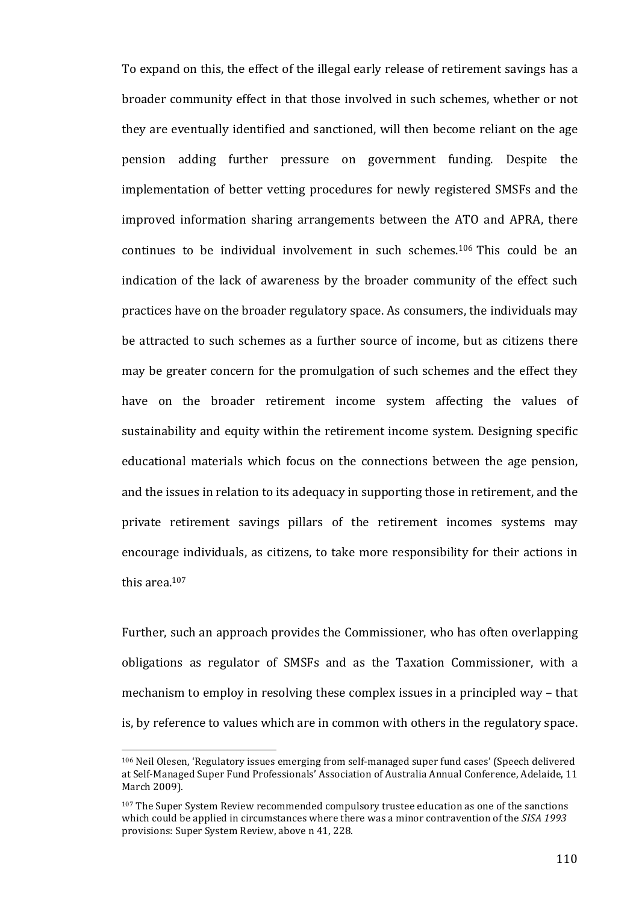To expand on this, the effect of the illegal early release of retirement savings has a broader community effect in that those involved in such schemes, whether or not they are eventually identified and sanctioned, will then become reliant on the age pension adding further pressure on government funding. Despite the implementation of better vetting procedures for newly registered SMSFs and the improved information sharing arrangements between the ATO and APRA, there continues to be individual involvement in such schemes.[106] This could be an indication of the lack of awareness by the broader community of the effect such practices have on the broader regulatory space. As consumers, the individuals may be attracted to such schemes as a further source of income, but as citizens there may be greater concern for the promulgation of such schemes and the effect they have on the broader retirement income system affecting the values of sustainability and equity within the retirement income system. Designing specific educational materials which focus on the connections between the age pension, and the issues in relation to its adequacy in supporting those in retirement, and the private retirement savings pillars of the retirement incomes systems may encourage individuals, as citizens, to take more responsibility for their actions in this area.[107]

Further, such an approach provides the Commissioner, who has often overlapping obligations as regulator of SMSFs and as the Taxation Commissioner, with a mechanism to employ in resolving these complex issues in a principled way – that is, by reference to values which are in common with others in the regulatory space.

---

[106] Neil Olesen, 'Regulatory issues emerging from self-managed super fund cases' (Speech delivered at Self-Managed Super Fund Professionals' Association of Australia Annual Conference, Adelaide, 11 March 2009).

[107] The Super System Review recommended compulsory trustee education as one of the sanctions which could be applied in circumstances where there was a minor contravention of the *SISA 1993* provisions: Super System Review, above n 41, 228.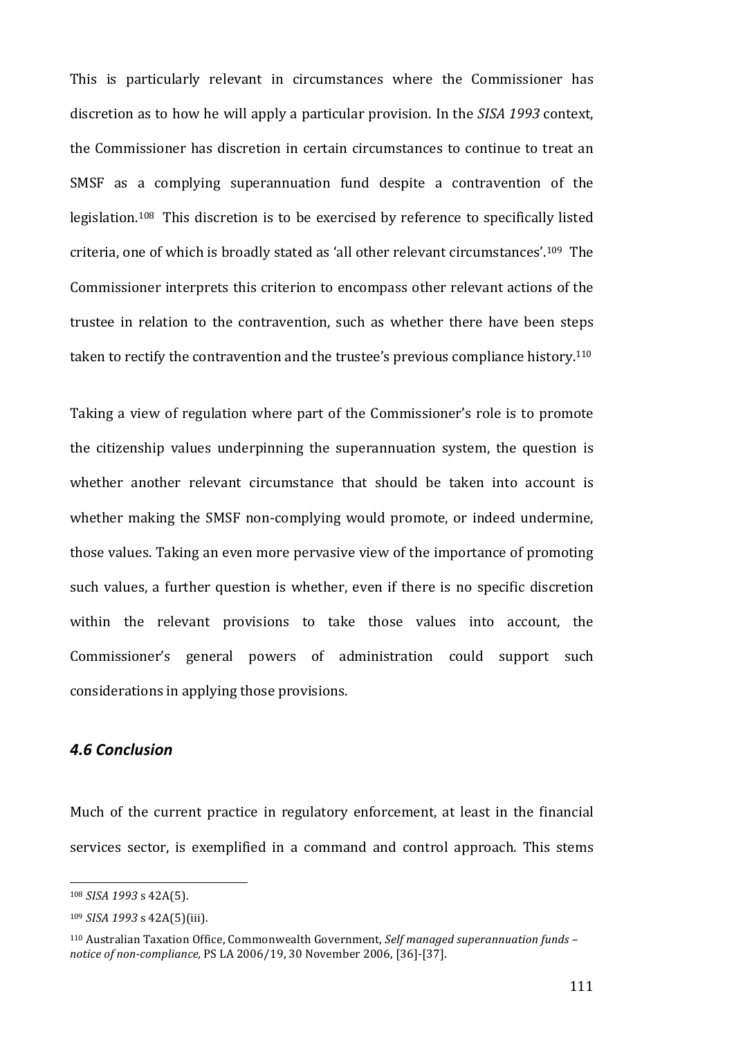This is particularly relevant in circumstances where the Commissioner has discretion as to how he will apply a particular provision. In the *SISA 1993* context, the Commissioner has discretion in certain circumstances to continue to treat an SMSF as a complying superannuation fund despite a contravention of the legislation.[108] This discretion is to be exercised by reference to specifically listed criteria, one of which is broadly stated as 'all other relevant circumstances'.[109] The Commissioner interprets this criterion to encompass other relevant actions of the trustee in relation to the contravention, such as whether there have been steps taken to rectify the contravention and the trustee's previous compliance history.[110]

Taking a view of regulation where part of the Commissioner's role is to promote the citizenship values underpinning the superannuation system, the question is whether another relevant circumstance that should be taken into account is whether making the SMSF non-complying would promote, or indeed undermine, those values. Taking an even more pervasive view of the importance of promoting such values, a further question is whether, even if there is no specific discretion within the relevant provisions to take those values into account, the Commissioner's general powers of administration could support such considerations in applying those provisions.

### *4.6 Conclusion*

Much of the current practice in regulatory enforcement, at least in the financial services sector, is exemplified in a command and control approach. This stems

---

[108] *SISA 1993* s 42A(5).

[109] *SISA 1993* s 42A(5)(iii).

[110] Australian Taxation Office, Commonwealth Government, *Self managed superannuation funds – notice of non-compliance,* PS LA 2006/19, 30 November 2006, [36]-[37].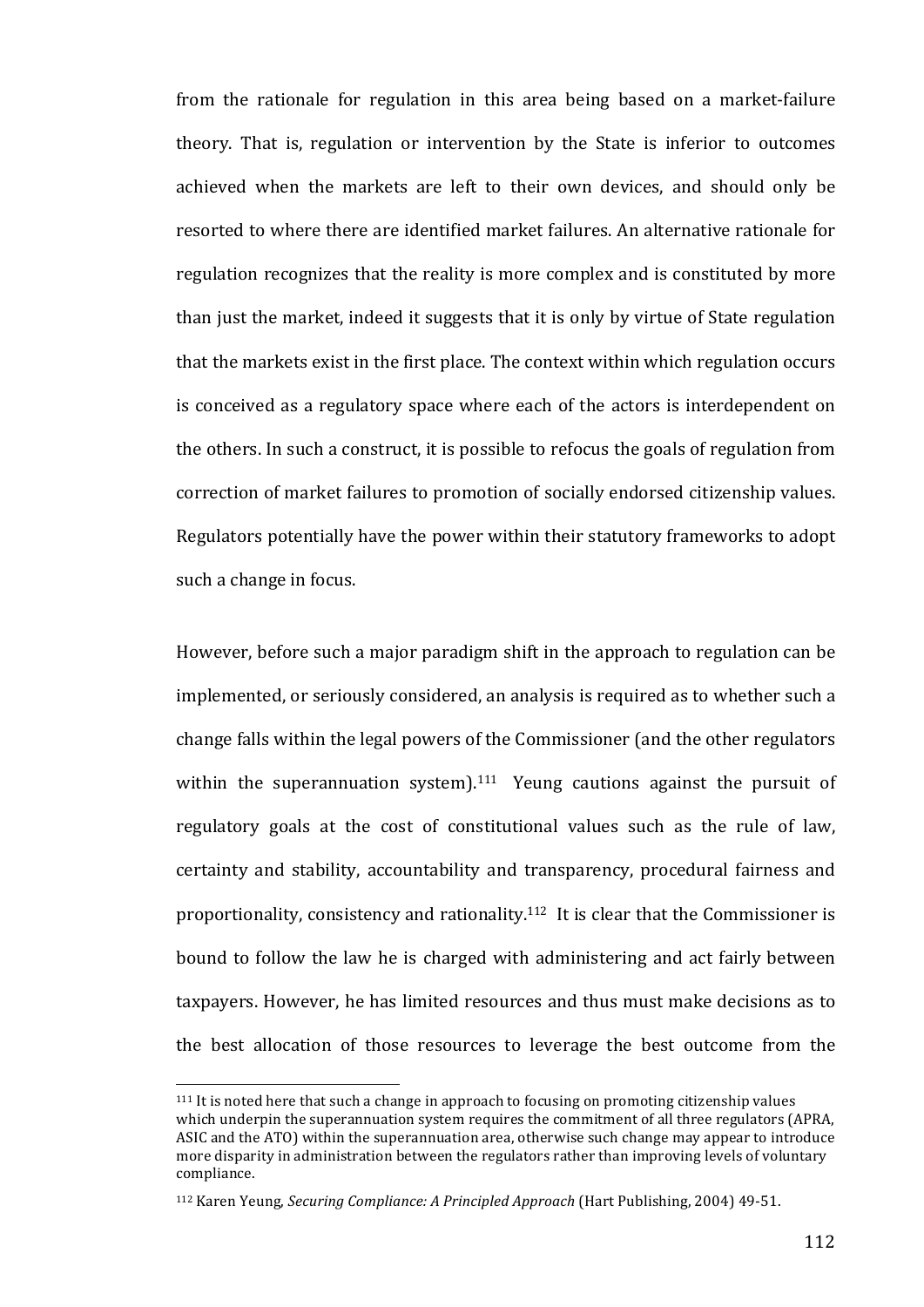from the rationale for regulation in this area being based on a market-failure theory. That is, regulation or intervention by the State is inferior to outcomes achieved when the markets are left to their own devices, and should only be resorted to where there are identified market failures. An alternative rationale for regulation recognizes that the reality is more complex and is constituted by more than just the market, indeed it suggests that it is only by virtue of State regulation that the markets exist in the first place. The context within which regulation occurs is conceived as a regulatory space where each of the actors is interdependent on the others. In such a construct, it is possible to refocus the goals of regulation from correction of market failures to promotion of socially endorsed citizenship values. Regulators potentially have the power within their statutory frameworks to adopt such a change in focus.

However, before such a major paradigm shift in the approach to regulation can be implemented, or seriously considered, an analysis is required as to whether such a change falls within the legal powers of the Commissioner (and the other regulators within the superannuation system).[111] Yeung cautions against the pursuit of regulatory goals at the cost of constitutional values such as the rule of law, certainty and stability, accountability and transparency, procedural fairness and proportionality, consistency and rationality.[112] It is clear that the Commissioner is bound to follow the law he is charged with administering and act fairly between taxpayers. However, he has limited resources and thus must make decisions as to the best allocation of those resources to leverage the best outcome from the

[111] It is noted here that such a change in approach to focusing on promoting citizenship values which underpin the superannuation system requires the commitment of all three regulators (APRA, ASIC and the ATO) within the superannuation area, otherwise such change may appear to introduce more disparity in administration between the regulators rather than improving levels of voluntary compliance.

[112] Karen Yeung, *Securing Compliance: A Principled Approach* (Hart Publishing, 2004) 49-51.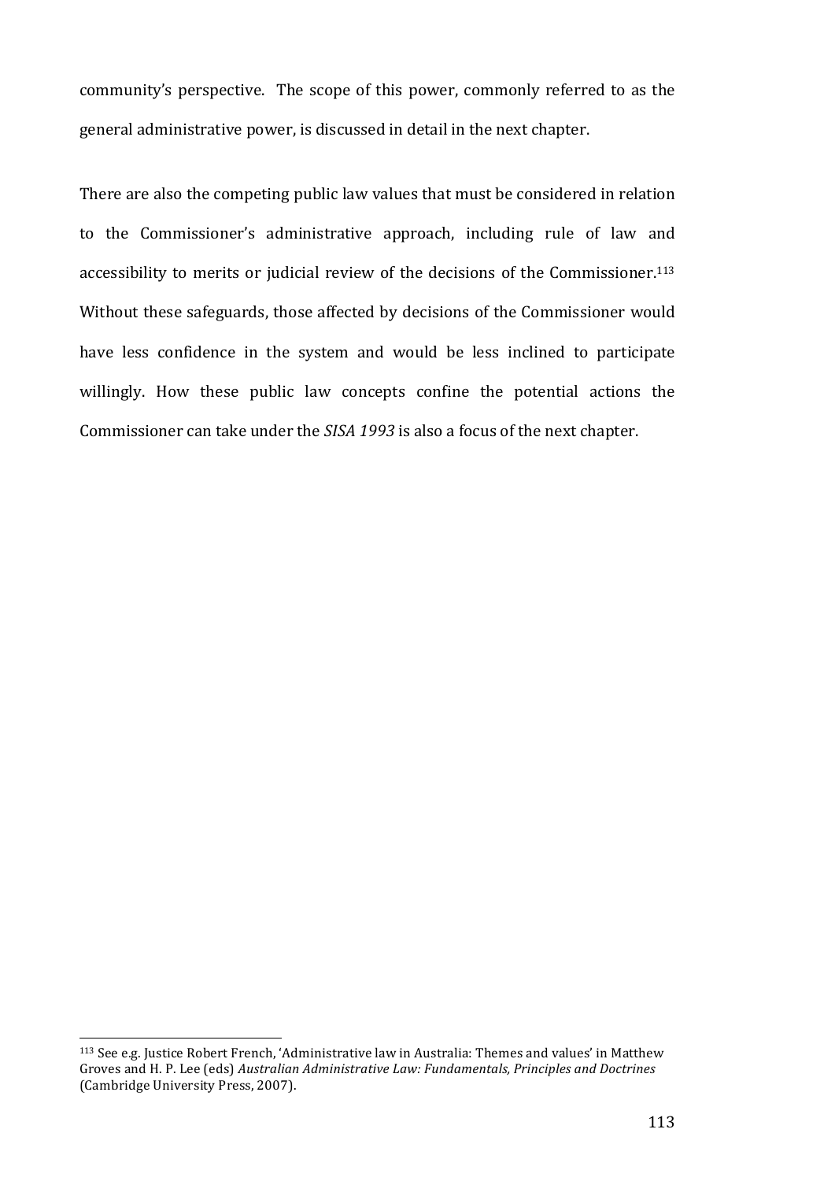community's perspective. The scope of this power, commonly referred to as the general administrative power, is discussed in detail in the next chapter.

There are also the competing public law values that must be considered in relation to the Commissioner's administrative approach, including rule of law and accessibility to merits or judicial review of the decisions of the Commissioner.[113] Without these safeguards, those affected by decisions of the Commissioner would have less confidence in the system and would be less inclined to participate willingly. How these public law concepts confine the potential actions the Commissioner can take under the *SISA 1993* is also a focus of the next chapter.

[113] See e.g. Justice Robert French, 'Administrative law in Australia: Themes and values' in Matthew Groves and H. P. Lee (eds) *Australian Administrative Law: Fundamentals, Principles and Doctrines* (Cambridge University Press, 2007).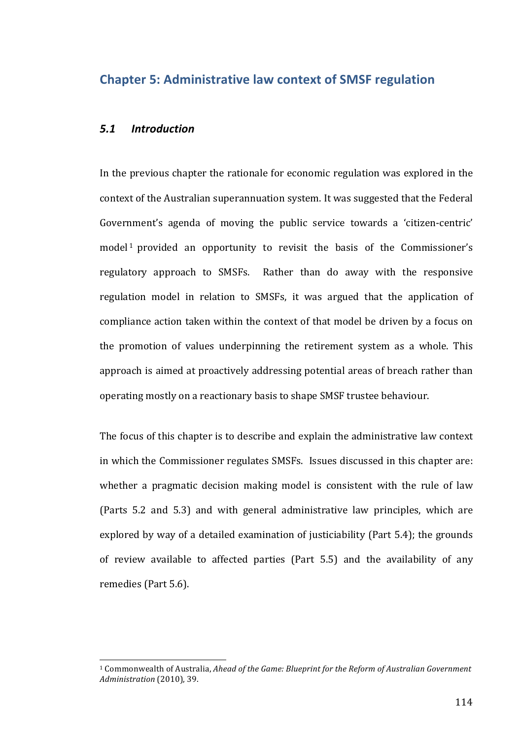## Chapter 5: Administrative law context of SMSF regulation

### *5.1 Introduction*

In the previous chapter the rationale for economic regulation was explored in the context of the Australian superannuation system. It was suggested that the Federal Government's agenda of moving the public service towards a 'citizen-centric' model[1] provided an opportunity to revisit the basis of the Commissioner's regulatory approach to SMSFs. Rather than do away with the responsive regulation model in relation to SMSFs, it was argued that the application of compliance action taken within the context of that model be driven by a focus on the promotion of values underpinning the retirement system as a whole. This approach is aimed at proactively addressing potential areas of breach rather than operating mostly on a reactionary basis to shape SMSF trustee behaviour.

The focus of this chapter is to describe and explain the administrative law context in which the Commissioner regulates SMSFs. Issues discussed in this chapter are: whether a pragmatic decision making model is consistent with the rule of law (Parts 5.2 and 5.3) and with general administrative law principles, which are explored by way of a detailed examination of justiciability (Part 5.4); the grounds of review available to affected parties (Part 5.5) and the availability of any remedies (Part 5.6).

---

[1] Commonwealth of Australia, *Ahead of the Game: Blueprint for the Reform of Australian Government Administration* (2010), 39.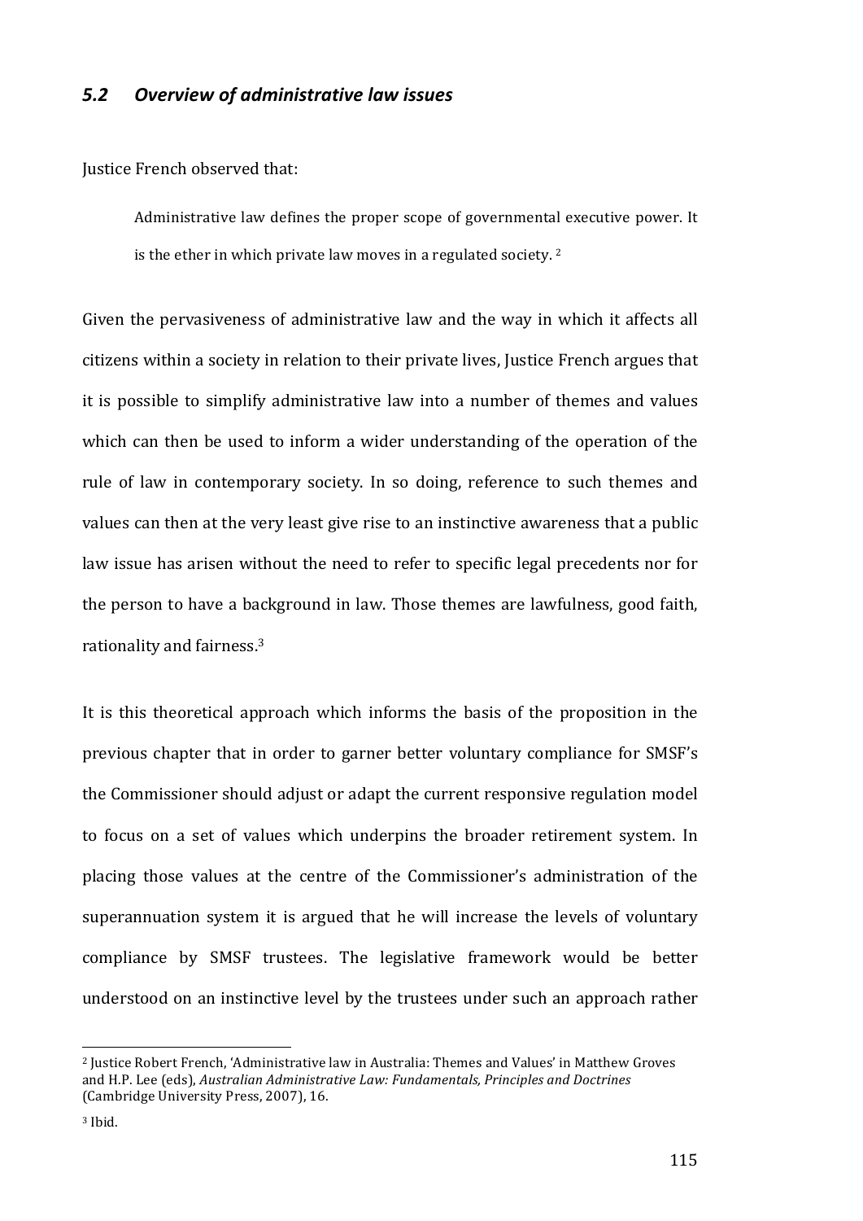## *5.2 Overview of administrative law issues*

Justice French observed that:

> Administrative law defines the proper scope of governmental executive power. It is the ether in which private law moves in a regulated society. [2]

Given the pervasiveness of administrative law and the way in which it affects all citizens within a society in relation to their private lives, Justice French argues that it is possible to simplify administrative law into a number of themes and values which can then be used to inform a wider understanding of the operation of the rule of law in contemporary society. In so doing, reference to such themes and values can then at the very least give rise to an instinctive awareness that a public law issue has arisen without the need to refer to specific legal precedents nor for the person to have a background in law. Those themes are lawfulness, good faith, rationality and fairness.[3]

It is this theoretical approach which informs the basis of the proposition in the previous chapter that in order to garner better voluntary compliance for SMSF's the Commissioner should adjust or adapt the current responsive regulation model to focus on a set of values which underpins the broader retirement system. In placing those values at the centre of the Commissioner's administration of the superannuation system it is argued that he will increase the levels of voluntary compliance by SMSF trustees. The legislative framework would be better understood on an instinctive level by the trustees under such an approach rather

---

[2] Justice Robert French, 'Administrative law in Australia: Themes and Values' in Matthew Groves and H.P. Lee (eds), *Australian Administrative Law: Fundamentals, Principles and Doctrines* (Cambridge University Press, 2007), 16.

[3] Ibid.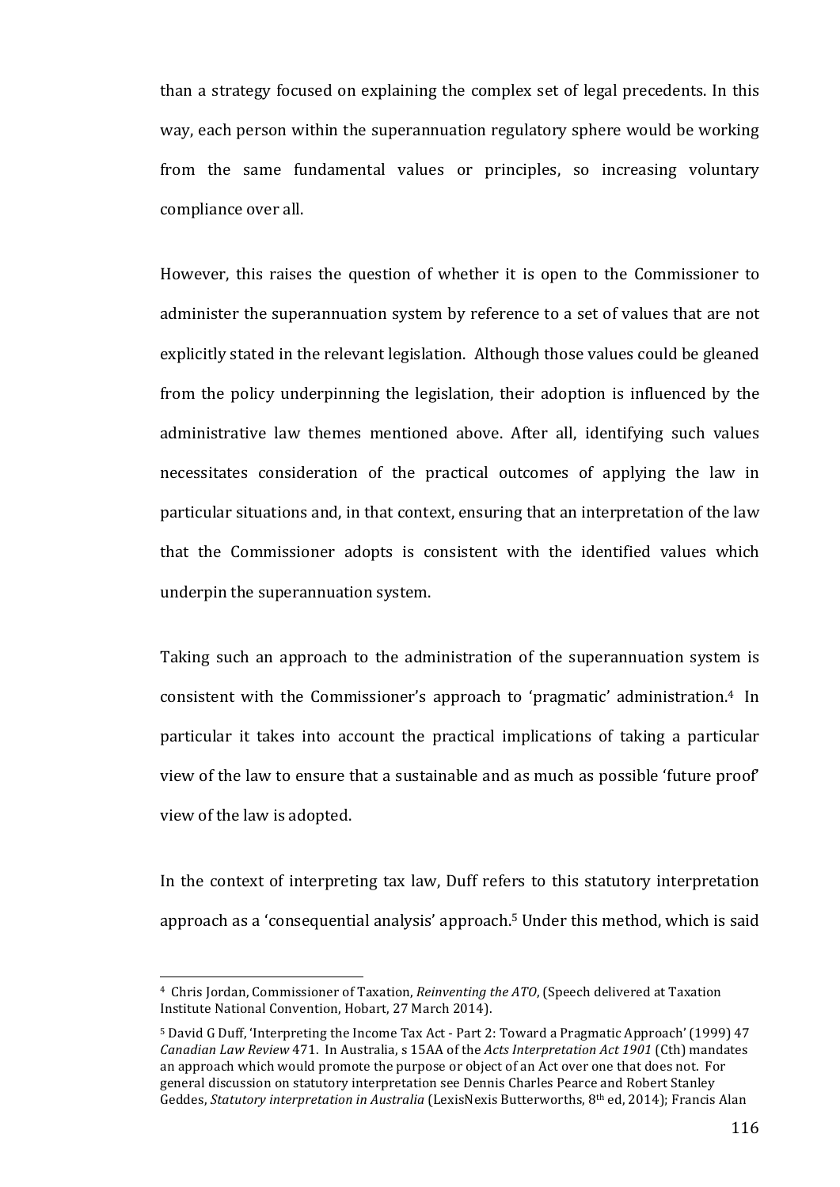than a strategy focused on explaining the complex set of legal precedents. In this way, each person within the superannuation regulatory sphere would be working from the same fundamental values or principles, so increasing voluntary compliance over all.

However, this raises the question of whether it is open to the Commissioner to administer the superannuation system by reference to a set of values that are not explicitly stated in the relevant legislation. Although those values could be gleaned from the policy underpinning the legislation, their adoption is influenced by the administrative law themes mentioned above. After all, identifying such values necessitates consideration of the practical outcomes of applying the law in particular situations and, in that context, ensuring that an interpretation of the law that the Commissioner adopts is consistent with the identified values which underpin the superannuation system.

Taking such an approach to the administration of the superannuation system is consistent with the Commissioner's approach to 'pragmatic' administration.[4] In particular it takes into account the practical implications of taking a particular view of the law to ensure that a sustainable and as much as possible 'future proof' view of the law is adopted.

In the context of interpreting tax law, Duff refers to this statutory interpretation approach as a 'consequential analysis' approach.[5] Under this method, which is said

---

[4] Chris Jordan, Commissioner of Taxation, *Reinventing the ATO*, (Speech delivered at Taxation Institute National Convention, Hobart, 27 March 2014).

[5] David G Duff, 'Interpreting the Income Tax Act - Part 2: Toward a Pragmatic Approach' (1999) 47 *Canadian Law Review* 471. In Australia, s 15AA of the *Acts Interpretation Act 1901* (Cth) mandates an approach which would promote the purpose or object of an Act over one that does not. For general discussion on statutory interpretation see Dennis Charles Pearce and Robert Stanley Geddes, *Statutory interpretation in Australia* (LexisNexis Butterworths, 8th ed, 2014); Francis Alan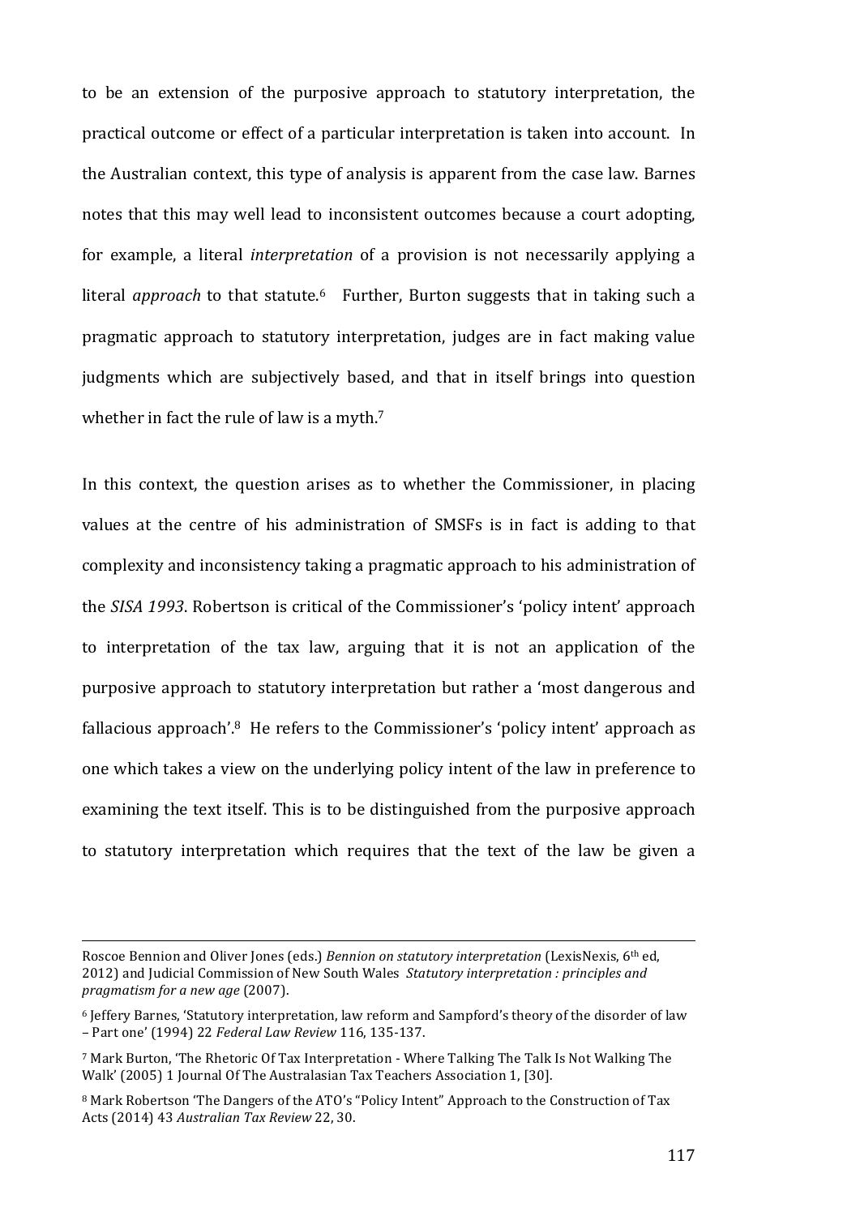to be an extension of the purposive approach to statutory interpretation, the practical outcome or effect of a particular interpretation is taken into account. In the Australian context, this type of analysis is apparent from the case law. Barnes notes that this may well lead to inconsistent outcomes because a court adopting, for example, a literal *interpretation* of a provision is not necessarily applying a literal *approach* to that statute.[6] Further, Burton suggests that in taking such a pragmatic approach to statutory interpretation, judges are in fact making value judgments which are subjectively based, and that in itself brings into question whether in fact the rule of law is a myth.[7]

In this context, the question arises as to whether the Commissioner, in placing values at the centre of his administration of SMSFs is in fact is adding to that complexity and inconsistency taking a pragmatic approach to his administration of the *SISA 1993*. Robertson is critical of the Commissioner's 'policy intent' approach to interpretation of the tax law, arguing that it is not an application of the purposive approach to statutory interpretation but rather a 'most dangerous and fallacious approach'.[8] He refers to the Commissioner's 'policy intent' approach as one which takes a view on the underlying policy intent of the law in preference to examining the text itself. This is to be distinguished from the purposive approach to statutory interpretation which requires that the text of the law be given a

---

Roscoe Bennion and Oliver Jones (eds.) *Bennion on statutory interpretation* (LexisNexis, 6th ed, 2012) and Judicial Commission of New South Wales *Statutory interpretation : principles and pragmatism for a new age* (2007).

[6] Jeffery Barnes, 'Statutory interpretation, law reform and Sampford's theory of the disorder of law – Part one' (1994) 22 *Federal Law Review* 116, 135-137.

[7] Mark Burton, 'The Rhetoric Of Tax Interpretation - Where Talking The Talk Is Not Walking The Walk' (2005) 1 Journal Of The Australasian Tax Teachers Association 1, [30].

[8] Mark Robertson 'The Dangers of the ATO's "Policy Intent" Approach to the Construction of Tax Acts (2014) 43 *Australian Tax Review* 22, 30.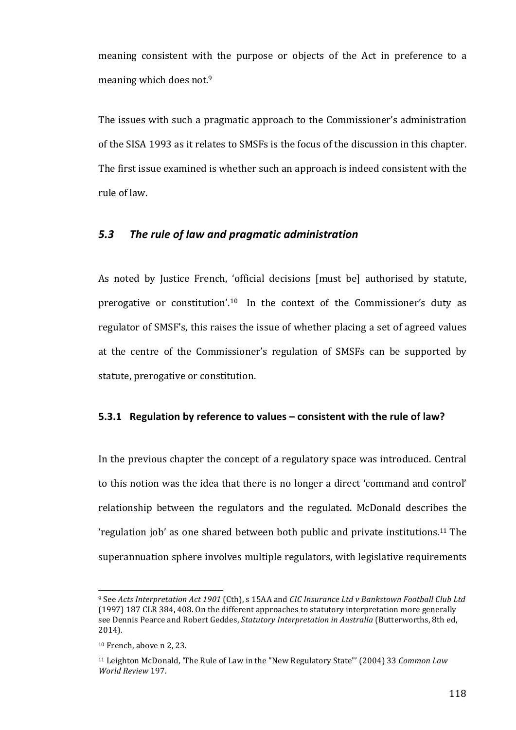meaning consistent with the purpose or objects of the Act in preference to a meaning which does not.[9]

The issues with such a pragmatic approach to the Commissioner's administration of the SISA 1993 as it relates to SMSFs is the focus of the discussion in this chapter. The first issue examined is whether such an approach is indeed consistent with the rule of law.

## *5.3 The rule of law and pragmatic administration*

As noted by Justice French, 'official decisions [must be] authorised by statute, prerogative or constitution'.[10] In the context of the Commissioner's duty as regulator of SMSF's, this raises the issue of whether placing a set of agreed values at the centre of the Commissioner's regulation of SMSFs can be supported by statute, prerogative or constitution.

### 5.3.1 Regulation by reference to values – consistent with the rule of law?

In the previous chapter the concept of a regulatory space was introduced. Central to this notion was the idea that there is no longer a direct 'command and control' relationship between the regulators and the regulated. McDonald describes the 'regulation job' as one shared between both public and private institutions.[11] The superannuation sphere involves multiple regulators, with legislative requirements

---

[9] See *Acts Interpretation Act 1901* (Cth), s 15AA and *CIC Insurance Ltd v Bankstown Football Club Ltd* (1997) 187 CLR 384, 408. On the different approaches to statutory interpretation more generally see Dennis Pearce and Robert Geddes, *Statutory Interpretation in Australia* (Butterworths, 8th ed, 2014).

[10] French, above n 2, 23.

[11] Leighton McDonald, 'The Rule of Law in the "New Regulatory State"' (2004) 33 *Common Law World Review* 197.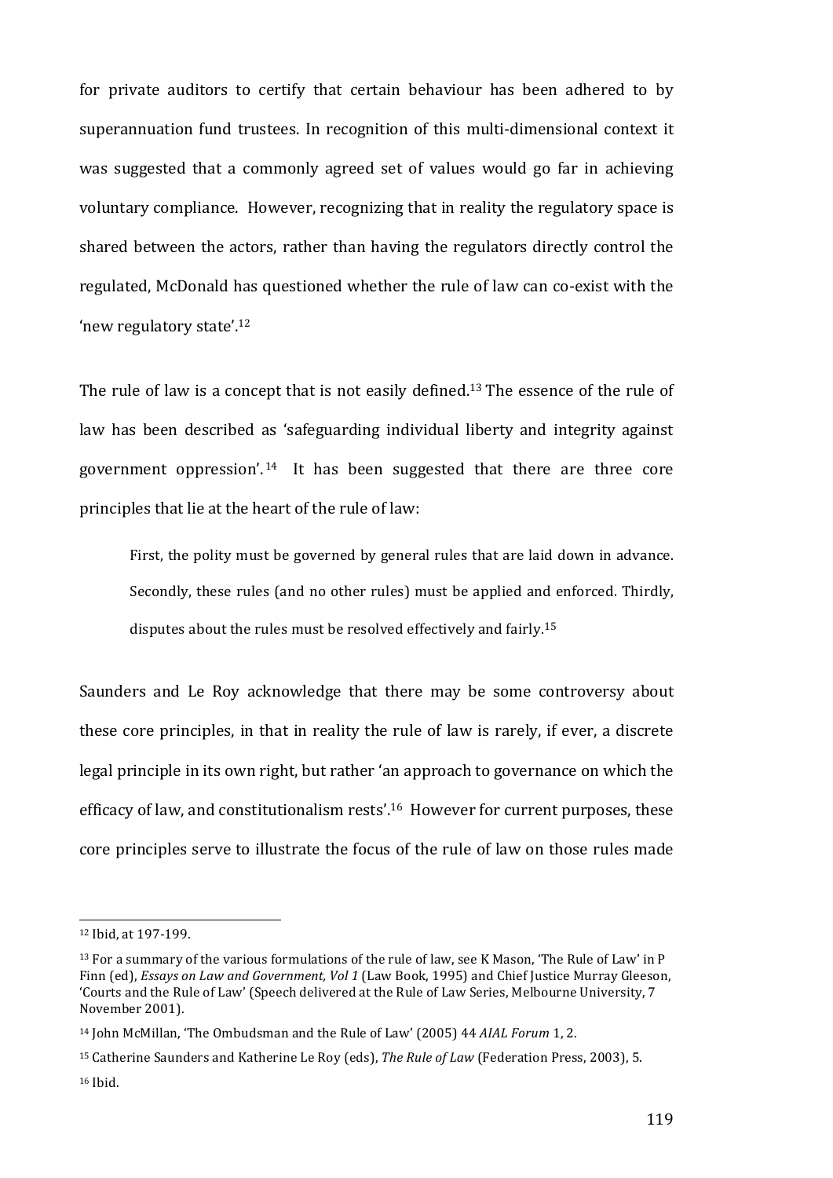for private auditors to certify that certain behaviour has been adhered to by superannuation fund trustees. In recognition of this multi-dimensional context it was suggested that a commonly agreed set of values would go far in achieving voluntary compliance. However, recognizing that in reality the regulatory space is shared between the actors, rather than having the regulators directly control the regulated, McDonald has questioned whether the rule of law can co-exist with the 'new regulatory state'.[12]

The rule of law is a concept that is not easily defined.[13] The essence of the rule of law has been described as 'safeguarding individual liberty and integrity against government oppression'.[14] It has been suggested that there are three core principles that lie at the heart of the rule of law:

> First, the polity must be governed by general rules that are laid down in advance. Secondly, these rules (and no other rules) must be applied and enforced. Thirdly, disputes about the rules must be resolved effectively and fairly.[15]

Saunders and Le Roy acknowledge that there may be some controversy about these core principles, in that in reality the rule of law is rarely, if ever, a discrete legal principle in its own right, but rather 'an approach to governance on which the efficacy of law, and constitutionalism rests'.[16] However for current purposes, these core principles serve to illustrate the focus of the rule of law on those rules made

---

[12] Ibid, at 197-199.

[13] For a summary of the various formulations of the rule of law, see K Mason, 'The Rule of Law' in P Finn (ed), *Essays on Law and Government, Vol 1* (Law Book, 1995) and Chief Justice Murray Gleeson, 'Courts and the Rule of Law' (Speech delivered at the Rule of Law Series, Melbourne University, 7 November 2001).

[14] John McMillan, 'The Ombudsman and the Rule of Law' (2005) 44 *AIAL Forum* 1, 2.

[15] Catherine Saunders and Katherine Le Roy (eds), *The Rule of Law* (Federation Press, 2003), 5.

[16] Ibid.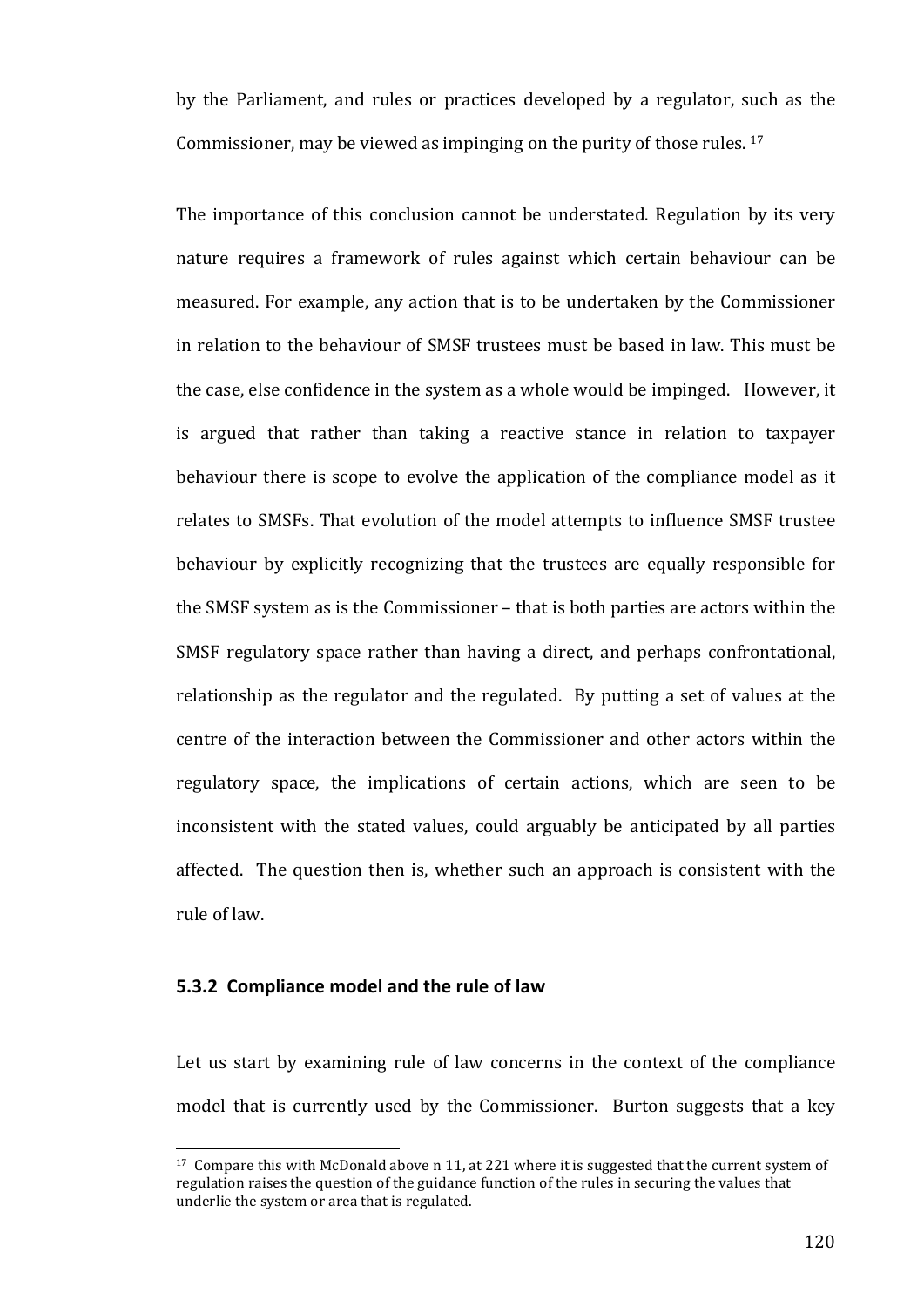by the Parliament, and rules or practices developed by a regulator, such as the Commissioner, may be viewed as impinging on the purity of those rules. [17]

The importance of this conclusion cannot be understated. Regulation by its very nature requires a framework of rules against which certain behaviour can be measured. For example, any action that is to be undertaken by the Commissioner in relation to the behaviour of SMSF trustees must be based in law. This must be the case, else confidence in the system as a whole would be impinged. However, it is argued that rather than taking a reactive stance in relation to taxpayer behaviour there is scope to evolve the application of the compliance model as it relates to SMSFs. That evolution of the model attempts to influence SMSF trustee behaviour by explicitly recognizing that the trustees are equally responsible for the SMSF system as is the Commissioner – that is both parties are actors within the SMSF regulatory space rather than having a direct, and perhaps confrontational, relationship as the regulator and the regulated. By putting a set of values at the centre of the interaction between the Commissioner and other actors within the regulatory space, the implications of certain actions, which are seen to be inconsistent with the stated values, could arguably be anticipated by all parties affected. The question then is, whether such an approach is consistent with the rule of law.

### 5.3.2 Compliance model and the rule of law

Let us start by examining rule of law concerns in the context of the compliance model that is currently used by the Commissioner. Burton suggests that a key

[17] Compare this with McDonald above n 11, at 221 where it is suggested that the current system of regulation raises the question of the guidance function of the rules in securing the values that underlie the system or area that is regulated.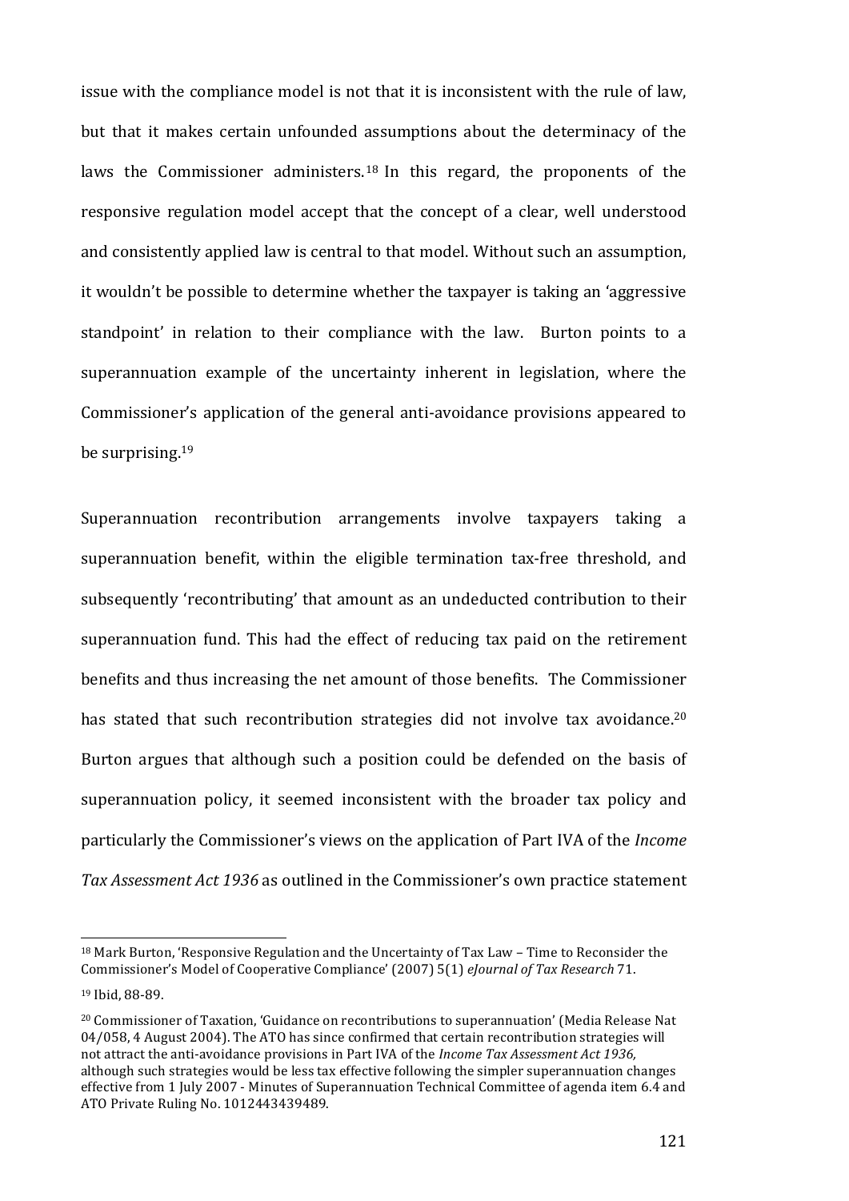issue with the compliance model is not that it is inconsistent with the rule of law, but that it makes certain unfounded assumptions about the determinacy of the laws the Commissioner administers.[18] In this regard, the proponents of the responsive regulation model accept that the concept of a clear, well understood and consistently applied law is central to that model. Without such an assumption, it wouldn't be possible to determine whether the taxpayer is taking an 'aggressive standpoint' in relation to their compliance with the law. Burton points to a superannuation example of the uncertainty inherent in legislation, where the Commissioner's application of the general anti-avoidance provisions appeared to be surprising.[19]

Superannuation recontribution arrangements involve taxpayers taking a superannuation benefit, within the eligible termination tax-free threshold, and subsequently 'recontributing' that amount as an undeducted contribution to their superannuation fund. This had the effect of reducing tax paid on the retirement benefits and thus increasing the net amount of those benefits. The Commissioner has stated that such recontribution strategies did not involve tax avoidance.[20] Burton argues that although such a position could be defended on the basis of superannuation policy, it seemed inconsistent with the broader tax policy and particularly the Commissioner's views on the application of Part IVA of the *Income Tax Assessment Act 1936* as outlined in the Commissioner's own practice statement

---

[18] Mark Burton, 'Responsive Regulation and the Uncertainty of Tax Law – Time to Reconsider the Commissioner's Model of Cooperative Compliance' (2007) 5(1) *eJournal of Tax Research* 71.

[19] Ibid, 88-89.

[20] Commissioner of Taxation, 'Guidance on recontributions to superannuation' (Media Release Nat 04/058, 4 August 2004). The ATO has since confirmed that certain recontribution strategies will not attract the anti-avoidance provisions in Part IVA of the *Income Tax Assessment Act 1936,* although such strategies would be less tax effective following the simpler superannuation changes effective from 1 July 2007 - Minutes of Superannuation Technical Committee of agenda item 6.4 and ATO Private Ruling No. 1012443439489.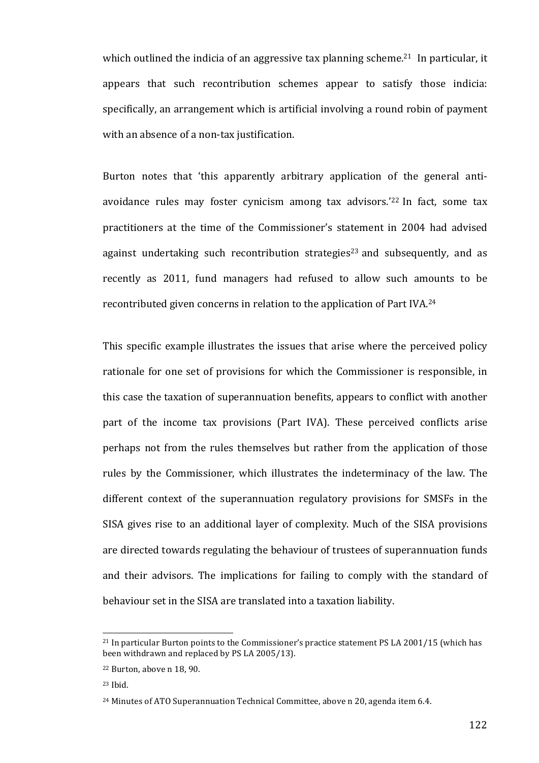which outlined the indicia of an aggressive tax planning scheme.[21] In particular, it appears that such recontribution schemes appear to satisfy those indicia: specifically, an arrangement which is artificial involving a round robin of payment with an absence of a non-tax justification.

Burton notes that 'this apparently arbitrary application of the general anti-avoidance rules may foster cynicism among tax advisors.'[22] In fact, some tax practitioners at the time of the Commissioner's statement in 2004 had advised against undertaking such recontribution strategies[23] and subsequently, and as recently as 2011, fund managers had refused to allow such amounts to be recontributed given concerns in relation to the application of Part IVA.[24]

This specific example illustrates the issues that arise where the perceived policy rationale for one set of provisions for which the Commissioner is responsible, in this case the taxation of superannuation benefits, appears to conflict with another part of the income tax provisions (Part IVA). These perceived conflicts arise perhaps not from the rules themselves but rather from the application of those rules by the Commissioner, which illustrates the indeterminacy of the law. The different context of the superannuation regulatory provisions for SMSFs in the SISA gives rise to an additional layer of complexity. Much of the SISA provisions are directed towards regulating the behaviour of trustees of superannuation funds and their advisors. The implications for failing to comply with the standard of behaviour set in the SISA are translated into a taxation liability.

---

[21] In particular Burton points to the Commissioner's practice statement PS LA 2001/15 (which has been withdrawn and replaced by PS LA 2005/13).

[22] Burton, above n 18, 90.

[23] Ibid.

[24] Minutes of ATO Superannuation Technical Committee, above n 20, agenda item 6.4.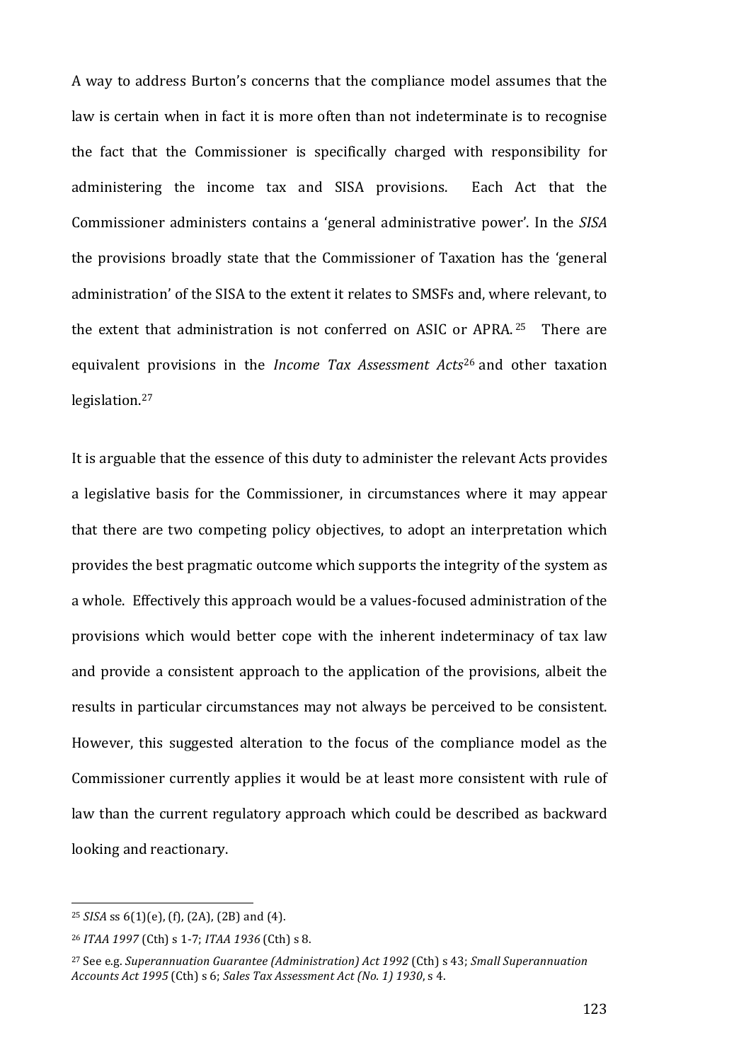A way to address Burton's concerns that the compliance model assumes that the law is certain when in fact it is more often than not indeterminate is to recognise the fact that the Commissioner is specifically charged with responsibility for administering the income tax and SISA provisions. Each Act that the Commissioner administers contains a 'general administrative power'. In the *SISA* the provisions broadly state that the Commissioner of Taxation has the 'general administration' of the SISA to the extent it relates to SMSFs and, where relevant, to the extent that administration is not conferred on ASIC or APRA.[25] There are equivalent provisions in the *Income Tax Assessment Acts*[26] and other taxation legislation.[27]

It is arguable that the essence of this duty to administer the relevant Acts provides a legislative basis for the Commissioner, in circumstances where it may appear that there are two competing policy objectives, to adopt an interpretation which provides the best pragmatic outcome which supports the integrity of the system as a whole. Effectively this approach would be a values-focused administration of the provisions which would better cope with the inherent indeterminacy of tax law and provide a consistent approach to the application of the provisions, albeit the results in particular circumstances may not always be perceived to be consistent. However, this suggested alteration to the focus of the compliance model as the Commissioner currently applies it would be at least more consistent with rule of law than the current regulatory approach which could be described as backward looking and reactionary.

---

[25] *SISA* ss 6(1)(e), (f), (2A), (2B) and (4).

[26] *ITAA 1997* (Cth) s 1-7; *ITAA 1936* (Cth) s 8.

[27] See e.g. *Superannuation Guarantee (Administration) Act 1992* (Cth) s 43; *Small Superannuation Accounts Act 1995* (Cth) s 6; *Sales Tax Assessment Act (No. 1) 1930*, s 4.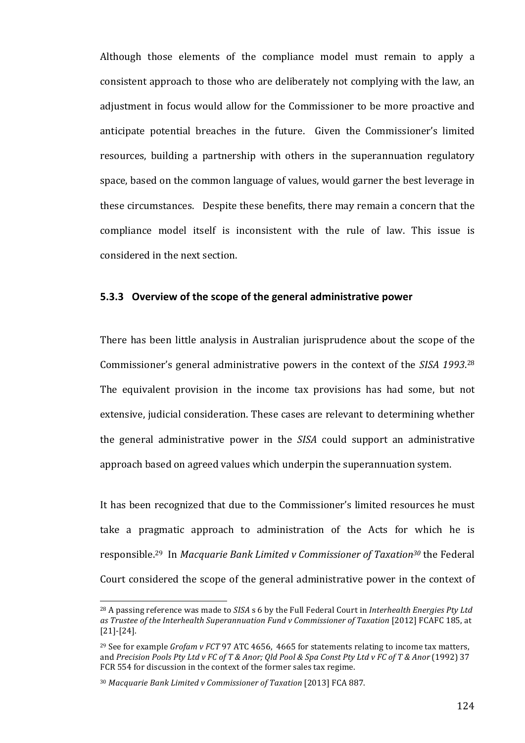Although those elements of the compliance model must remain to apply a consistent approach to those who are deliberately not complying with the law, an adjustment in focus would allow for the Commissioner to be more proactive and anticipate potential breaches in the future. Given the Commissioner's limited resources, building a partnership with others in the superannuation regulatory space, based on the common language of values, would garner the best leverage in these circumstances. Despite these benefits, there may remain a concern that the compliance model itself is inconsistent with the rule of law. This issue is considered in the next section.

### 5.3.3 Overview of the scope of the general administrative power

There has been little analysis in Australian jurisprudence about the scope of the Commissioner's general administrative powers in the context of the *SISA 1993*.[28] The equivalent provision in the income tax provisions has had some, but not extensive, judicial consideration. These cases are relevant to determining whether the general administrative power in the *SISA* could support an administrative approach based on agreed values which underpin the superannuation system.

It has been recognized that due to the Commissioner's limited resources he must take a pragmatic approach to administration of the Acts for which he is responsible.[29] In *Macquarie Bank Limited v Commissioner of Taxation*[30] the Federal Court considered the scope of the general administrative power in the context of

---

[28] A passing reference was made to *SISA* s 6 by the Full Federal Court in *Interhealth Energies Pty Ltd as Trustee of the Interhealth Superannuation Fund v Commissioner of Taxation* [2012] FCAFC 185, at [21]-[24].

[29] See for example *Grofam v FCT* 97 ATC 4656, 4665 for statements relating to income tax matters, and *Precision Pools Pty Ltd v FC of T & Anor; Qld Pool & Spa Const Pty Ltd v FC of T & Anor* (1992) 37 FCR 554 for discussion in the context of the former sales tax regime.

[30] *Macquarie Bank Limited v Commissioner of Taxation* [2013] FCA 887.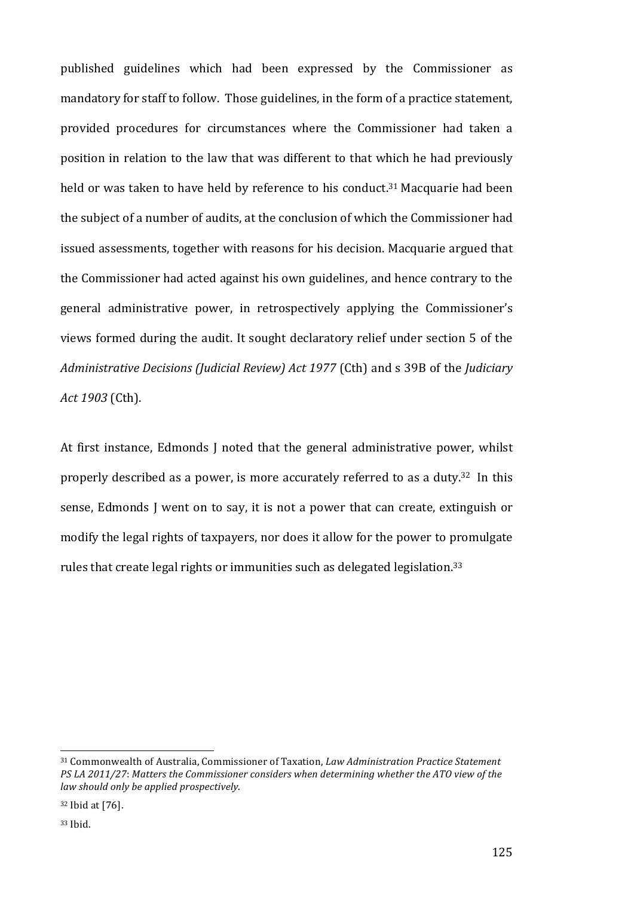published guidelines which had been expressed by the Commissioner as mandatory for staff to follow. Those guidelines, in the form of a practice statement, provided procedures for circumstances where the Commissioner had taken a position in relation to the law that was different to that which he had previously held or was taken to have held by reference to his conduct.[31] Macquarie had been the subject of a number of audits, at the conclusion of which the Commissioner had issued assessments, together with reasons for his decision. Macquarie argued that the Commissioner had acted against his own guidelines, and hence contrary to the general administrative power, in retrospectively applying the Commissioner's views formed during the audit. It sought declaratory relief under section 5 of the *Administrative Decisions (Judicial Review) Act 1977* (Cth) and s 39B of the *Judiciary Act 1903* (Cth).

At first instance, Edmonds J noted that the general administrative power, whilst properly described as a power, is more accurately referred to as a duty.[32] In this sense, Edmonds J went on to say, it is not a power that can create, extinguish or modify the legal rights of taxpayers, nor does it allow for the power to promulgate rules that create legal rights or immunities such as delegated legislation.[33]

---

[31] Commonwealth of Australia, Commissioner of Taxation, *Law Administration Practice Statement PS LA 2011/27*: *Matters the Commissioner considers when determining whether the ATO view of the law should only be applied prospectively*.

[32] Ibid at [76].

[33] Ibid.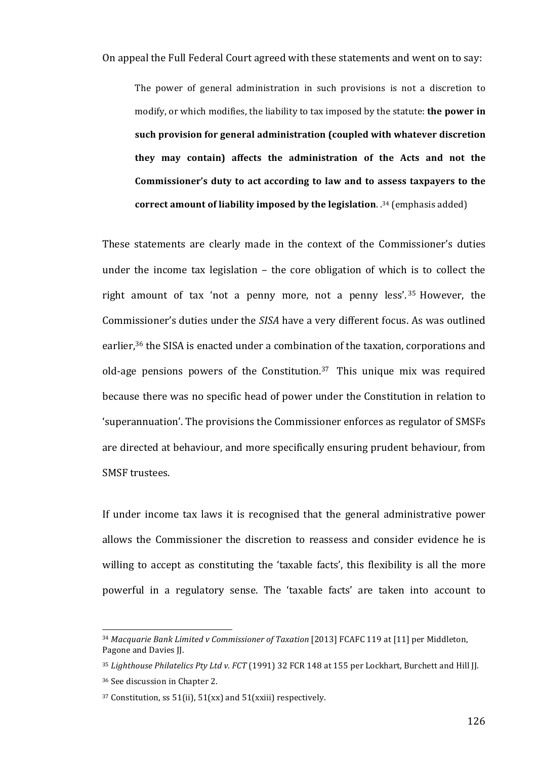On appeal the Full Federal Court agreed with these statements and went on to say:

> The power of general administration in such provisions is not a discretion to modify, or which modifies, the liability to tax imposed by the statute: **the power in such provision for general administration (coupled with whatever discretion they may contain) affects the administration of the Acts and not the Commissioner's duty to act according to law and to assess taxpayers to the correct amount of liability imposed by the legislation**. .[34] (emphasis added)

These statements are clearly made in the context of the Commissioner's duties under the income tax legislation – the core obligation of which is to collect the right amount of tax 'not a penny more, not a penny less'.[35] However, the Commissioner's duties under the *SISA* have a very different focus. As was outlined earlier,[36] the SISA is enacted under a combination of the taxation, corporations and old-age pensions powers of the Constitution.[37] This unique mix was required because there was no specific head of power under the Constitution in relation to 'superannuation'. The provisions the Commissioner enforces as regulator of SMSFs are directed at behaviour, and more specifically ensuring prudent behaviour, from SMSF trustees.

If under income tax laws it is recognised that the general administrative power allows the Commissioner the discretion to reassess and consider evidence he is willing to accept as constituting the 'taxable facts', this flexibility is all the more powerful in a regulatory sense. The 'taxable facts' are taken into account to

---

[34] *Macquarie Bank Limited v Commissioner of Taxation* [2013] FCAFC 119 at [11] per Middleton, Pagone and Davies JJ.

[35] *Lighthouse Philatelics Pty Ltd v. FCT* (1991) 32 FCR 148 at 155 per Lockhart, Burchett and Hill JJ.

[36] See discussion in Chapter 2.

[37] Constitution, ss 51(ii), 51(xx) and 51(xxiii) respectively.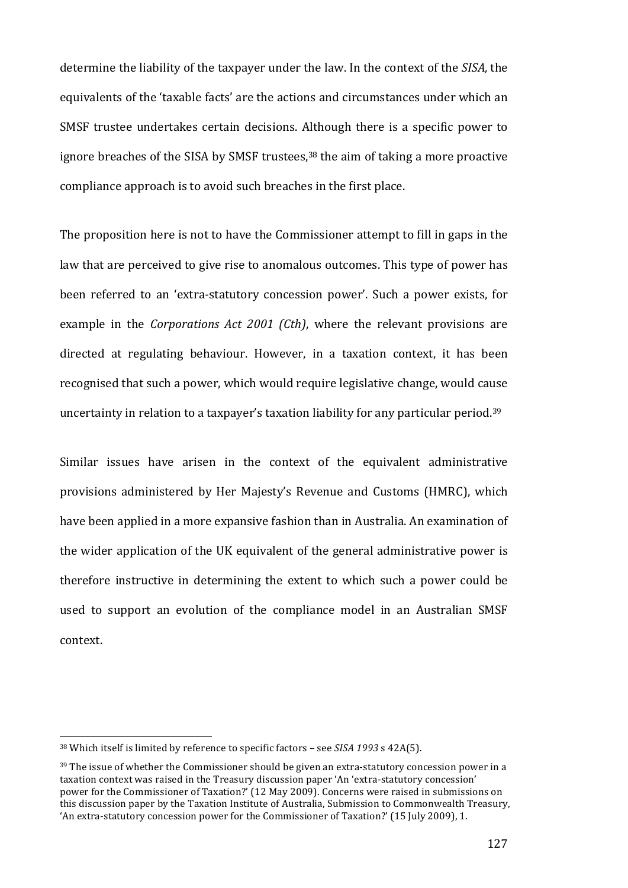determine the liability of the taxpayer under the law. In the context of the *SISA,* the equivalents of the 'taxable facts' are the actions and circumstances under which an SMSF trustee undertakes certain decisions. Although there is a specific power to ignore breaches of the SISA by SMSF trustees,[38] the aim of taking a more proactive compliance approach is to avoid such breaches in the first place.

The proposition here is not to have the Commissioner attempt to fill in gaps in the law that are perceived to give rise to anomalous outcomes. This type of power has been referred to an 'extra-statutory concession power'. Such a power exists, for example in the *Corporations Act 2001 (Cth)*, where the relevant provisions are directed at regulating behaviour. However, in a taxation context, it has been recognised that such a power, which would require legislative change, would cause uncertainty in relation to a taxpayer's taxation liability for any particular period.[39]

Similar issues have arisen in the context of the equivalent administrative provisions administered by Her Majesty's Revenue and Customs (HMRC), which have been applied in a more expansive fashion than in Australia. An examination of the wider application of the UK equivalent of the general administrative power is therefore instructive in determining the extent to which such a power could be used to support an evolution of the compliance model in an Australian SMSF context.

---

[38] Which itself is limited by reference to specific factors – see *SISA 1993* s 42A(5).

[39] The issue of whether the Commissioner should be given an extra-statutory concession power in a taxation context was raised in the Treasury discussion paper 'An 'extra-statutory concession' power for the Commissioner of Taxation?' (12 May 2009). Concerns were raised in submissions on this discussion paper by the Taxation Institute of Australia, Submission to Commonwealth Treasury, 'An extra-statutory concession power for the Commissioner of Taxation?' (15 July 2009), 1.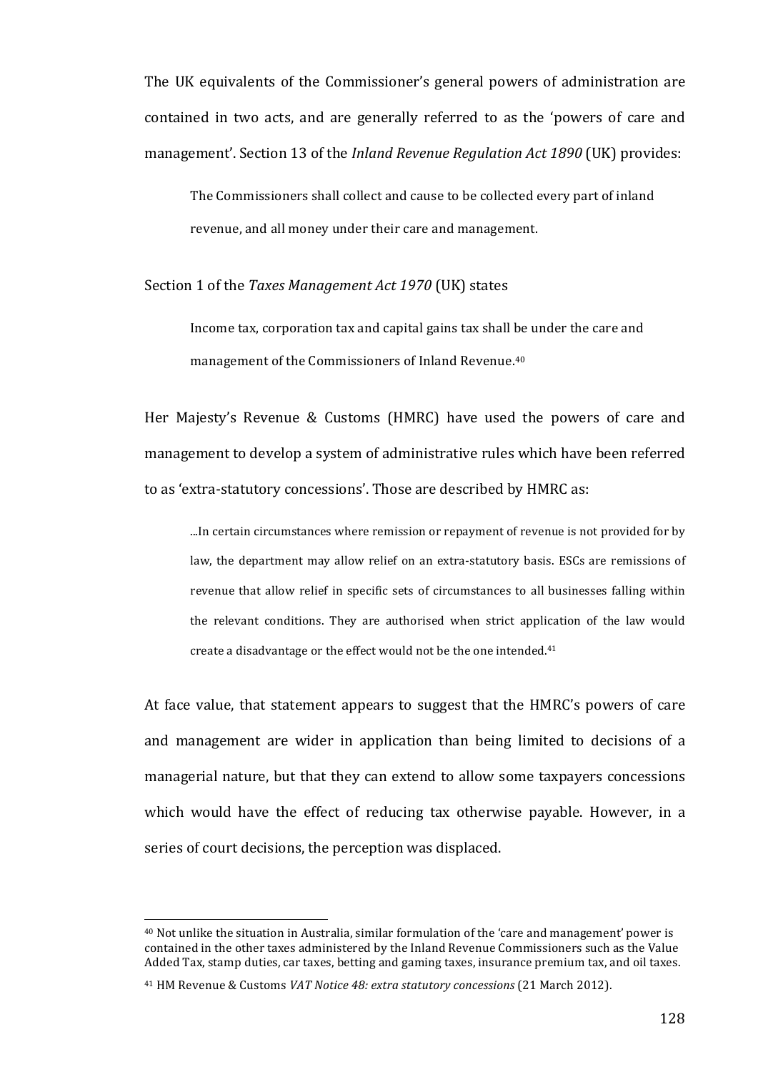The UK equivalents of the Commissioner's general powers of administration are contained in two acts, and are generally referred to as the 'powers of care and management'. Section 13 of the *Inland Revenue Regulation Act 1890* (UK) provides:

> The Commissioners shall collect and cause to be collected every part of inland revenue, and all money under their care and management.

Section 1 of the *Taxes Management Act 1970* (UK) states

> Income tax, corporation tax and capital gains tax shall be under the care and management of the Commissioners of Inland Revenue.[40]

Her Majesty's Revenue & Customs (HMRC) have used the powers of care and management to develop a system of administrative rules which have been referred to as 'extra-statutory concessions'. Those are described by HMRC as:

> ...In certain circumstances where remission or repayment of revenue is not provided for by law, the department may allow relief on an extra-statutory basis. ESCs are remissions of revenue that allow relief in specific sets of circumstances to all businesses falling within the relevant conditions. They are authorised when strict application of the law would create a disadvantage or the effect would not be the one intended.[41]

At face value, that statement appears to suggest that the HMRC's powers of care and management are wider in application than being limited to decisions of a managerial nature, but that they can extend to allow some taxpayers concessions which would have the effect of reducing tax otherwise payable. However, in a series of court decisions, the perception was displaced.

---

[40] Not unlike the situation in Australia, similar formulation of the 'care and management' power is contained in the other taxes administered by the Inland Revenue Commissioners such as the Value Added Tax, stamp duties, car taxes, betting and gaming taxes, insurance premium tax, and oil taxes.

[41] HM Revenue & Customs *VAT Notice 48: extra statutory concessions* (21 March 2012).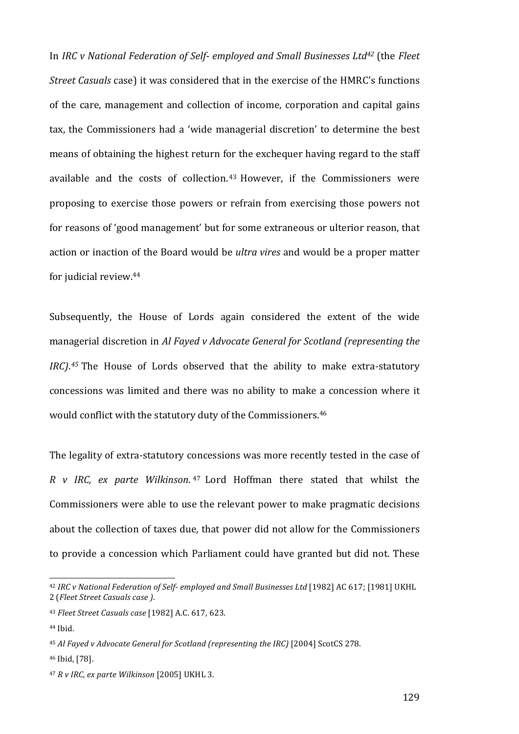In *IRC v National Federation of Self- employed and Small Businesses Ltd*[42] (the *Fleet Street Casuals* case) it was considered that in the exercise of the HMRC's functions of the care, management and collection of income, corporation and capital gains tax, the Commissioners had a 'wide managerial discretion' to determine the best means of obtaining the highest return for the exchequer having regard to the staff available and the costs of collection.[43] However, if the Commissioners were proposing to exercise those powers or refrain from exercising those powers not for reasons of 'good management' but for some extraneous or ulterior reason, that action or inaction of the Board would be *ultra vires* and would be a proper matter for judicial review.[44]

Subsequently, the House of Lords again considered the extent of the wide managerial discretion in *Al Fayed v Advocate General for Scotland (representing the IRC)*.[45] The House of Lords observed that the ability to make extra-statutory concessions was limited and there was no ability to make a concession where it would conflict with the statutory duty of the Commissioners.[46]

The legality of extra-statutory concessions was more recently tested in the case of *R v IRC, ex parte Wilkinson*.[47] Lord Hoffman there stated that whilst the Commissioners were able to use the relevant power to make pragmatic decisions about the collection of taxes due, that power did not allow for the Commissioners to provide a concession which Parliament could have granted but did not. These

---

[42] *IRC v National Federation of Self- employed and Small Businesses Ltd* [1982] AC 617; [1981] UKHL 2 (*Fleet Street Casuals case* ).

[43] *Fleet Street Casuals case* [1982] A.C. 617, 623.

[44] Ibid.

[45] *Al Fayed v Advocate General for Scotland (representing the IRC)* [2004] ScotCS 278.

[46] Ibid, [78].

[47] *R v IRC, ex parte Wilkinson* [2005] UKHL 3.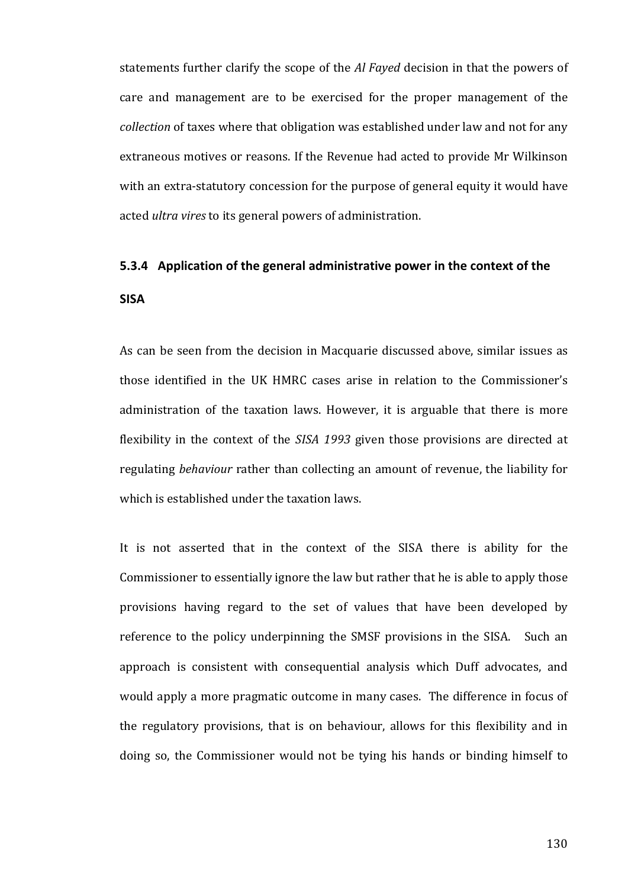statements further clarify the scope of the *Al Fayed* decision in that the powers of care and management are to be exercised for the proper management of the *collection* of taxes where that obligation was established under law and not for any extraneous motives or reasons. If the Revenue had acted to provide Mr Wilkinson with an extra-statutory concession for the purpose of general equity it would have acted *ultra vires* to its general powers of administration.

### 5.3.4 Application of the general administrative power in the context of the SISA

As can be seen from the decision in Macquarie discussed above, similar issues as those identified in the UK HMRC cases arise in relation to the Commissioner's administration of the taxation laws. However, it is arguable that there is more flexibility in the context of the *SISA 1993* given those provisions are directed at regulating *behaviour* rather than collecting an amount of revenue, the liability for which is established under the taxation laws.

It is not asserted that in the context of the SISA there is ability for the Commissioner to essentially ignore the law but rather that he is able to apply those provisions having regard to the set of values that have been developed by reference to the policy underpinning the SMSF provisions in the SISA. Such an approach is consistent with consequential analysis which Duff advocates, and would apply a more pragmatic outcome in many cases. The difference in focus of the regulatory provisions, that is on behaviour, allows for this flexibility and in doing so, the Commissioner would not be tying his hands or binding himself to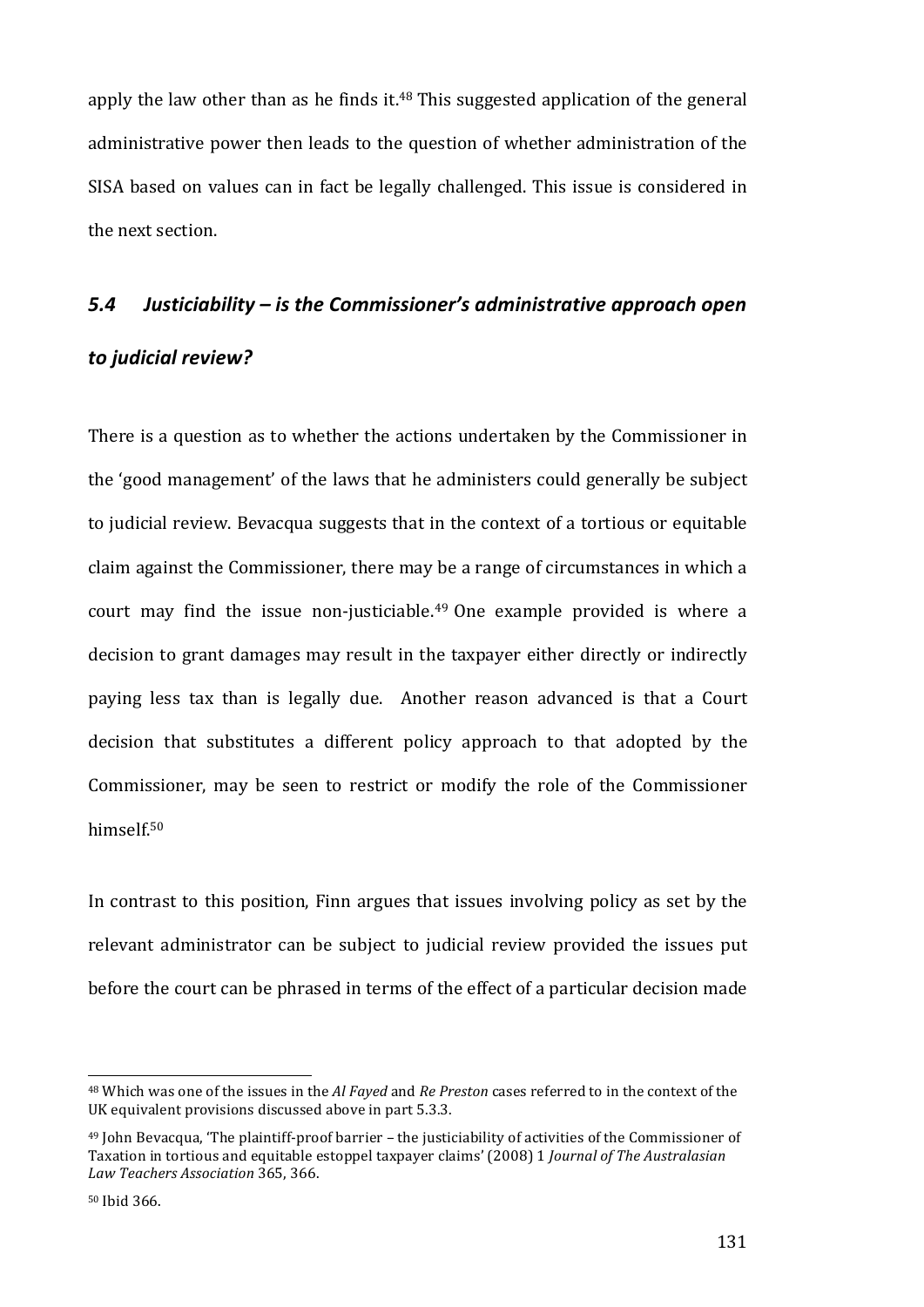apply the law other than as he finds it.[48] This suggested application of the general administrative power then leads to the question of whether administration of the SISA based on values can in fact be legally challenged. This issue is considered in the next section.

## *5.4 Justiciability – is the Commissioner's administrative approach open to judicial review?*

There is a question as to whether the actions undertaken by the Commissioner in the 'good management' of the laws that he administers could generally be subject to judicial review. Bevacqua suggests that in the context of a tortious or equitable claim against the Commissioner, there may be a range of circumstances in which a court may find the issue non-justiciable.[49] One example provided is where a decision to grant damages may result in the taxpayer either directly or indirectly paying less tax than is legally due. Another reason advanced is that a Court decision that substitutes a different policy approach to that adopted by the Commissioner, may be seen to restrict or modify the role of the Commissioner himself.[50]

In contrast to this position, Finn argues that issues involving policy as set by the relevant administrator can be subject to judicial review provided the issues put before the court can be phrased in terms of the effect of a particular decision made

---

[48] Which was one of the issues in the *Al Fayed* and *Re Preston* cases referred to in the context of the UK equivalent provisions discussed above in part 5.3.3.

[49] John Bevacqua, 'The plaintiff-proof barrier – the justiciability of activities of the Commissioner of Taxation in tortious and equitable estoppel taxpayer claims' (2008) 1 *Journal of The Australasian Law Teachers Association* 365, 366.

[50] Ibid 366.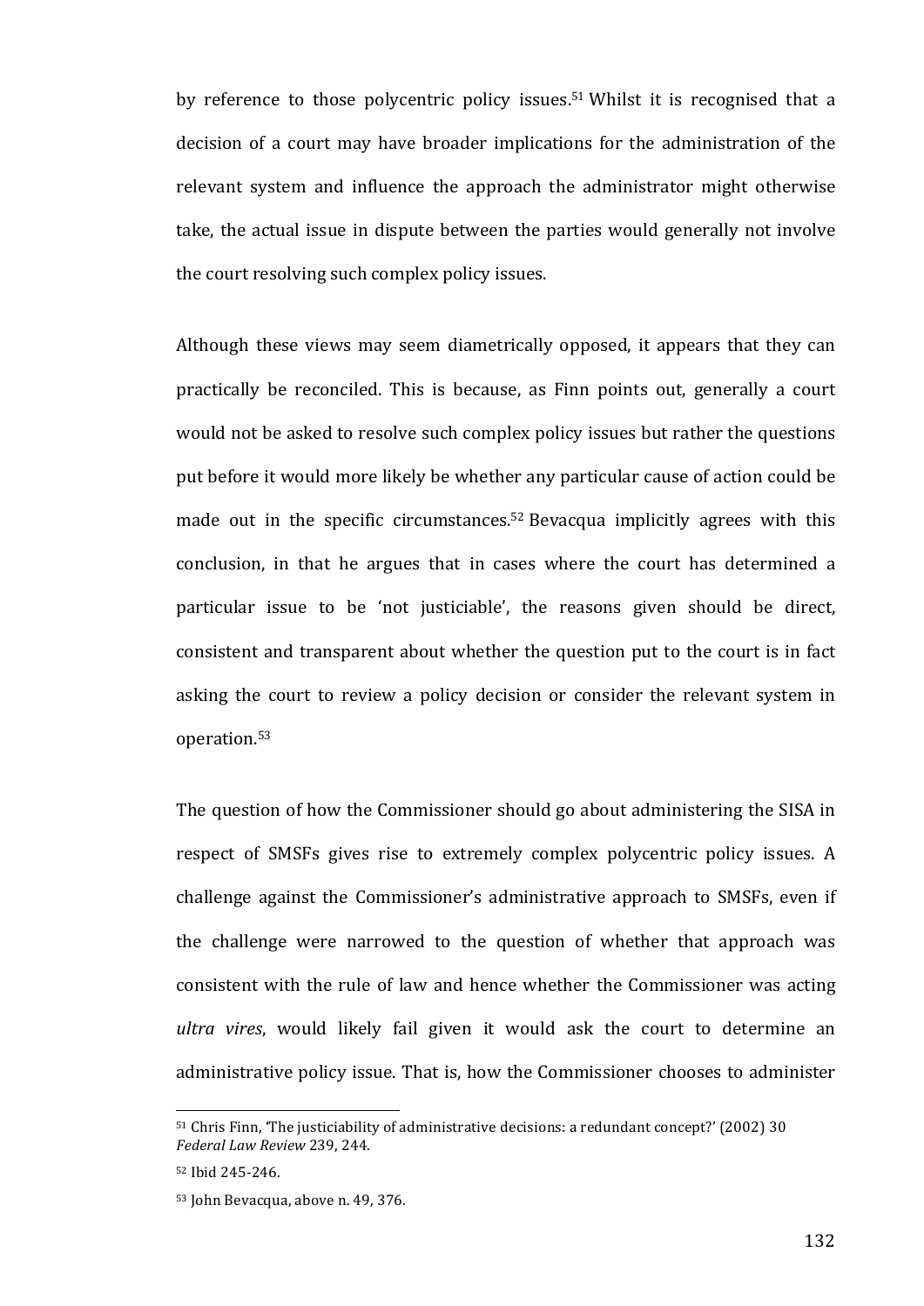by reference to those polycentric policy issues.[51] Whilst it is recognised that a decision of a court may have broader implications for the administration of the relevant system and influence the approach the administrator might otherwise take, the actual issue in dispute between the parties would generally not involve the court resolving such complex policy issues.

Although these views may seem diametrically opposed, it appears that they can practically be reconciled. This is because, as Finn points out, generally a court would not be asked to resolve such complex policy issues but rather the questions put before it would more likely be whether any particular cause of action could be made out in the specific circumstances.[52] Bevacqua implicitly agrees with this conclusion, in that he argues that in cases where the court has determined a particular issue to be 'not justiciable', the reasons given should be direct, consistent and transparent about whether the question put to the court is in fact asking the court to review a policy decision or consider the relevant system in operation.[53]

The question of how the Commissioner should go about administering the SISA in respect of SMSFs gives rise to extremely complex polycentric policy issues. A challenge against the Commissioner's administrative approach to SMSFs, even if the challenge were narrowed to the question of whether that approach was consistent with the rule of law and hence whether the Commissioner was acting *ultra vires*, would likely fail given it would ask the court to determine an administrative policy issue. That is, how the Commissioner chooses to administer

---

[51] Chris Finn, 'The justiciability of administrative decisions: a redundant concept?' (2002) 30 *Federal Law Review* 239, 244.

[52] Ibid 245-246.

[53] John Bevacqua, above n. 49, 376.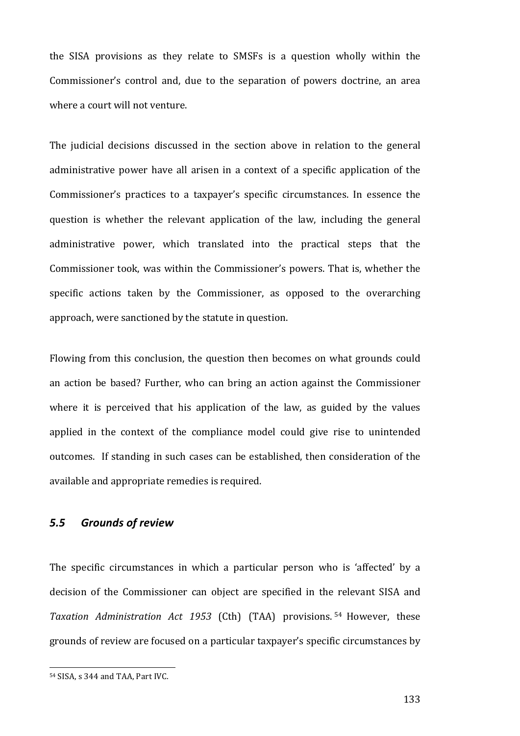the SISA provisions as they relate to SMSFs is a question wholly within the Commissioner's control and, due to the separation of powers doctrine, an area where a court will not venture.

The judicial decisions discussed in the section above in relation to the general administrative power have all arisen in a context of a specific application of the Commissioner's practices to a taxpayer's specific circumstances. In essence the question is whether the relevant application of the law, including the general administrative power, which translated into the practical steps that the Commissioner took, was within the Commissioner's powers. That is, whether the specific actions taken by the Commissioner, as opposed to the overarching approach, were sanctioned by the statute in question.

Flowing from this conclusion, the question then becomes on what grounds could an action be based? Further, who can bring an action against the Commissioner where it is perceived that his application of the law, as guided by the values applied in the context of the compliance model could give rise to unintended outcomes. If standing in such cases can be established, then consideration of the available and appropriate remedies is required.

### *5.5 Grounds of review*

The specific circumstances in which a particular person who is 'affected' by a decision of the Commissioner can object are specified in the relevant SISA and *Taxation Administration Act 1953* (Cth) (TAA) provisions.[54] However, these grounds of review are focused on a particular taxpayer's specific circumstances by

---

[54] SISA, s 344 and TAA, Part IVC.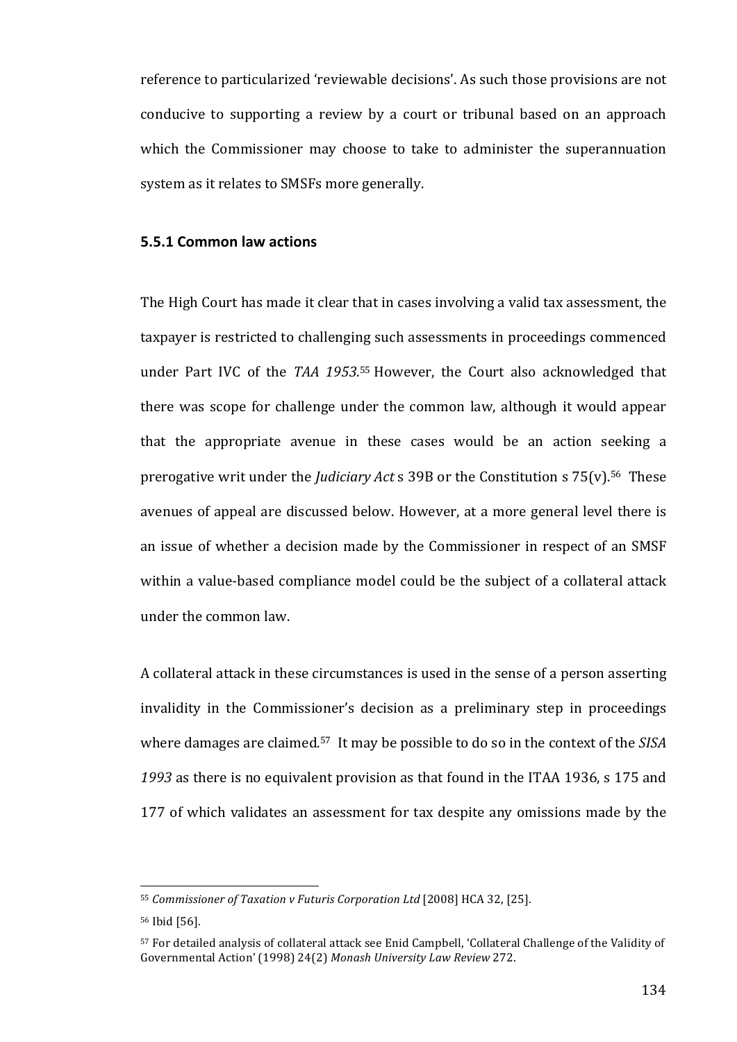reference to particularized 'reviewable decisions'. As such those provisions are not conducive to supporting a review by a court or tribunal based on an approach which the Commissioner may choose to take to administer the superannuation system as it relates to SMSFs more generally.

### 5.5.1 Common law actions

The High Court has made it clear that in cases involving a valid tax assessment, the taxpayer is restricted to challenging such assessments in proceedings commenced under Part IVC of the *TAA 1953*.[55] However, the Court also acknowledged that there was scope for challenge under the common law, although it would appear that the appropriate avenue in these cases would be an action seeking a prerogative writ under the *Judiciary Act* s 39B or the Constitution s 75(v).[56] These avenues of appeal are discussed below. However, at a more general level there is an issue of whether a decision made by the Commissioner in respect of an SMSF within a value-based compliance model could be the subject of a collateral attack under the common law.

A collateral attack in these circumstances is used in the sense of a person asserting invalidity in the Commissioner's decision as a preliminary step in proceedings where damages are claimed.[57] It may be possible to do so in the context of the *SISA 1993* as there is no equivalent provision as that found in the ITAA 1936, s 175 and 177 of which validates an assessment for tax despite any omissions made by the

---

[55] *Commissioner of Taxation v Futuris Corporation Ltd* [2008] HCA 32, [25].

[56] Ibid [56].

[57] For detailed analysis of collateral attack see Enid Campbell, 'Collateral Challenge of the Validity of Governmental Action' (1998) 24(2) *Monash University Law Review* 272.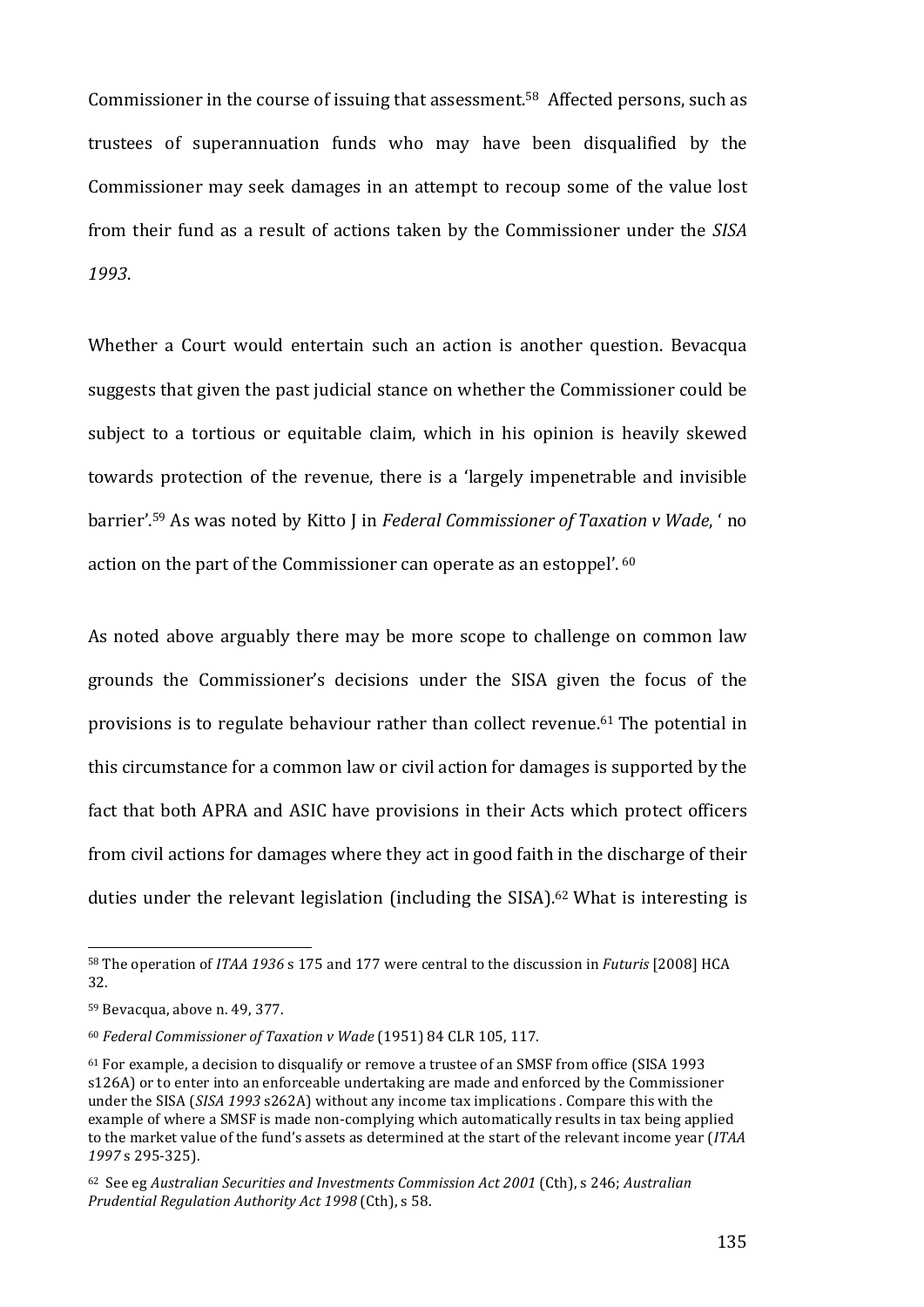Commissioner in the course of issuing that assessment.[58] Affected persons, such as trustees of superannuation funds who may have been disqualified by the Commissioner may seek damages in an attempt to recoup some of the value lost from their fund as a result of actions taken by the Commissioner under the *SISA 1993*.

Whether a Court would entertain such an action is another question. Bevacqua suggests that given the past judicial stance on whether the Commissioner could be subject to a tortious or equitable claim, which in his opinion is heavily skewed towards protection of the revenue, there is a 'largely impenetrable and invisible barrier'.[59] As was noted by Kitto J in *Federal Commissioner of Taxation v Wade*, ' no action on the part of the Commissioner can operate as an estoppel'. [60]

As noted above arguably there may be more scope to challenge on common law grounds the Commissioner's decisions under the SISA given the focus of the provisions is to regulate behaviour rather than collect revenue.[61] The potential in this circumstance for a common law or civil action for damages is supported by the fact that both APRA and ASIC have provisions in their Acts which protect officers from civil actions for damages where they act in good faith in the discharge of their duties under the relevant legislation (including the SISA).[62] What is interesting is

---

[58] The operation of *ITAA 1936* s 175 and 177 were central to the discussion in *Futuris* [2008] HCA 32.

[59] Bevacqua, above n. 49, 377.

[60] *Federal Commissioner of Taxation v Wade* (1951) 84 CLR 105, 117.

[61] For example, a decision to disqualify or remove a trustee of an SMSF from office (SISA 1993 s126A) or to enter into an enforceable undertaking are made and enforced by the Commissioner under the SISA (*SISA 1993* s262A) without any income tax implications . Compare this with the example of where a SMSF is made non-complying which automatically results in tax being applied to the market value of the fund's assets as determined at the start of the relevant income year (*ITAA 1997* s 295-325).

[62] See eg *Australian Securities and Investments Commission Act 2001* (Cth), s 246; *Australian Prudential Regulation Authority Act 1998* (Cth), s 58.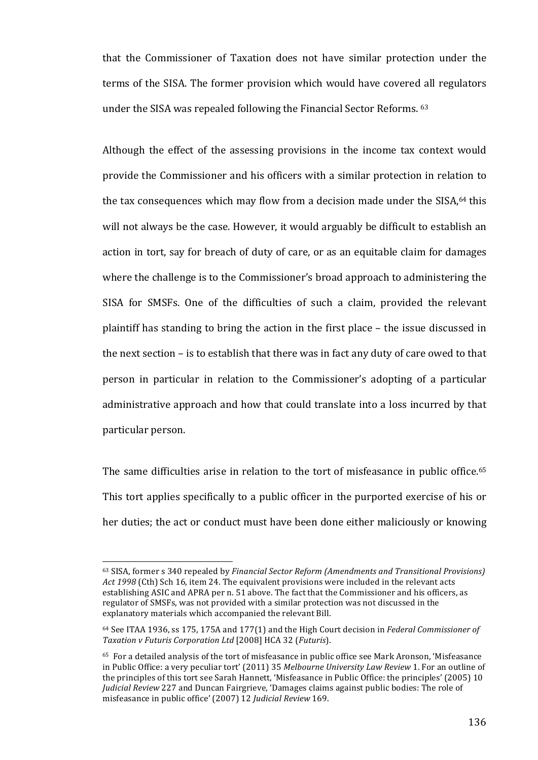that the Commissioner of Taxation does not have similar protection under the terms of the SISA. The former provision which would have covered all regulators under the SISA was repealed following the Financial Sector Reforms. [63]

Although the effect of the assessing provisions in the income tax context would provide the Commissioner and his officers with a similar protection in relation to the tax consequences which may flow from a decision made under the SISA,[64] this will not always be the case. However, it would arguably be difficult to establish an action in tort, say for breach of duty of care, or as an equitable claim for damages where the challenge is to the Commissioner's broad approach to administering the SISA for SMSFs. One of the difficulties of such a claim, provided the relevant plaintiff has standing to bring the action in the first place – the issue discussed in the next section – is to establish that there was in fact any duty of care owed to that person in particular in relation to the Commissioner's adopting of a particular administrative approach and how that could translate into a loss incurred by that particular person.

The same difficulties arise in relation to the tort of misfeasance in public office.[65] This tort applies specifically to a public officer in the purported exercise of his or her duties; the act or conduct must have been done either maliciously or knowing

---

[63] SISA, former s 340 repealed by *Financial Sector Reform (Amendments and Transitional Provisions) Act 1998* (Cth) Sch 16, item 24. The equivalent provisions were included in the relevant acts establishing ASIC and APRA per n. 51 above. The fact that the Commissioner and his officers, as regulator of SMSFs, was not provided with a similar protection was not discussed in the explanatory materials which accompanied the relevant Bill.

[64] See ITAA 1936, ss 175, 175A and 177(1) and the High Court decision in *Federal Commissioner of Taxation v Futuris Corporation Ltd* [2008] HCA 32 (*Futuris*).

[65] For a detailed analysis of the tort of misfeasance in public office see Mark Aronson, 'Misfeasance in Public Office: a very peculiar tort' (2011) 35 *Melbourne University Law Review* 1. For an outline of the principles of this tort see Sarah Hannett, 'Misfeasance in Public Office: the principles' (2005) 10 *Judicial Review* 227 and Duncan Fairgrieve, 'Damages claims against public bodies: The role of misfeasance in public office' (2007) 12 *Judicial Review* 169.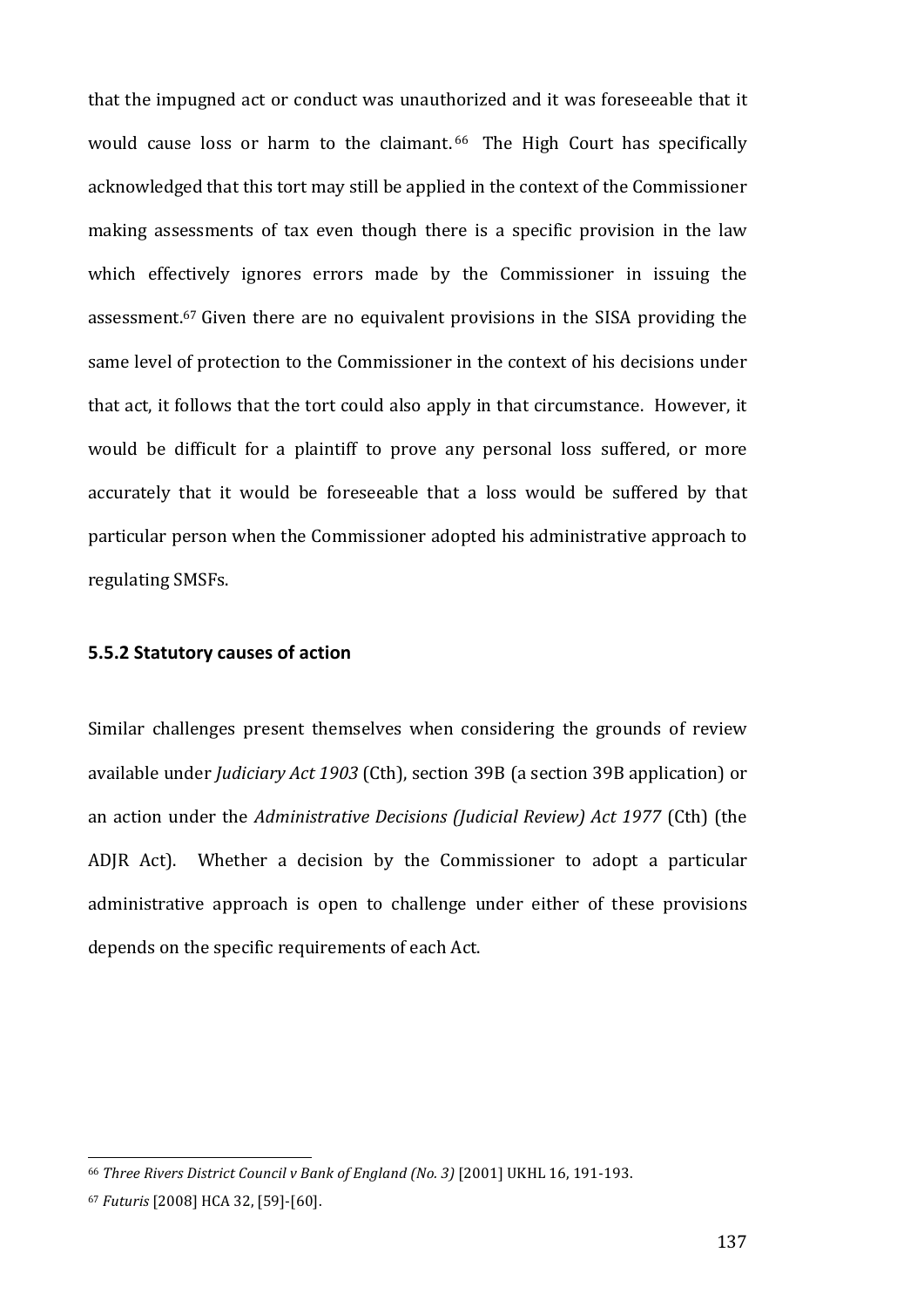that the impugned act or conduct was unauthorized and it was foreseeable that it would cause loss or harm to the claimant.[66] The High Court has specifically acknowledged that this tort may still be applied in the context of the Commissioner making assessments of tax even though there is a specific provision in the law which effectively ignores errors made by the Commissioner in issuing the assessment.[67] Given there are no equivalent provisions in the SISA providing the same level of protection to the Commissioner in the context of his decisions under that act, it follows that the tort could also apply in that circumstance. However, it would be difficult for a plaintiff to prove any personal loss suffered, or more accurately that it would be foreseeable that a loss would be suffered by that particular person when the Commissioner adopted his administrative approach to regulating SMSFs.

### 5.5.2 Statutory causes of action

Similar challenges present themselves when considering the grounds of review available under *Judiciary Act 1903* (Cth), section 39B (a section 39B application) or an action under the *Administrative Decisions (Judicial Review) Act 1977* (Cth) (the ADJR Act). Whether a decision by the Commissioner to adopt a particular administrative approach is open to challenge under either of these provisions depends on the specific requirements of each Act.

---

[66] *Three Rivers District Council v Bank of England (No. 3)* [2001] UKHL 16, 191-193.

[67] *Futuris* [2008] HCA 32, [59]-[60].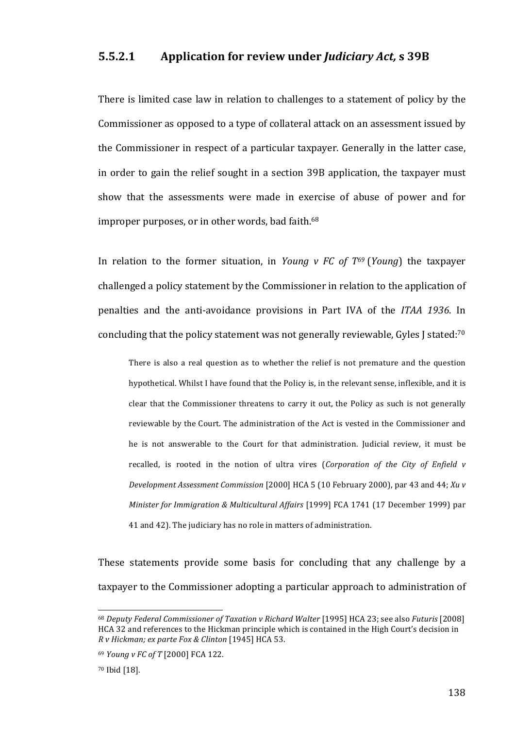#### 5.5.2.1 Application for review under *Judiciary Act,* s 39B

There is limited case law in relation to challenges to a statement of policy by the Commissioner as opposed to a type of collateral attack on an assessment issued by the Commissioner in respect of a particular taxpayer. Generally in the latter case, in order to gain the relief sought in a section 39B application, the taxpayer must show that the assessments were made in exercise of abuse of power and for improper purposes, or in other words, bad faith.[68]

In relation to the former situation, in *Young v FC of T*[69] (*Young*) the taxpayer challenged a policy statement by the Commissioner in relation to the application of penalties and the anti-avoidance provisions in Part IVA of the *ITAA 1936*. In concluding that the policy statement was not generally reviewable, Gyles J stated:[70]

> There is also a real question as to whether the relief is not premature and the question hypothetical. Whilst I have found that the Policy is, in the relevant sense, inflexible, and it is clear that the Commissioner threatens to carry it out, the Policy as such is not generally reviewable by the Court. The administration of the Act is vested in the Commissioner and he is not answerable to the Court for that administration. Judicial review, it must be recalled, is rooted in the notion of ultra vires (*Corporation of the City of Enfield v Development Assessment Commission* [2000] HCA 5 (10 February 2000), par 43 and 44; *Xu v Minister for Immigration & Multicultural Affairs* [1999] FCA 1741 (17 December 1999) par 41 and 42). The judiciary has no role in matters of administration.

These statements provide some basis for concluding that any challenge by a taxpayer to the Commissioner adopting a particular approach to administration of

---

[68] *Deputy Federal Commissioner of Taxation v Richard Walter* [1995] HCA 23; see also *Futuris* [2008] HCA 32 and references to the Hickman principle which is contained in the High Court's decision in *R v Hickman; ex parte Fox & Clinton* [1945] HCA 53.

[69] *Young v FC of T* [2000] FCA 122.

[70] Ibid [18].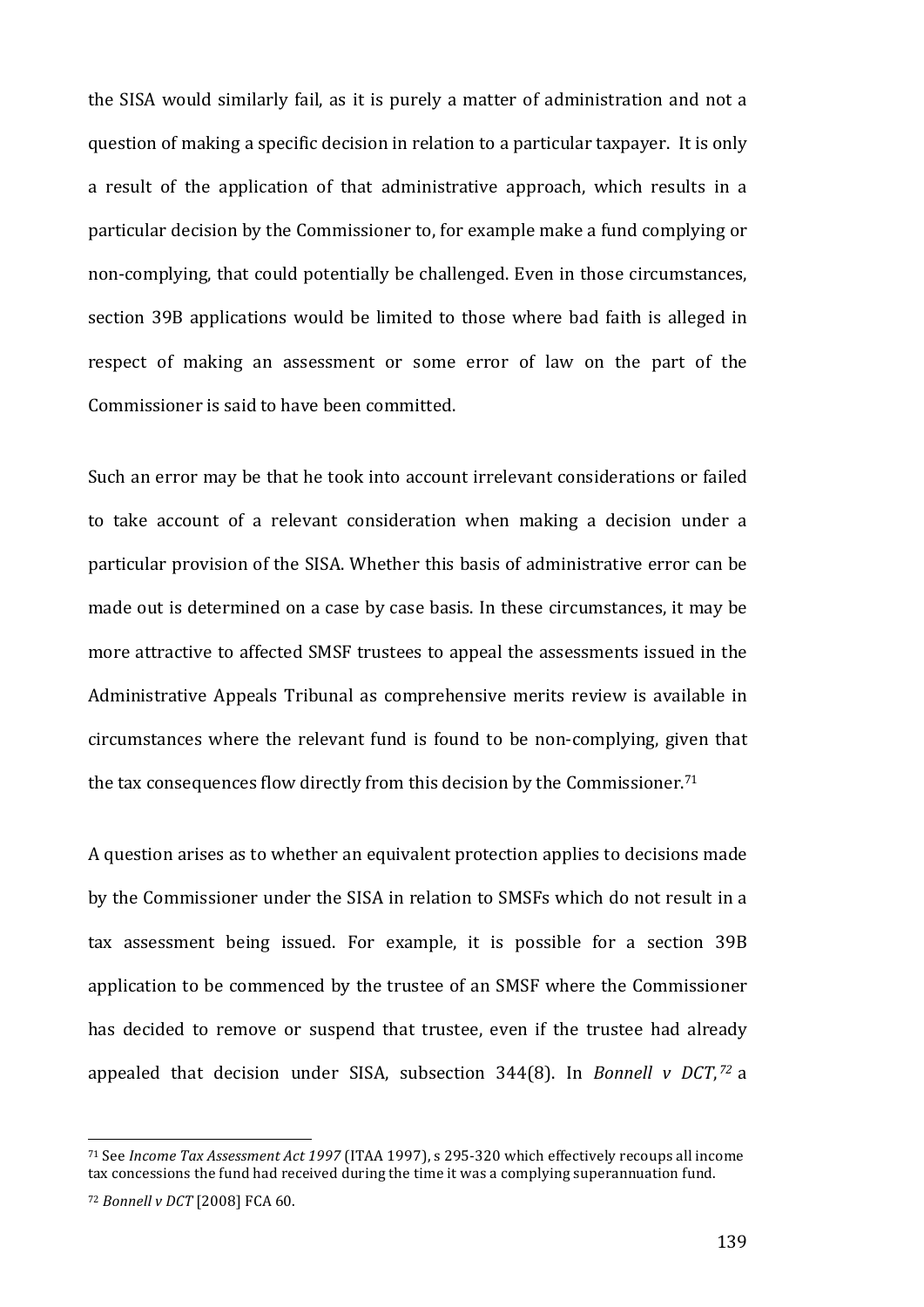the SISA would similarly fail, as it is purely a matter of administration and not a question of making a specific decision in relation to a particular taxpayer. It is only a result of the application of that administrative approach, which results in a particular decision by the Commissioner to, for example make a fund complying or non-complying, that could potentially be challenged. Even in those circumstances, section 39B applications would be limited to those where bad faith is alleged in respect of making an assessment or some error of law on the part of the Commissioner is said to have been committed.

Such an error may be that he took into account irrelevant considerations or failed to take account of a relevant consideration when making a decision under a particular provision of the SISA. Whether this basis of administrative error can be made out is determined on a case by case basis. In these circumstances, it may be more attractive to affected SMSF trustees to appeal the assessments issued in the Administrative Appeals Tribunal as comprehensive merits review is available in circumstances where the relevant fund is found to be non-complying, given that the tax consequences flow directly from this decision by the Commissioner.[71]

A question arises as to whether an equivalent protection applies to decisions made by the Commissioner under the SISA in relation to SMSFs which do not result in a tax assessment being issued. For example, it is possible for a section 39B application to be commenced by the trustee of an SMSF where the Commissioner has decided to remove or suspend that trustee, even if the trustee had already appealed that decision under SISA, subsection 344(8). In *Bonnell v DCT*,[72] a

---

[71] See *Income Tax Assessment Act 1997* (ITAA 1997), s 295-320 which effectively recoups all income tax concessions the fund had received during the time it was a complying superannuation fund.

[72] *Bonnell v DCT* [2008] FCA 60.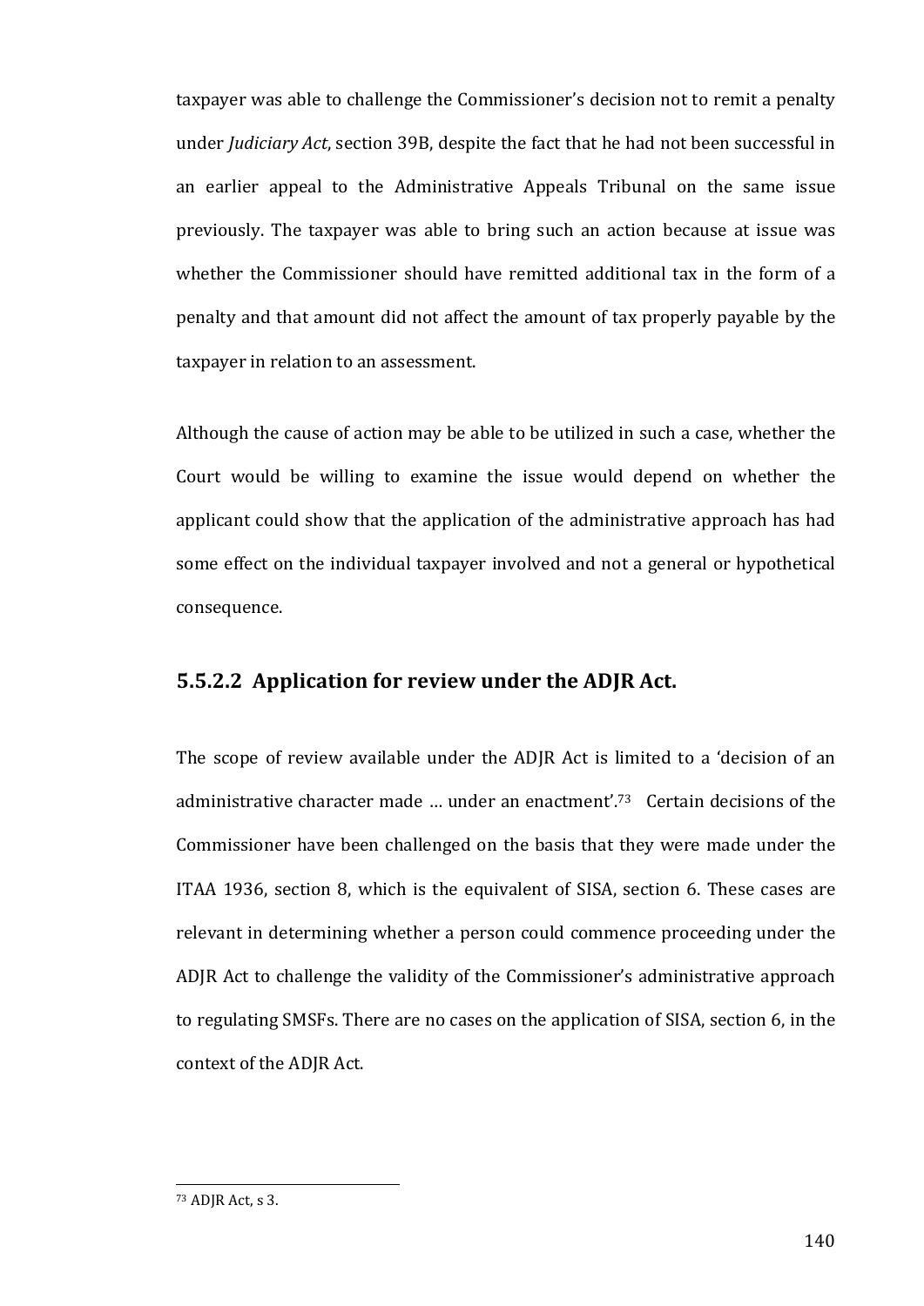taxpayer was able to challenge the Commissioner's decision not to remit a penalty under *Judiciary Act*, section 39B, despite the fact that he had not been successful in an earlier appeal to the Administrative Appeals Tribunal on the same issue previously. The taxpayer was able to bring such an action because at issue was whether the Commissioner should have remitted additional tax in the form of a penalty and that amount did not affect the amount of tax properly payable by the taxpayer in relation to an assessment.

Although the cause of action may be able to be utilized in such a case, whether the Court would be willing to examine the issue would depend on whether the applicant could show that the application of the administrative approach has had some effect on the individual taxpayer involved and not a general or hypothetical consequence.

### 5.5.2.2 Application for review under the ADJR Act.

The scope of review available under the ADJR Act is limited to a 'decision of an administrative character made … under an enactment'.[73] Certain decisions of the Commissioner have been challenged on the basis that they were made under the ITAA 1936, section 8, which is the equivalent of SISA, section 6. These cases are relevant in determining whether a person could commence proceeding under the ADJR Act to challenge the validity of the Commissioner's administrative approach to regulating SMSFs. There are no cases on the application of SISA, section 6, in the context of the ADJR Act.

[73] ADJR Act, s 3.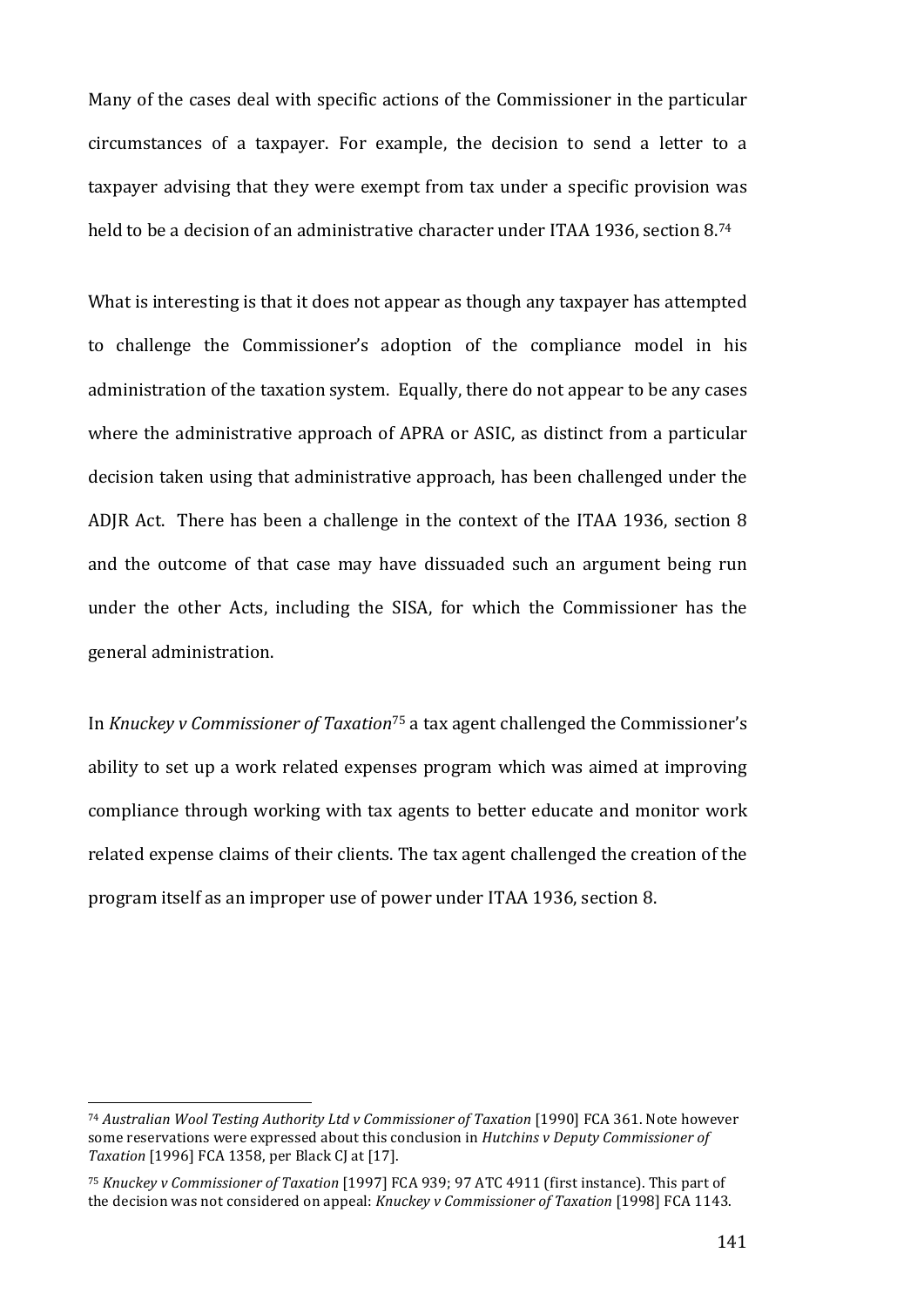Many of the cases deal with specific actions of the Commissioner in the particular circumstances of a taxpayer. For example, the decision to send a letter to a taxpayer advising that they were exempt from tax under a specific provision was held to be a decision of an administrative character under ITAA 1936, section 8.[74]

What is interesting is that it does not appear as though any taxpayer has attempted to challenge the Commissioner's adoption of the compliance model in his administration of the taxation system. Equally, there do not appear to be any cases where the administrative approach of APRA or ASIC, as distinct from a particular decision taken using that administrative approach, has been challenged under the ADJR Act. There has been a challenge in the context of the ITAA 1936, section 8 and the outcome of that case may have dissuaded such an argument being run under the other Acts, including the SISA, for which the Commissioner has the general administration.

In *Knuckey v Commissioner of Taxation*[75] a tax agent challenged the Commissioner's ability to set up a work related expenses program which was aimed at improving compliance through working with tax agents to better educate and monitor work related expense claims of their clients. The tax agent challenged the creation of the program itself as an improper use of power under ITAA 1936, section 8.

---

[74] *Australian Wool Testing Authority Ltd v Commissioner of Taxation* [1990] FCA 361. Note however some reservations were expressed about this conclusion in *Hutchins v Deputy Commissioner of Taxation* [1996] FCA 1358, per Black CJ at [17].

[75] *Knuckey v Commissioner of Taxation* [1997] FCA 939; 97 ATC 4911 (first instance). This part of the decision was not considered on appeal: *Knuckey v Commissioner of Taxation* [1998] FCA 1143.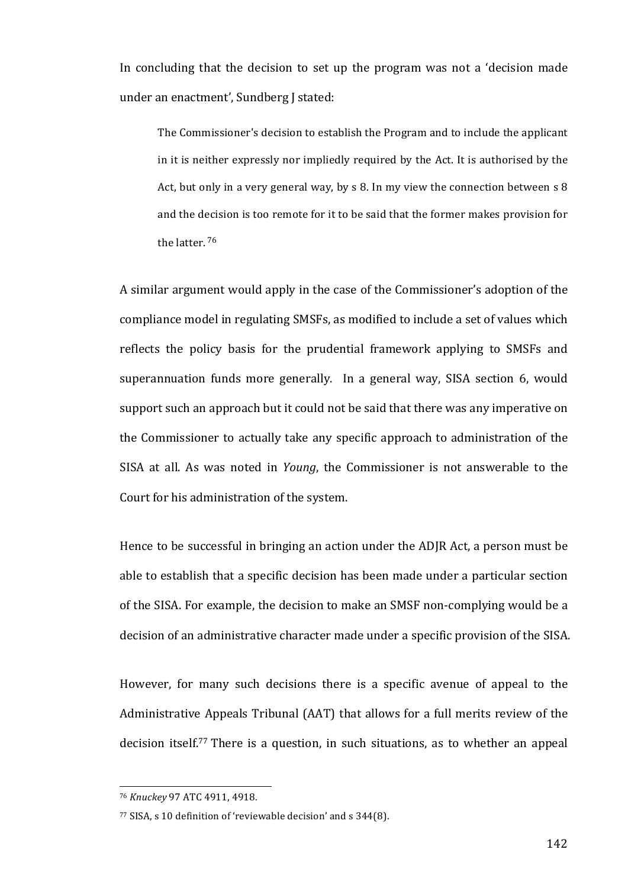In concluding that the decision to set up the program was not a 'decision made under an enactment', Sundberg J stated:

> The Commissioner's decision to establish the Program and to include the applicant in it is neither expressly nor impliedly required by the Act. It is authorised by the Act, but only in a very general way, by s 8. In my view the connection between s 8 and the decision is too remote for it to be said that the former makes provision for the latter. [76]

A similar argument would apply in the case of the Commissioner's adoption of the compliance model in regulating SMSFs, as modified to include a set of values which reflects the policy basis for the prudential framework applying to SMSFs and superannuation funds more generally. In a general way, SISA section 6, would support such an approach but it could not be said that there was any imperative on the Commissioner to actually take any specific approach to administration of the SISA at all. As was noted in *Young*, the Commissioner is not answerable to the Court for his administration of the system.

Hence to be successful in bringing an action under the ADJR Act, a person must be able to establish that a specific decision has been made under a particular section of the SISA. For example, the decision to make an SMSF non-complying would be a decision of an administrative character made under a specific provision of the SISA.

However, for many such decisions there is a specific avenue of appeal to the Administrative Appeals Tribunal (AAT) that allows for a full merits review of the decision itself.[77] There is a question, in such situations, as to whether an appeal

---

[76] *Knuckey* 97 ATC 4911, 4918.

[77] SISA, s 10 definition of 'reviewable decision' and s 344(8).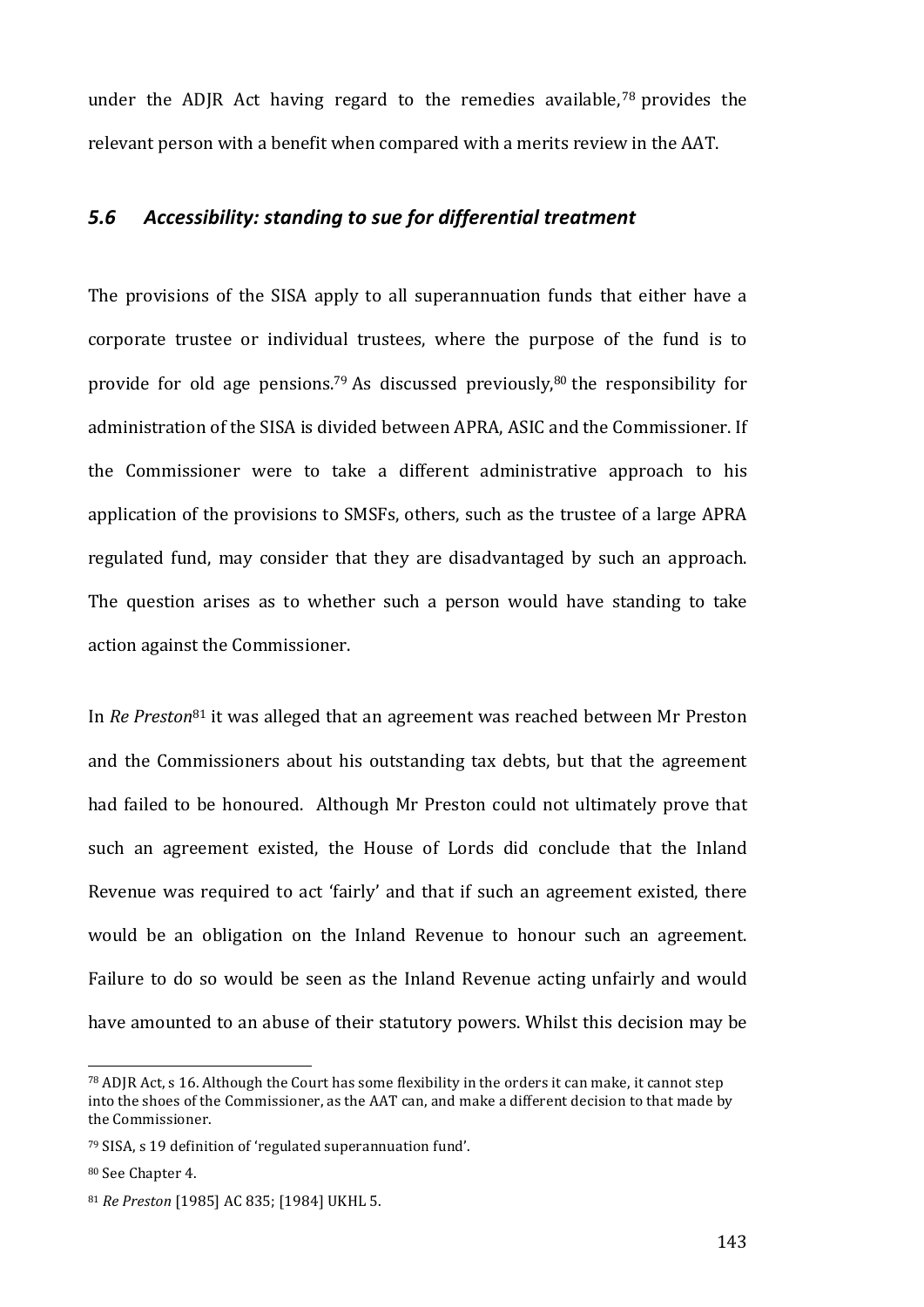under the ADJR Act having regard to the remedies available,[78] provides the relevant person with a benefit when compared with a merits review in the AAT.

### *5.6 Accessibility: standing to sue for differential treatment*

The provisions of the SISA apply to all superannuation funds that either have a corporate trustee or individual trustees, where the purpose of the fund is to provide for old age pensions.[79] As discussed previously,[80] the responsibility for administration of the SISA is divided between APRA, ASIC and the Commissioner. If the Commissioner were to take a different administrative approach to his application of the provisions to SMSFs, others, such as the trustee of a large APRA regulated fund, may consider that they are disadvantaged by such an approach. The question arises as to whether such a person would have standing to take action against the Commissioner.

In *Re Preston*[81] it was alleged that an agreement was reached between Mr Preston and the Commissioners about his outstanding tax debts, but that the agreement had failed to be honoured. Although Mr Preston could not ultimately prove that such an agreement existed, the House of Lords did conclude that the Inland Revenue was required to act 'fairly' and that if such an agreement existed, there would be an obligation on the Inland Revenue to honour such an agreement. Failure to do so would be seen as the Inland Revenue acting unfairly and would have amounted to an abuse of their statutory powers. Whilst this decision may be

---

[78] ADJR Act, s 16. Although the Court has some flexibility in the orders it can make, it cannot step into the shoes of the Commissioner, as the AAT can, and make a different decision to that made by the Commissioner.

[79] SISA, s 19 definition of 'regulated superannuation fund'.

[80] See Chapter 4.

[81] *Re Preston* [1985] AC 835; [1984] UKHL 5.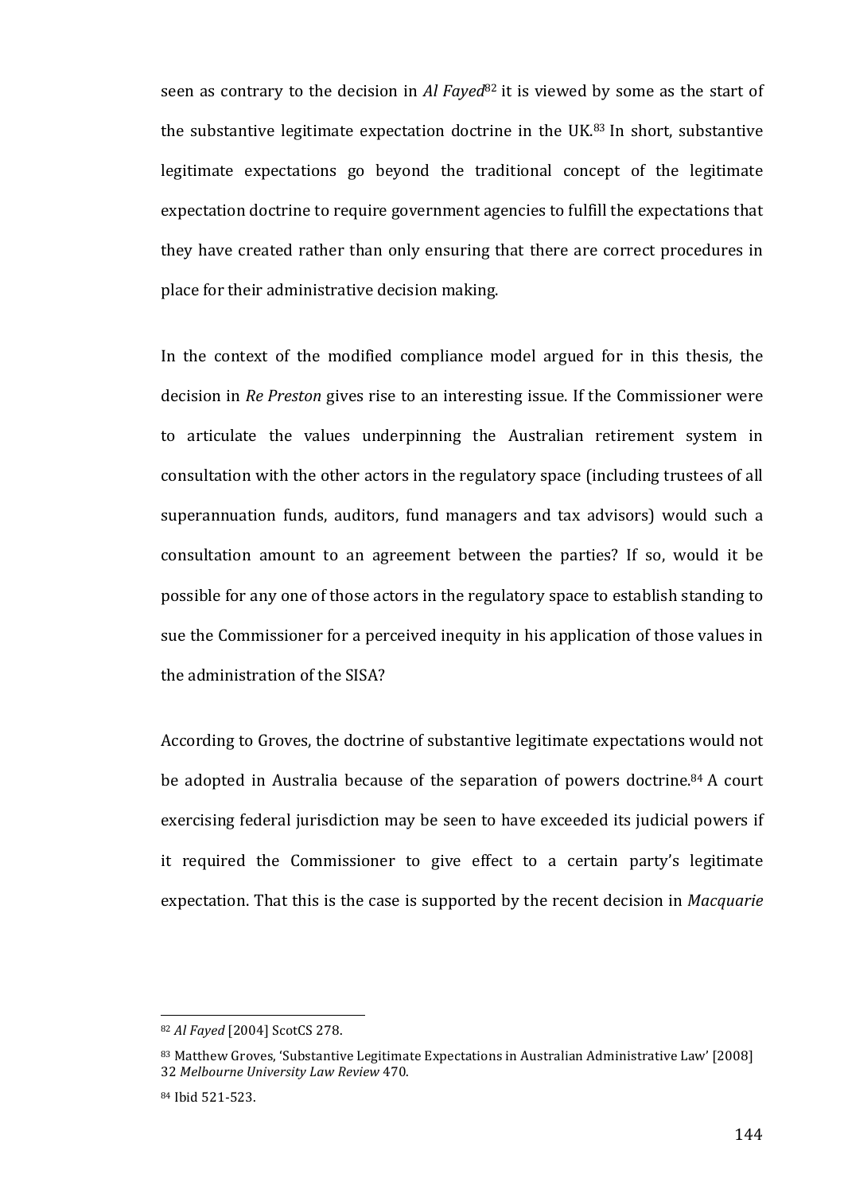seen as contrary to the decision in *Al Fayed*[82] it is viewed by some as the start of the substantive legitimate expectation doctrine in the UK.[83] In short, substantive legitimate expectations go beyond the traditional concept of the legitimate expectation doctrine to require government agencies to fulfill the expectations that they have created rather than only ensuring that there are correct procedures in place for their administrative decision making.

In the context of the modified compliance model argued for in this thesis, the decision in *Re Preston* gives rise to an interesting issue. If the Commissioner were to articulate the values underpinning the Australian retirement system in consultation with the other actors in the regulatory space (including trustees of all superannuation funds, auditors, fund managers and tax advisors) would such a consultation amount to an agreement between the parties? If so, would it be possible for any one of those actors in the regulatory space to establish standing to sue the Commissioner for a perceived inequity in his application of those values in the administration of the SISA?

According to Groves, the doctrine of substantive legitimate expectations would not be adopted in Australia because of the separation of powers doctrine.[84] A court exercising federal jurisdiction may be seen to have exceeded its judicial powers if it required the Commissioner to give effect to a certain party's legitimate expectation. That this is the case is supported by the recent decision in *Macquarie*

---

[82] *Al Fayed* [2004] ScotCS 278.

[83] Matthew Groves, 'Substantive Legitimate Expectations in Australian Administrative Law' [2008] 32 *Melbourne University Law Review* 470.

[84] Ibid 521-523.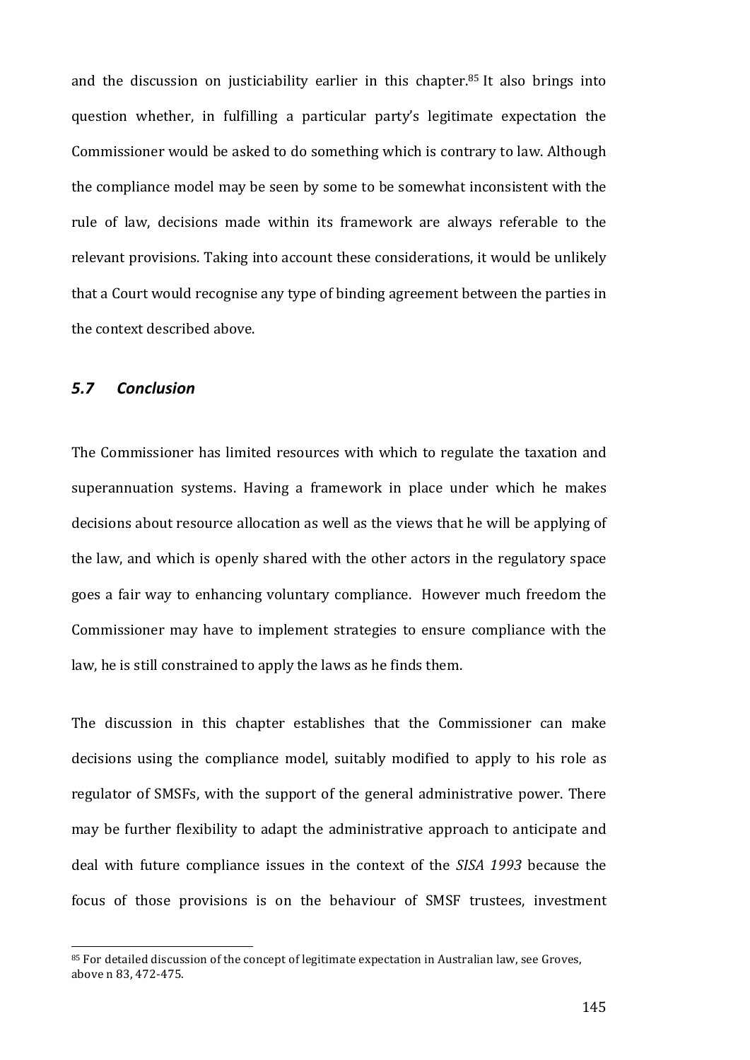and the discussion on justiciability earlier in this chapter.[85] It also brings into question whether, in fulfilling a particular party's legitimate expectation the Commissioner would be asked to do something which is contrary to law. Although the compliance model may be seen by some to be somewhat inconsistent with the rule of law, decisions made within its framework are always referable to the relevant provisions. Taking into account these considerations, it would be unlikely that a Court would recognise any type of binding agreement between the parties in the context described above.

## *5.7 Conclusion*

The Commissioner has limited resources with which to regulate the taxation and superannuation systems. Having a framework in place under which he makes decisions about resource allocation as well as the views that he will be applying of the law, and which is openly shared with the other actors in the regulatory space goes a fair way to enhancing voluntary compliance. However much freedom the Commissioner may have to implement strategies to ensure compliance with the law, he is still constrained to apply the laws as he finds them.

The discussion in this chapter establishes that the Commissioner can make decisions using the compliance model, suitably modified to apply to his role as regulator of SMSFs, with the support of the general administrative power. There may be further flexibility to adapt the administrative approach to anticipate and deal with future compliance issues in the context of the *SISA 1993* because the focus of those provisions is on the behaviour of SMSF trustees, investment

[85] For detailed discussion of the concept of legitimate expectation in Australian law, see Groves, above n 83, 472-475.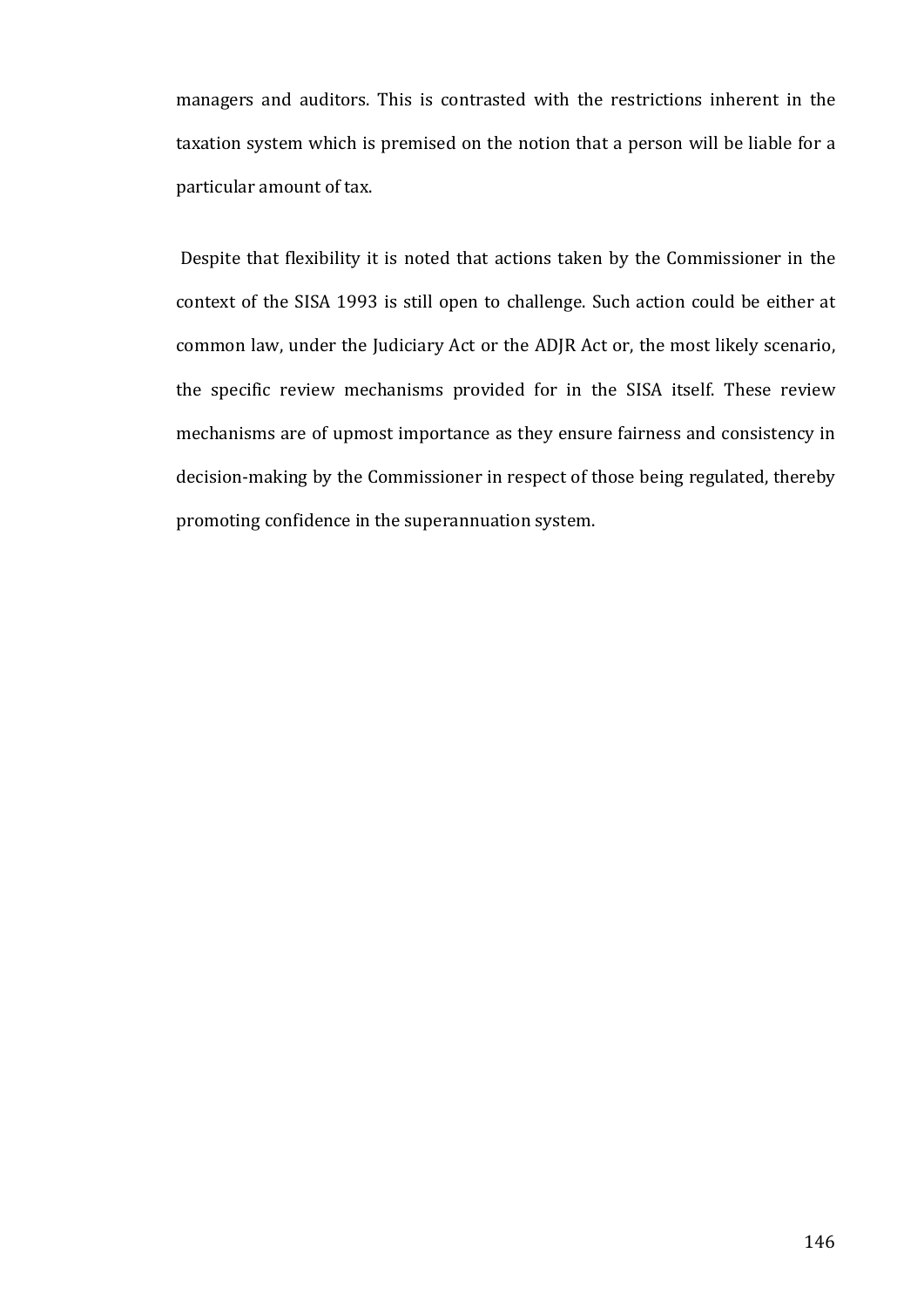managers and auditors. This is contrasted with the restrictions inherent in the taxation system which is premised on the notion that a person will be liable for a particular amount of tax.

Despite that flexibility it is noted that actions taken by the Commissioner in the context of the SISA 1993 is still open to challenge. Such action could be either at common law, under the Judiciary Act or the ADJR Act or, the most likely scenario, the specific review mechanisms provided for in the SISA itself. These review mechanisms are of upmost importance as they ensure fairness and consistency in decision-making by the Commissioner in respect of those being regulated, thereby promoting confidence in the superannuation system.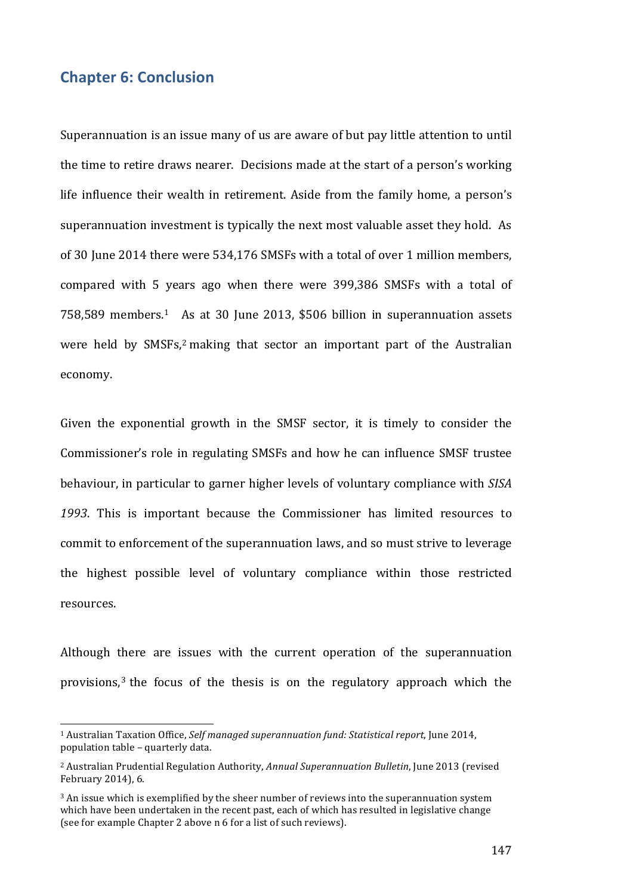# Chapter 6: Conclusion

Superannuation is an issue many of us are aware of but pay little attention to until the time to retire draws nearer. Decisions made at the start of a person's working life influence their wealth in retirement. Aside from the family home, a person's superannuation investment is typically the next most valuable asset they hold. As of 30 June 2014 there were 534,176 SMSFs with a total of over 1 million members, compared with 5 years ago when there were 399,386 SMSFs with a total of 758,589 members.[1] As at 30 June 2013, $506 billion in superannuation assets were held by SMSFs,[2] making that sector an important part of the Australian economy.

Given the exponential growth in the SMSF sector, it is timely to consider the Commissioner's role in regulating SMSFs and how he can influence SMSF trustee behaviour, in particular to garner higher levels of voluntary compliance with *SISA 1993*. This is important because the Commissioner has limited resources to commit to enforcement of the superannuation laws, and so must strive to leverage the highest possible level of voluntary compliance within those restricted resources.

Although there are issues with the current operation of the superannuation provisions,[3] the focus of the thesis is on the regulatory approach which the

---

[1] Australian Taxation Office, *Self managed superannuation fund: Statistical report*, June 2014, population table – quarterly data.

[2] Australian Prudential Regulation Authority, *Annual Superannuation Bulletin*, June 2013 (revised February 2014), 6.

[3] An issue which is exemplified by the sheer number of reviews into the superannuation system which have been undertaken in the recent past, each of which has resulted in legislative change (see for example Chapter 2 above n 6 for a list of such reviews).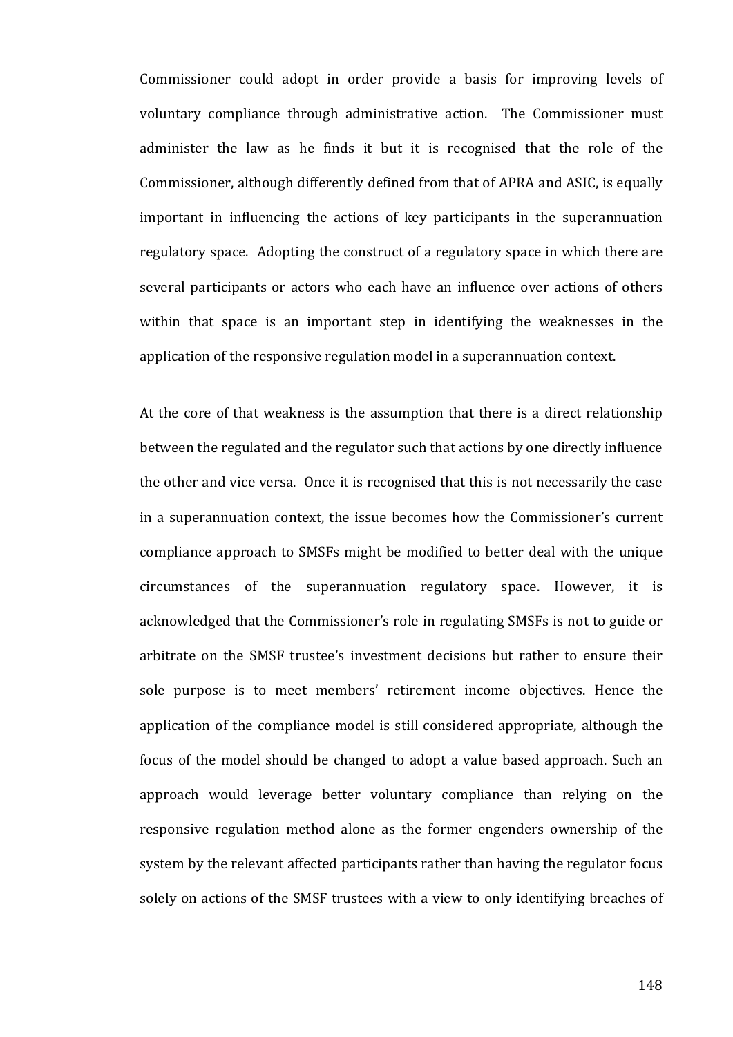Commissioner could adopt in order provide a basis for improving levels of voluntary compliance through administrative action. The Commissioner must administer the law as he finds it but it is recognised that the role of the Commissioner, although differently defined from that of APRA and ASIC, is equally important in influencing the actions of key participants in the superannuation regulatory space. Adopting the construct of a regulatory space in which there are several participants or actors who each have an influence over actions of others within that space is an important step in identifying the weaknesses in the application of the responsive regulation model in a superannuation context.

At the core of that weakness is the assumption that there is a direct relationship between the regulated and the regulator such that actions by one directly influence the other and vice versa. Once it is recognised that this is not necessarily the case in a superannuation context, the issue becomes how the Commissioner's current compliance approach to SMSFs might be modified to better deal with the unique circumstances of the superannuation regulatory space. However, it is acknowledged that the Commissioner's role in regulating SMSFs is not to guide or arbitrate on the SMSF trustee's investment decisions but rather to ensure their sole purpose is to meet members' retirement income objectives. Hence the application of the compliance model is still considered appropriate, although the focus of the model should be changed to adopt a value based approach. Such an approach would leverage better voluntary compliance than relying on the responsive regulation method alone as the former engenders ownership of the system by the relevant affected participants rather than having the regulator focus solely on actions of the SMSF trustees with a view to only identifying breaches of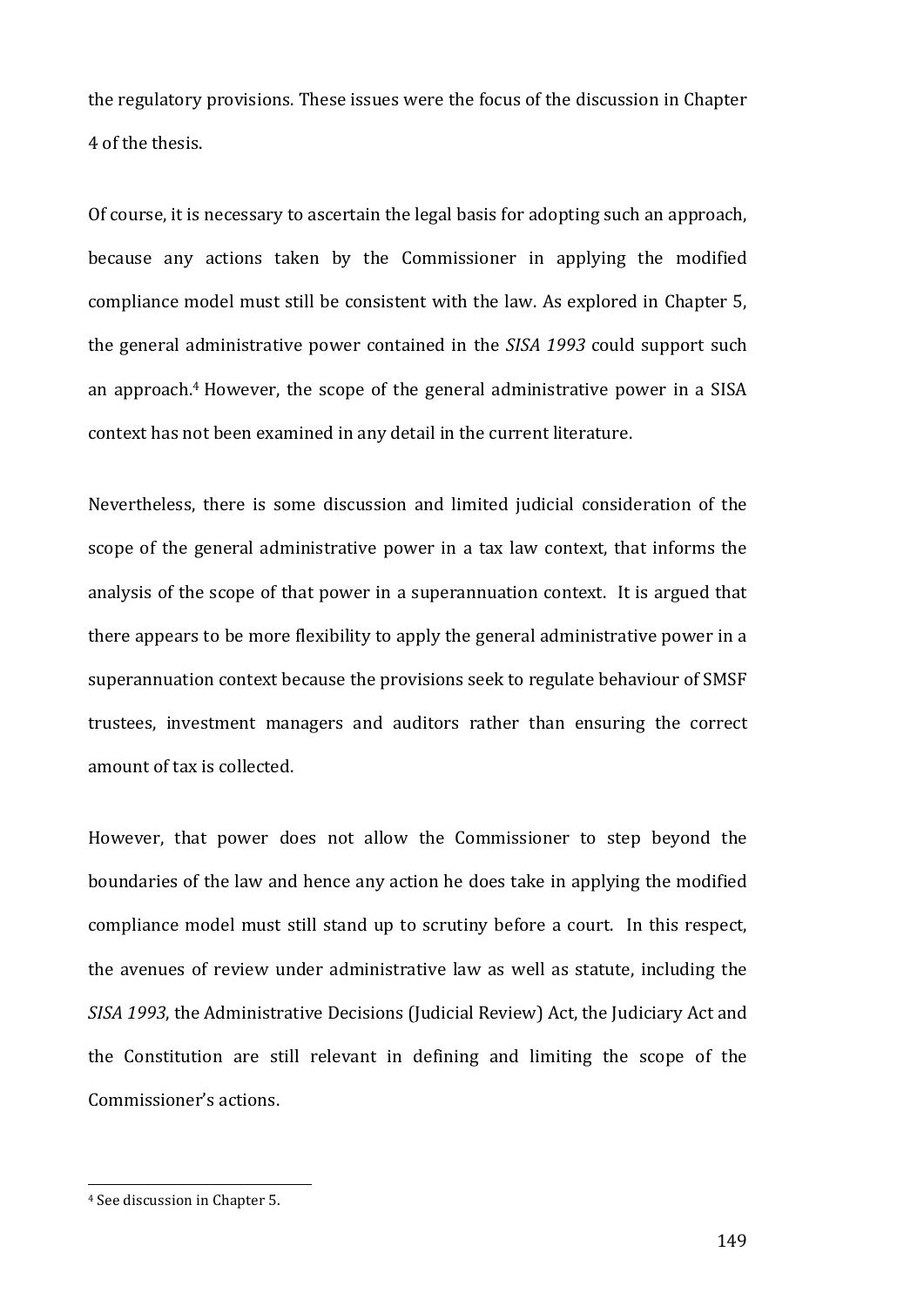the regulatory provisions. These issues were the focus of the discussion in Chapter 4 of the thesis.

Of course, it is necessary to ascertain the legal basis for adopting such an approach, because any actions taken by the Commissioner in applying the modified compliance model must still be consistent with the law. As explored in Chapter 5, the general administrative power contained in the *SISA 1993* could support such an approach.[4] However, the scope of the general administrative power in a SISA context has not been examined in any detail in the current literature.

Nevertheless, there is some discussion and limited judicial consideration of the scope of the general administrative power in a tax law context, that informs the analysis of the scope of that power in a superannuation context. It is argued that there appears to be more flexibility to apply the general administrative power in a superannuation context because the provisions seek to regulate behaviour of SMSF trustees, investment managers and auditors rather than ensuring the correct amount of tax is collected.

However, that power does not allow the Commissioner to step beyond the boundaries of the law and hence any action he does take in applying the modified compliance model must still stand up to scrutiny before a court. In this respect, the avenues of review under administrative law as well as statute, including the *SISA 1993*, the Administrative Decisions (Judicial Review) Act, the Judiciary Act and the Constitution are still relevant in defining and limiting the scope of the Commissioner's actions.

---

[4] See discussion in Chapter 5.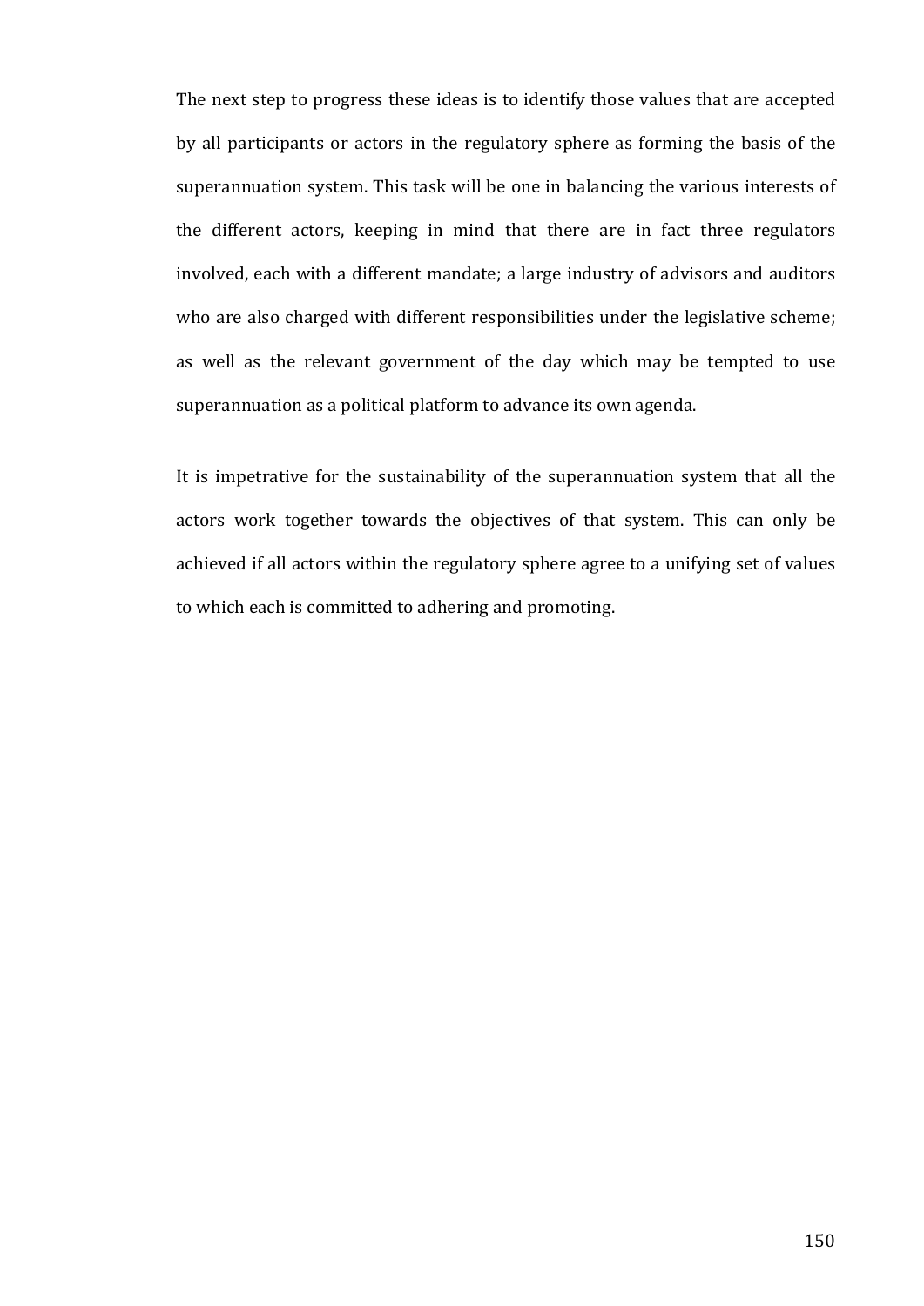The next step to progress these ideas is to identify those values that are accepted by all participants or actors in the regulatory sphere as forming the basis of the superannuation system. This task will be one in balancing the various interests of the different actors, keeping in mind that there are in fact three regulators involved, each with a different mandate; a large industry of advisors and auditors who are also charged with different responsibilities under the legislative scheme; as well as the relevant government of the day which may be tempted to use superannuation as a political platform to advance its own agenda.

It is impetrative for the sustainability of the superannuation system that all the actors work together towards the objectives of that system. This can only be achieved if all actors within the regulatory sphere agree to a unifying set of values to which each is committed to adhering and promoting.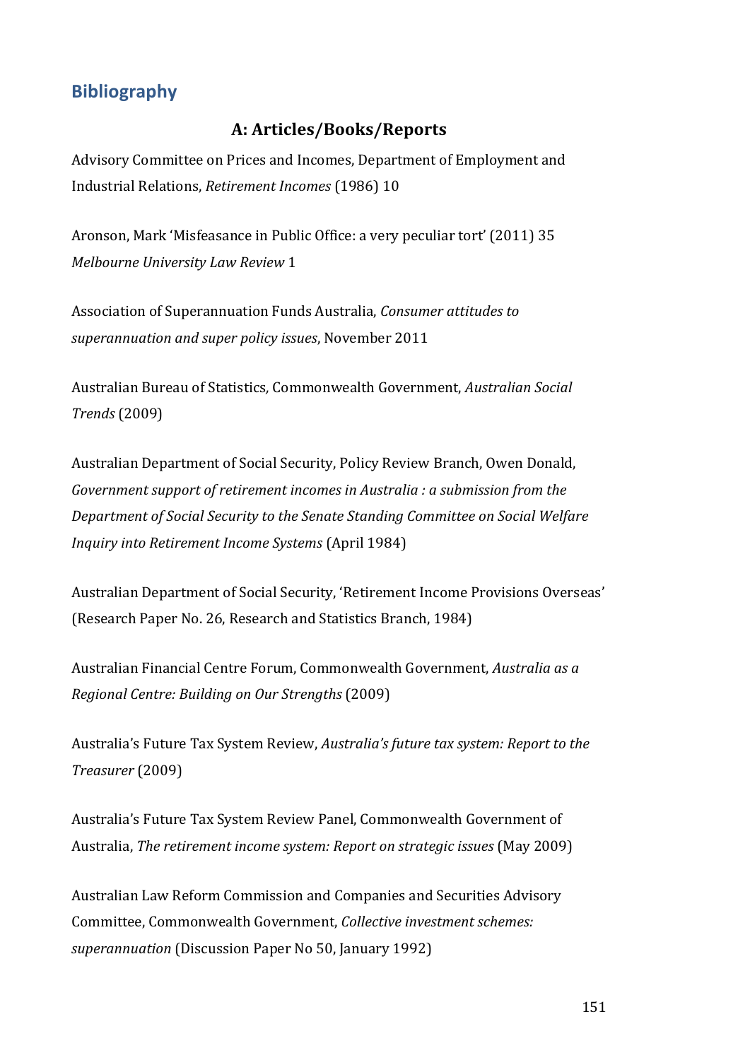## Bibliography

### A: Articles/Books/Reports

Advisory Committee on Prices and Incomes, Department of Employment and Industrial Relations, *Retirement Incomes* (1986) 10

Aronson, Mark 'Misfeasance in Public Office: a very peculiar tort' (2011) 35 *Melbourne University Law Review* 1

Association of Superannuation Funds Australia, *Consumer attitudes to superannuation and super policy issues*, November 2011

Australian Bureau of Statistics, Commonwealth Government, *Australian Social Trends* (2009)

Australian Department of Social Security, Policy Review Branch, Owen Donald, *Government support of retirement incomes in Australia : a submission from the Department of Social Security to the Senate Standing Committee on Social Welfare Inquiry into Retirement Income Systems* (April 1984)

Australian Department of Social Security, 'Retirement Income Provisions Overseas' (Research Paper No. 26, Research and Statistics Branch, 1984)

Australian Financial Centre Forum, Commonwealth Government, *Australia as a Regional Centre: Building on Our Strengths* (2009)

Australia's Future Tax System Review, *Australia's future tax system: Report to the Treasurer* (2009)

Australia's Future Tax System Review Panel, Commonwealth Government of Australia, *The retirement income system: Report on strategic issues* (May 2009)

Australian Law Reform Commission and Companies and Securities Advisory Committee, Commonwealth Government, *Collective investment schemes: superannuation* (Discussion Paper No 50, January 1992)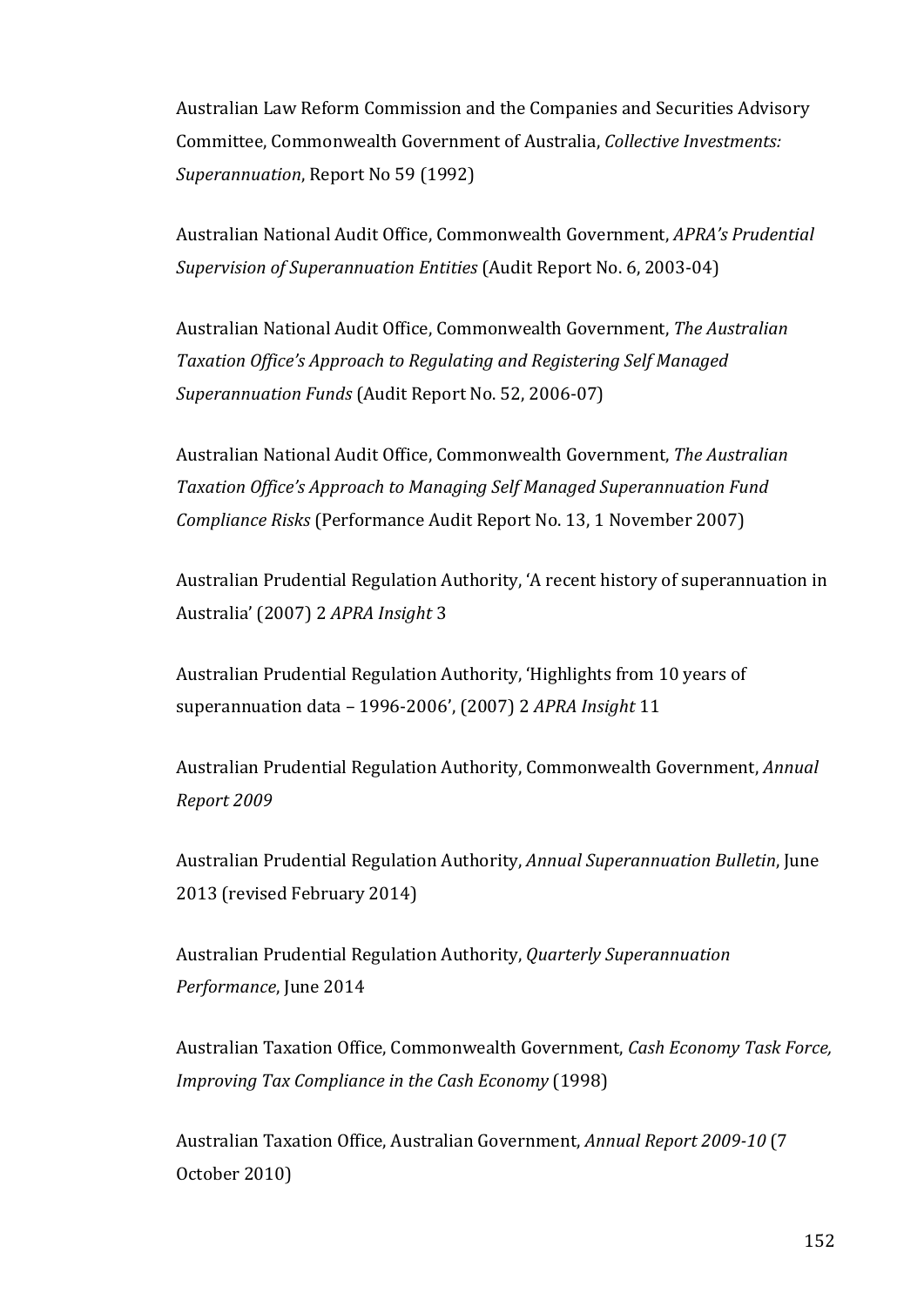Australian Law Reform Commission and the Companies and Securities Advisory Committee, Commonwealth Government of Australia, *Collective Investments: Superannuation*, Report No 59 (1992)

Australian National Audit Office, Commonwealth Government, *APRA's Prudential Supervision of Superannuation Entities* (Audit Report No. 6, 2003-04)

Australian National Audit Office, Commonwealth Government, *The Australian Taxation Office's Approach to Regulating and Registering Self Managed Superannuation Funds* (Audit Report No. 52, 2006-07)

Australian National Audit Office, Commonwealth Government, *The Australian Taxation Office's Approach to Managing Self Managed Superannuation Fund Compliance Risks* (Performance Audit Report No. 13, 1 November 2007)

Australian Prudential Regulation Authority, 'A recent history of superannuation in Australia' (2007) 2 *APRA Insight* 3

Australian Prudential Regulation Authority, 'Highlights from 10 years of superannuation data – 1996-2006', (2007) 2 *APRA Insight* 11

Australian Prudential Regulation Authority, Commonwealth Government, *Annual Report 2009*

Australian Prudential Regulation Authority, *Annual Superannuation Bulletin*, June 2013 (revised February 2014)

Australian Prudential Regulation Authority, *Quarterly Superannuation Performance*, June 2014

Australian Taxation Office, Commonwealth Government, *Cash Economy Task Force, Improving Tax Compliance in the Cash Economy* (1998)

Australian Taxation Office, Australian Government, *Annual Report 2009-10* (7 October 2010)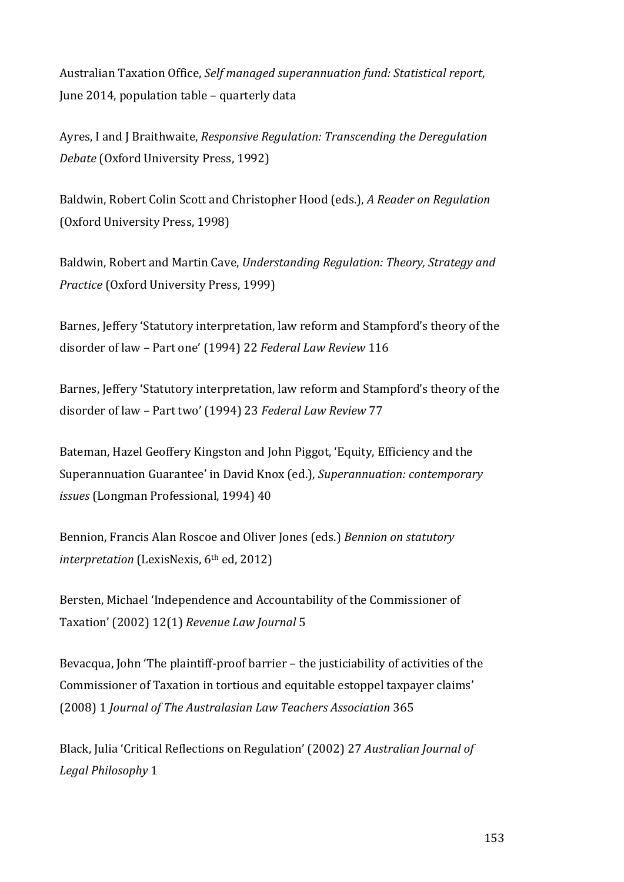Australian Taxation Office, *Self managed superannuation fund: Statistical report*, June 2014, population table – quarterly data

Ayres, I and J Braithwaite, *Responsive Regulation: Transcending the Deregulation Debate* (Oxford University Press, 1992)

Baldwin, Robert Colin Scott and Christopher Hood (eds.), *A Reader on Regulation* (Oxford University Press, 1998)

Baldwin, Robert and Martin Cave, *Understanding Regulation: Theory, Strategy and Practice* (Oxford University Press, 1999)

Barnes, Jeffery 'Statutory interpretation, law reform and Stampford's theory of the disorder of law – Part one' (1994) 22 *Federal Law Review* 116

Barnes, Jeffery 'Statutory interpretation, law reform and Stampford's theory of the disorder of law – Part two' (1994) 23 *Federal Law Review* 77

Bateman, Hazel Geoffery Kingston and John Piggot, 'Equity, Efficiency and the Superannuation Guarantee' in David Knox (ed.), *Superannuation: contemporary issues* (Longman Professional, 1994) 40

Bennion, Francis Alan Roscoe and Oliver Jones (eds.) *Bennion on statutory interpretation* (LexisNexis, 6th ed, 2012)

Bersten, Michael 'Independence and Accountability of the Commissioner of Taxation' (2002) 12(1) *Revenue Law Journal* 5

Bevacqua, John 'The plaintiff-proof barrier – the justiciability of activities of the Commissioner of Taxation in tortious and equitable estoppel taxpayer claims' (2008) 1 *Journal of The Australasian Law Teachers Association* 365

Black, Julia 'Critical Reflections on Regulation' (2002) 27 *Australian Journal of Legal Philosophy* 1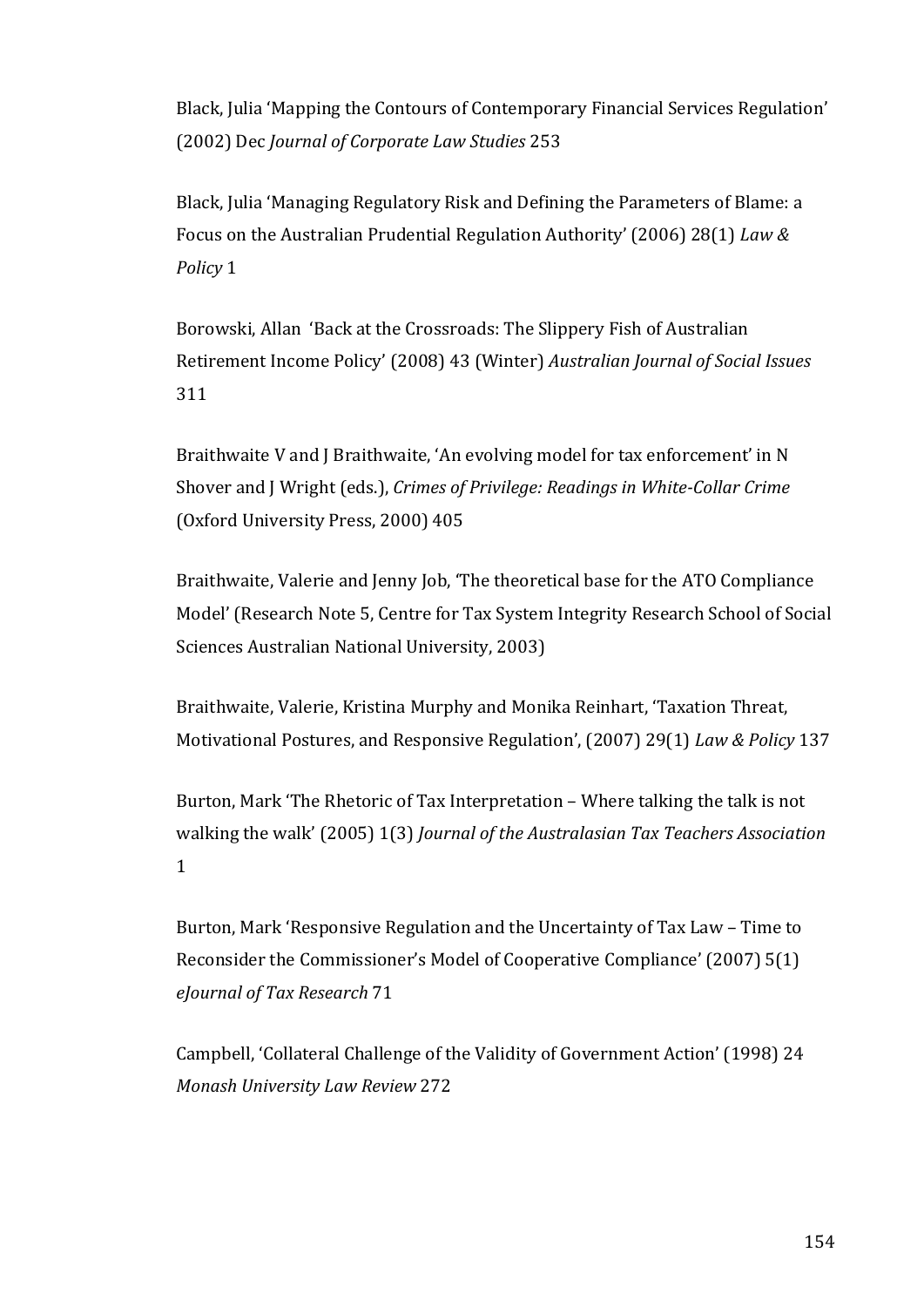Black, Julia 'Mapping the Contours of Contemporary Financial Services Regulation' (2002) Dec *Journal of Corporate Law Studies* 253

Black, Julia 'Managing Regulatory Risk and Defining the Parameters of Blame: a Focus on the Australian Prudential Regulation Authority' (2006) 28(1) *Law & Policy* 1

Borowski, Allan 'Back at the Crossroads: The Slippery Fish of Australian Retirement Income Policy' (2008) 43 (Winter) *Australian Journal of Social Issues* 311

Braithwaite V and J Braithwaite, 'An evolving model for tax enforcement' in N Shover and J Wright (eds.), *Crimes of Privilege: Readings in White-Collar Crime* (Oxford University Press, 2000) 405

Braithwaite, Valerie and Jenny Job, 'The theoretical base for the ATO Compliance Model' (Research Note 5, Centre for Tax System Integrity Research School of Social Sciences Australian National University, 2003)

Braithwaite, Valerie, Kristina Murphy and Monika Reinhart, 'Taxation Threat, Motivational Postures, and Responsive Regulation', (2007) 29(1) *Law & Policy* 137

Burton, Mark 'The Rhetoric of Tax Interpretation – Where talking the talk is not walking the walk' (2005) 1(3) *Journal of the Australasian Tax Teachers Association* 1

Burton, Mark 'Responsive Regulation and the Uncertainty of Tax Law – Time to Reconsider the Commissioner's Model of Cooperative Compliance' (2007) 5(1) *eJournal of Tax Research* 71

Campbell, 'Collateral Challenge of the Validity of Government Action' (1998) 24 *Monash University Law Review* 272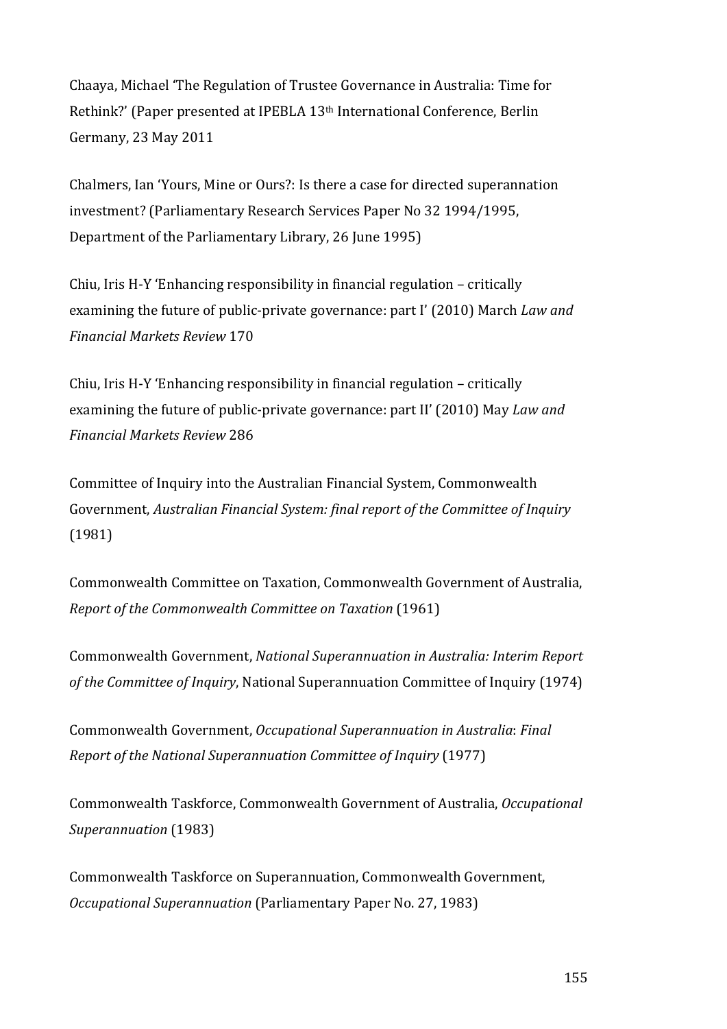Chaaya, Michael 'The Regulation of Trustee Governance in Australia: Time for Rethink?' (Paper presented at IPEBLA 13th International Conference, Berlin Germany, 23 May 2011

Chalmers, Ian 'Yours, Mine or Ours?: Is there a case for directed superannation investment? (Parliamentary Research Services Paper No 32 1994/1995, Department of the Parliamentary Library, 26 June 1995)

Chiu, Iris H-Y 'Enhancing responsibility in financial regulation – critically examining the future of public-private governance: part I' (2010) March *Law and Financial Markets Review* 170

Chiu, Iris H-Y 'Enhancing responsibility in financial regulation – critically examining the future of public-private governance: part II' (2010) May *Law and Financial Markets Review* 286

Committee of Inquiry into the Australian Financial System, Commonwealth Government, *Australian Financial System: final report of the Committee of Inquiry* (1981)

Commonwealth Committee on Taxation, Commonwealth Government of Australia, *Report of the Commonwealth Committee on Taxation* (1961)

Commonwealth Government, *National Superannuation in Australia: Interim Report of the Committee of Inquiry*, National Superannuation Committee of Inquiry (1974)

Commonwealth Government, *Occupational Superannuation in Australia*: *Final Report of the National Superannuation Committee of Inquiry* (1977)

Commonwealth Taskforce, Commonwealth Government of Australia, *Occupational Superannuation* (1983)

Commonwealth Taskforce on Superannuation, Commonwealth Government, *Occupational Superannuation* (Parliamentary Paper No. 27, 1983)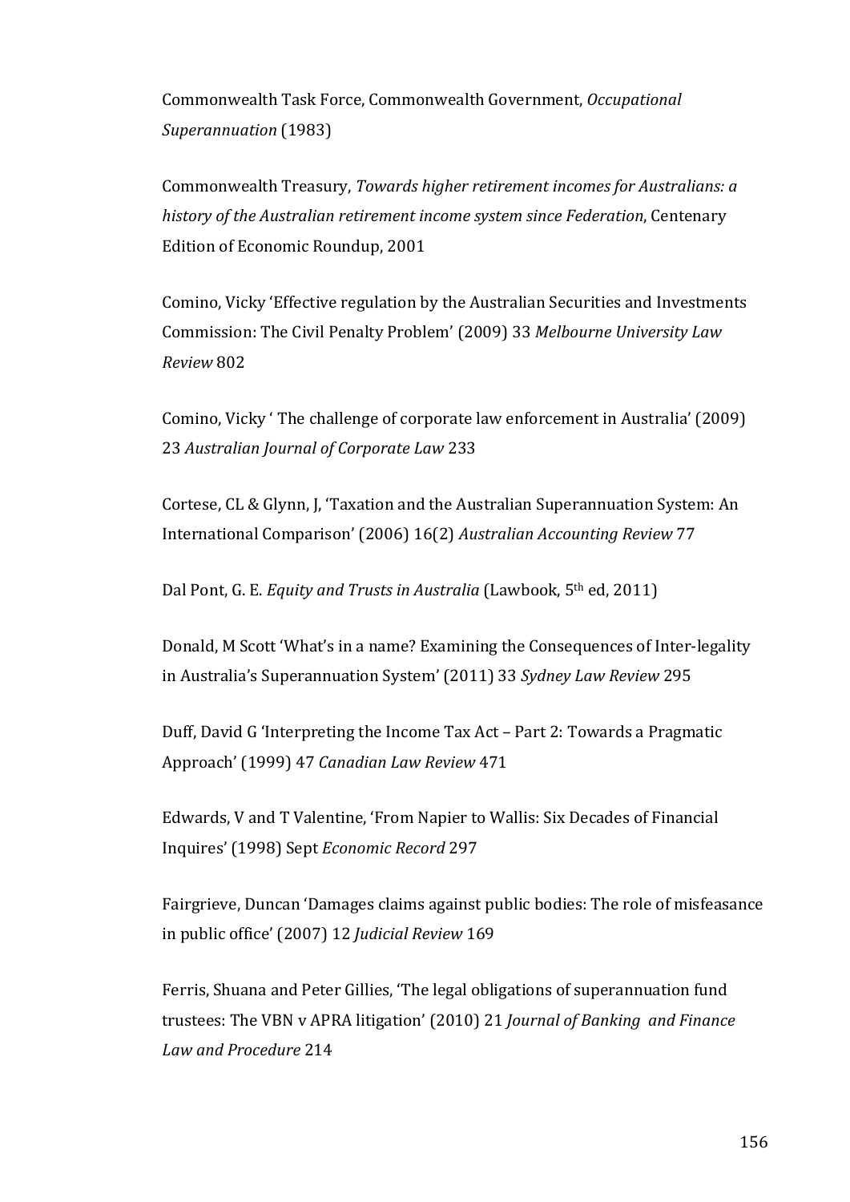Commonwealth Task Force, Commonwealth Government, *Occupational Superannuation* (1983)

Commonwealth Treasury, *Towards higher retirement incomes for Australians: a history of the Australian retirement income system since Federation*, Centenary Edition of Economic Roundup, 2001

Comino, Vicky 'Effective regulation by the Australian Securities and Investments Commission: The Civil Penalty Problem' (2009) 33 *Melbourne University Law Review* 802

Comino, Vicky ' The challenge of corporate law enforcement in Australia' (2009) 23 *Australian Journal of Corporate Law* 233

Cortese, CL & Glynn, J, 'Taxation and the Australian Superannuation System: An International Comparison' (2006) 16(2) *Australian Accounting Review* 77

Dal Pont, G. E. *Equity and Trusts in Australia* (Lawbook, 5th ed, 2011)

Donald, M Scott 'What's in a name? Examining the Consequences of Inter-legality in Australia's Superannuation System' (2011) 33 *Sydney Law Review* 295

Duff, David G 'Interpreting the Income Tax Act – Part 2: Towards a Pragmatic Approach' (1999) 47 *Canadian Law Review* 471

Edwards, V and T Valentine, 'From Napier to Wallis: Six Decades of Financial Inquires' (1998) Sept *Economic Record* 297

Fairgrieve, Duncan 'Damages claims against public bodies: The role of misfeasance in public office' (2007) 12 *Judicial Review* 169

Ferris, Shuana and Peter Gillies, 'The legal obligations of superannuation fund trustees: The VBN v APRA litigation' (2010) 21 *Journal of Banking and Finance Law and Procedure* 214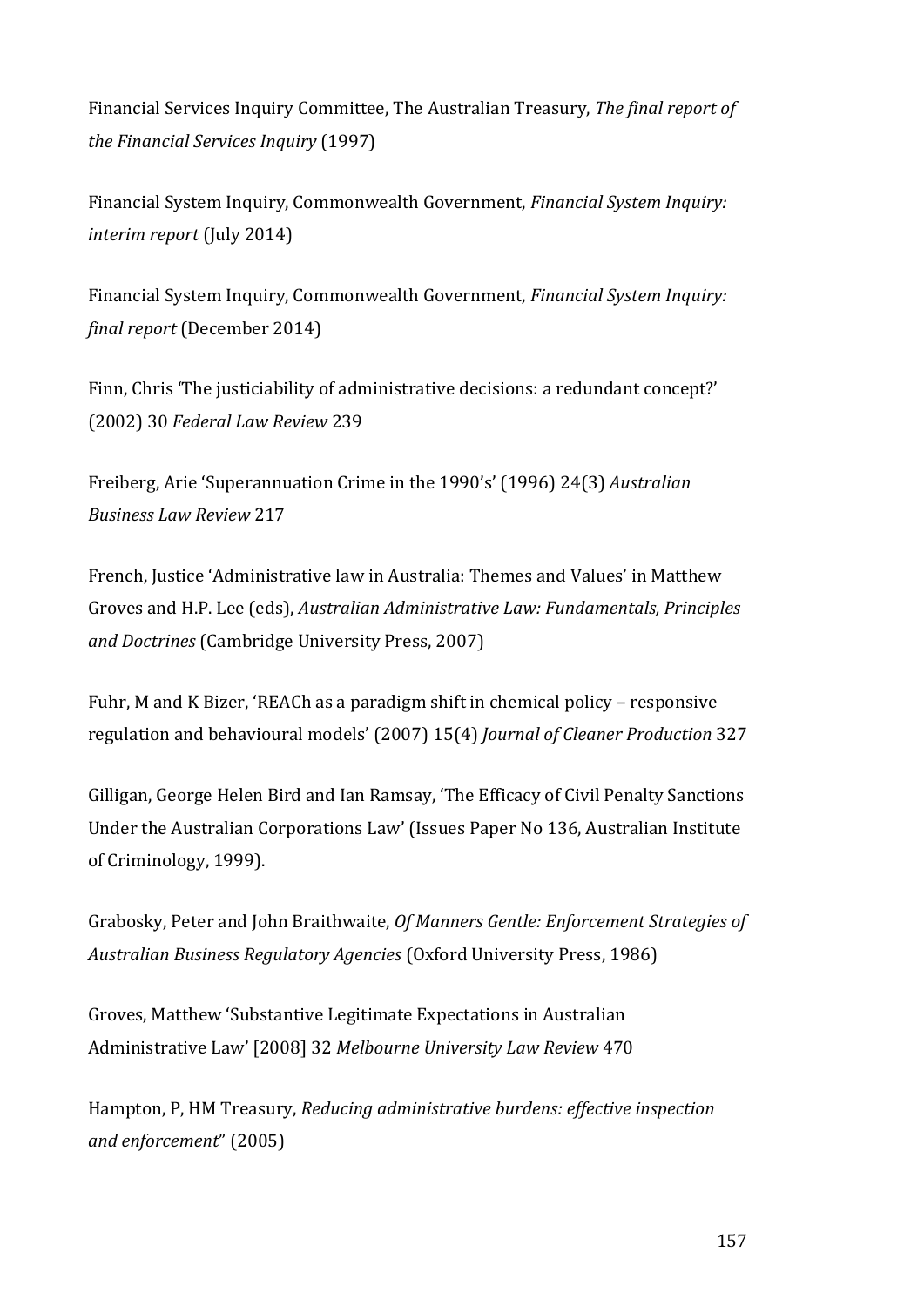Financial Services Inquiry Committee, The Australian Treasury, *The final report of the Financial Services Inquiry* (1997)

Financial System Inquiry, Commonwealth Government, *Financial System Inquiry: interim report* (July 2014)

Financial System Inquiry, Commonwealth Government, *Financial System Inquiry: final report* (December 2014)

Finn, Chris 'The justiciability of administrative decisions: a redundant concept?' (2002) 30 *Federal Law Review* 239

Freiberg, Arie 'Superannuation Crime in the 1990's' (1996) 24(3) *Australian Business Law Review* 217

French, Justice 'Administrative law in Australia: Themes and Values' in Matthew Groves and H.P. Lee (eds), *Australian Administrative Law: Fundamentals, Principles and Doctrines* (Cambridge University Press, 2007)

Fuhr, M and K Bizer, 'REACh as a paradigm shift in chemical policy – responsive regulation and behavioural models' (2007) 15(4) *Journal of Cleaner Production* 327

Gilligan, George Helen Bird and Ian Ramsay, 'The Efficacy of Civil Penalty Sanctions Under the Australian Corporations Law' (Issues Paper No 136, Australian Institute of Criminology, 1999).

Grabosky, Peter and John Braithwaite, *Of Manners Gentle: Enforcement Strategies of Australian Business Regulatory Agencies* (Oxford University Press, 1986)

Groves, Matthew 'Substantive Legitimate Expectations in Australian Administrative Law' [2008] 32 *Melbourne University Law Review* 470

Hampton, P, HM Treasury, *Reducing administrative burdens: effective inspection and enforcement*" (2005)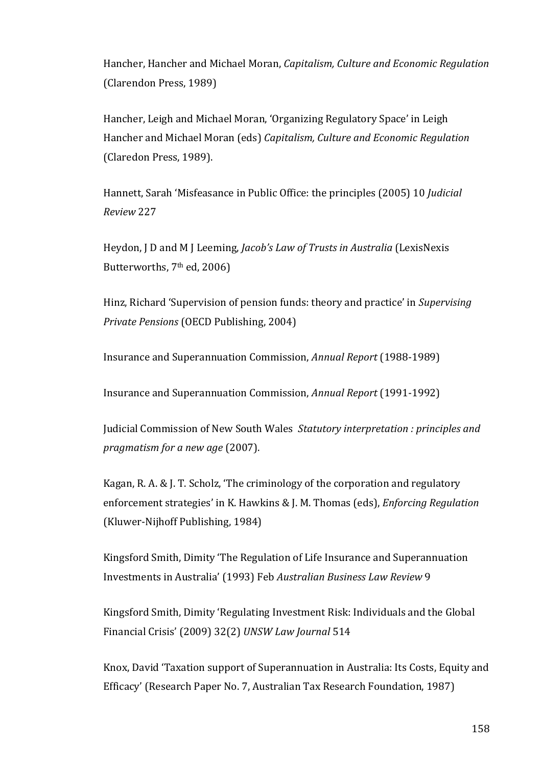Hancher, Hancher and Michael Moran, *Capitalism, Culture and Economic Regulation* (Clarendon Press, 1989)

Hancher, Leigh and Michael Moran, 'Organizing Regulatory Space' in Leigh Hancher and Michael Moran (eds) *Capitalism, Culture and Economic Regulation* (Claredon Press, 1989).

Hannett, Sarah 'Misfeasance in Public Office: the principles (2005) 10 *Judicial Review* 227

Heydon, J D and M J Leeming, *Jacob's Law of Trusts in Australia* (LexisNexis Butterworths, 7th ed, 2006)

Hinz, Richard 'Supervision of pension funds: theory and practice' in *Supervising Private Pensions* (OECD Publishing, 2004)

Insurance and Superannuation Commission, *Annual Report* (1988-1989)

Insurance and Superannuation Commission, *Annual Report* (1991-1992)

Judicial Commission of New South Wales *Statutory interpretation : principles and pragmatism for a new age* (2007).

Kagan, R. A. & J. T. Scholz, 'The criminology of the corporation and regulatory enforcement strategies' in K. Hawkins & J. M. Thomas (eds), *Enforcing Regulation* (Kluwer-Nijhoff Publishing, 1984)

Kingsford Smith, Dimity 'The Regulation of Life Insurance and Superannuation Investments in Australia' (1993) Feb *Australian Business Law Review* 9

Kingsford Smith, Dimity 'Regulating Investment Risk: Individuals and the Global Financial Crisis' (2009) 32(2) *UNSW Law Journal* 514

Knox, David 'Taxation support of Superannuation in Australia: Its Costs, Equity and Efficacy' (Research Paper No. 7, Australian Tax Research Foundation, 1987)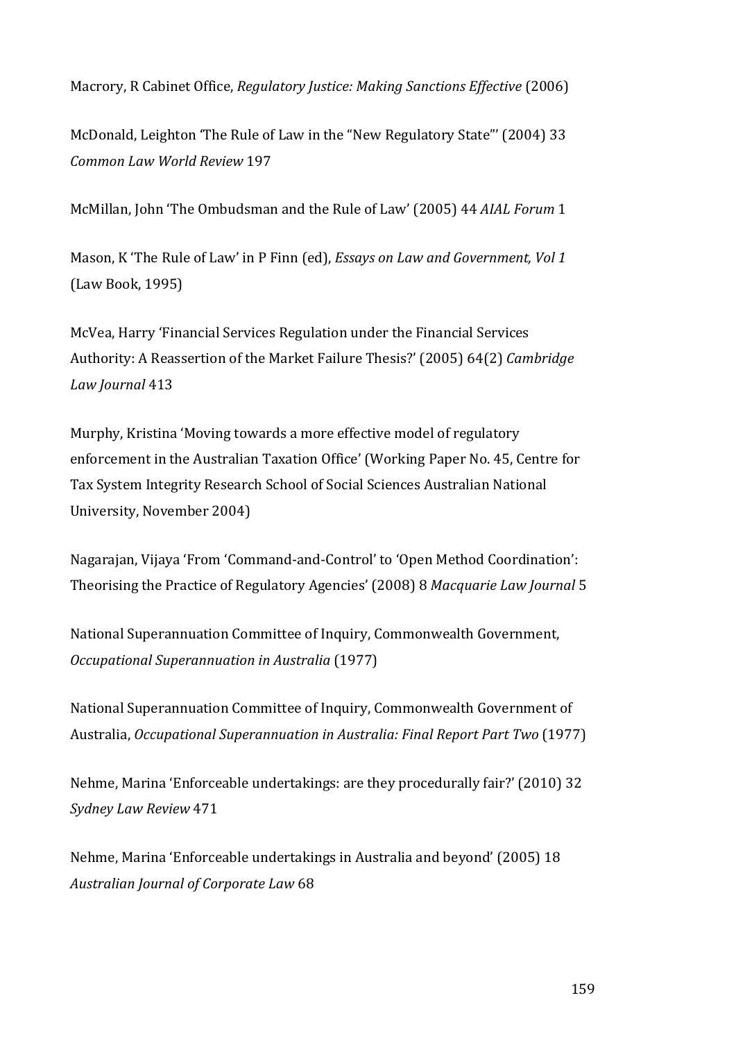Macrory, R Cabinet Office, *Regulatory Justice: Making Sanctions Effective* (2006)

McDonald, Leighton 'The Rule of Law in the "New Regulatory State"' (2004) 33 *Common Law World Review* 197

McMillan, John 'The Ombudsman and the Rule of Law' (2005) 44 *AIAL Forum* 1

Mason, K 'The Rule of Law' in P Finn (ed), *Essays on Law and Government, Vol 1* (Law Book, 1995)

McVea, Harry 'Financial Services Regulation under the Financial Services Authority: A Reassertion of the Market Failure Thesis?' (2005) 64(2) *Cambridge Law Journal* 413

Murphy, Kristina 'Moving towards a more effective model of regulatory enforcement in the Australian Taxation Office' (Working Paper No. 45, Centre for Tax System Integrity Research School of Social Sciences Australian National University, November 2004)

Nagarajan, Vijaya 'From 'Command-and-Control' to 'Open Method Coordination': Theorising the Practice of Regulatory Agencies' (2008) 8 *Macquarie Law Journal* 5

National Superannuation Committee of Inquiry, Commonwealth Government, *Occupational Superannuation in Australia* (1977)

National Superannuation Committee of Inquiry, Commonwealth Government of Australia, *Occupational Superannuation in Australia: Final Report Part Two* (1977)

Nehme, Marina 'Enforceable undertakings: are they procedurally fair?' (2010) 32 *Sydney Law Review* 471

Nehme, Marina 'Enforceable undertakings in Australia and beyond' (2005) 18 *Australian Journal of Corporate Law* 68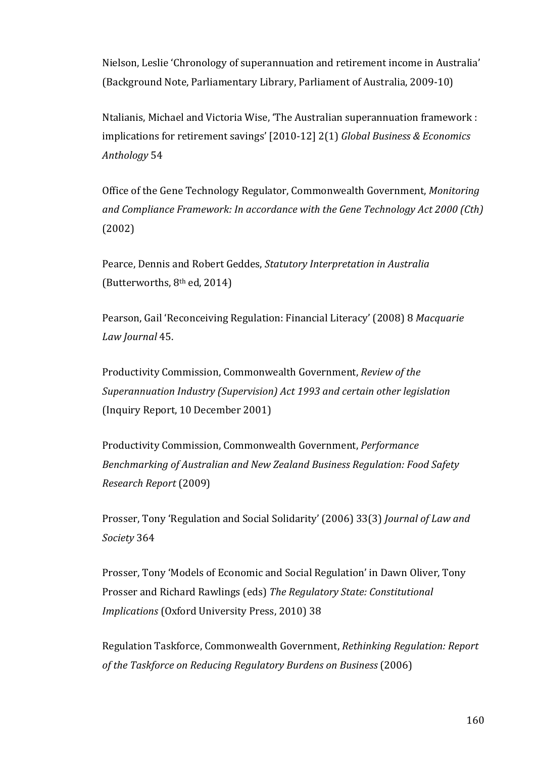Nielson, Leslie 'Chronology of superannuation and retirement income in Australia' (Background Note, Parliamentary Library, Parliament of Australia, 2009-10)

Ntalianis, Michael and Victoria Wise, 'The Australian superannuation framework : implications for retirement savings' [2010-12] 2(1) *Global Business & Economics Anthology* 54

Office of the Gene Technology Regulator, Commonwealth Government, *Monitoring and Compliance Framework: In accordance with the Gene Technology Act 2000 (Cth)* (2002)

Pearce, Dennis and Robert Geddes, *Statutory Interpretation in Australia* (Butterworths, 8th ed, 2014)

Pearson, Gail 'Reconceiving Regulation: Financial Literacy' (2008) 8 *Macquarie Law Journal* 45.

Productivity Commission, Commonwealth Government, *Review of the Superannuation Industry (Supervision) Act 1993 and certain other legislation* (Inquiry Report, 10 December 2001)

Productivity Commission, Commonwealth Government, *Performance Benchmarking of Australian and New Zealand Business Regulation: Food Safety Research Report* (2009)

Prosser, Tony 'Regulation and Social Solidarity' (2006) 33(3) *Journal of Law and Society* 364

Prosser, Tony 'Models of Economic and Social Regulation' in Dawn Oliver, Tony Prosser and Richard Rawlings (eds) *The Regulatory State: Constitutional Implications* (Oxford University Press, 2010) 38

Regulation Taskforce, Commonwealth Government, *Rethinking Regulation: Report of the Taskforce on Reducing Regulatory Burdens on Business* (2006)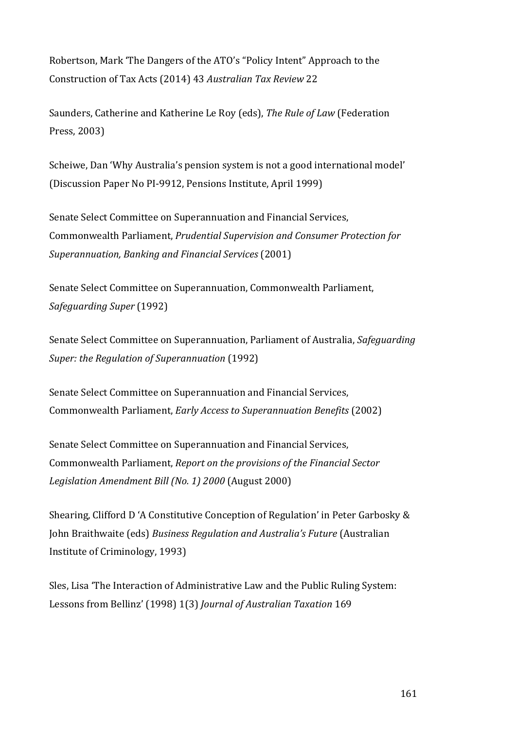Robertson, Mark 'The Dangers of the ATO's "Policy Intent" Approach to the Construction of Tax Acts (2014) 43 *Australian Tax Review* 22

Saunders, Catherine and Katherine Le Roy (eds), *The Rule of Law* (Federation Press, 2003)

Scheiwe, Dan 'Why Australia's pension system is not a good international model' (Discussion Paper No PI-9912, Pensions Institute, April 1999)

Senate Select Committee on Superannuation and Financial Services, Commonwealth Parliament, *Prudential Supervision and Consumer Protection for Superannuation, Banking and Financial Services* (2001)

Senate Select Committee on Superannuation, Commonwealth Parliament, *Safeguarding Super* (1992)

Senate Select Committee on Superannuation, Parliament of Australia, *Safeguarding Super: the Regulation of Superannuation* (1992)

Senate Select Committee on Superannuation and Financial Services, Commonwealth Parliament, *Early Access to Superannuation Benefits* (2002)

Senate Select Committee on Superannuation and Financial Services, Commonwealth Parliament, *Report on the provisions of the Financial Sector Legislation Amendment Bill (No. 1) 2000* (August 2000)

Shearing, Clifford D 'A Constitutive Conception of Regulation' in Peter Garbosky & John Braithwaite (eds) *Business Regulation and Australia's Future* (Australian Institute of Criminology, 1993)

Sles, Lisa 'The Interaction of Administrative Law and the Public Ruling System: Lessons from Bellinz' (1998) 1(3) *Journal of Australian Taxation* 169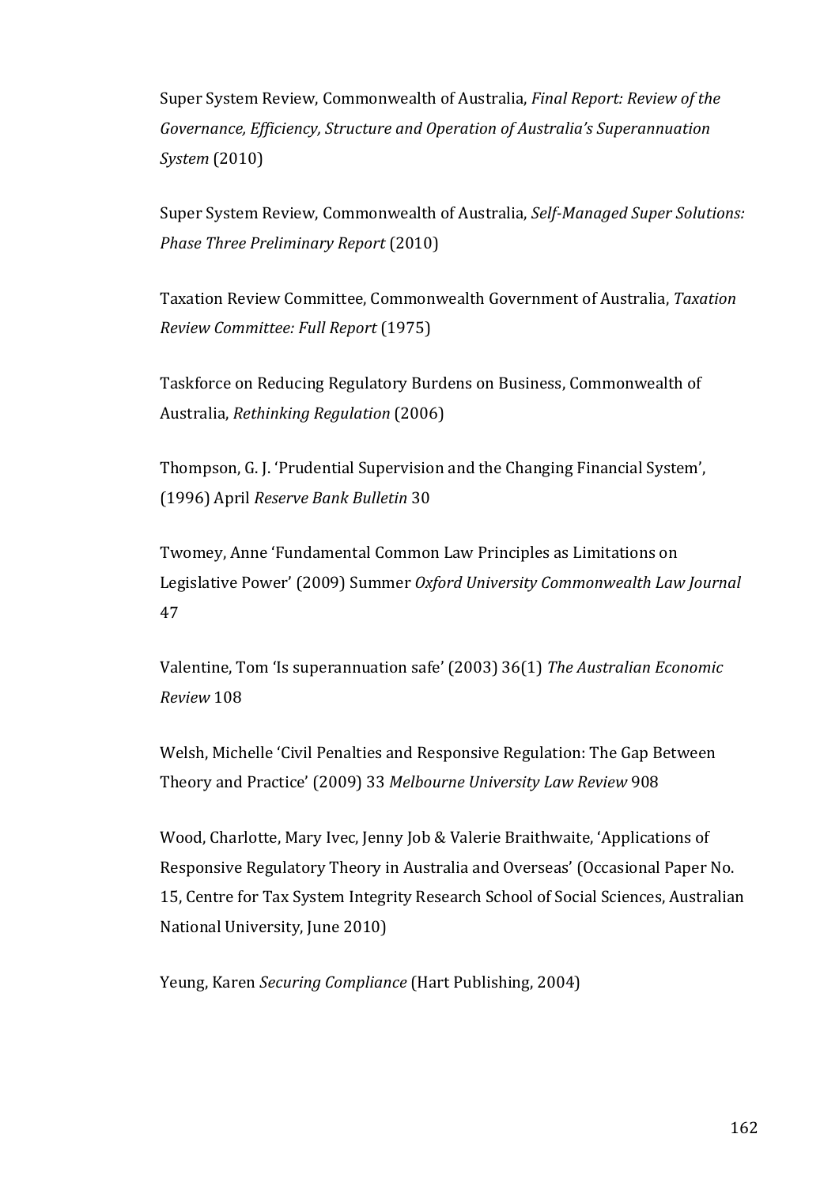Super System Review, Commonwealth of Australia, *Final Report: Review of the Governance, Efficiency, Structure and Operation of Australia's Superannuation System* (2010)

Super System Review, Commonwealth of Australia, *Self-Managed Super Solutions: Phase Three Preliminary Report* (2010)

Taxation Review Committee, Commonwealth Government of Australia, *Taxation Review Committee: Full Report* (1975)

Taskforce on Reducing Regulatory Burdens on Business, Commonwealth of Australia, *Rethinking Regulation* (2006)

Thompson, G. J. 'Prudential Supervision and the Changing Financial System', (1996) April *Reserve Bank Bulletin* 30

Twomey, Anne 'Fundamental Common Law Principles as Limitations on Legislative Power' (2009) Summer *Oxford University Commonwealth Law Journal* 47

Valentine, Tom 'Is superannuation safe' (2003) 36(1) *The Australian Economic Review* 108

Welsh, Michelle 'Civil Penalties and Responsive Regulation: The Gap Between Theory and Practice' (2009) 33 *Melbourne University Law Review* 908

Wood, Charlotte, Mary Ivec, Jenny Job & Valerie Braithwaite, 'Applications of Responsive Regulatory Theory in Australia and Overseas' (Occasional Paper No. 15, Centre for Tax System Integrity Research School of Social Sciences, Australian National University, June 2010)

Yeung, Karen *Securing Compliance* (Hart Publishing, 2004)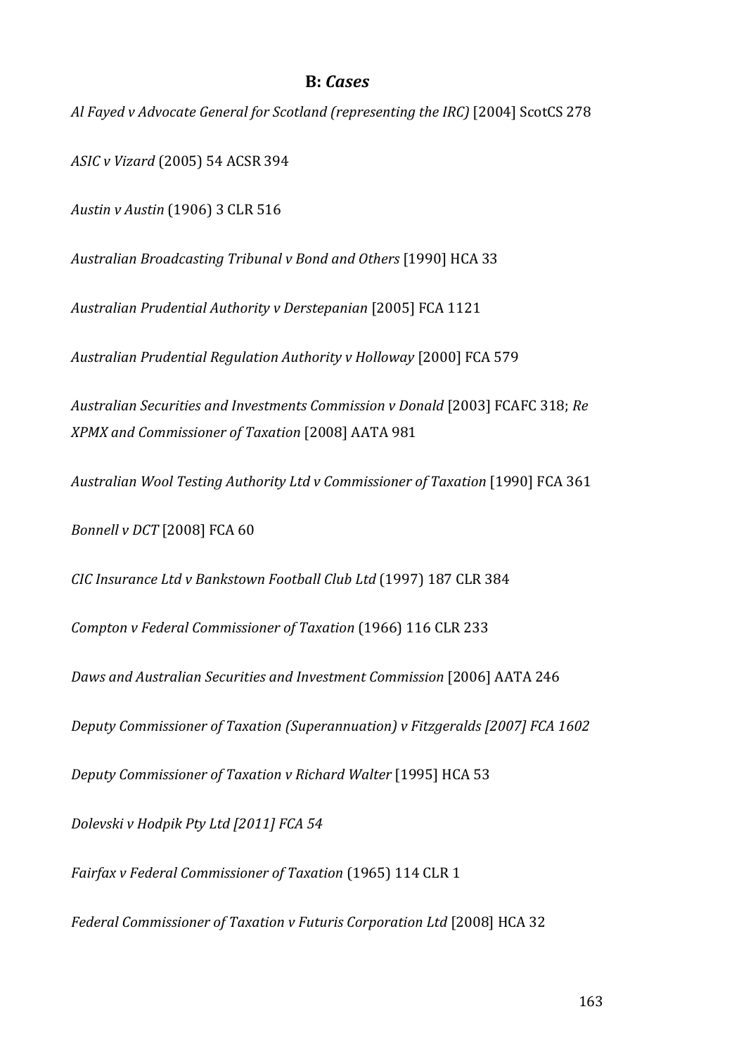## B: *Cases*

*Al Fayed v Advocate General for Scotland (representing the IRC)* [2004] ScotCS 278

*ASIC v Vizard* (2005) 54 ACSR 394

*Austin v Austin* (1906) 3 CLR 516

*Australian Broadcasting Tribunal v Bond and Others* [1990] HCA 33

*Australian Prudential Authority v Derstepanian* [2005] FCA 1121

*Australian Prudential Regulation Authority v Holloway* [2000] FCA 579

*Australian Securities and Investments Commission v Donald* [2003] FCAFC 318; *Re XPMX and Commissioner of Taxation* [2008] AATA 981

*Australian Wool Testing Authority Ltd v Commissioner of Taxation* [1990] FCA 361

*Bonnell v DCT* [2008] FCA 60

*CIC Insurance Ltd v Bankstown Football Club Ltd* (1997) 187 CLR 384

*Compton v Federal Commissioner of Taxation* (1966) 116 CLR 233

*Daws and Australian Securities and Investment Commission* [2006] AATA 246

*Deputy Commissioner of Taxation (Superannuation) v Fitzgeralds [2007] FCA 1602*

*Deputy Commissioner of Taxation v Richard Walter* [1995] HCA 53

*Dolevski v Hodpik Pty Ltd [2011] FCA 54*

*Fairfax v Federal Commissioner of Taxation* (1965) 114 CLR 1

*Federal Commissioner of Taxation v Futuris Corporation Ltd* [2008] HCA 32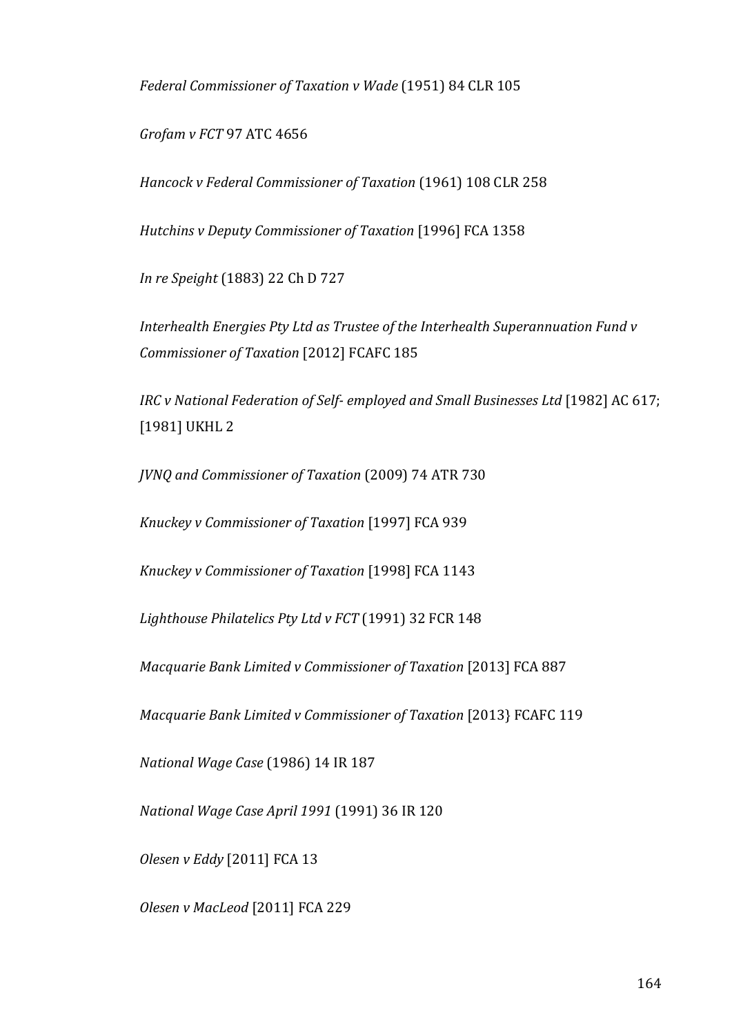*Federal Commissioner of Taxation v Wade* (1951) 84 CLR 105

*Grofam v FCT* 97 ATC 4656

*Hancock v Federal Commissioner of Taxation* (1961) 108 CLR 258

*Hutchins v Deputy Commissioner of Taxation* [1996] FCA 1358

*In re Speight* (1883) 22 Ch D 727

*Interhealth Energies Pty Ltd as Trustee of the Interhealth Superannuation Fund v Commissioner of Taxation* [2012] FCAFC 185

*IRC v National Federation of Self- employed and Small Businesses Ltd* [1982] AC 617; [1981] UKHL 2

*JVNQ and Commissioner of Taxation* (2009) 74 ATR 730

*Knuckey v Commissioner of Taxation* [1997] FCA 939

*Knuckey v Commissioner of Taxation* [1998] FCA 1143

*Lighthouse Philatelics Pty Ltd v FCT* (1991) 32 FCR 148

*Macquarie Bank Limited v Commissioner of Taxation* [2013] FCA 887

*Macquarie Bank Limited v Commissioner of Taxation* [2013} FCAFC 119

*National Wage Case* (1986) 14 IR 187

*National Wage Case April 1991* (1991) 36 IR 120

*Olesen v Eddy* [2011] FCA 13

*Olesen v MacLeod* [2011] FCA 229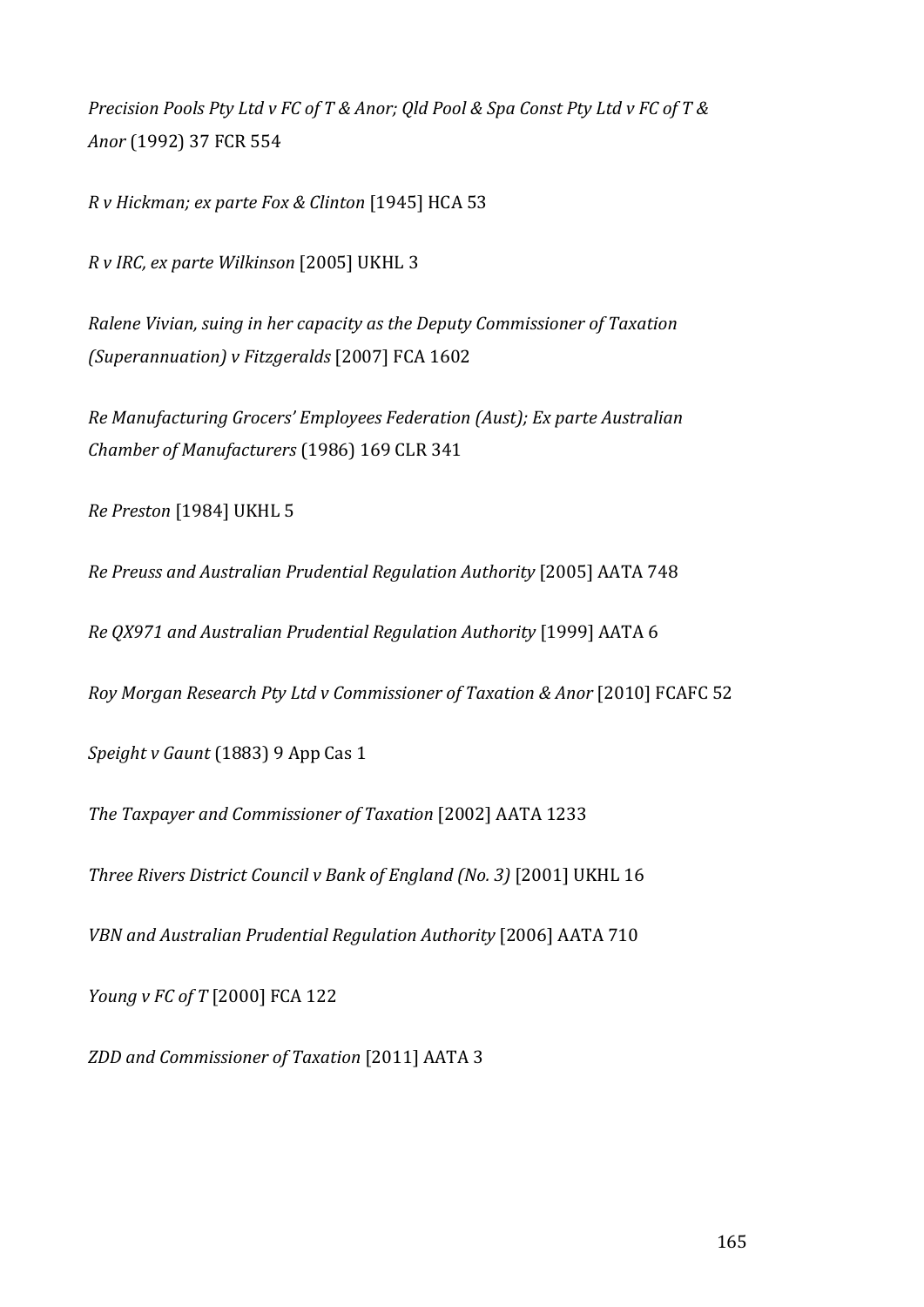*Precision Pools Pty Ltd v FC of T & Anor; Qld Pool & Spa Const Pty Ltd v FC of T & Anor* (1992) 37 FCR 554

*R v Hickman; ex parte Fox & Clinton* [1945] HCA 53

*R v IRC, ex parte Wilkinson* [2005] UKHL 3

*Ralene Vivian, suing in her capacity as the Deputy Commissioner of Taxation (Superannuation) v Fitzgeralds* [2007] FCA 1602

*Re Manufacturing Grocers' Employees Federation (Aust); Ex parte Australian Chamber of Manufacturers* (1986) 169 CLR 341

*Re Preston* [1984] UKHL 5

*Re Preuss and Australian Prudential Regulation Authority* [2005] AATA 748

*Re QX971 and Australian Prudential Regulation Authority* [1999] AATA 6

*Roy Morgan Research Pty Ltd v Commissioner of Taxation & Anor* [2010] FCAFC 52

*Speight v Gaunt* (1883) 9 App Cas 1

*The Taxpayer and Commissioner of Taxation* [2002] AATA 1233

*Three Rivers District Council v Bank of England (No. 3)* [2001] UKHL 16

*VBN and Australian Prudential Regulation Authority* [2006] AATA 710

*Young v FC of T* [2000] FCA 122

*ZDD and Commissioner of Taxation* [2011] AATA 3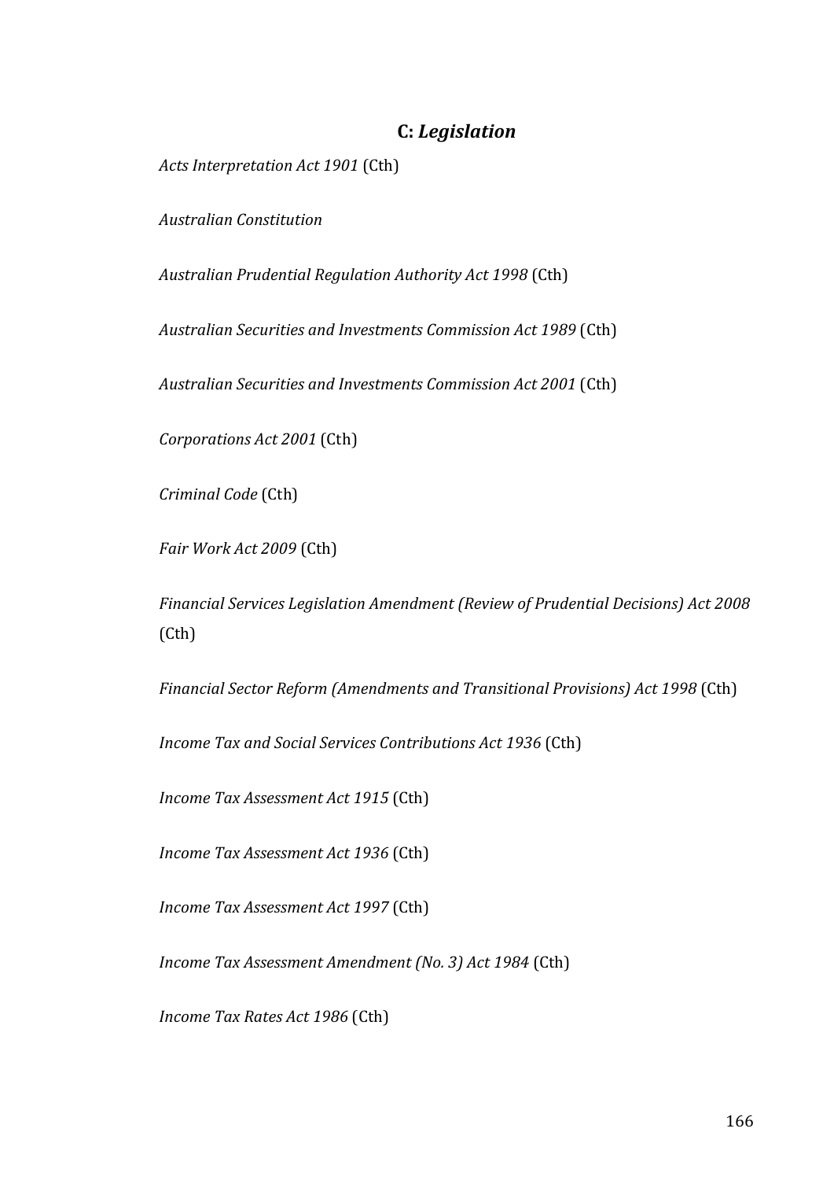## C: *Legislation*

*Acts Interpretation Act 1901* (Cth)

*Australian Constitution*

*Australian Prudential Regulation Authority Act 1998* (Cth)

*Australian Securities and Investments Commission Act 1989* (Cth)

*Australian Securities and Investments Commission Act 2001* (Cth)

*Corporations Act 2001* (Cth)

*Criminal Code* (Cth)

*Fair Work Act 2009* (Cth)

*Financial Services Legislation Amendment (Review of Prudential Decisions) Act 2008* (Cth)

*Financial Sector Reform (Amendments and Transitional Provisions) Act 1998* (Cth)

*Income Tax and Social Services Contributions Act 1936* (Cth)

*Income Tax Assessment Act 1915* (Cth)

*Income Tax Assessment Act 1936* (Cth)

*Income Tax Assessment Act 1997* (Cth)

*Income Tax Assessment Amendment (No. 3) Act 1984* (Cth)

*Income Tax Rates Act 1986* (Cth)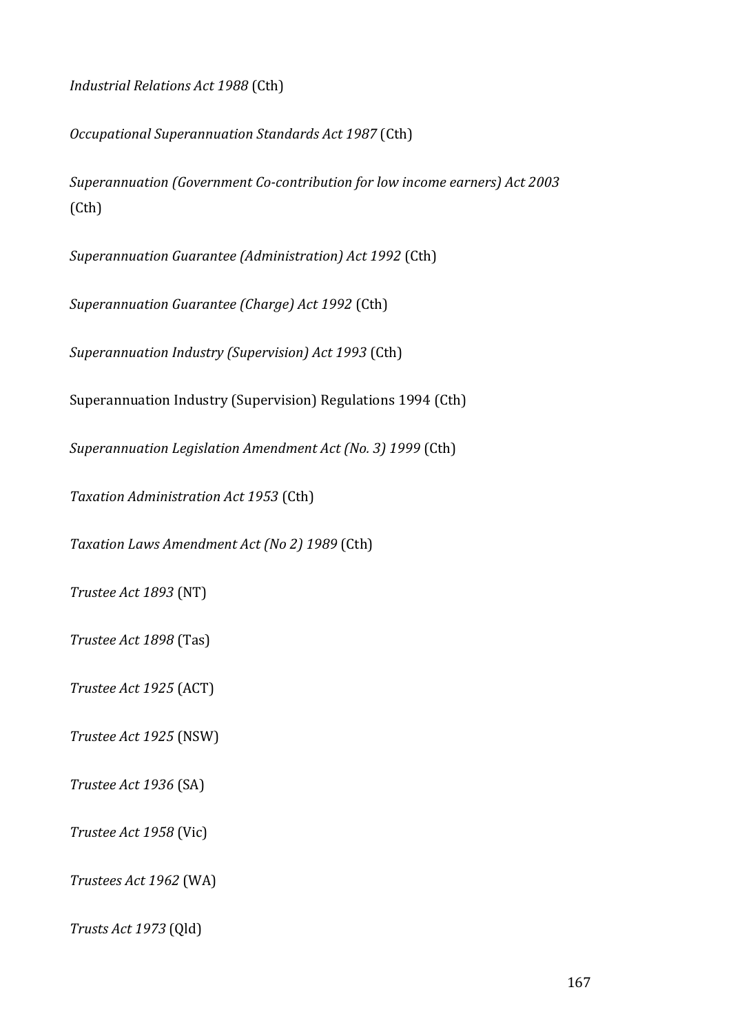*Industrial Relations Act 1988* (Cth)

*Occupational Superannuation Standards Act 1987* (Cth)

*Superannuation (Government Co-contribution for low income earners) Act 2003* (Cth)

*Superannuation Guarantee (Administration) Act 1992* (Cth)

*Superannuation Guarantee (Charge) Act 1992* (Cth)

*Superannuation Industry (Supervision) Act 1993* (Cth)

Superannuation Industry (Supervision) Regulations 1994 (Cth)

*Superannuation Legislation Amendment Act (No. 3) 1999* (Cth)

*Taxation Administration Act 1953* (Cth)

*Taxation Laws Amendment Act (No 2) 1989* (Cth)

*Trustee Act 1893* (NT)

*Trustee Act 1898* (Tas)

*Trustee Act 1925* (ACT)

*Trustee Act 1925* (NSW)

*Trustee Act 1936* (SA)

*Trustee Act 1958* (Vic)

*Trustees Act 1962* (WA)

*Trusts Act 1973* (Qld)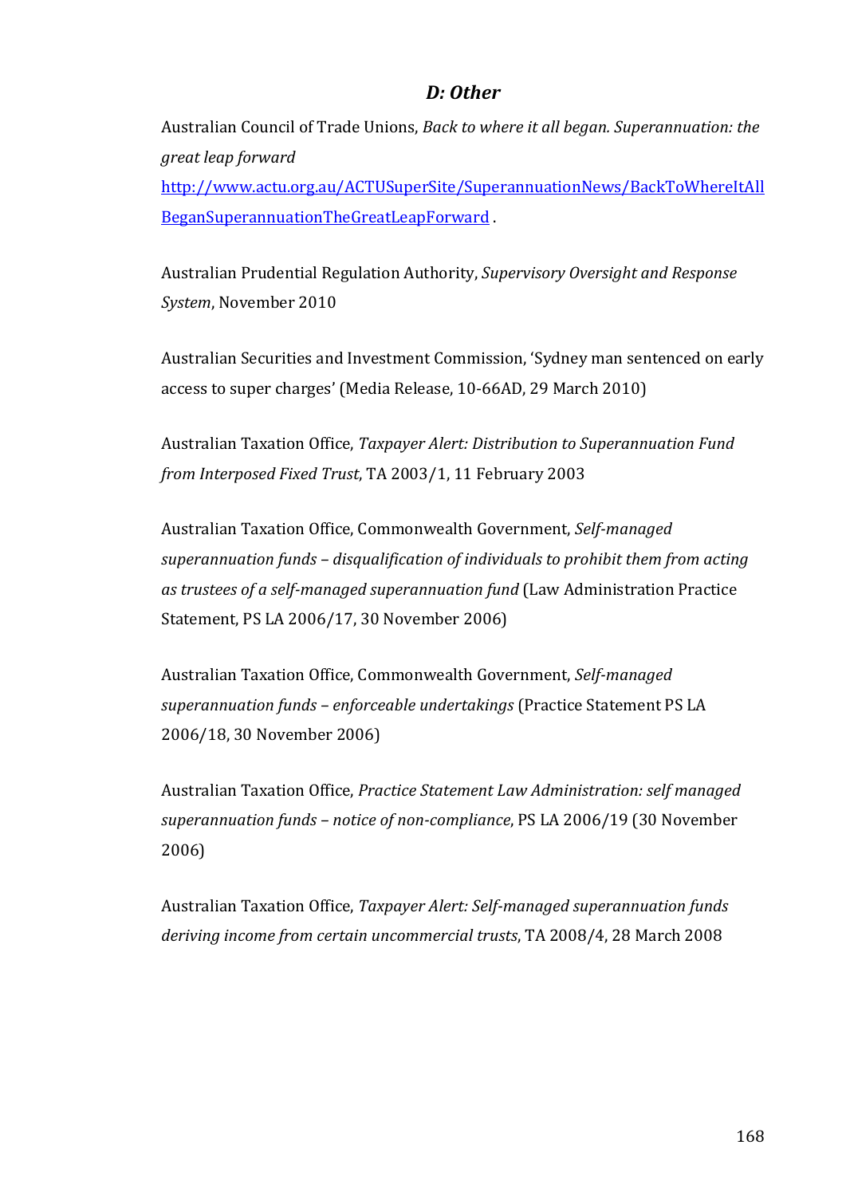## *D: Other*

Australian Council of Trade Unions, *Back to where it all began. Superannuation: the great leap forward* [http://www.actu.org.au/ACTUSuperSite/SuperannuationNews/BackToWhereItAllBeganSuperannuationTheGreatLeapForward](http://www.actu.org.au/ACTUSuperSite/SuperannuationNews/BackToWhereItAllBeganSuperannuationTheGreatLeapForward) .

Australian Prudential Regulation Authority, *Supervisory Oversight and Response System*, November 2010

Australian Securities and Investment Commission, 'Sydney man sentenced on early access to super charges' (Media Release, 10-66AD, 29 March 2010)

Australian Taxation Office, *Taxpayer Alert: Distribution to Superannuation Fund from Interposed Fixed Trust*, TA 2003/1, 11 February 2003

Australian Taxation Office, Commonwealth Government, *Self-managed superannuation funds – disqualification of individuals to prohibit them from acting as trustees of a self-managed superannuation fund* (Law Administration Practice Statement, PS LA 2006/17, 30 November 2006)

Australian Taxation Office, Commonwealth Government, *Self-managed superannuation funds – enforceable undertakings* (Practice Statement PS LA 2006/18, 30 November 2006)

Australian Taxation Office, *Practice Statement Law Administration: self managed superannuation funds – notice of non-compliance*, PS LA 2006/19 (30 November 2006)

Australian Taxation Office, *Taxpayer Alert: Self-managed superannuation funds deriving income from certain uncommercial trusts*, TA 2008/4, 28 March 2008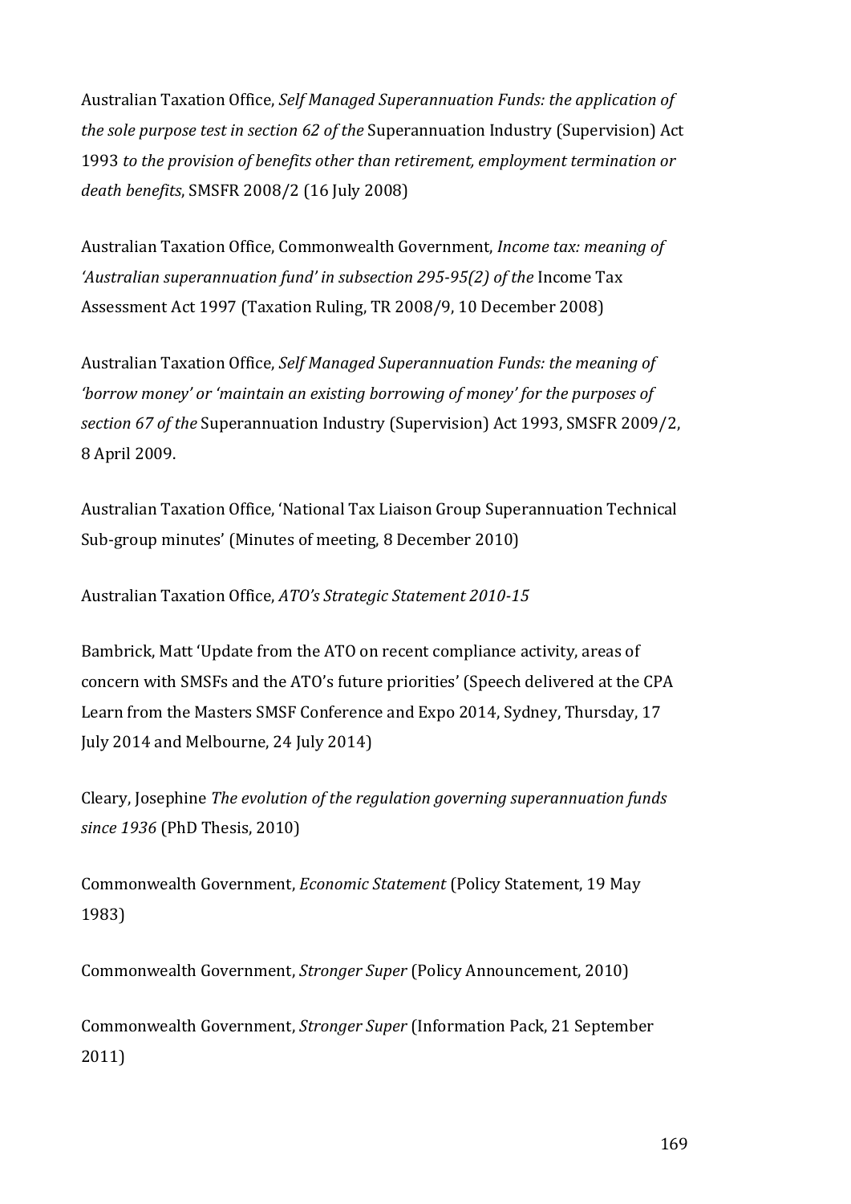Australian Taxation Office, *Self Managed Superannuation Funds: the application of the sole purpose test in section 62 of the* Superannuation Industry (Supervision) Act 1993 *to the provision of benefits other than retirement, employment termination or death benefits*, SMSFR 2008/2 (16 July 2008)

Australian Taxation Office, Commonwealth Government, *Income tax: meaning of 'Australian superannuation fund' in subsection 295-95(2) of the* Income Tax Assessment Act 1997 (Taxation Ruling, TR 2008/9, 10 December 2008)

Australian Taxation Office, *Self Managed Superannuation Funds: the meaning of 'borrow money' or 'maintain an existing borrowing of money' for the purposes of section 67 of the* Superannuation Industry (Supervision) Act 1993, SMSFR 2009/2, 8 April 2009.

Australian Taxation Office, 'National Tax Liaison Group Superannuation Technical Sub-group minutes' (Minutes of meeting, 8 December 2010)

Australian Taxation Office, *ATO's Strategic Statement 2010-15*

Bambrick, Matt 'Update from the ATO on recent compliance activity, areas of concern with SMSFs and the ATO's future priorities' (Speech delivered at the CPA Learn from the Masters SMSF Conference and Expo 2014, Sydney, Thursday, 17 July 2014 and Melbourne, 24 July 2014)

Cleary, Josephine *The evolution of the regulation governing superannuation funds since 1936* (PhD Thesis, 2010)

Commonwealth Government, *Economic Statement* (Policy Statement, 19 May 1983)

Commonwealth Government, *Stronger Super* (Policy Announcement, 2010)

Commonwealth Government, *Stronger Super* (Information Pack, 21 September 2011)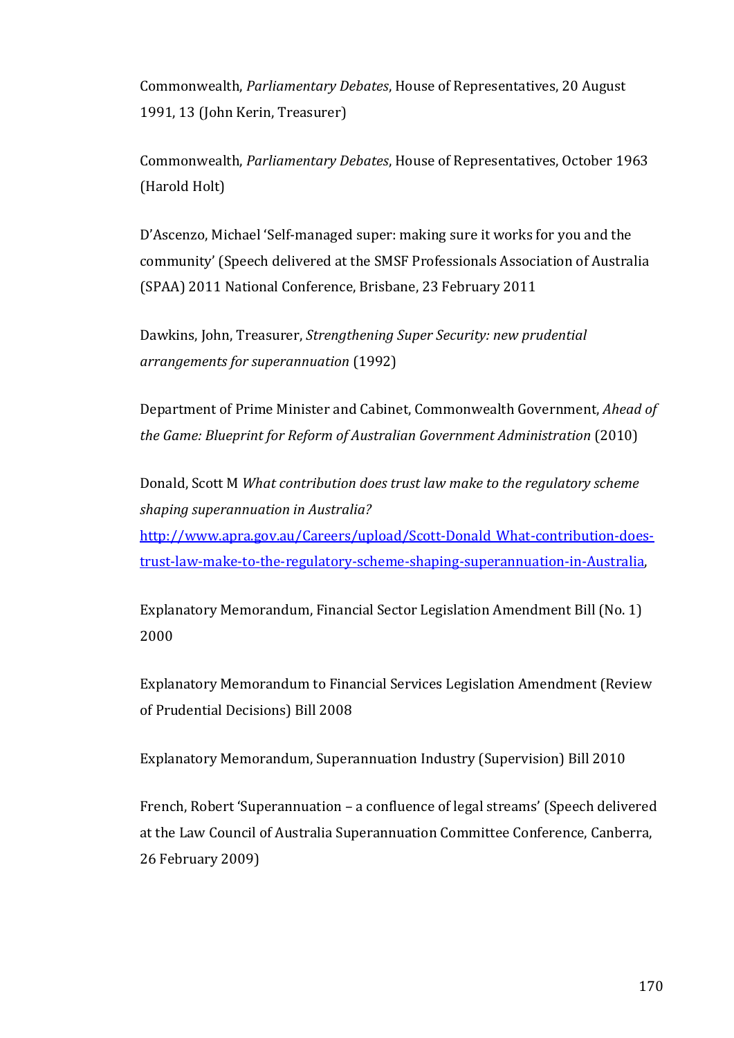Commonwealth, *Parliamentary Debates*, House of Representatives, 20 August 1991, 13 (John Kerin, Treasurer)

Commonwealth, *Parliamentary Debates*, House of Representatives, October 1963 (Harold Holt)

D'Ascenzo, Michael 'Self-managed super: making sure it works for you and the community' (Speech delivered at the SMSF Professionals Association of Australia (SPAA) 2011 National Conference, Brisbane, 23 February 2011

Dawkins, John, Treasurer, *Strengthening Super Security: new prudential arrangements for superannuation* (1992)

Department of Prime Minister and Cabinet, Commonwealth Government, *Ahead of the Game: Blueprint for Reform of Australian Government Administration* (2010)

Donald, Scott M *What contribution does trust law make to the regulatory scheme shaping superannuation in Australia?* [http://www.apra.gov.au/Careers/upload/Scott-Donald What-contribution-does-trust-law-make-to-the-regulatory-scheme-shaping-superannuation-in-Australia](http://www.apra.gov.au/Careers/upload/Scott-Donald_What-contribution-does-trust-law-make-to-the-regulatory-scheme-shaping-superannuation-in-Australia),

Explanatory Memorandum, Financial Sector Legislation Amendment Bill (No. 1) 2000

Explanatory Memorandum to Financial Services Legislation Amendment (Review of Prudential Decisions) Bill 2008

Explanatory Memorandum, Superannuation Industry (Supervision) Bill 2010

French, Robert 'Superannuation – a confluence of legal streams' (Speech delivered at the Law Council of Australia Superannuation Committee Conference, Canberra, 26 February 2009)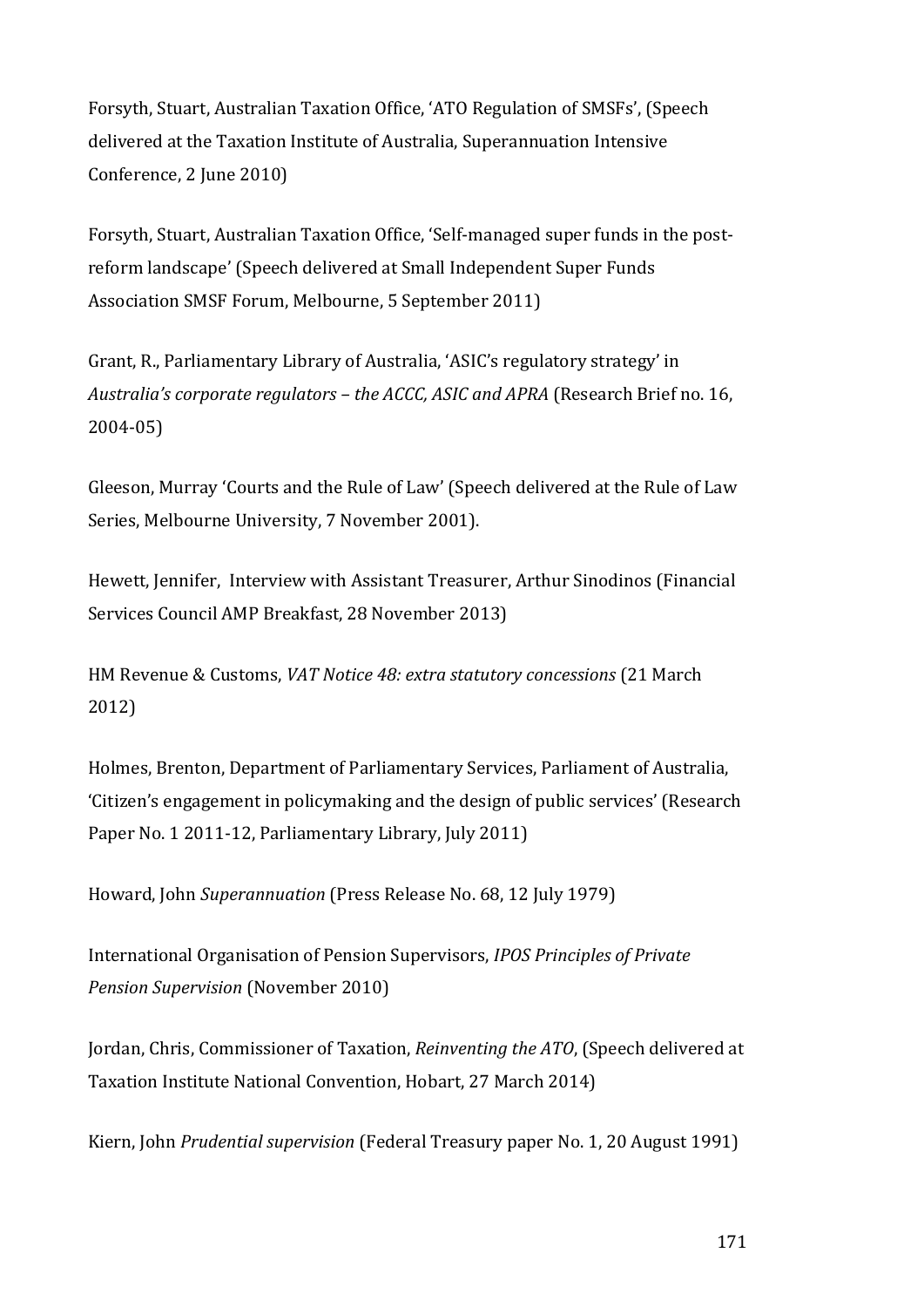Forsyth, Stuart, Australian Taxation Office, 'ATO Regulation of SMSFs', (Speech delivered at the Taxation Institute of Australia, Superannuation Intensive Conference, 2 June 2010)

Forsyth, Stuart, Australian Taxation Office, 'Self-managed super funds in the post-reform landscape' (Speech delivered at Small Independent Super Funds Association SMSF Forum, Melbourne, 5 September 2011)

Grant, R., Parliamentary Library of Australia, 'ASIC's regulatory strategy' in *Australia's corporate regulators – the ACCC, ASIC and APRA* (Research Brief no. 16, 2004-05)

Gleeson, Murray 'Courts and the Rule of Law' (Speech delivered at the Rule of Law Series, Melbourne University, 7 November 2001).

Hewett, Jennifer, Interview with Assistant Treasurer, Arthur Sinodinos (Financial Services Council AMP Breakfast, 28 November 2013)

HM Revenue & Customs, *VAT Notice 48: extra statutory concessions* (21 March 2012)

Holmes, Brenton, Department of Parliamentary Services, Parliament of Australia, 'Citizen's engagement in policymaking and the design of public services' (Research Paper No. 1 2011-12, Parliamentary Library, July 2011)

Howard, John *Superannuation* (Press Release No. 68, 12 July 1979)

International Organisation of Pension Supervisors, *IPOS Principles of Private Pension Supervision* (November 2010)

Jordan, Chris, Commissioner of Taxation, *Reinventing the ATO*, (Speech delivered at Taxation Institute National Convention, Hobart, 27 March 2014)

Kiern, John *Prudential supervision* (Federal Treasury paper No. 1, 20 August 1991)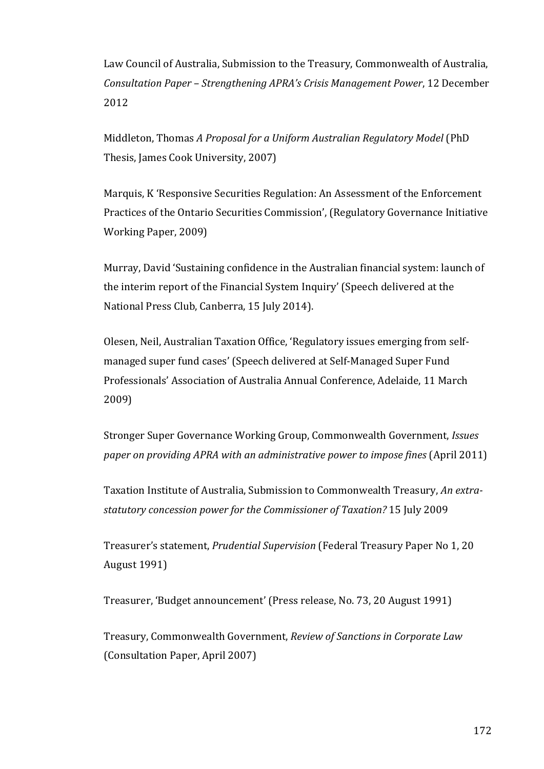Law Council of Australia, Submission to the Treasury, Commonwealth of Australia, *Consultation Paper – Strengthening APRA's Crisis Management Power*, 12 December 2012

Middleton, Thomas *A Proposal for a Uniform Australian Regulatory Model* (PhD Thesis, James Cook University, 2007)

Marquis, K 'Responsive Securities Regulation: An Assessment of the Enforcement Practices of the Ontario Securities Commission', (Regulatory Governance Initiative Working Paper, 2009)

Murray, David 'Sustaining confidence in the Australian financial system: launch of the interim report of the Financial System Inquiry' (Speech delivered at the National Press Club, Canberra, 15 July 2014).

Olesen, Neil, Australian Taxation Office, 'Regulatory issues emerging from self-managed super fund cases' (Speech delivered at Self-Managed Super Fund Professionals' Association of Australia Annual Conference, Adelaide, 11 March 2009)

Stronger Super Governance Working Group, Commonwealth Government, *Issues paper on providing APRA with an administrative power to impose fines* (April 2011)

Taxation Institute of Australia, Submission to Commonwealth Treasury, *An extra-statutory concession power for the Commissioner of Taxation?* 15 July 2009

Treasurer's statement, *Prudential Supervision* (Federal Treasury Paper No 1, 20 August 1991)

Treasurer, 'Budget announcement' (Press release, No. 73, 20 August 1991)

Treasury, Commonwealth Government, *Review of Sanctions in Corporate Law* (Consultation Paper, April 2007)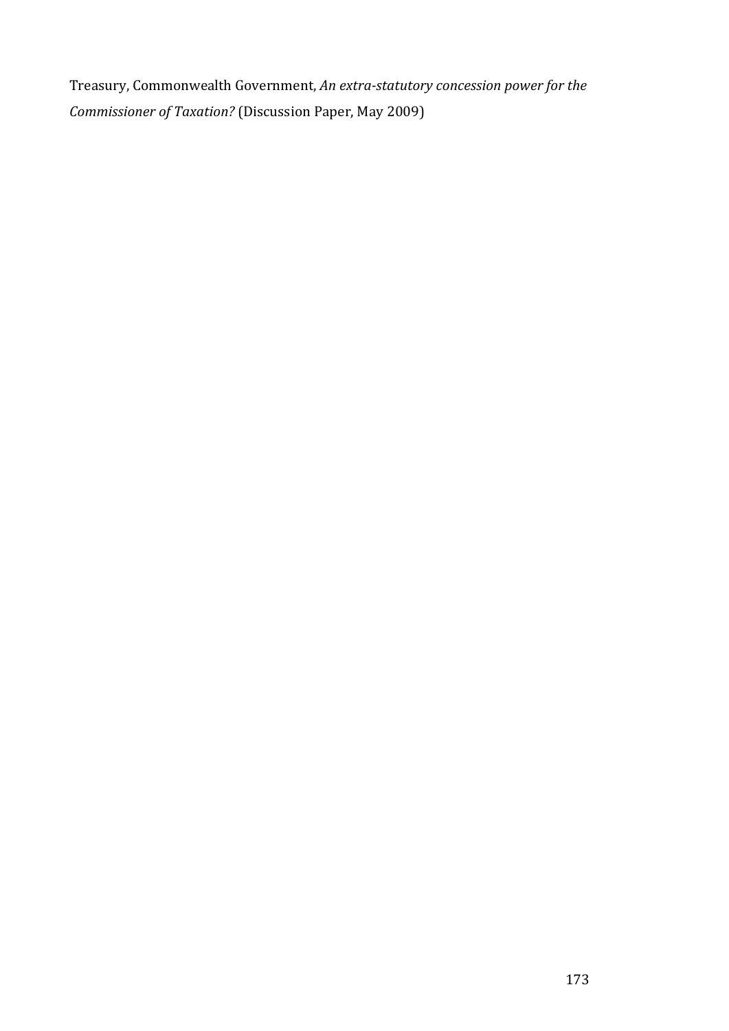Treasury, Commonwealth Government, *An extra-statutory concession power for the Commissioner of Taxation?* (Discussion Paper, May 2009)